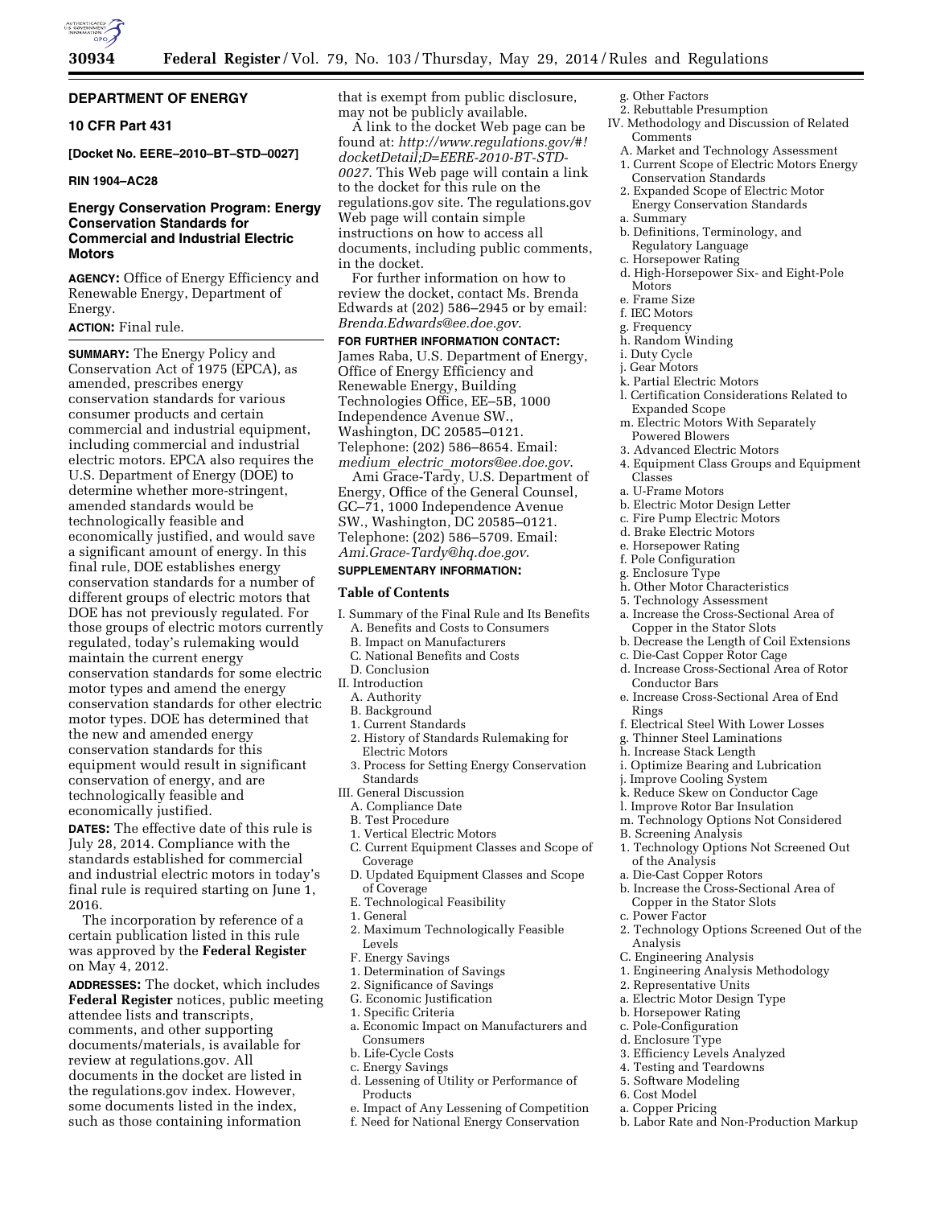# DEPARTMENT OF ENERGY

## 10 CFR Part 431

**[Docket No. EERE–2010–BT–STD–0027]**

**RIN 1904–AC28**

## Energy Conservation Program: Energy Conservation Standards for Commercial and Industrial Electric Motors

**AGENCY:** Office of Energy Efficiency and Renewable Energy, Department of Energy.

**ACTION:** Final rule.

**SUMMARY:** The Energy Policy and Conservation Act of 1975 (EPCA), as amended, prescribes energy conservation standards for various consumer products and certain commercial and industrial equipment, including commercial and industrial electric motors. EPCA also requires the U.S. Department of Energy (DOE) to determine whether more-stringent, amended standards would be technologically feasible and economically justified, and would save a significant amount of energy. In this final rule, DOE establishes energy conservation standards for a number of different groups of electric motors that DOE has not previously regulated. For those groups of electric motors currently regulated, today's rulemaking would maintain the current energy conservation standards for some electric motor types and amend the energy conservation standards for other electric motor types. DOE has determined that the new and amended energy conservation standards for this equipment would result in significant conservation of energy, and are technologically feasible and economically justified.

**DATES:** The effective date of this rule is July 28, 2014. Compliance with the standards established for commercial and industrial electric motors in today's final rule is required starting on June 1, 2016.

The incorporation by reference of a certain publication listed in this rule was approved by the **Federal Register** on May 4, 2012.

**ADDRESSES:** The docket, which includes **Federal Register** notices, public meeting attendee lists and transcripts, comments, and other supporting documents/materials, is available for review at regulations.gov. All documents in the docket are listed in the regulations.gov index. However, some documents listed in the index, such as those containing information that is exempt from public disclosure, may not be publicly available.

A link to the docket Web page can be found at: *http://www.regulations.gov/#!docketDetail;D=EERE-2010-BT-STD-0027*. This Web page will contain a link to the docket for this rule on the regulations.gov site. The regulations.gov Web page will contain simple instructions on how to access all documents, including public comments, in the docket.

For further information on how to review the docket, contact Ms. Brenda Edwards at (202) 586–2945 or by email: *Brenda.Edwards@ee.doe.gov*.

**FOR FURTHER INFORMATION CONTACT:** James Raba, U.S. Department of Energy, Office of Energy Efficiency and Renewable Energy, Building Technologies Office, EE–5B, 1000 Independence Avenue SW., Washington, DC 20585–0121. Telephone: (202) 586–8654. Email: *medium_electric_motors@ee.doe.gov*.

Ami Grace-Tardy, U.S. Department of Energy, Office of the General Counsel, GC–71, 1000 Independence Avenue SW., Washington, DC 20585–0121. Telephone: (202) 586–5709. Email: *Ami.Grace-Tardy@hq.doe.gov*.

**SUPPLEMENTARY INFORMATION:**

### Table of Contents

I. Summary of the Final Rule and Its Benefits
  A. Benefits and Costs to Consumers
  B. Impact on Manufacturers
  C. National Benefits and Costs
  D. Conclusion
II. Introduction
  A. Authority
  B. Background
  1. Current Standards
  2. History of Standards Rulemaking for Electric Motors
  3. Process for Setting Energy Conservation Standards
III. General Discussion
  A. Compliance Date
  B. Test Procedure
  1. Vertical Electric Motors
  C. Current Equipment Classes and Scope of Coverage
  D. Updated Equipment Classes and Scope of Coverage
  E. Technological Feasibility
  1. General
  2. Maximum Technologically Feasible Levels
  F. Energy Savings
  1. Determination of Savings
  2. Significance of Savings
  G. Economic Justification
  1. Specific Criteria
  a. Economic Impact on Manufacturers and Consumers
  b. Life-Cycle Costs
  c. Energy Savings
  d. Lessening of Utility or Performance of Products
  e. Impact of Any Lessening of Competition
  f. Need for National Energy Conservation
  g. Other Factors
  2. Rebuttable Presumption
IV. Methodology and Discussion of Related Comments
  A. Market and Technology Assessment
  1. Current Scope of Electric Motors Energy Conservation Standards
  2. Expanded Scope of Electric Motor Energy Conservation Standards
  a. Summary
  b. Definitions, Terminology, and Regulatory Language
  c. Horsepower Rating
  d. High-Horsepower Six- and Eight-Pole Motors
  e. Frame Size
  f. IEC Motors
  g. Frequency
  h. Random Winding
  i. Duty Cycle
  j. Gear Motors
  k. Partial Electric Motors
  l. Certification Considerations Related to Expanded Scope
  m. Electric Motors With Separately Powered Blowers
  3. Advanced Electric Motors
  4. Equipment Class Groups and Equipment Classes
  a. U-Frame Motors
  b. Electric Motor Design Letter
  c. Fire Pump Electric Motors
  d. Brake Electric Motors
  e. Horsepower Rating
  f. Pole Configuration
  g. Enclosure Type
  h. Other Motor Characteristics
  5. Technology Assessment
  a. Increase the Cross-Sectional Area of Copper in the Stator Slots
  b. Decrease the Length of Coil Extensions
  c. Die-Cast Copper Rotor Cage
  d. Increase Cross-Sectional Area of Rotor Conductor Bars
  e. Increase Cross-Sectional Area of End Rings
  f. Electrical Steel With Lower Losses
  g. Thinner Steel Laminations
  h. Increase Stack Length
  i. Optimize Bearing and Lubrication
  j. Improve Cooling System
  k. Reduce Skew on Conductor Cage
  l. Improve Rotor Bar Insulation
  m. Technology Options Not Considered
  B. Screening Analysis
  1. Technology Options Not Screened Out of the Analysis
  a. Die-Cast Copper Rotors
  b. Increase the Cross-Sectional Area of Copper in the Stator Slots
  c. Power Factor
  2. Technology Options Screened Out of the Analysis
  C. Engineering Analysis
  1. Engineering Analysis Methodology
  2. Representative Units
  a. Electric Motor Design Type
  b. Horsepower Rating
  c. Pole-Configuration
  d. Enclosure Type
  3. Efficiency Levels Analyzed
  4. Testing and Teardowns
  5. Software Modeling
  6. Cost Model
  a. Copper Pricing
  b. Labor Rate and Non-Production Markup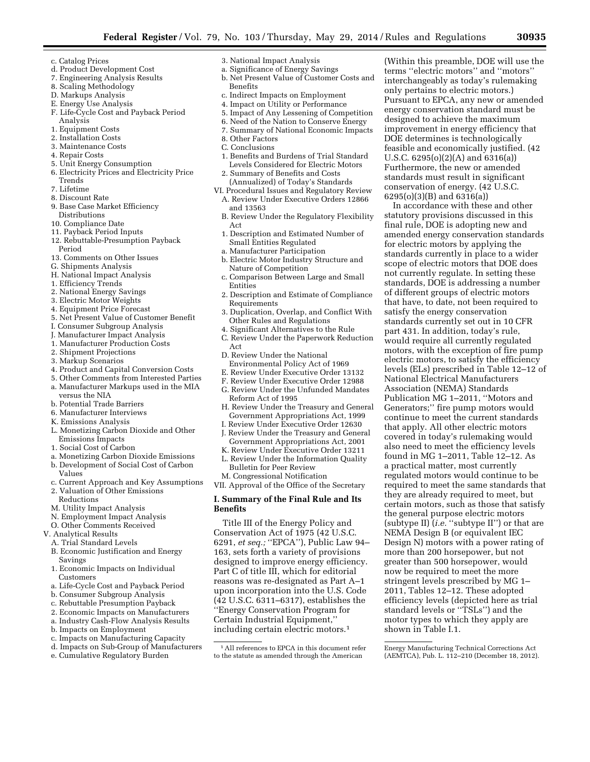c. Catalog Prices
d. Product Development Cost
7. Engineering Analysis Results
8. Scaling Methodology
D. Markups Analysis
E. Energy Use Analysis
F. Life-Cycle Cost and Payback Period Analysis
1. Equipment Costs
2. Installation Costs
3. Maintenance Costs
4. Repair Costs
5. Unit Energy Consumption
6. Electricity Prices and Electricity Price Trends
7. Lifetime
8. Discount Rate
9. Base Case Market Efficiency Distributions
10. Compliance Date
11. Payback Period Inputs
12. Rebuttable-Presumption Payback Period
13. Comments on Other Issues
G. Shipments Analysis
H. National Impact Analysis
1. Efficiency Trends
2. National Energy Savings
3. Electric Motor Weights
4. Equipment Price Forecast
5. Net Present Value of Customer Benefit
I. Consumer Subgroup Analysis
J. Manufacturer Impact Analysis
1. Manufacturer Production Costs
2. Shipment Projections
3. Markup Scenarios
4. Product and Capital Conversion Costs
5. Other Comments from Interested Parties
a. Manufacturer Markups used in the MIA versus the NIA
b. Potential Trade Barriers
6. Manufacturer Interviews
K. Emissions Analysis
L. Monetizing Carbon Dioxide and Other Emissions Impacts
1. Social Cost of Carbon
a. Monetizing Carbon Dioxide Emissions
b. Development of Social Cost of Carbon Values
c. Current Approach and Key Assumptions
2. Valuation of Other Emissions Reductions
M. Utility Impact Analysis
N. Employment Impact Analysis
O. Other Comments Received
V. Analytical Results
A. Trial Standard Levels
B. Economic Justification and Energy Savings
1. Economic Impacts on Individual Customers
a. Life-Cycle Cost and Payback Period
b. Consumer Subgroup Analysis
c. Rebuttable Presumption Payback
2. Economic Impacts on Manufacturers
a. Industry Cash-Flow Analysis Results
b. Impacts on Employment
c. Impacts on Manufacturing Capacity
d. Impacts on Sub-Group of Manufacturers
e. Cumulative Regulatory Burden
3. National Impact Analysis
a. Significance of Energy Savings
b. Net Present Value of Customer Costs and Benefits
c. Indirect Impacts on Employment
4. Impact on Utility or Performance
5. Impact of Any Lessening of Competition
6. Need of the Nation to Conserve Energy
7. Summary of National Economic Impacts
8. Other Factors
C. Conclusions
1. Benefits and Burdens of Trial Standard Levels Considered for Electric Motors
2. Summary of Benefits and Costs (Annualized) of Today's Standards
VI. Procedural Issues and Regulatory Review
A. Review Under Executive Orders 12866 and 13563
B. Review Under the Regulatory Flexibility Act
1. Description and Estimated Number of Small Entities Regulated
a. Manufacturer Participation
b. Electric Motor Industry Structure and Nature of Competition
c. Comparison Between Large and Small Entities
2. Description and Estimate of Compliance Requirements
3. Duplication, Overlap, and Conflict With Other Rules and Regulations
4. Significant Alternatives to the Rule
C. Review Under the Paperwork Reduction Act
D. Review Under the National Environmental Policy Act of 1969
E. Review Under Executive Order 13132
F. Review Under Executive Order 12988
G. Review Under the Unfunded Mandates Reform Act of 1995
H. Review Under the Treasury and General Government Appropriations Act, 1999
I. Review Under Executive Order 12630
J. Review Under the Treasury and General Government Appropriations Act, 2001
K. Review Under Executive Order 13211
L. Review Under the Information Quality Bulletin for Peer Review
M. Congressional Notification
VII. Approval of the Office of the Secretary

## I. Summary of the Final Rule and Its Benefits

Title III of the Energy Policy and Conservation Act of 1975 (42 U.S.C. 6291, *et seq.;* ''EPCA''), Public Law 94–163, sets forth a variety of provisions designed to improve energy efficiency. Part C of title III, which for editorial reasons was re-designated as Part A–1 upon incorporation into the U.S. Code (42 U.S.C. 6311–6317), establishes the ''Energy Conservation Program for Certain Industrial Equipment,'' including certain electric motors.[1] (Within this preamble, DOE will use the terms ''electric motors'' and ''motors'' interchangeably as today's rulemaking only pertains to electric motors.) Pursuant to EPCA, any new or amended energy conservation standard must be designed to achieve the maximum improvement in energy efficiency that DOE determines is technologically feasible and economically justified. (42 U.S.C. 6295(o)(2)(A) and 6316(a)) Furthermore, the new or amended standards must result in significant conservation of energy. (42 U.S.C. 6295(o)(3)(B) and 6316(a))

In accordance with these and other statutory provisions discussed in this final rule, DOE is adopting new and amended energy conservation standards for electric motors by applying the standards currently in place to a wider scope of electric motors that DOE does not currently regulate. In setting these standards, DOE is addressing a number of different groups of electric motors that have, to date, not been required to satisfy the energy conservation standards currently set out in 10 CFR part 431. In addition, today's rule, would require all currently regulated motors, with the exception of fire pump electric motors, to satisfy the efficiency levels (ELs) prescribed in Table 12–12 of National Electrical Manufacturers Association (NEMA) Standards Publication MG 1–2011, ''Motors and Generators;'' fire pump motors would continue to meet the current standards that apply. All other electric motors covered in today's rulemaking would also need to meet the efficiency levels found in MG 1–2011, Table 12–12. As a practical matter, most currently regulated motors would continue to be required to meet the same standards that they are already required to meet, but certain motors, such as those that satisfy the general purpose electric motors (subtype II) (*i.e.* ''subtype II'') or that are NEMA Design B (or equivalent IEC Design N) motors with a power rating of more than 200 horsepower, but not greater than 500 horsepower, would now be required to meet the more stringent levels prescribed by MG 1–2011, Tables 12–12. These adopted efficiency levels (depicted here as trial standard levels or ''TSLs'') and the motor types to which they apply are shown in Table I.1.

[1] All references to EPCA in this document refer to the statute as amended through the American Energy Manufacturing Technical Corrections Act (AEMTCA), Pub. L. 112–210 (December 18, 2012).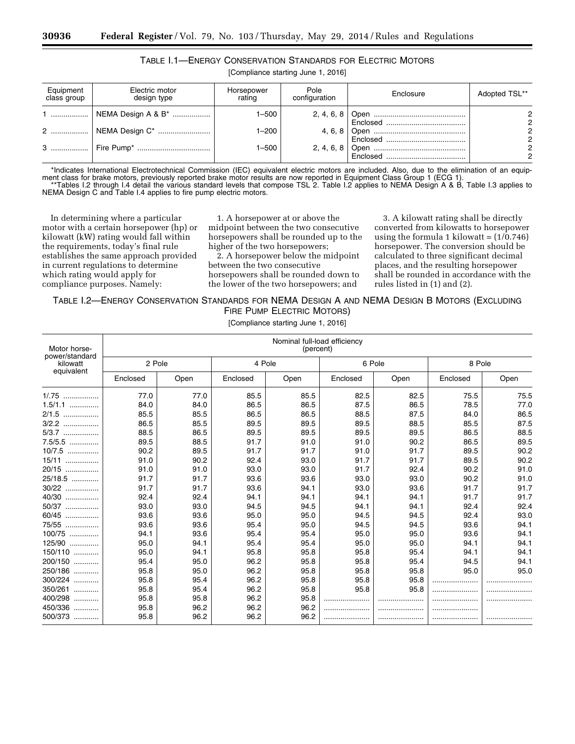TABLE I.1—ENERGY CONSERVATION STANDARDS FOR ELECTRIC MOTORS

[Compliance starting June 1, 2016]

| Equipment class group | Electric motor design type | Horsepower rating | Pole configuration | Enclosure | Adopted TSL** |
|---|---|---|---|---|---|
| 1 | NEMA Design A & B* | 1–500 | 2, 4, 6, 8 | Open | 2 |
| | | | | Enclosed | 2 |
| 2 | NEMA Design C* | 1–200 | 4, 6, 8 | Open | 2 |
| | | | | Enclosed | 2 |
| 3 | Fire Pump* | 1–500 | 2, 4, 6, 8 | Open | 2 |
| | | | | Enclosed | 2 |

*Indicates International Electrotechnical Commission (IEC) equivalent electric motors are included. Also, due to the elimination of an equipment class for brake motors, previously reported brake motor results are now reported in Equipment Class Group 1 (ECG 1).

**Tables I.2 through I.4 detail the various standard levels that compose TSL 2. Table I.2 applies to NEMA Design A & B, Table I.3 applies to NEMA Design C and Table I.4 applies to fire pump electric motors.

In determining where a particular motor with a certain horsepower (hp) or kilowatt (kW) rating would fall within the requirements, today's final rule establishes the same approach provided in current regulations to determine which rating would apply for compliance purposes. Namely:

1. A horsepower at or above the midpoint between the two consecutive horsepowers shall be rounded up to the higher of the two horsepowers;

2. A horsepower below the midpoint between the two consecutive horsepowers shall be rounded down to the lower of the two horsepowers; and

3. A kilowatt rating shall be directly converted from kilowatts to horsepower using the formula 1 kilowatt = (1/0.746) horsepower. The conversion should be calculated to three significant decimal places, and the resulting horsepower shall be rounded in accordance with the rules listed in (1) and (2).

TABLE I.2—ENERGY CONSERVATION STANDARDS FOR NEMA DESIGN A AND NEMA DESIGN B MOTORS (EXCLUDING FIRE PUMP ELECTRIC MOTORS)

[Compliance starting June 1, 2016]

| Motor horsepower/standard kilowatt equivalent | Nominal full-load efficiency (percent) | | | | | | | |
|---|---|---|---|---|---|---|---|---|
| | 2 Pole | | 4 Pole | | 6 Pole | | 8 Pole | |
| | Enclosed | Open | Enclosed | Open | Enclosed | Open | Enclosed | Open |
| 1/.75 | 77.0 | 77.0 | 85.5 | 85.5 | 82.5 | 82.5 | 75.5 | 75.5 |
| 1.5/1.1 | 84.0 | 84.0 | 86.5 | 86.5 | 87.5 | 86.5 | 78.5 | 77.0 |
| 2/1.5 | 85.5 | 85.5 | 86.5 | 86.5 | 88.5 | 87.5 | 84.0 | 86.5 |
| 3/2.2 | 86.5 | 85.5 | 89.5 | 89.5 | 89.5 | 88.5 | 85.5 | 87.5 |
| 5/3.7 | 88.5 | 86.5 | 89.5 | 89.5 | 89.5 | 89.5 | 86.5 | 88.5 |
| 7.5/5.5 | 89.5 | 88.5 | 91.7 | 91.0 | 91.0 | 90.2 | 86.5 | 89.5 |
| 10/7.5 | 90.2 | 89.5 | 91.7 | 91.7 | 91.0 | 91.7 | 89.5 | 90.2 |
| 15/11 | 91.0 | 90.2 | 92.4 | 93.0 | 91.7 | 91.7 | 89.5 | 90.2 |
| 20/15 | 91.0 | 91.0 | 93.0 | 93.0 | 91.7 | 92.4 | 90.2 | 91.0 |
| 25/18.5 | 91.7 | 91.7 | 93.6 | 93.6 | 93.0 | 93.0 | 90.2 | 91.0 |
| 30/22 | 91.7 | 91.7 | 93.6 | 94.1 | 93.0 | 93.6 | 91.7 | 91.7 |
| 40/30 | 92.4 | 92.4 | 94.1 | 94.1 | 94.1 | 94.1 | 91.7 | 91.7 |
| 50/37 | 93.0 | 93.0 | 94.5 | 94.5 | 94.1 | 94.1 | 92.4 | 92.4 |
| 60/45 | 93.6 | 93.6 | 95.0 | 95.0 | 94.5 | 94.5 | 92.4 | 93.0 |
| 75/55 | 93.6 | 93.6 | 95.4 | 95.0 | 94.5 | 94.5 | 93.6 | 94.1 |
| 100/75 | 94.1 | 93.6 | 95.4 | 95.4 | 95.0 | 95.0 | 93.6 | 94.1 |
| 125/90 | 95.0 | 94.1 | 95.4 | 95.4 | 95.0 | 95.0 | 94.1 | 94.1 |
| 150/110 | 95.0 | 94.1 | 95.8 | 95.8 | 95.8 | 95.4 | 94.1 | 94.1 |
| 200/150 | 95.4 | 95.0 | 96.2 | 95.8 | 95.8 | 95.4 | 94.5 | 94.1 |
| 250/186 | 95.8 | 95.0 | 96.2 | 95.8 | 95.8 | 95.8 | 95.0 | 95.0 |
| 300/224 | 95.8 | 95.4 | 96.2 | 95.8 | 95.8 | 95.8 | | |
| 350/261 | 95.8 | 95.4 | 96.2 | 95.8 | 95.8 | 95.8 | | |
| 400/298 | 95.8 | 95.8 | 96.2 | 95.8 | | | | |
| 450/336 | 95.8 | 96.2 | 96.2 | 96.2 | | | | |
| 500/373 | 95.8 | 96.2 | 96.2 | 96.2 | | | | |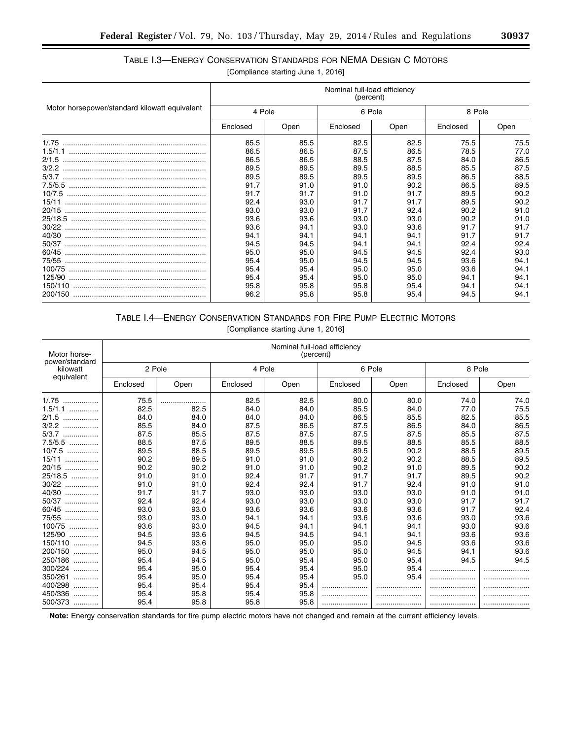TABLE I.3—ENERGY CONSERVATION STANDARDS FOR NEMA DESIGN C MOTORS

[Compliance starting June 1, 2016]

| Motor horsepower/standard kilowatt equivalent | Nominal full-load efficiency (percent) | | | | | |
|---|---|---|---|---|---|---|
| | 4 Pole | | 6 Pole | | 8 Pole | |
| | Enclosed | Open | Enclosed | Open | Enclosed | Open |
| 1/.75 | 85.5 | 85.5 | 82.5 | 82.5 | 75.5 | 75.5 |
| 1.5/1.1 | 86.5 | 86.5 | 87.5 | 86.5 | 78.5 | 77.0 |
| 2/1.5 | 86.5 | 86.5 | 88.5 | 87.5 | 84.0 | 86.5 |
| 3/2.2 | 89.5 | 89.5 | 89.5 | 88.5 | 85.5 | 87.5 |
| 5/3.7 | 89.5 | 89.5 | 89.5 | 89.5 | 86.5 | 88.5 |
| 7.5/5.5 | 91.7 | 91.0 | 91.0 | 90.2 | 86.5 | 89.5 |
| 10/7.5 | 91.7 | 91.7 | 91.0 | 91.7 | 89.5 | 90.2 |
| 15/11 | 92.4 | 93.0 | 91.7 | 91.7 | 89.5 | 90.2 |
| 20/15 | 93.0 | 93.0 | 91.7 | 92.4 | 90.2 | 91.0 |
| 25/18.5 | 93.6 | 93.6 | 93.0 | 93.0 | 90.2 | 91.0 |
| 30/22 | 93.6 | 94.1 | 93.0 | 93.6 | 91.7 | 91.7 |
| 40/30 | 94.1 | 94.1 | 94.1 | 94.1 | 91.7 | 91.7 |
| 50/37 | 94.5 | 94.5 | 94.1 | 94.1 | 92.4 | 92.4 |
| 60/45 | 95.0 | 95.0 | 94.5 | 94.5 | 92.4 | 93.0 |
| 75/55 | 95.4 | 95.0 | 94.5 | 94.5 | 93.6 | 94.1 |
| 100/75 | 95.4 | 95.4 | 95.0 | 95.0 | 93.6 | 94.1 |
| 125/90 | 95.4 | 95.4 | 95.0 | 95.0 | 94.1 | 94.1 |
| 150/110 | 95.8 | 95.8 | 95.8 | 95.4 | 94.1 | 94.1 |
| 200/150 | 96.2 | 95.8 | 95.8 | 95.4 | 94.5 | 94.1 |

TABLE I.4—ENERGY CONSERVATION STANDARDS FOR FIRE PUMP ELECTRIC MOTORS

[Compliance starting June 1, 2016]

| Motor horsepower/standard kilowatt equivalent | Nominal full-load efficiency (percent) | | | | | | | |
|---|---|---|---|---|---|---|---|---|
| | 2 Pole | | 4 Pole | | 6 Pole | | 8 Pole | |
| | Enclosed | Open | Enclosed | Open | Enclosed | Open | Enclosed | Open |
| 1/.75 | 75.5 | ........ | 82.5 | 82.5 | 80.0 | 80.0 | 74.0 | 74.0 |
| 1.5/1.1 | 82.5 | 82.5 | 84.0 | 84.0 | 85.5 | 84.0 | 77.0 | 75.5 |
| 2/1.5 | 84.0 | 84.0 | 84.0 | 84.0 | 86.5 | 85.5 | 82.5 | 85.5 |
| 3/2.2 | 85.5 | 84.0 | 87.5 | 86.5 | 87.5 | 86.5 | 84.0 | 86.5 |
| 5/3.7 | 87.5 | 85.5 | 87.5 | 87.5 | 87.5 | 87.5 | 85.5 | 87.5 |
| 7.5/5.5 | 88.5 | 87.5 | 89.5 | 88.5 | 89.5 | 88.5 | 85.5 | 88.5 |
| 10/7.5 | 89.5 | 88.5 | 89.5 | 89.5 | 89.5 | 90.2 | 88.5 | 89.5 |
| 15/11 | 90.2 | 89.5 | 91.0 | 91.0 | 90.2 | 90.2 | 88.5 | 89.5 |
| 20/15 | 90.2 | 90.2 | 91.0 | 91.0 | 90.2 | 91.0 | 89.5 | 90.2 |
| 25/18.5 | 91.0 | 91.0 | 92.4 | 91.7 | 91.7 | 91.7 | 89.5 | 90.2 |
| 30/22 | 91.0 | 91.0 | 92.4 | 92.4 | 91.7 | 92.4 | 91.0 | 91.0 |
| 40/30 | 91.7 | 91.7 | 93.0 | 93.0 | 93.0 | 93.0 | 91.0 | 91.0 |
| 50/37 | 92.4 | 92.4 | 93.0 | 93.0 | 93.0 | 93.0 | 91.7 | 91.7 |
| 60/45 | 93.0 | 93.0 | 93.6 | 93.6 | 93.6 | 93.6 | 91.7 | 92.4 |
| 75/55 | 93.0 | 93.0 | 94.1 | 94.1 | 93.6 | 93.6 | 93.0 | 93.6 |
| 100/75 | 93.6 | 93.0 | 94.5 | 94.1 | 94.1 | 94.1 | 93.0 | 93.6 |
| 125/90 | 94.5 | 93.6 | 94.5 | 94.5 | 94.1 | 94.1 | 93.6 | 93.6 |
| 150/110 | 94.5 | 93.6 | 95.0 | 95.0 | 95.0 | 94.5 | 93.6 | 93.6 |
| 200/150 | 95.0 | 94.5 | 95.0 | 95.0 | 95.0 | 94.5 | 94.1 | 93.6 |
| 250/186 | 95.4 | 94.5 | 95.0 | 95.4 | 95.0 | 95.4 | 94.5 | 94.5 |
| 300/224 | 95.4 | 95.0 | 95.4 | 95.4 | 95.0 | 95.4 | ........ | ........ |
| 350/261 | 95.4 | 95.0 | 95.4 | 95.4 | 95.0 | 95.4 | ........ | ........ |
| 400/298 | 95.4 | 95.4 | 95.4 | 95.4 | ........ | ........ | ........ | ........ |
| 450/336 | 95.4 | 95.8 | 95.4 | 95.8 | ........ | ........ | ........ | ........ |
| 500/373 | 95.4 | 95.8 | 95.8 | 95.8 | ........ | ........ | ........ | ........ |

**Note:** Energy conservation standards for fire pump electric motors have not changed and remain at the current efficiency levels.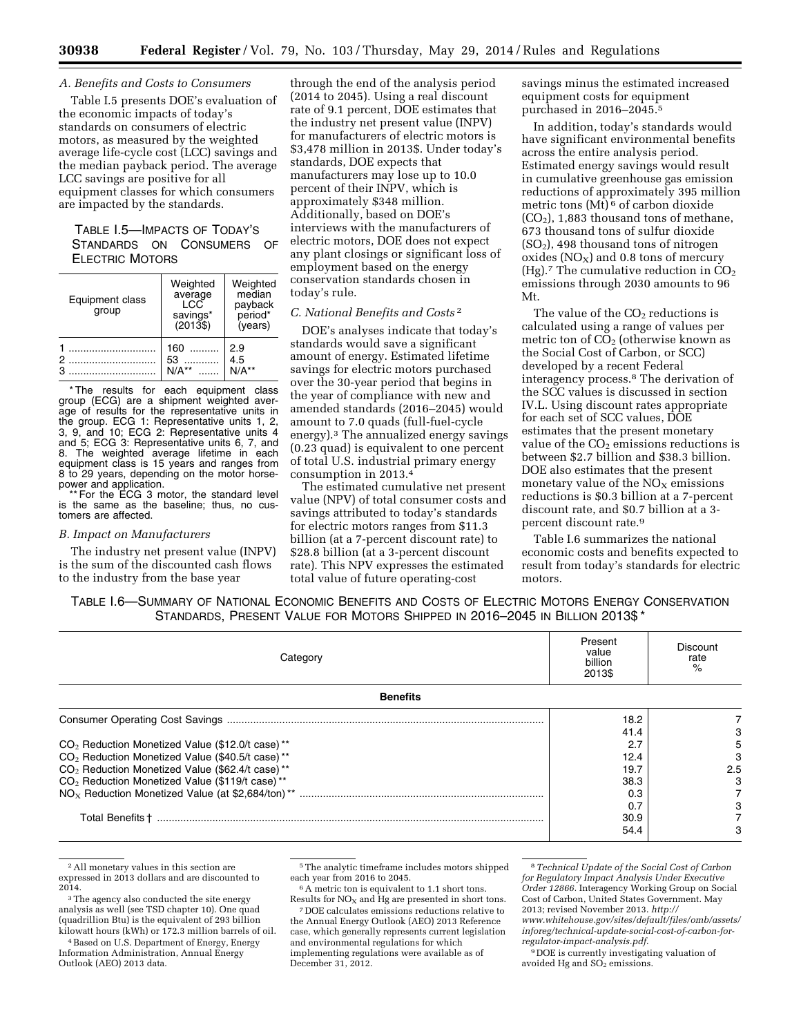### A. Benefits and Costs to Consumers

Table I.5 presents DOE's evaluation of the economic impacts of today's standards on consumers of electric motors, as measured by the weighted average life-cycle cost (LCC) savings and the median payback period. The average LCC savings are positive for all equipment classes for which consumers are impacted by the standards.

TABLE I.5—IMPACTS OF TODAY'S STANDARDS ON CONSUMERS OF ELECTRIC MOTORS

| Equipment class group | Weighted average LCC savings* (2013$) | Weighted median payback period* (years) |
|---|---|---|
| 1 | 160 | 2.9 |
| 2 | 53 | 4.5 |
| 3 | N/A** | N/A** |

\* The results for each equipment class group (ECG) are a shipment weighted average of results for the representative units in the group. ECG 1: Representative units 1, 2, 3, 9, and 10; ECG 2: Representative units 4 and 5; ECG 3: Representative units 6, 7, and 8. The weighted average lifetime in each equipment class is 15 years and ranges from 8 to 29 years, depending on the motor horsepower and application.

\*\* For the ECG 3 motor, the standard level is the same as the baseline; thus, no customers are affected.

### B. Impact on Manufacturers

The industry net present value (INPV) is the sum of the discounted cash flows to the industry from the base year through the end of the analysis period (2014 to 2045). Using a real discount rate of 9.1 percent, DOE estimates that the industry net present value (INPV) for manufacturers of electric motors is $3,478 million in 2013$. Under today's standards, DOE expects that manufacturers may lose up to 10.0 percent of their INPV, which is approximately $348 million. Additionally, based on DOE's interviews with the manufacturers of electric motors, DOE does not expect any plant closings or significant loss of employment based on the energy conservation standards chosen in today's rule.

### C. National Benefits and Costs [2]

DOE's analyses indicate that today's standards would save a significant amount of energy. Estimated lifetime savings for electric motors purchased over the 30-year period that begins in the year of compliance with new and amended standards (2016–2045) would amount to 7.0 quads (full-fuel-cycle energy).[3] The annualized energy savings (0.23 quad) is equivalent to one percent of total U.S. industrial primary energy consumption in 2013.[4]

The estimated cumulative net present value (NPV) of total consumer costs and savings attributed to today's standards for electric motors ranges from $11.3 billion (at a 7-percent discount rate) to $28.8 billion (at a 3-percent discount rate). This NPV expresses the estimated total value of future operating-cost savings minus the estimated increased equipment costs for equipment purchased in 2016–2045.[5]

In addition, today's standards would have significant environmental benefits across the entire analysis period. Estimated energy savings would result in cumulative greenhouse gas emission reductions of approximately 395 million metric tons (Mt)[6] of carbon dioxide ($CO_2$), 1,883 thousand tons of methane, 673 thousand tons of sulfur dioxide ($SO_2$), 498 thousand tons of nitrogen oxides ($NO_X$) and 0.8 tons of mercury (Hg).[7] The cumulative reduction in $CO_2$ emissions through 2030 amounts to 96 Mt.

The value of the $CO_2$ reductions is calculated using a range of values per metric ton of $CO_2$ (otherwise known as the Social Cost of Carbon, or SCC) developed by a recent Federal interagency process.[8] The derivation of the SCC values is discussed in section IV.L. Using discount rates appropriate for each set of SCC values, DOE estimates that the present monetary value of the $CO_2$ emissions reductions is between $2.7 billion and $38.3 billion. DOE also estimates that the present monetary value of the $NO_X$ emissions reductions is $0.3 billion at a 7-percent discount rate, and $0.7 billion at a 3-percent discount rate.[9]

Table I.6 summarizes the national economic costs and benefits expected to result from today's standards for electric motors.

TABLE I.6—SUMMARY OF NATIONAL ECONOMIC BENEFITS AND COSTS OF ELECTRIC MOTORS ENERGY CONSERVATION STANDARDS, PRESENT VALUE FOR MOTORS SHIPPED IN 2016–2045 IN BILLION 2013$ *

| Category | Present value billion 2013$ | Discount rate % |
|---|---|---|
| **Benefits** | | |
| Consumer Operating Cost Savings | 18.2 | 7 |
| | 41.4 | 3 |
| $CO_2$ Reduction Monetized Value ($12.0/t case) ** | 2.7 | 5 |
| $CO_2$ Reduction Monetized Value ($40.5/t case) ** | 12.4 | 3 |
| $CO_2$ Reduction Monetized Value ($62.4/t case) ** | 19.7 | 2.5 |
| $CO_2$ Reduction Monetized Value ($119/t case) ** | 38.3 | 3 |
| $NO_X$ Reduction Monetized Value (at $2,684/ton) ** | 0.3 | 7 |
| | 0.7 | 3 |
| Total Benefits † | 30.9 | 7 |
| | 54.4 | 3 |

[2] All monetary values in this section are expressed in 2013 dollars and are discounted to 2014.

[3] The agency also conducted the site energy analysis as well (see TSD chapter 10). One quad (quadrillion Btu) is the equivalent of 293 billion kilowatt hours (kWh) or 172.3 million barrels of oil.

[4] Based on U.S. Department of Energy, Energy Information Administration, Annual Energy Outlook (AEO) 2013 data.

[5] The analytic timeframe includes motors shipped each year from 2016 to 2045.

[6] A metric ton is equivalent to 1.1 short tons. Results for $NO_X$ and Hg are presented in short tons.

[7] DOE calculates emissions reductions relative to the Annual Energy Outlook (AEO) 2013 Reference case, which generally represents current legislation and environmental regulations for which implementing regulations were available as of December 31, 2012.

[8] *Technical Update of the Social Cost of Carbon for Regulatory Impact Analysis Under Executive Order 12866.* Interagency Working Group on Social Cost of Carbon, United States Government. May 2013; revised November 2013. *http://www.whitehouse.gov/sites/default/files/omb/assets/inforeg/technical-update-social-cost-of-carbon-for-regulator-impact-analysis.pdf.*

[9] DOE is currently investigating valuation of avoided Hg and $SO_2$ emissions.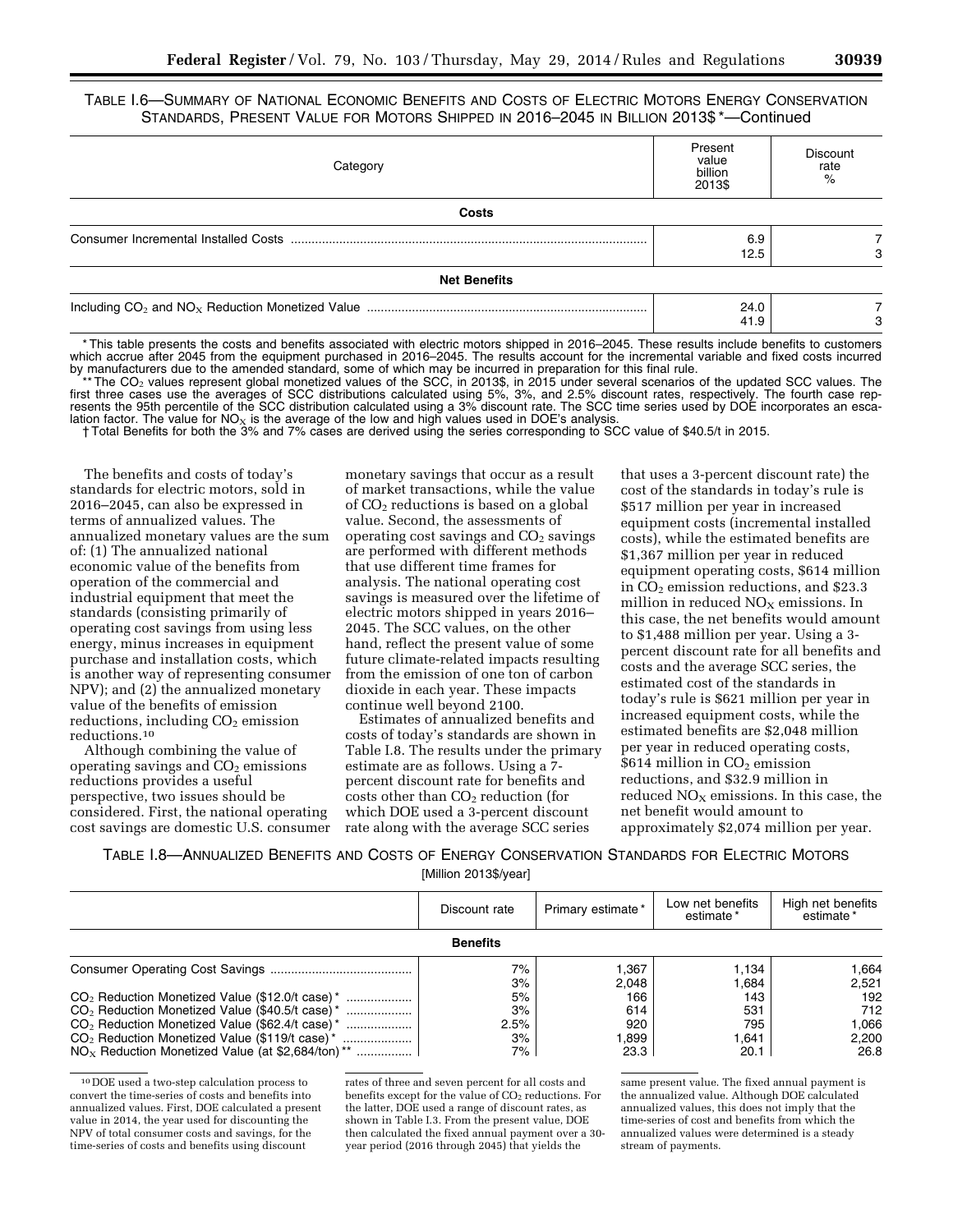TABLE I.6—SUMMARY OF NATIONAL ECONOMIC BENEFITS AND COSTS OF ELECTRIC MOTORS ENERGY CONSERVATION STANDARDS, PRESENT VALUE FOR MOTORS SHIPPED IN 2016–2045 IN BILLION 2013$ *—Continued

| Category | Present value billion 2013$ | Discount rate % |
|---|---|---|
| **Costs** | | |
| Consumer Incremental Installed Costs | 6.9 | 7 |
| | 12.5 | 3 |
| **Net Benefits** | | |
| Including $CO_2$ and $NO_X$ Reduction Monetized Value | 24.0 | 7 |
| | 41.9 | 3 |

* This table presents the costs and benefits associated with electric motors shipped in 2016–2045. These results include benefits to customers which accrue after 2045 from the equipment purchased in 2016–2045. The results account for the incremental variable and fixed costs incurred by manufacturers due to the amended standard, some of which may be incurred in preparation for this final rule.

** The $CO_2$ values represent global monetized values of the SCC, in 2013$, in 2015 under several scenarios of the updated SCC values. The first three cases use the averages of SCC distributions calculated using 5%, 3%, and 2.5% discount rates, respectively. The fourth case represents the 95th percentile of the SCC distribution calculated using a 3% discount rate. The SCC time series used by DOE incorporates an escalation factor. The value for $NO_X$ is the average of the low and high values used in DOE's analysis.

† Total Benefits for both the 3% and 7% cases are derived using the series corresponding to SCC value of $40.5/t in 2015.

The benefits and costs of today's standards for electric motors, sold in 2016–2045, can also be expressed in terms of annualized values. The annualized monetary values are the sum of: (1) The annualized national economic value of the benefits from operation of the commercial and industrial equipment that meet the standards (consisting primarily of operating cost savings from using less energy, minus increases in equipment purchase and installation costs, which is another way of representing consumer NPV); and (2) the annualized monetary value of the benefits of emission reductions, including $CO_2$ emission reductions.[10]

Although combining the value of operating savings and $CO_2$ emissions reductions provides a useful perspective, two issues should be considered. First, the national operating cost savings are domestic U.S. consumer monetary savings that occur as a result of market transactions, while the value of $CO_2$ reductions is based on a global value. Second, the assessments of operating cost savings and $CO_2$ savings are performed with different methods that use different time frames for analysis. The national operating cost savings is measured over the lifetime of electric motors shipped in years 2016–2045. The SCC values, on the other hand, reflect the present value of some future climate-related impacts resulting from the emission of one ton of carbon dioxide in each year. These impacts continue well beyond 2100.

Estimates of annualized benefits and costs of today's standards are shown in Table I.8. The results under the primary estimate are as follows. Using a 7-percent discount rate for benefits and costs other than $CO_2$ reduction (for which DOE used a 3-percent discount rate along with the average SCC series that uses a 3-percent discount rate) the cost of the standards in today's rule is $517 million per year in increased equipment costs (incremental installed costs), while the estimated benefits are $1,367 million per year in reduced equipment operating costs, $614 million in $CO_2$ emission reductions, and $23.3 million in reduced $NO_X$ emissions. In this case, the net benefits would amount to $1,488 million per year. Using a 3-percent discount rate for all benefits and costs and the average SCC series, the estimated cost of the standards in today's rule is $621 million per year in increased equipment costs, while the estimated benefits are $2,048 million per year in reduced operating costs, $614 million in $CO_2$ emission reductions, and $32.9 million in reduced $NO_X$ emissions. In this case, the net benefit would amount to approximately $2,074 million per year.

TABLE I.8—ANNUALIZED BENEFITS AND COSTS OF ENERGY CONSERVATION STANDARDS FOR ELECTRIC MOTORS
[Million 2013$/year]

| | Discount rate | Primary estimate * | Low net benefits estimate * | High net benefits estimate * |
|---|---|---|---|---|
| **Benefits** | | | | |
| Consumer Operating Cost Savings | 7% | 1,367 | 1,134 | 1,664 |
| | 3% | 2,048 | 1,684 | 2,521 |
| $CO_2$ Reduction Monetized Value ($12.0/t case) * | 5% | 166 | 143 | 192 |
| $CO_2$ Reduction Monetized Value ($40.5/t case) * | 3% | 614 | 531 | 712 |
| $CO_2$ Reduction Monetized Value ($62.4/t case) * | 2.5% | 920 | 795 | 1,066 |
| $CO_2$ Reduction Monetized Value ($119/t case) * | 3% | 1,899 | 1,641 | 2,200 |
| $NO_X$ Reduction Monetized Value (at $2,684/ton) ** | 7% | 23.3 | 20.1 | 26.8 |

[10] DOE used a two-step calculation process to convert the time-series of costs and benefits into annualized values. First, DOE calculated a present value in 2014, the year used for discounting the NPV of total consumer costs and savings, for the time-series of costs and benefits using discount rates of three and seven percent for all costs and benefits except for the value of $CO_2$ reductions. For the latter, DOE used a range of discount rates, as shown in Table I.3. From the present value, DOE then calculated the fixed annual payment over a 30-year period (2016 through 2045) that yields the same present value. The fixed annual payment is the annualized value. Although DOE calculated annualized values, this does not imply that the time-series of cost and benefits from which the annualized values were determined is a steady stream of payments.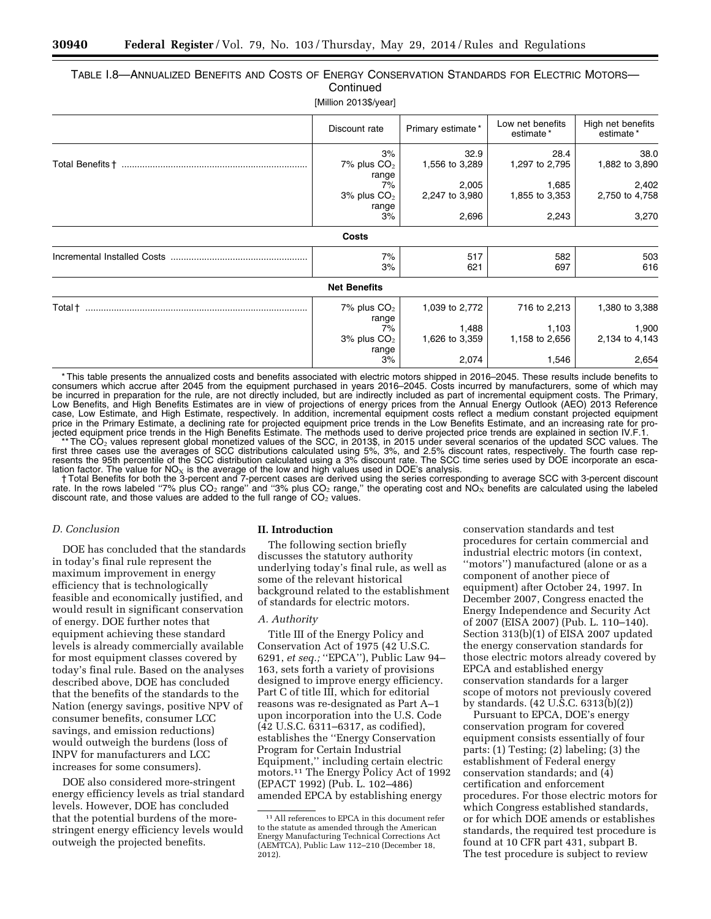TABLE I.8—ANNUALIZED BENEFITS AND COSTS OF ENERGY CONSERVATION STANDARDS FOR ELECTRIC MOTORS—Continued

[Million 2013$/year]

| | Discount rate | Primary estimate* | Low net benefits estimate* | High net benefits estimate* |
|---|---|---|---|---|
| Total Benefits † | 3% | 32.9 | 28.4 | 38.0 |
| | 7% plus $CO_2$ range | 1,556 to 3,289 | 1,297 to 2,795 | 1,882 to 3,890 |
| | 7% | 2,005 | 1,685 | 2,402 |
| | 3% plus $CO_2$ range | 2,247 to 3,980 | 1,855 to 3,353 | 2,750 to 4,758 |
| | 3% | 2,696 | 2,243 | 3,270 |
| **Costs** | | | | |
| Incremental Installed Costs | 7% | 517 | 582 | 503 |
| | 3% | 621 | 697 | 616 |
| **Net Benefits** | | | | |
| Total † | 7% plus $CO_2$ range | 1,039 to 2,772 | 716 to 2,213 | 1,380 to 3,388 |
| | 7% | 1,488 | 1,103 | 1,900 |
| | 3% plus $CO_2$ range | 1,626 to 3,359 | 1,158 to 2,656 | 2,134 to 4,143 |
| | 3% | 2,074 | 1,546 | 2,654 |

* This table presents the annualized costs and benefits associated with electric motors shipped in 2016–2045. These results include benefits to consumers which accrue after 2045 from the equipment purchased in years 2016–2045. Costs incurred by manufacturers, some of which may be incurred in preparation for the rule, are not directly included, but are indirectly included as part of incremental equipment costs. The Primary, Low Benefits, and High Benefits Estimates are in view of projections of energy prices from the Annual Energy Outlook (AEO) 2013 Reference case, Low Estimate, and High Estimate, respectively. In addition, incremental equipment costs reflect a medium constant projected equipment price in the Primary Estimate, a declining rate for projected equipment price trends in the Low Benefits Estimate, and an increasing rate for projected equipment price trends in the High Benefits Estimate. The methods used to derive projected price trends are explained in section IV.F.1.

** The $CO_2$ values represent global monetized values of the SCC, in 2013$, in 2015 under several scenarios of the updated SCC values. The first three cases use the averages of SCC distributions calculated using 5%, 3%, and 2.5% discount rates, respectively. The fourth case represents the 95th percentile of the SCC distribution calculated using a 3% discount rate. The SCC time series used by DOE incorporate an escalation factor. The value for $NO_X$ is the average of the low and high values used in DOE's analysis.

† Total Benefits for both the 3-percent and 7-percent cases are derived using the series corresponding to average SCC with 3-percent discount rate. In the rows labeled "7% plus $CO_2$ range" and "3% plus $CO_2$ range," the operating cost and $NO_X$ benefits are calculated using the labeled discount rate, and those values are added to the full range of $CO_2$ values.

### D. Conclusion

DOE has concluded that the standards in today's final rule represent the maximum improvement in energy efficiency that is technologically feasible and economically justified, and would result in significant conservation of energy. DOE further notes that equipment achieving these standard levels is already commercially available for most equipment classes covered by today's final rule. Based on the analyses described above, DOE has concluded that the benefits of the standards to the Nation (energy savings, positive NPV of consumer benefits, consumer LCC savings, and emission reductions) would outweigh the burdens (loss of INPV for manufacturers and LCC increases for some consumers).

DOE also considered more-stringent energy efficiency levels as trial standard levels. However, DOE has concluded that the potential burdens of the more-stringent energy efficiency levels would outweigh the projected benefits.

## II. Introduction

The following section briefly discusses the statutory authority underlying today's final rule, as well as some of the relevant historical background related to the establishment of standards for electric motors.

### A. Authority

Title III of the Energy Policy and Conservation Act of 1975 (42 U.S.C. 6291, *et seq.*; "EPCA"), Public Law 94–163, sets forth a variety of provisions designed to improve energy efficiency. Part C of title III, which for editorial reasons was re-designated as Part A–1 upon incorporation into the U.S. Code (42 U.S.C. 6311–6317, as codified), establishes the "Energy Conservation Program for Certain Industrial Equipment," including certain electric motors.[11] The Energy Policy Act of 1992 (EPACT 1992) (Pub. L. 102–486) amended EPCA by establishing energy conservation standards and test procedures for certain commercial and industrial electric motors (in context, "motors") manufactured (alone or as a component of another piece of equipment) after October 24, 1997. In December 2007, Congress enacted the Energy Independence and Security Act of 2007 (EISA 2007) (Pub. L. 110–140). Section 313(b)(1) of EISA 2007 updated the energy conservation standards for those electric motors already covered by EPCA and established energy conservation standards for a larger scope of motors not previously covered by standards. (42 U.S.C. 6313(b)(2))

Pursuant to EPCA, DOE's energy conservation program for covered equipment consists essentially of four parts: (1) Testing; (2) labeling; (3) the establishment of Federal energy conservation standards; and (4) certification and enforcement procedures. For those electric motors for which Congress established standards, or for which DOE amends or establishes standards, the required test procedure is found at 10 CFR part 431, subpart B. The test procedure is subject to review

[11] All references to EPCA in this document refer to the statute as amended through the American Energy Manufacturing Technical Corrections Act (AEMTCA), Public Law 112–210 (December 18, 2012).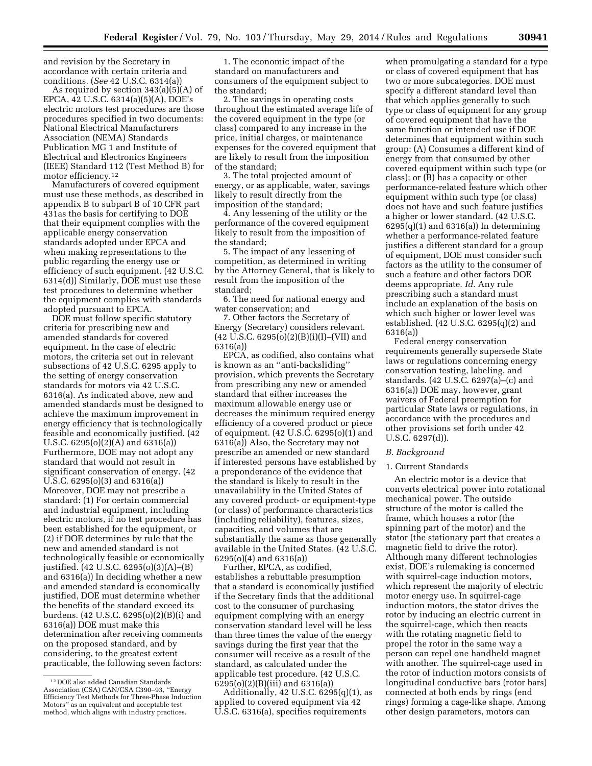and revision by the Secretary in accordance with certain criteria and conditions. (*See* 42 U.S.C. 6314(a))

As required by section 343(a)(5)(A) of EPCA, 42 U.S.C. 6314(a)(5)(A), DOE's electric motors test procedures are those procedures specified in two documents: National Electrical Manufacturers Association (NEMA) Standards Publication MG 1 and Institute of Electrical and Electronics Engineers (IEEE) Standard 112 (Test Method B) for motor efficiency.[12]

Manufacturers of covered equipment must use these methods, as described in appendix B to subpart B of 10 CFR part 431as the basis for certifying to DOE that their equipment complies with the applicable energy conservation standards adopted under EPCA and when making representations to the public regarding the energy use or efficiency of such equipment. (42 U.S.C. 6314(d)) Similarly, DOE must use these test procedures to determine whether the equipment complies with standards adopted pursuant to EPCA.

DOE must follow specific statutory criteria for prescribing new and amended standards for covered equipment. In the case of electric motors, the criteria set out in relevant subsections of 42 U.S.C. 6295 apply to the setting of energy conservation standards for motors via 42 U.S.C. 6316(a). As indicated above, new and amended standards must be designed to achieve the maximum improvement in energy efficiency that is technologically feasible and economically justified. (42 U.S.C. 6295(o)(2)(A) and 6316(a)) Furthermore, DOE may not adopt any standard that would not result in significant conservation of energy. (42 U.S.C. 6295(o)(3) and 6316(a)) Moreover, DOE may not prescribe a standard: (1) For certain commercial and industrial equipment, including electric motors, if no test procedure has been established for the equipment, or (2) if DOE determines by rule that the new and amended standard is not technologically feasible or economically justified. (42 U.S.C. 6295(o)(3)(A)–(B) and 6316(a)) In deciding whether a new and amended standard is economically justified, DOE must determine whether the benefits of the standard exceed its burdens. (42 U.S.C. 6295(o)(2)(B)(i) and 6316(a)) DOE must make this determination after receiving comments on the proposed standard, and by considering, to the greatest extent practicable, the following seven factors:

1. The economic impact of the standard on manufacturers and consumers of the equipment subject to the standard;
2. The savings in operating costs throughout the estimated average life of the covered equipment in the type (or class) compared to any increase in the price, initial charges, or maintenance expenses for the covered equipment that are likely to result from the imposition of the standard;
3. The total projected amount of energy, or as applicable, water, savings likely to result directly from the imposition of the standard;
4. Any lessening of the utility or the performance of the covered equipment likely to result from the imposition of the standard;
5. The impact of any lessening of competition, as determined in writing by the Attorney General, that is likely to result from the imposition of the standard;
6. The need for national energy and water conservation; and
7. Other factors the Secretary of Energy (Secretary) considers relevant. (42 U.S.C. 6295(o)(2)(B)(i)(I)–(VII) and 6316(a))

EPCA, as codified, also contains what is known as an ''anti-backsliding'' provision, which prevents the Secretary from prescribing any new or amended standard that either increases the maximum allowable energy use or decreases the minimum required energy efficiency of a covered product or piece of equipment. (42 U.S.C. 6295(o)(1) and 6316(a)) Also, the Secretary may not prescribe an amended or new standard if interested persons have established by a preponderance of the evidence that the standard is likely to result in the unavailability in the United States of any covered product- or equipment-type (or class) of performance characteristics (including reliability), features, sizes, capacities, and volumes that are substantially the same as those generally available in the United States. (42 U.S.C. 6295(o)(4) and 6316(a))

Further, EPCA, as codified, establishes a rebuttable presumption that a standard is economically justified if the Secretary finds that the additional cost to the consumer of purchasing equipment complying with an energy conservation standard level will be less than three times the value of the energy savings during the first year that the consumer will receive as a result of the standard, as calculated under the applicable test procedure. (42 U.S.C. 6295(o)(2)(B)(iii) and 6316(a))

Additionally, 42 U.S.C. 6295(q)(1), as applied to covered equipment via 42 U.S.C. 6316(a), specifies requirements when promulgating a standard for a type or class of covered equipment that has two or more subcategories. DOE must specify a different standard level than that which applies generally to such type or class of equipment for any group of covered equipment that have the same function or intended use if DOE determines that equipment within such group: (A) Consumes a different kind of energy from that consumed by other covered equipment within such type (or class); or (B) has a capacity or other performance-related feature which other equipment within such type (or class) does not have and such feature justifies a higher or lower standard. (42 U.S.C. 6295(q)(1) and 6316(a)) In determining whether a performance-related feature justifies a different standard for a group of equipment, DOE must consider such factors as the utility to the consumer of such a feature and other factors DOE deems appropriate. *Id.* Any rule prescribing such a standard must include an explanation of the basis on which such higher or lower level was established. (42 U.S.C. 6295(q)(2) and 6316(a))

Federal energy conservation requirements generally supersede State laws or regulations concerning energy conservation testing, labeling, and standards. (42 U.S.C. 6297(a)–(c) and 6316(a)) DOE may, however, grant waivers of Federal preemption for particular State laws or regulations, in accordance with the procedures and other provisions set forth under 42 U.S.C. 6297(d)).

### *B. Background*

#### 1. Current Standards

An electric motor is a device that converts electrical power into rotational mechanical power. The outside structure of the motor is called the frame, which houses a rotor (the spinning part of the motor) and the stator (the stationary part that creates a magnetic field to drive the rotor). Although many different technologies exist, DOE's rulemaking is concerned with squirrel-cage induction motors, which represent the majority of electric motor energy use. In squirrel-cage induction motors, the stator drives the rotor by inducing an electric current in the squirrel-cage, which then reacts with the rotating magnetic field to propel the rotor in the same way a person can repel one handheld magnet with another. The squirrel-cage used in the rotor of induction motors consists of longitudinal conductive bars (rotor bars) connected at both ends by rings (end rings) forming a cage-like shape. Among other design parameters, motors can

---

[12] DOE also added Canadian Standards Association (CSA) CAN/CSA C390–93, ''Energy Efficiency Test Methods for Three-Phase Induction Motors'' as an equivalent and acceptable test method, which aligns with industry practices.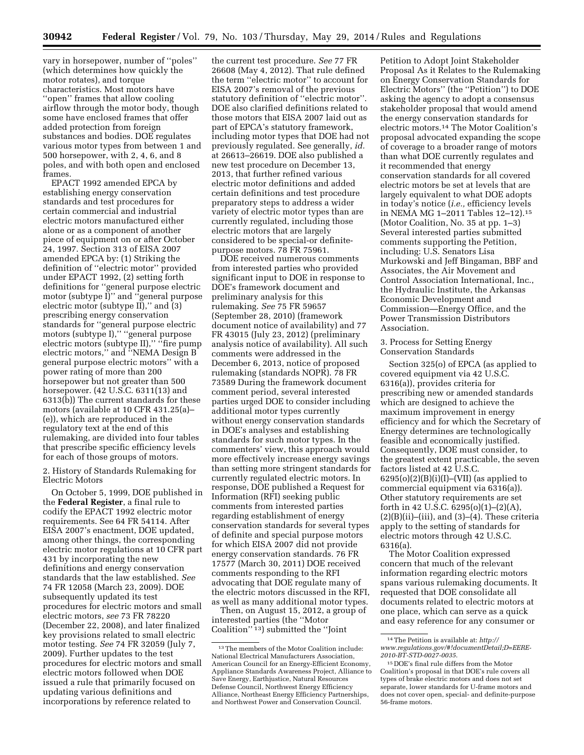vary in horsepower, number of ''poles'' (which determines how quickly the motor rotates), and torque characteristics. Most motors have ''open'' frames that allow cooling airflow through the motor body, though some have enclosed frames that offer added protection from foreign substances and bodies. DOE regulates various motor types from between 1 and 500 horsepower, with 2, 4, 6, and 8 poles, and with both open and enclosed frames.

EPACT 1992 amended EPCA by establishing energy conservation standards and test procedures for certain commercial and industrial electric motors manufactured either alone or as a component of another piece of equipment on or after October 24, 1997. Section 313 of EISA 2007 amended EPCA by: (1) Striking the definition of ''electric motor'' provided under EPACT 1992, (2) setting forth definitions for ''general purpose electric motor (subtype I)'' and ''general purpose electric motor (subtype II),'' and (3) prescribing energy conservation standards for ''general purpose electric motors (subtype I),'' ''general purpose electric motors (subtype II),'' ''fire pump electric motors,'' and ''NEMA Design B general purpose electric motors'' with a power rating of more than 200 horsepower but not greater than 500 horsepower. (42 U.S.C. 6311(13) and 6313(b)) The current standards for these motors (available at 10 CFR 431.25(a)–(e)), which are reproduced in the regulatory text at the end of this rulemaking, are divided into four tables that prescribe specific efficiency levels for each of those groups of motors.

2. History of Standards Rulemaking for Electric Motors

On October 5, 1999, DOE published in the **Federal Register**, a final rule to codify the EPACT 1992 electric motor requirements. See 64 FR 54114. After EISA 2007's enactment, DOE updated, among other things, the corresponding electric motor regulations at 10 CFR part 431 by incorporating the new definitions and energy conservation standards that the law established. *See* 74 FR 12058 (March 23, 2009). DOE subsequently updated its test procedures for electric motors and small electric motors, *see* 73 FR 78220 (December 22, 2008), and later finalized key provisions related to small electric motor testing. *See* 74 FR 32059 (July 7, 2009). Further updates to the test procedures for electric motors and small electric motors followed when DOE issued a rule that primarily focused on updating various definitions and incorporations by reference related to the current test procedure. *See* 77 FR 26608 (May 4, 2012). That rule defined the term ''electric motor'' to account for EISA 2007's removal of the previous statutory definition of ''electric motor''. DOE also clarified definitions related to those motors that EISA 2007 laid out as part of EPCA's statutory framework, including motor types that DOE had not previously regulated. See generally, *id.* at 26613–26619. DOE also published a new test procedure on December 13, 2013, that further refined various electric motor definitions and added certain definitions and test procedure preparatory steps to address a wider variety of electric motor types than are currently regulated, including those electric motors that are largely considered to be special-or definite-purpose motors. 78 FR 75961.

DOE received numerous comments from interested parties who provided significant input to DOE in response to DOE's framework document and preliminary analysis for this rulemaking. *See* 75 FR 59657 (September 28, 2010) (framework document notice of availability) and 77 FR 43015 (July 23, 2012) (preliminary analysis notice of availability). All such comments were addressed in the December 6, 2013, notice of proposed rulemaking (standards NOPR). 78 FR 73589 During the framework document comment period, several interested parties urged DOE to consider including additional motor types currently without energy conservation standards in DOE's analyses and establishing standards for such motor types. In the commenters' view, this approach would more effectively increase energy savings than setting more stringent standards for currently regulated electric motors. In response, DOE published a Request for Information (RFI) seeking public comments from interested parties regarding establishment of energy conservation standards for several types of definite and special purpose motors for which EISA 2007 did not provide energy conservation standards. 76 FR 17577 (March 30, 2011) DOE received comments responding to the RFI advocating that DOE regulate many of the electric motors discussed in the RFI, as well as many additional motor types.

Then, on August 15, 2012, a group of interested parties (the ''Motor Coalition''[13]) submitted the ''Joint Petition to Adopt Joint Stakeholder Proposal As it Relates to the Rulemaking on Energy Conservation Standards for Electric Motors'' (the ''Petition'') to DOE asking the agency to adopt a consensus stakeholder proposal that would amend the energy conservation standards for electric motors.[14] The Motor Coalition's proposal advocated expanding the scope of coverage to a broader range of motors than what DOE currently regulates and it recommended that energy conservation standards for all covered electric motors be set at levels that are largely equivalent to what DOE adopts in today's notice (*i.e.,* efficiency levels in NEMA MG 1–2011 Tables 12–12).[15] (Motor Coalition, No. 35 at pp. 1–3) Several interested parties submitted comments supporting the Petition, including: U.S. Senators Lisa Murkowski and Jeff Bingaman, BBF and Associates, the Air Movement and Control Association International, Inc., the Hydraulic Institute, the Arkansas Economic Development and Commission—Energy Office, and the Power Transmission Distributors Association.

3. Process for Setting Energy Conservation Standards

Section 325(o) of EPCA (as applied to covered equipment via 42 U.S.C. 6316(a)), provides criteria for prescribing new or amended standards which are designed to achieve the maximum improvement in energy efficiency and for which the Secretary of Energy determines are technologically feasible and economically justified. Consequently, DOE must consider, to the greatest extent practicable, the seven factors listed at 42 U.S.C. 6295(o)(2)(B)(i)(I)–(VII) (as applied to commercial equipment via 6316(a)). Other statutory requirements are set forth in 42 U.S.C. 6295(o)(1)–(2)(A), (2)(B)(ii)–(iii), and (3)–(4). These criteria apply to the setting of standards for electric motors through 42 U.S.C. 6316(a).

The Motor Coalition expressed concern that much of the relevant information regarding electric motors spans various rulemaking documents. It requested that DOE consolidate all documents related to electric motors at one place, which can serve as a quick and easy reference for any consumer or

---

[13] The members of the Motor Coalition include: National Electrical Manufacturers Association, American Council for an Energy-Efficient Economy, Appliance Standards Awareness Project, Alliance to Save Energy, Earthjustice, Natural Resources Defense Council, Northwest Energy Efficiency Alliance, Northeast Energy Efficiency Partnerships, and Northwest Power and Conservation Council.

[14] The Petition is available at: *http://www.regulations.gov/#!documentDetail;D=EERE-2010-BT-STD-0027-0035.*

[15] DOE's final rule differs from the Motor Coalition's proposal in that DOE's rule covers all types of brake electric motors and does not set separate, lower standards for U-frame motors and does not cover open, special- and definite-purpose 56-frame motors.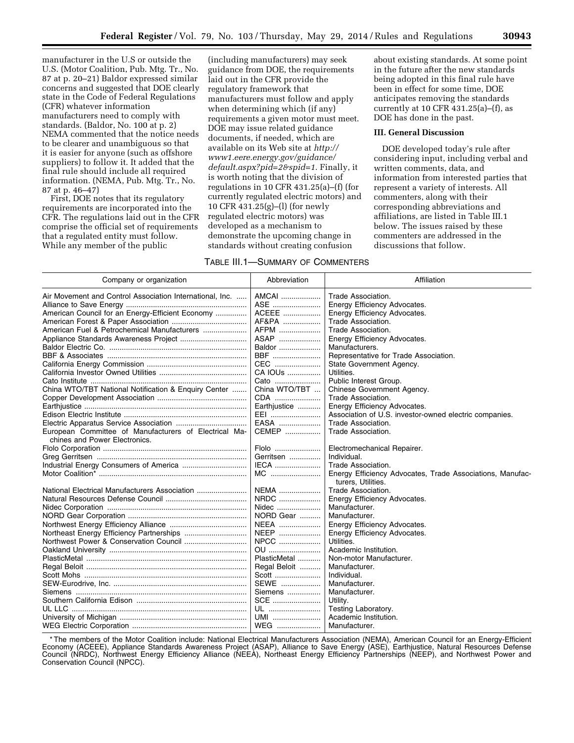manufacturer in the U.S or outside the U.S. (Motor Coalition, Pub. Mtg. Tr., No. 87 at p. 20–21) Baldor expressed similar concerns and suggested that DOE clearly state in the Code of Federal Regulations (CFR) whatever information manufacturers need to comply with standards. (Baldor, No. 100 at p. 2) NEMA commented that the notice needs to be clearer and unambiguous so that it is easier for anyone (such as offshore suppliers) to follow it. It added that the final rule should include all required information. (NEMA, Pub. Mtg. Tr., No. 87 at p. 46–47)

First, DOE notes that its regulatory requirements are incorporated into the CFR. The regulations laid out in the CFR comprise the official set of requirements that a regulated entity must follow. While any member of the public (including manufacturers) may seek guidance from DOE, the requirements laid out in the CFR provide the regulatory framework that manufacturers must follow and apply when determining which (if any) requirements a given motor must meet. DOE may issue related guidance documents, if needed, which are available on its Web site at *http://www1.eere.energy.gov/guidance/default.aspx?pid=2&spid=1*. Finally, it is worth noting that the division of regulations in 10 CFR 431.25(a)–(f) (for currently regulated electric motors) and 10 CFR 431.25(g)–(l) (for newly regulated electric motors) was developed as a mechanism to demonstrate the upcoming change in standards without creating confusion about existing standards. At some point in the future after the new standards being adopted in this final rule have been in effect for some time, DOE anticipates removing the standards currently at 10 CFR 431.25(a)–(f), as DOE has done in the past.

## III. General Discussion

DOE developed today's rule after considering input, including verbal and written comments, data, and information from interested parties that represent a variety of interests. All commenters, along with their corresponding abbreviations and affiliations, are listed in Table III.1 below. The issues raised by these commenters are addressed in the discussions that follow.

TABLE III.1—SUMMARY OF COMMENTERS

| Company or organization | Abbreviation | Affiliation |
|---|---|---|
| Air Movement and Control Association International, Inc. | AMCAI | Trade Association. |
| Alliance to Save Energy | ASE | Energy Efficiency Advocates. |
| American Council for an Energy-Efficient Economy | ACEEE | Energy Efficiency Advocates. |
| American Forest & Paper Association | AF&PA | Trade Association. |
| American Fuel & Petrochemical Manufacturers | AFPM | Trade Association. |
| Appliance Standards Awareness Project | ASAP | Energy Efficiency Advocates. |
| Baldor Electric Co. | Baldor | Manufacturers. |
| BBF & Associates | BBF | Representative for Trade Association. |
| California Energy Commission | CEC | State Government Agency. |
| California Investor Owned Utilities | CA IOUs | Utilities. |
| Cato Institute | Cato | Public Interest Group. |
| China WTO/TBT National Notification & Enquiry Center | China WTO/TBT | Chinese Government Agency. |
| Copper Development Association | CDA | Trade Association. |
| Earthjustice | Earthjustice | Energy Efficiency Advocates. |
| Edison Electric Institute | EEI | Association of U.S. investor-owned electric companies. |
| Electric Apparatus Service Association | EASA | Trade Association. |
| European Committee of Manufacturers of Electrical Machines and Power Electronics. | CEMEP | Trade Association. |
| Flolo Corporation | Flolo | Electromechanical Repairer. |
| Greg Gerritsen | Gerritsen | Individual. |
| Industrial Energy Consumers of America | IECA | Trade Association. |
| Motor Coalition* | MC | Energy Efficiency Advocates, Trade Associations, Manufacturers, Utilities. |
| National Electrical Manufacturers Association | NEMA | Trade Association. |
| Natural Resources Defense Council | NRDC | Energy Efficiency Advocates. |
| Nidec Corporation | Nidec | Manufacturer. |
| NORD Gear Corporation | NORD Gear | Manufacturer. |
| Northwest Energy Efficiency Alliance | NEEA | Energy Efficiency Advocates. |
| Northeast Energy Efficiency Partnerships | NEEP | Energy Efficiency Advocates. |
| Northwest Power & Conservation Council | NPCC | Utilities. |
| Oakland University | OU | Academic Institution. |
| PlasticMetal | PlasticMetal | Non-motor Manufacturer. |
| Regal Beloit | Regal Beloit | Manufacturer. |
| Scott Mohs | Scott | Individual. |
| SEW-Eurodrive, Inc. | SEWE | Manufacturer. |
| Siemens | Siemens | Manufacturer. |
| Southern California Edison | SCE | Utility. |
| UL LLC | UL | Testing Laboratory. |
| University of Michigan | UMI | Academic Institution. |
| WEG Electric Corporation | WEG | Manufacturer. |

* The members of the Motor Coalition include: National Electrical Manufacturers Association (NEMA), American Council for an Energy-Efficient Economy (ACEEE), Appliance Standards Awareness Project (ASAP), Alliance to Save Energy (ASE), Earthjustice, Natural Resources Defense Council (NRDC), Northwest Energy Efficiency Alliance (NEEA), Northeast Energy Efficiency Partnerships (NEEP), and Northwest Power and Conservation Council (NPCC).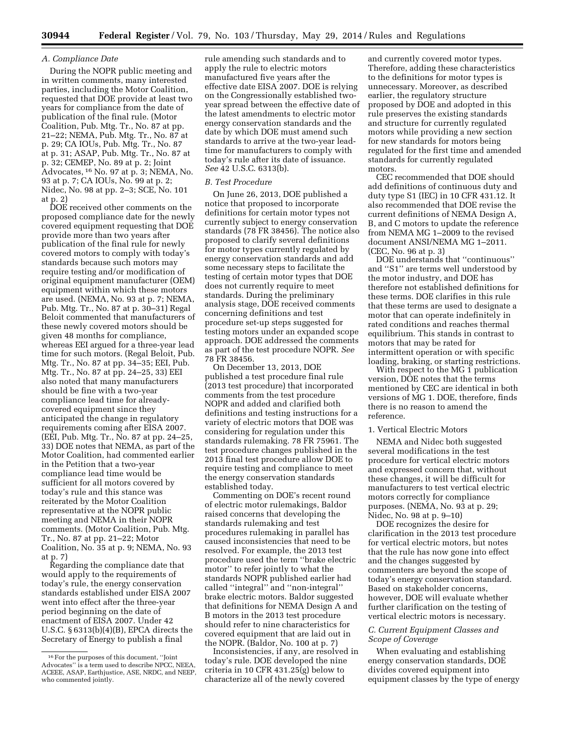### A. Compliance Date

During the NOPR public meeting and in written comments, many interested parties, including the Motor Coalition, requested that DOE provide at least two years for compliance from the date of publication of the final rule. (Motor Coalition, Pub. Mtg. Tr., No. 87 at pp. 21–22; NEMA, Pub. Mtg. Tr., No. 87 at p. 29; CA IOUs, Pub. Mtg. Tr., No. 87 at p. 31; ASAP, Pub. Mtg. Tr., No. 87 at p. 32; CEMEP, No. 89 at p. 2; Joint Advocates,[16] No. 97 at p. 3; NEMA, No. 93 at p. 7; CA IOUs, No. 99 at p. 2; Nidec, No. 98 at pp. 2–3; SCE, No. 101 at p. 2)

DOE received other comments on the proposed compliance date for the newly covered equipment requesting that DOE provide more than two years after publication of the final rule for newly covered motors to comply with today's standards because such motors may require testing and/or modification of original equipment manufacturer (OEM) equipment within which these motors are used. (NEMA, No. 93 at p. 7; NEMA, Pub. Mtg. Tr., No. 87 at p. 30–31) Regal Beloit commented that manufacturers of these newly covered motors should be given 48 months for compliance, whereas EEI argued for a three-year lead time for such motors. (Regal Beloit, Pub. Mtg. Tr., No. 87 at pp. 34–35; EEI, Pub. Mtg. Tr., No. 87 at pp. 24–25, 33) EEI also noted that many manufacturers should be fine with a two-year compliance lead time for already-covered equipment since they anticipated the change in regulatory requirements coming after EISA 2007. (EEI, Pub. Mtg. Tr., No. 87 at pp. 24–25, 33) DOE notes that NEMA, as part of the Motor Coalition, had commented earlier in the Petition that a two-year compliance lead time would be sufficient for all motors covered by today's rule and this stance was reiterated by the Motor Coalition representative at the NOPR public meeting and NEMA in their NOPR comments. (Motor Coalition, Pub. Mtg. Tr., No. 87 at pp. 21–22; Motor Coalition, No. 35 at p. 9; NEMA, No. 93 at p. 7)

Regarding the compliance date that would apply to the requirements of today's rule, the energy conservation standards established under EISA 2007 went into effect after the three-year period beginning on the date of enactment of EISA 2007. Under 42 U.S.C. § 6313(b)(4)(B), EPCA directs the Secretary of Energy to publish a final rule amending such standards and to apply the rule to electric motors manufactured five years after the effective date EISA 2007. DOE is relying on the Congressionally established two-year spread between the effective date of the latest amendments to electric motor energy conservation standards and the date by which DOE must amend such standards to arrive at the two-year lead-time for manufacturers to comply with today's rule after its date of issuance. *See* 42 U.S.C. 6313(b).

### B. Test Procedure

On June 26, 2013, DOE published a notice that proposed to incorporate definitions for certain motor types not currently subject to energy conservation standards (78 FR 38456). The notice also proposed to clarify several definitions for motor types currently regulated by energy conservation standards and add some necessary steps to facilitate the testing of certain motor types that DOE does not currently require to meet standards. During the preliminary analysis stage, DOE received comments concerning definitions and test procedure set-up steps suggested for testing motors under an expanded scope approach. DOE addressed the comments as part of the test procedure NOPR. *See* 78 FR 38456.

On December 13, 2013, DOE published a test procedure final rule (2013 test procedure) that incorporated comments from the test procedure NOPR and added and clarified both definitions and testing instructions for a variety of electric motors that DOE was considering for regulation under this standards rulemaking. 78 FR 75961. The test procedure changes published in the 2013 final test procedure allow DOE to require testing and compliance to meet the energy conservation standards established today.

Commenting on DOE's recent round of electric motor rulemakings, Baldor raised concerns that developing the standards rulemaking and test procedures rulemaking in parallel has caused inconsistencies that need to be resolved. For example, the 2013 test procedure used the term ''brake electric motor'' to refer jointly to what the standards NOPR published earlier had called ''integral'' and ''non-integral'' brake electric motors. Baldor suggested that definitions for NEMA Design A and B motors in the 2013 test procedure should refer to nine characteristics for covered equipment that are laid out in the NOPR. (Baldor, No. 100 at p. 7)

Inconsistencies, if any, are resolved in today's rule. DOE developed the nine criteria in 10 CFR 431.25(g) below to characterize all of the newly covered and currently covered motor types. Therefore, adding these characteristics to the definitions for motor types is unnecessary. Moreover, as described earlier, the regulatory structure proposed by DOE and adopted in this rule preserves the existing standards and structure for currently regulated motors while providing a new section for new standards for motors being regulated for the first time and amended standards for currently regulated motors.

CEC recommended that DOE should add definitions of continuous duty and duty type S1 (IEC) in 10 CFR 431.12. It also recommended that DOE revise the current definitions of NEMA Design A, B, and C motors to update the reference from NEMA MG 1–2009 to the revised document ANSI/NEMA MG 1–2011. (CEC, No. 96 at p. 3)

DOE understands that ''continuous'' and ''S1'' are terms well understood by the motor industry, and DOE has therefore not established definitions for these terms. DOE clarifies in this rule that these terms are used to designate a motor that can operate indefinitely in rated conditions and reaches thermal equilibrium. This stands in contrast to motors that may be rated for intermittent operation or with specific loading, braking, or starting restrictions.

With respect to the MG 1 publication version, DOE notes that the terms mentioned by CEC are identical in both versions of MG 1. DOE, therefore, finds there is no reason to amend the reference.

#### 1. Vertical Electric Motors

NEMA and Nidec both suggested several modifications in the test procedure for vertical electric motors and expressed concern that, without these changes, it will be difficult for manufacturers to test vertical electric motors correctly for compliance purposes. (NEMA, No. 93 at p. 29; Nidec, No. 98 at p. 9–10)

DOE recognizes the desire for clarification in the 2013 test procedure for vertical electric motors, but notes that the rule has now gone into effect and the changes suggested by commenters are beyond the scope of today's energy conservation standard. Based on stakeholder concerns, however, DOE will evaluate whether further clarification on the testing of vertical electric motors is necessary.

### C. Current Equipment Classes and Scope of Coverage

When evaluating and establishing energy conservation standards, DOE divides covered equipment into equipment classes by the type of energy

[16] For the purposes of this document, ''Joint Advocates'' is a term used to describe NPCC, NEEA, ACEEE, ASAP, Earthjustice, ASE, NRDC, and NEEP, who commented jointly.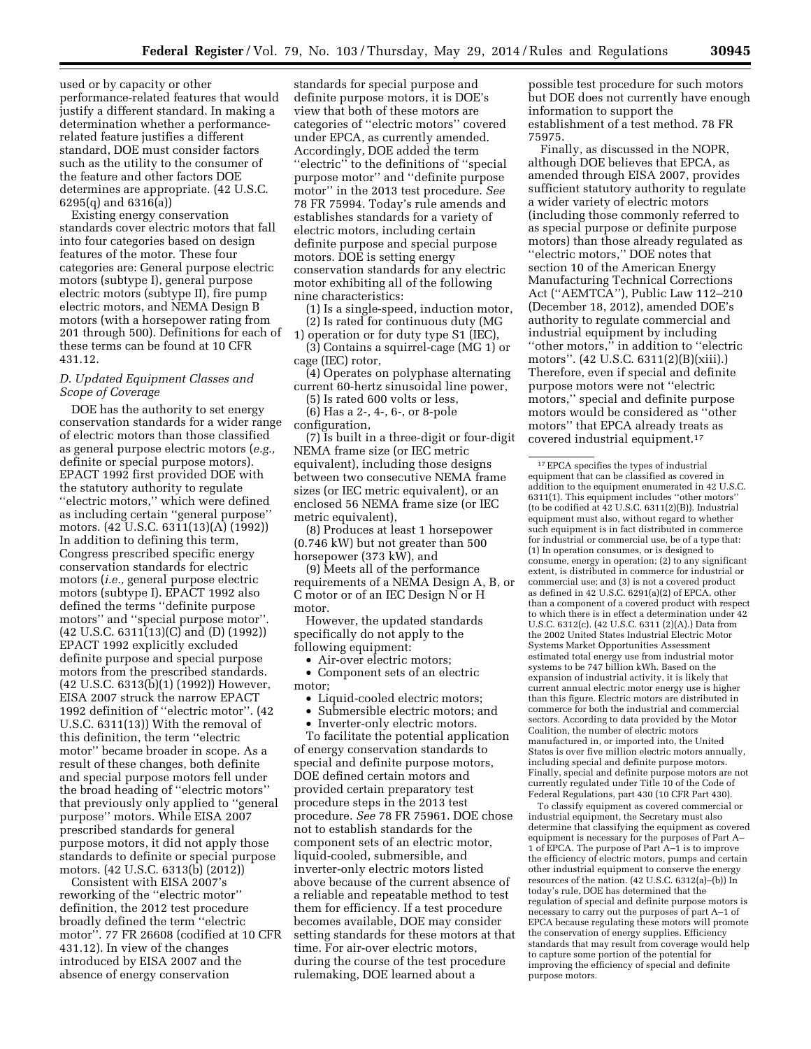used or by capacity or other performance-related features that would justify a different standard. In making a determination whether a performance-related feature justifies a different standard, DOE must consider factors such as the utility to the consumer of the feature and other factors DOE determines are appropriate. (42 U.S.C. 6295(q) and 6316(a))

Existing energy conservation standards cover electric motors that fall into four categories based on design features of the motor. These four categories are: General purpose electric motors (subtype I), general purpose electric motors (subtype II), fire pump electric motors, and NEMA Design B motors (with a horsepower rating from 201 through 500). Definitions for each of these terms can be found at 10 CFR 431.12.

### *D. Updated Equipment Classes and Scope of Coverage*

DOE has the authority to set energy conservation standards for a wider range of electric motors than those classified as general purpose electric motors (*e.g.,* definite or special purpose motors). EPACT 1992 first provided DOE with the statutory authority to regulate ''electric motors,'' which were defined as including certain ''general purpose'' motors. (42 U.S.C. 6311(13)(A) (1992)) In addition to defining this term, Congress prescribed specific energy conservation standards for electric motors (*i.e.,* general purpose electric motors (subtype I). EPACT 1992 also defined the terms ''definite purpose motors'' and ''special purpose motor''. (42 U.S.C. 6311(13)(C) and (D) (1992)) EPACT 1992 explicitly excluded definite purpose and special purpose motors from the prescribed standards. (42 U.S.C. 6313(b)(1) (1992)) However, EISA 2007 struck the narrow EPACT 1992 definition of ''electric motor''. (42 U.S.C. 6311(13)) With the removal of this definition, the term ''electric motor'' became broader in scope. As a result of these changes, both definite and special purpose motors fell under the broad heading of ''electric motors'' that previously only applied to ''general purpose'' motors. While EISA 2007 prescribed standards for general purpose motors, it did not apply those standards to definite or special purpose motors. (42 U.S.C. 6313(b) (2012))

Consistent with EISA 2007's reworking of the ''electric motor'' definition, the 2012 test procedure broadly defined the term ''electric motor''. 77 FR 26608 (codified at 10 CFR 431.12). In view of the changes introduced by EISA 2007 and the absence of energy conservation standards for special purpose and definite purpose motors, it is DOE's view that both of these motors are categories of ''electric motors'' covered under EPCA, as currently amended. Accordingly, DOE added the term ''electric'' to the definitions of ''special purpose motor'' and ''definite purpose motor'' in the 2013 test procedure. *See* 78 FR 75994. Today's rule amends and establishes standards for a variety of electric motors, including certain definite purpose and special purpose motors. DOE is setting energy conservation standards for any electric motor exhibiting all of the following nine characteristics:

(1) Is a single-speed, induction motor,

(2) Is rated for continuous duty (MG 1) operation or for duty type S1 (IEC),

(3) Contains a squirrel-cage (MG 1) or cage (IEC) rotor,

(4) Operates on polyphase alternating current 60-hertz sinusoidal line power,

(5) Is rated 600 volts or less,

(6) Has a 2-, 4-, 6-, or 8-pole configuration,

(7) Is built in a three-digit or four-digit NEMA frame size (or IEC metric equivalent), including those designs between two consecutive NEMA frame sizes (or IEC metric equivalent), or an enclosed 56 NEMA frame size (or IEC metric equivalent),

(8) Produces at least 1 horsepower (0.746 kW) but not greater than 500 horsepower (373 kW), and

(9) Meets all of the performance requirements of a NEMA Design A, B, or C motor or of an IEC Design N or H motor.

However, the updated standards specifically do not apply to the following equipment:

- Air-over electric motors;
- Component sets of an electric motor;
- Liquid-cooled electric motors;
- Submersible electric motors; and
- Inverter-only electric motors.

To facilitate the potential application of energy conservation standards to special and definite purpose motors, DOE defined certain motors and provided certain preparatory test procedure steps in the 2013 test procedure. *See* 78 FR 75961. DOE chose not to establish standards for the component sets of an electric motor, liquid-cooled, submersible, and inverter-only electric motors listed above because of the current absence of a reliable and repeatable method to test them for efficiency. If a test procedure becomes available, DOE may consider setting standards for these motors at that time. For air-over electric motors, during the course of the test procedure rulemaking, DOE learned about a possible test procedure for such motors but DOE does not currently have enough information to support the establishment of a test method. 78 FR 75975.

Finally, as discussed in the NOPR, although DOE believes that EPCA, as amended through EISA 2007, provides sufficient statutory authority to regulate a wider variety of electric motors (including those commonly referred to as special purpose or definite purpose motors) than those already regulated as ''electric motors,'' DOE notes that section 10 of the American Energy Manufacturing Technical Corrections Act (''AEMTCA''), Public Law 112–210 (December 18, 2012), amended DOE's authority to regulate commercial and industrial equipment by including ''other motors,'' in addition to ''electric motors''. (42 U.S.C. 6311(2)(B)(xiii).) Therefore, even if special and definite purpose motors were not ''electric motors,'' special and definite purpose motors would be considered as ''other motors'' that EPCA already treats as covered industrial equipment.[17]

---

[17] EPCA specifies the types of industrial equipment that can be classified as covered in addition to the equipment enumerated in 42 U.S.C. 6311(1). This equipment includes ''other motors'' (to be codified at 42 U.S.C. 6311(2)(B)). Industrial equipment must also, without regard to whether such equipment is in fact distributed in commerce for industrial or commercial use, be of a type that: (1) In operation consumes, or is designed to consume, energy in operation; (2) to any significant extent, is distributed in commerce for industrial or commercial use; and (3) is not a covered product as defined in 42 U.S.C. 6291(a)(2) of EPCA, other than a component of a covered product with respect to which there is in effect a determination under 42 U.S.C. 6312(c). (42 U.S.C. 6311 (2)(A).) Data from the 2002 United States Industrial Electric Motor Systems Market Opportunities Assessment estimated total energy use from industrial motor systems to be 747 billion kWh. Based on the expansion of industrial activity, it is likely that current annual electric motor energy use is higher than this figure. Electric motors are distributed in commerce for both the industrial and commercial sectors. According to data provided by the Motor Coalition, the number of electric motors manufactured in, or imported into, the United States is over five million electric motors annually, including special and definite purpose motors. Finally, special and definite purpose motors are not currently regulated under Title 10 of the Code of Federal Regulations, part 430 (10 CFR Part 430).

To classify equipment as covered commercial or industrial equipment, the Secretary must also determine that classifying the equipment as covered equipment is necessary for the purposes of Part A–1 of EPCA. The purpose of Part A–1 is to improve the efficiency of electric motors, pumps and certain other industrial equipment to conserve the energy resources of the nation. (42 U.S.C. 6312(a)–(b)) In today's rule, DOE has determined that the regulation of special and definite purpose motors is necessary to carry out the purposes of part A–1 of EPCA because regulating these motors will promote the conservation of energy supplies. Efficiency standards that may result from coverage would help to capture some portion of the potential for improving the efficiency of special and definite purpose motors.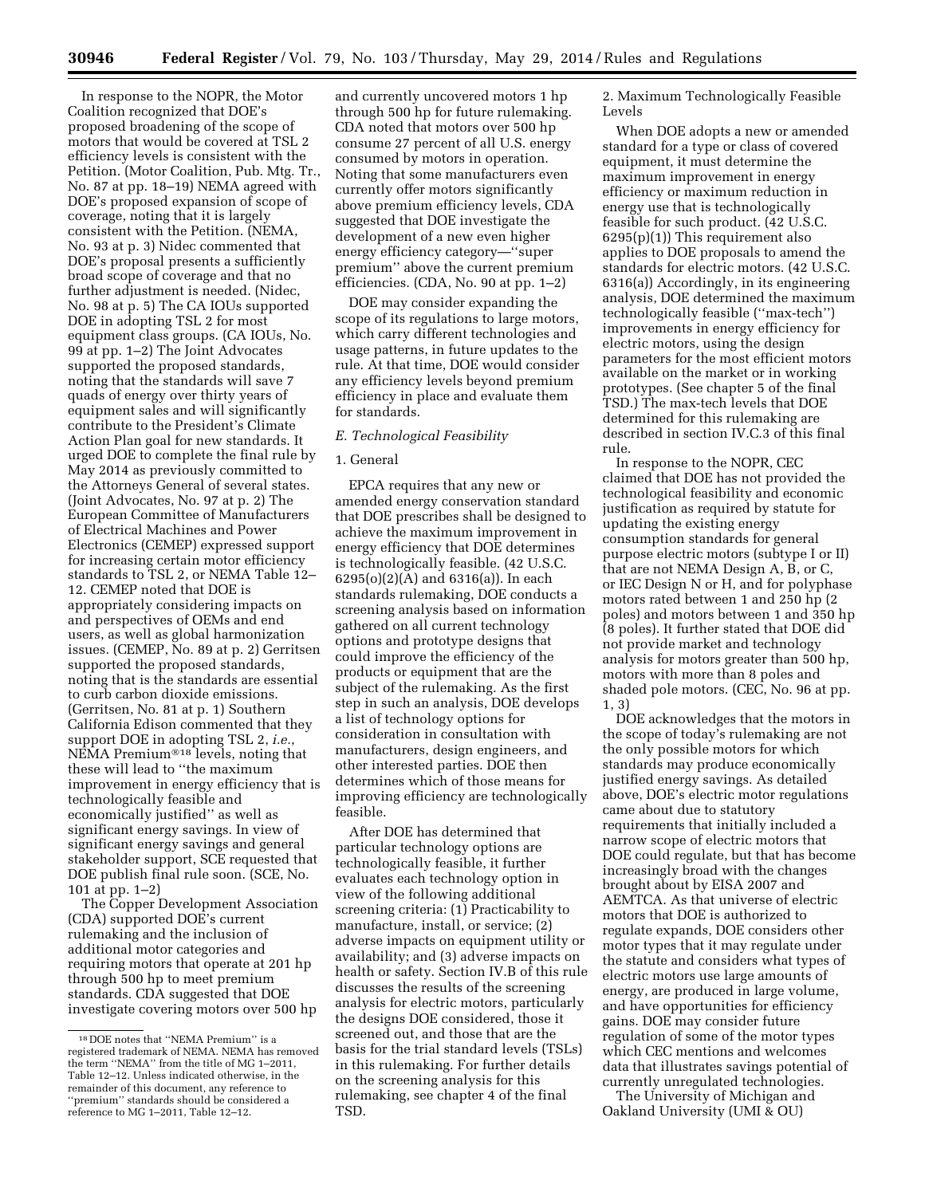In response to the NOPR, the Motor Coalition recognized that DOE's proposed broadening of the scope of motors that would be covered at TSL 2 efficiency levels is consistent with the Petition. (Motor Coalition, Pub. Mtg. Tr., No. 87 at pp. 18–19) NEMA agreed with DOE's proposed expansion of scope of coverage, noting that it is largely consistent with the Petition. (NEMA, No. 93 at p. 3) Nidec commented that DOE's proposal presents a sufficiently broad scope of coverage and that no further adjustment is needed. (Nidec, No. 98 at p. 5) The CA IOUs supported DOE in adopting TSL 2 for most equipment class groups. (CA IOUs, No. 99 at pp. 1–2) The Joint Advocates supported the proposed standards, noting that the standards will save 7 quads of energy over thirty years of equipment sales and will significantly contribute to the President's Climate Action Plan goal for new standards. It urged DOE to complete the final rule by May 2014 as previously committed to the Attorneys General of several states. (Joint Advocates, No. 97 at p. 2) The European Committee of Manufacturers of Electrical Machines and Power Electronics (CEMEP) expressed support for increasing certain motor efficiency standards to TSL 2, or NEMA Table 12–12. CEMEP noted that DOE is appropriately considering impacts on and perspectives of OEMs and end users, as well as global harmonization issues. (CEMEP, No. 89 at p. 2) Gerritsen supported the proposed standards, noting that is the standards are essential to curb carbon dioxide emissions. (Gerritsen, No. 81 at p. 1) Southern California Edison commented that they support DOE in adopting TSL 2, *i.e.*, NEMA Premium®[18] levels, noting that these will lead to ''the maximum improvement in energy efficiency that is technologically feasible and economically justified'' as well as significant energy savings. In view of significant energy savings and general stakeholder support, SCE requested that DOE publish final rule soon. (SCE, No. 101 at pp. 1–2)

The Copper Development Association (CDA) supported DOE's current rulemaking and the inclusion of additional motor categories and requiring motors that operate at 201 hp through 500 hp to meet premium standards. CDA suggested that DOE investigate covering motors over 500 hp and currently uncovered motors 1 hp through 500 hp for future rulemaking. CDA noted that motors over 500 hp consume 27 percent of all U.S. energy consumed by motors in operation. Noting that some manufacturers even currently offer motors significantly above premium efficiency levels, CDA suggested that DOE investigate the development of a new even higher energy efficiency category—''super premium'' above the current premium efficiencies. (CDA, No. 90 at pp. 1–2)

DOE may consider expanding the scope of its regulations to large motors, which carry different technologies and usage patterns, in future updates to the rule. At that time, DOE would consider any efficiency levels beyond premium efficiency in place and evaluate them for standards.

### *E. Technological Feasibility*

#### 1. General

EPCA requires that any new or amended energy conservation standard that DOE prescribes shall be designed to achieve the maximum improvement in energy efficiency that DOE determines is technologically feasible. (42 U.S.C. 6295(o)(2)(A) and 6316(a)). In each standards rulemaking, DOE conducts a screening analysis based on information gathered on all current technology options and prototype designs that could improve the efficiency of the products or equipment that are the subject of the rulemaking. As the first step in such an analysis, DOE develops a list of technology options for consideration in consultation with manufacturers, design engineers, and other interested parties. DOE then determines which of those means for improving efficiency are technologically feasible.

After DOE has determined that particular technology options are technologically feasible, it further evaluates each technology option in view of the following additional screening criteria: (1) Practicability to manufacture, install, or service; (2) adverse impacts on equipment utility or availability; and (3) adverse impacts on health or safety. Section IV.B of this rule discusses the results of the screening analysis for electric motors, particularly the designs DOE considered, those it screened out, and those that are the basis for the trial standard levels (TSLs) in this rulemaking. For further details on the screening analysis for this rulemaking, see chapter 4 of the final TSD.

#### 2. Maximum Technologically Feasible Levels

When DOE adopts a new or amended standard for a type or class of covered equipment, it must determine the maximum improvement in energy efficiency or maximum reduction in energy use that is technologically feasible for such product. (42 U.S.C. 6295(p)(1)) This requirement also applies to DOE proposals to amend the standards for electric motors. (42 U.S.C. 6316(a)) Accordingly, in its engineering analysis, DOE determined the maximum technologically feasible (''max-tech'') improvements in energy efficiency for electric motors, using the design parameters for the most efficient motors available on the market or in working prototypes. (See chapter 5 of the final TSD.) The max-tech levels that DOE determined for this rulemaking are described in section IV.C.3 of this final rule.

In response to the NOPR, CEC claimed that DOE has not provided the technological feasibility and economic justification as required by statute for updating the existing energy consumption standards for general purpose electric motors (subtype I or II) that are not NEMA Design A, B, or C, or IEC Design N or H, and for polyphase motors rated between 1 and 250 hp (2 poles) and motors between 1 and 350 hp (8 poles). It further stated that DOE did not provide market and technology analysis for motors greater than 500 hp, motors with more than 8 poles and shaded pole motors. (CEC, No. 96 at pp. 1, 3)

DOE acknowledges that the motors in the scope of today's rulemaking are not the only possible motors for which standards may produce economically justified energy savings. As detailed above, DOE's electric motor regulations came about due to statutory requirements that initially included a narrow scope of electric motors that DOE could regulate, but that has become increasingly broad with the changes brought about by EISA 2007 and AEMTCA. As that universe of electric motors that DOE is authorized to regulate expands, DOE considers other motor types that it may regulate under the statute and considers what types of electric motors use large amounts of energy, are produced in large volume, and have opportunities for efficiency gains. DOE may consider future regulation of some of the motor types which CEC mentions and welcomes data that illustrates savings potential of currently unregulated technologies.

The University of Michigan and Oakland University (UMI & OU)

[18] DOE notes that ''NEMA Premium'' is a registered trademark of NEMA. NEMA has removed the term ''NEMA'' from the title of MG 1–2011, Table 12–12. Unless indicated otherwise, in the remainder of this document, any reference to ''premium'' standards should be considered a reference to MG 1–2011, Table 12–12.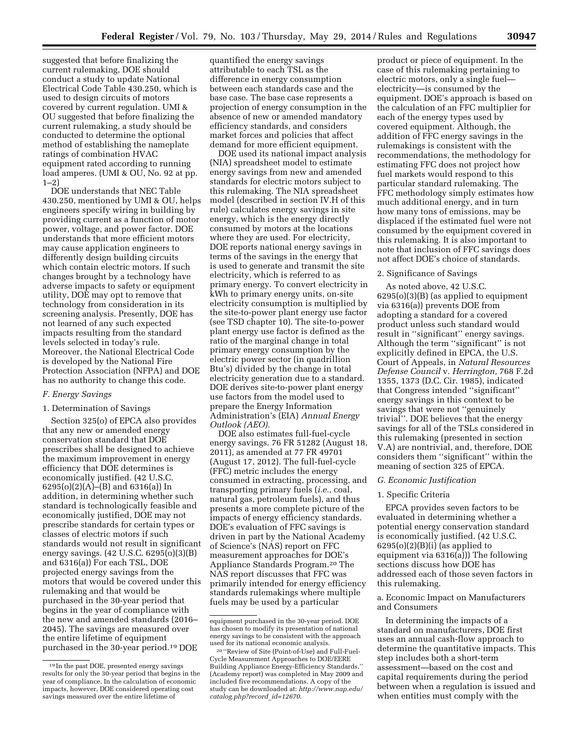suggested that before finalizing the current rulemaking, DOE should conduct a study to update National Electrical Code Table 430.250, which is used to design circuits of motors covered by current regulation. UMI & OU suggested that before finalizing the current rulemaking, a study should be conducted to determine the optional method of establishing the nameplate ratings of combination HVAC equipment rated according to running load amperes. (UMI & OU, No. 92 at pp. 1–2)

DOE understands that NEC Table 430.250, mentioned by UMI & OU, helps engineers specify wiring in building by providing current as a function of motor power, voltage, and power factor. DOE understands that more efficient motors may cause application engineers to differently design building circuits which contain electric motors. If such changes brought by a technology have adverse impacts to safety or equipment utility, DOE may opt to remove that technology from consideration in its screening analysis. Presently, DOE has not learned of any such expected impacts resulting from the standard levels selected in today's rule. Moreover, the National Electrical Code is developed by the National Fire Protection Association (NFPA) and DOE has no authority to change this code.

### F. Energy Savings

#### 1. Determination of Savings

Section 325(o) of EPCA also provides that any new or amended energy conservation standard that DOE prescribes shall be designed to achieve the maximum improvement in energy efficiency that DOE determines is economically justified. (42 U.S.C. 6295(o)(2)(A)–(B) and 6316(a)) In addition, in determining whether such standard is technologically feasible and economically justified, DOE may not prescribe standards for certain types or classes of electric motors if such standards would not result in significant energy savings. (42 U.S.C. 6295(o)(3)(B) and 6316(a)) For each TSL, DOE projected energy savings from the motors that would be covered under this rulemaking and that would be purchased in the 30-year period that begins in the year of compliance with the new and amended standards (2016–2045). The savings are measured over the entire lifetime of equipment purchased in the 30-year period.[19] DOE quantified the energy savings attributable to each TSL as the difference in energy consumption between each standards case and the base case. The base case represents a projection of energy consumption in the absence of new or amended mandatory efficiency standards, and considers market forces and policies that affect demand for more efficient equipment.

DOE used its national impact analysis (NIA) spreadsheet model to estimate energy savings from new and amended standards for electric motors subject to this rulemaking. The NIA spreadsheet model (described in section IV.H of this rule) calculates energy savings in site energy, which is the energy directly consumed by motors at the locations where they are used. For electricity, DOE reports national energy savings in terms of the savings in the energy that is used to generate and transmit the site electricity, which is referred to as primary energy. To convert electricity in kWh to primary energy units, on-site electricity consumption is multiplied by the site-to-power plant energy use factor (see TSD chapter 10). The site-to-power plant energy use factor is defined as the ratio of the marginal change in total primary energy consumption by the electric power sector (in quadrillion Btu's) divided by the change in total electricity generation due to a standard. DOE derives site-to-power plant energy use factors from the model used to prepare the Energy Information Administration's (EIA) *Annual Energy Outlook (AEO).*

DOE also estimates full-fuel-cycle energy savings. 76 FR 51282 (August 18, 2011), as amended at 77 FR 49701 (August 17, 2012). The full-fuel-cycle (FFC) metric includes the energy consumed in extracting, processing, and transporting primary fuels (*i.e.,* coal, natural gas, petroleum fuels), and thus presents a more complete picture of the impacts of energy efficiency standards. DOE's evaluation of FFC savings is driven in part by the National Academy of Science's (NAS) report on FFC measurement approaches for DOE's Appliance Standards Program.[20] The NAS report discusses that FFC was primarily intended for energy efficiency standards rulemakings where multiple fuels may be used by a particular product or piece of equipment. In the case of this rulemaking pertaining to electric motors, only a single fuel—electricity—is consumed by the equipment. DOE's approach is based on the calculation of an FFC multiplier for each of the energy types used by covered equipment. Although, the addition of FFC energy savings in the rulemakings is consistent with the recommendations, the methodology for estimating FFC does not project how fuel markets would respond to this particular standard rulemaking. The FFC methodology simply estimates how much additional energy, and in turn how many tons of emissions, may be displaced if the estimated fuel were not consumed by the equipment covered in this rulemaking. It is also important to note that inclusion of FFC savings does not affect DOE's choice of standards.

#### 2. Significance of Savings

As noted above, 42 U.S.C. 6295(o)(3)(B) (as applied to equipment via 6316(a)) prevents DOE from adopting a standard for a covered product unless such standard would result in "significant" energy savings. Although the term "significant" is not explicitly defined in EPCA, the U.S. Court of Appeals, in *Natural Resources Defense Council* v. *Herrington,* 768 F.2d 1355, 1373 (D.C. Cir. 1985), indicated that Congress intended "significant" energy savings in this context to be savings that were not "genuinely trivial". DOE believes that the energy savings for all of the TSLs considered in this rulemaking (presented in section V.A) are nontrivial, and, therefore, DOE considers them "significant" within the meaning of section 325 of EPCA.

### G. Economic Justification

#### 1. Specific Criteria

EPCA provides seven factors to be evaluated in determining whether a potential energy conservation standard is economically justified. (42 U.S.C. 6295(o)(2)(B)(i) (as applied to equipment via 6316(a))) The following sections discuss how DOE has addressed each of those seven factors in this rulemaking.

##### a. Economic Impact on Manufacturers and Consumers

In determining the impacts of a standard on manufacturers, DOE first uses an annual cash-flow approach to determine the quantitative impacts. This step includes both a short-term assessment—based on the cost and capital requirements during the period between when a regulation is issued and when entities must comply with the

---

[19] In the past DOE, presented energy savings results for only the 30-year period that begins in the year of compliance. In the calculation of economic impacts, however, DOE considered operating cost savings measured over the entire lifetime of equipment purchased in the 30-year period. DOE has chosen to modify its presentation of national energy savings to be consistent with the approach used for its national economic analysis.

[20] "Review of Site (Point-of-Use) and Full-Fuel-Cycle Measurement Approaches to DOE/EERE Building Appliance Energy-Efficiency Standards," (Academy report) was completed in May 2009 and included five recommendations. A copy of the study can be downloaded at: *http://www.nap.edu/catalog.php?record_id=12670.*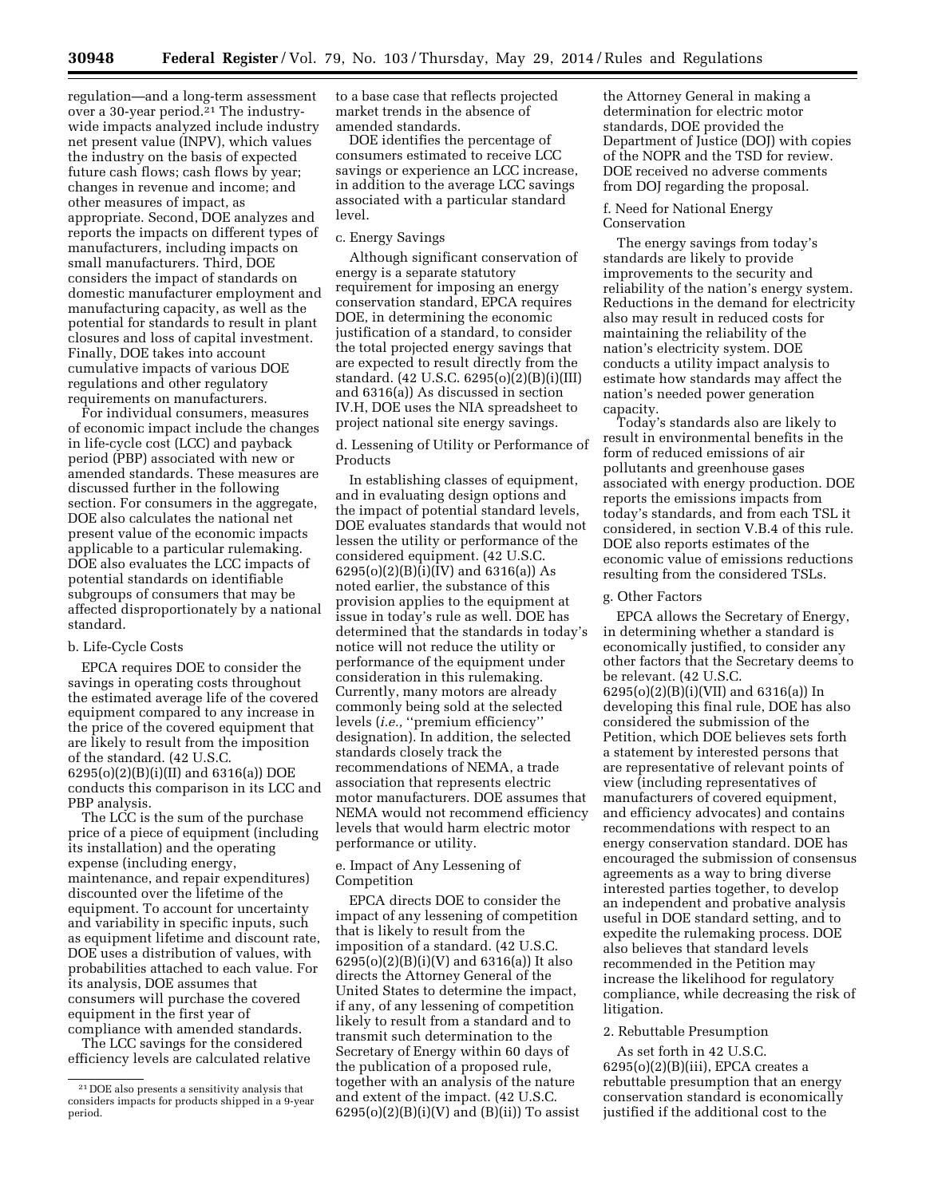regulation—and a long-term assessment over a 30-year period.[21] The industry-wide impacts analyzed include industry net present value (INPV), which values the industry on the basis of expected future cash flows; cash flows by year; changes in revenue and income; and other measures of impact, as appropriate. Second, DOE analyzes and reports the impacts on different types of manufacturers, including impacts on small manufacturers. Third, DOE considers the impact of standards on domestic manufacturer employment and manufacturing capacity, as well as the potential for standards to result in plant closures and loss of capital investment. Finally, DOE takes into account cumulative impacts of various DOE regulations and other regulatory requirements on manufacturers.

For individual consumers, measures of economic impact include the changes in life-cycle cost (LCC) and payback period (PBP) associated with new or amended standards. These measures are discussed further in the following section. For consumers in the aggregate, DOE also calculates the national net present value of the economic impacts applicable to a particular rulemaking. DOE also evaluates the LCC impacts of potential standards on identifiable subgroups of consumers that may be affected disproportionately by a national standard.

b. Life-Cycle Costs

EPCA requires DOE to consider the savings in operating costs throughout the estimated average life of the covered equipment compared to any increase in the price of the covered equipment that are likely to result from the imposition of the standard. (42 U.S.C. 6295(o)(2)(B)(i)(II) and 6316(a)) DOE conducts this comparison in its LCC and PBP analysis.

The LCC is the sum of the purchase price of a piece of equipment (including its installation) and the operating expense (including energy, maintenance, and repair expenditures) discounted over the lifetime of the equipment. To account for uncertainty and variability in specific inputs, such as equipment lifetime and discount rate, DOE uses a distribution of values, with probabilities attached to each value. For its analysis, DOE assumes that consumers will purchase the covered equipment in the first year of compliance with amended standards.

The LCC savings for the considered efficiency levels are calculated relative to a base case that reflects projected market trends in the absence of amended standards.

DOE identifies the percentage of consumers estimated to receive LCC savings or experience an LCC increase, in addition to the average LCC savings associated with a particular standard level.

c. Energy Savings

Although significant conservation of energy is a separate statutory requirement for imposing an energy conservation standard, EPCA requires DOE, in determining the economic justification of a standard, to consider the total projected energy savings that are expected to result directly from the standard. (42 U.S.C. 6295(o)(2)(B)(i)(III) and 6316(a)) As discussed in section IV.H, DOE uses the NIA spreadsheet to project national site energy savings.

d. Lessening of Utility or Performance of Products

In establishing classes of equipment, and in evaluating design options and the impact of potential standard levels, DOE evaluates standards that would not lessen the utility or performance of the considered equipment. (42 U.S.C. 6295(o)(2)(B)(i)(IV) and 6316(a)) As noted earlier, the substance of this provision applies to the equipment at issue in today's rule as well. DOE has determined that the standards in today's notice will not reduce the utility or performance of the equipment under consideration in this rulemaking. Currently, many motors are already commonly being sold at the selected levels (*i.e.,* ''premium efficiency'' designation). In addition, the selected standards closely track the recommendations of NEMA, a trade association that represents electric motor manufacturers. DOE assumes that NEMA would not recommend efficiency levels that would harm electric motor performance or utility.

e. Impact of Any Lessening of Competition

EPCA directs DOE to consider the impact of any lessening of competition that is likely to result from the imposition of a standard. (42 U.S.C. 6295(o)(2)(B)(i)(V) and 6316(a)) It also directs the Attorney General of the United States to determine the impact, if any, of any lessening of competition likely to result from a standard and to transmit such determination to the Secretary of Energy within 60 days of the publication of a proposed rule, together with an analysis of the nature and extent of the impact. (42 U.S.C. 6295(o)(2)(B)(i)(V) and (B)(ii)) To assist the Attorney General in making a determination for electric motor standards, DOE provided the Department of Justice (DOJ) with copies of the NOPR and the TSD for review. DOE received no adverse comments from DOJ regarding the proposal.

f. Need for National Energy Conservation

The energy savings from today's standards are likely to provide improvements to the security and reliability of the nation's energy system. Reductions in the demand for electricity also may result in reduced costs for maintaining the reliability of the nation's electricity system. DOE conducts a utility impact analysis to estimate how standards may affect the nation's needed power generation capacity.

Today's standards also are likely to result in environmental benefits in the form of reduced emissions of air pollutants and greenhouse gases associated with energy production. DOE reports the emissions impacts from today's standards, and from each TSL it considered, in section V.B.4 of this rule. DOE also reports estimates of the economic value of emissions reductions resulting from the considered TSLs.

g. Other Factors

EPCA allows the Secretary of Energy, in determining whether a standard is economically justified, to consider any other factors that the Secretary deems to be relevant. (42 U.S.C. 6295(o)(2)(B)(i)(VII) and 6316(a)) In developing this final rule, DOE has also considered the submission of the Petition, which DOE believes sets forth a statement by interested persons that are representative of relevant points of view (including representatives of manufacturers of covered equipment, and efficiency advocates) and contains recommendations with respect to an energy conservation standard. DOE has encouraged the submission of consensus agreements as a way to bring diverse interested parties together, to develop an independent and probative analysis useful in DOE standard setting, and to expedite the rulemaking process. DOE also believes that standard levels recommended in the Petition may increase the likelihood for regulatory compliance, while decreasing the risk of litigation.

2. Rebuttable Presumption

As set forth in 42 U.S.C. 6295(o)(2)(B)(iii), EPCA creates a rebuttable presumption that an energy conservation standard is economically justified if the additional cost to the

[21] DOE also presents a sensitivity analysis that considers impacts for products shipped in a 9-year period.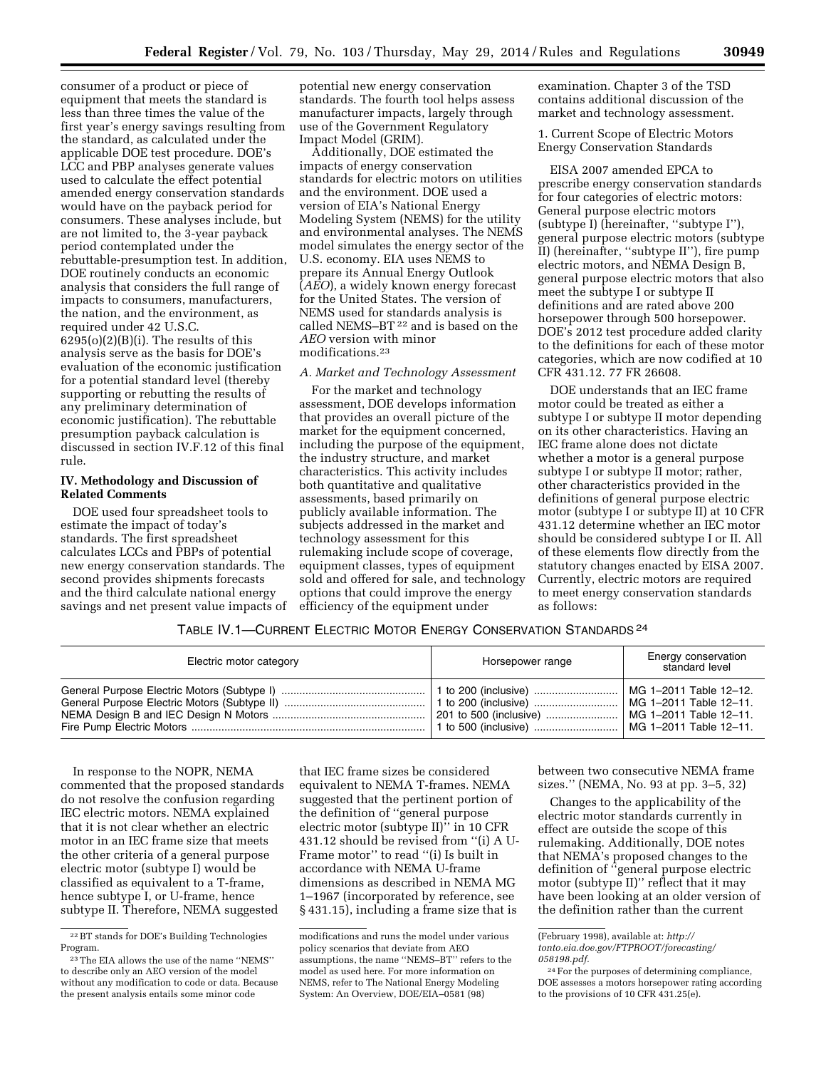consumer of a product or piece of equipment that meets the standard is less than three times the value of the first year's energy savings resulting from the standard, as calculated under the applicable DOE test procedure. DOE's LCC and PBP analyses generate values used to calculate the effect potential amended energy conservation standards would have on the payback period for consumers. These analyses include, but are not limited to, the 3-year payback period contemplated under the rebuttable-presumption test. In addition, DOE routinely conducts an economic analysis that considers the full range of impacts to consumers, manufacturers, the nation, and the environment, as required under 42 U.S.C. 6295(o)(2)(B)(i). The results of this analysis serve as the basis for DOE's evaluation of the economic justification for a potential standard level (thereby supporting or rebutting the results of any preliminary determination of economic justification). The rebuttable presumption payback calculation is discussed in section IV.F.12 of this final rule.

## IV. Methodology and Discussion of Related Comments

DOE used four spreadsheet tools to estimate the impact of today's standards. The first spreadsheet calculates LCCs and PBPs of potential new energy conservation standards. The second provides shipments forecasts and the third calculate national energy savings and net present value impacts of potential new energy conservation standards. The fourth tool helps assess manufacturer impacts, largely through use of the Government Regulatory Impact Model (GRIM).

Additionally, DOE estimated the impacts of energy conservation standards for electric motors on utilities and the environment. DOE used a version of EIA's National Energy Modeling System (NEMS) for the utility and environmental analyses. The NEMS model simulates the energy sector of the U.S. economy. EIA uses NEMS to prepare its Annual Energy Outlook (*AEO*), a widely known energy forecast for the United States. The version of NEMS used for standards analysis is called NEMS–BT [22] and is based on the *AEO* version with minor modifications.[23]

### *A. Market and Technology Assessment*

For the market and technology assessment, DOE develops information that provides an overall picture of the market for the equipment concerned, including the purpose of the equipment, the industry structure, and market characteristics. This activity includes both quantitative and qualitative assessments, based primarily on publicly available information. The subjects addressed in the market and technology assessment for this rulemaking include scope of coverage, equipment classes, types of equipment sold and offered for sale, and technology options that could improve the energy efficiency of the equipment under examination. Chapter 3 of the TSD contains additional discussion of the market and technology assessment.

#### 1. Current Scope of Electric Motors Energy Conservation Standards

EISA 2007 amended EPCA to prescribe energy conservation standards for four categories of electric motors: General purpose electric motors (subtype I) (hereinafter, ''subtype I''), general purpose electric motors (subtype II) (hereinafter, ''subtype II''), fire pump electric motors, and NEMA Design B, general purpose electric motors that also meet the subtype I or subtype II definitions and are rated above 200 horsepower through 500 horsepower. DOE's 2012 test procedure added clarity to the definitions for each of these motor categories, which are now codified at 10 CFR 431.12. 77 FR 26608.

DOE understands that an IEC frame motor could be treated as either a subtype I or subtype II motor depending on its other characteristics. Having an IEC frame alone does not dictate whether a motor is a general purpose subtype I or subtype II motor; rather, other characteristics provided in the definitions of general purpose electric motor (subtype I or subtype II) at 10 CFR 431.12 determine whether an IEC motor should be considered subtype I or II. All of these elements flow directly from the statutory changes enacted by EISA 2007. Currently, electric motors are required to meet energy conservation standards as follows:

TABLE IV.1—CURRENT ELECTRIC MOTOR ENERGY CONSERVATION STANDARDS [24]

| Electric motor category | Horsepower range | Energy conservation standard level |
| --- | --- | --- |
| General Purpose Electric Motors (Subtype I) | 1 to 200 (inclusive) | MG 1–2011 Table 12–12. |
| General Purpose Electric Motors (Subtype II) | 1 to 200 (inclusive) | MG 1–2011 Table 12–11. |
| NEMA Design B and IEC Design N Motors | 201 to 500 (inclusive) | MG 1–2011 Table 12–11. |
| Fire Pump Electric Motors | 1 to 500 (inclusive) | MG 1–2011 Table 12–11. |

In response to the NOPR, NEMA commented that the proposed standards do not resolve the confusion regarding IEC electric motors. NEMA explained that it is not clear whether an electric motor in an IEC frame size that meets the other criteria of a general purpose electric motor (subtype I) would be classified as equivalent to a T-frame, hence subtype I, or U-frame, hence subtype II. Therefore, NEMA suggested that IEC frame sizes be considered equivalent to NEMA T-frames. NEMA suggested that the pertinent portion of the definition of ''general purpose electric motor (subtype II)'' in 10 CFR 431.12 should be revised from ''(i) A U-Frame motor'' to read ''(i) Is built in accordance with NEMA U-frame dimensions as described in NEMA MG 1–1967 (incorporated by reference, see § 431.15), including a frame size that is between two consecutive NEMA frame sizes.'' (NEMA, No. 93 at pp. 3–5, 32)

Changes to the applicability of the electric motor standards currently in effect are outside the scope of this rulemaking. Additionally, DOE notes that NEMA's proposed changes to the definition of ''general purpose electric motor (subtype II)'' reflect that it may have been looking at an older version of the definition rather than the current

[22] BT stands for DOE's Building Technologies Program.

[23] The EIA allows the use of the name ''NEMS'' to describe only an AEO version of the model without any modification to code or data. Because the present analysis entails some minor code modifications and runs the model under various policy scenarios that deviate from AEO assumptions, the name ''NEMS–BT'' refers to the model as used here. For more information on NEMS, refer to The National Energy Modeling System: An Overview, DOE/EIA–0581 (98) (February 1998), available at: *http://tonto.eia.doe.gov/FTPROOT/forecasting/058198.pdf*.

[24] For the purposes of determining compliance, DOE assesses a motors horsepower rating according to the provisions of 10 CFR 431.25(e).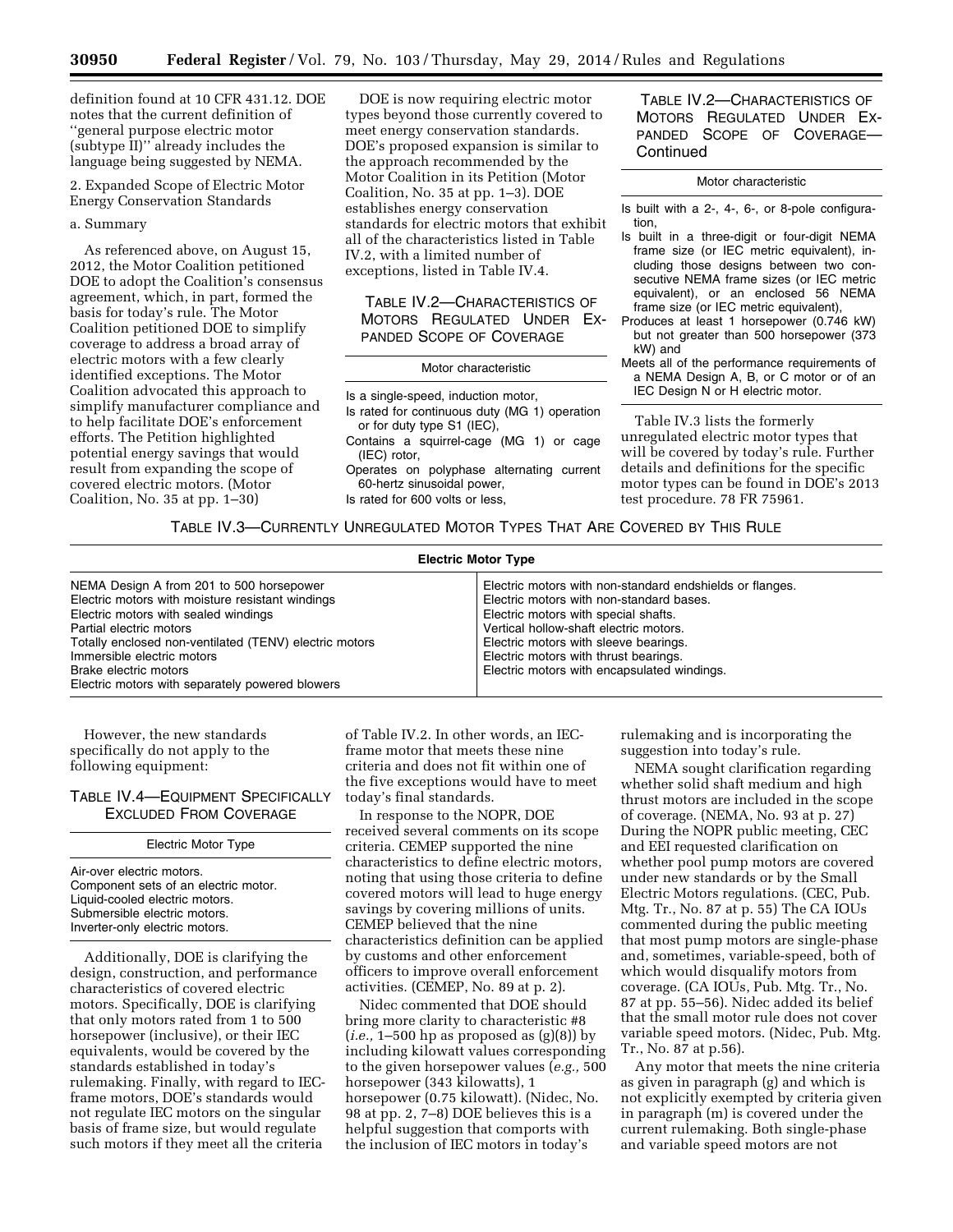definition found at 10 CFR 431.12. DOE notes that the current definition of ''general purpose electric motor (subtype II)'' already includes the language being suggested by NEMA.

2. Expanded Scope of Electric Motor Energy Conservation Standards

a. Summary

As referenced above, on August 15, 2012, the Motor Coalition petitioned DOE to adopt the Coalition's consensus agreement, which, in part, formed the basis for today's rule. The Motor Coalition petitioned DOE to simplify coverage to address a broad array of electric motors with a few clearly identified exceptions. The Motor Coalition advocated this approach to simplify manufacturer compliance and to help facilitate DOE's enforcement efforts. The Petition highlighted potential energy savings that would result from expanding the scope of covered electric motors. (Motor Coalition, No. 35 at pp. 1–30)

DOE is now requiring electric motor types beyond those currently covered to meet energy conservation standards. DOE's proposed expansion is similar to the approach recommended by the Motor Coalition in its Petition (Motor Coalition, No. 35 at pp. 1–3). DOE establishes energy conservation standards for electric motors that exhibit all of the characteristics listed in Table IV.2, with a limited number of exceptions, listed in Table IV.4.

TABLE IV.2—CHARACTERISTICS OF MOTORS REGULATED UNDER EXPANDED SCOPE OF COVERAGE

| Motor characteristic |
|---|
| Is a single-speed, induction motor, |
| Is rated for continuous duty (MG 1) operation or for duty type S1 (IEC), |
| Contains a squirrel-cage (MG 1) or cage (IEC) rotor, |
| Operates on polyphase alternating current 60-hertz sinusoidal power, |
| Is rated for 600 volts or less, |
| Is built with a 2-, 4-, 6-, or 8-pole configuration, |
| Is built in a three-digit or four-digit NEMA frame size (or IEC metric equivalent), including those designs between two consecutive NEMA frame sizes (or IEC metric equivalent), or an enclosed 56 NEMA frame size (or IEC metric equivalent), |
| Produces at least 1 horsepower (0.746 kW) but not greater than 500 horsepower (373 kW) and |
| Meets all of the performance requirements of a NEMA Design A, B, or C motor or of an IEC Design N or H electric motor. |

Table IV.3 lists the formerly unregulated electric motor types that will be covered by today's rule. Further details and definitions for the specific motor types can be found in DOE's 2013 test procedure. 78 FR 75961.

TABLE IV.3—CURRENTLY UNREGULATED MOTOR TYPES THAT ARE COVERED BY THIS RULE

| Electric Motor Type | |
|---|---|
| NEMA Design A from 201 to 500 horsepower | Electric motors with non-standard endshields or flanges. |
| Electric motors with moisture resistant windings | Electric motors with non-standard bases. |
| Electric motors with sealed windings | Electric motors with special shafts. |
| Partial electric motors | Vertical hollow-shaft electric motors. |
| Totally enclosed non-ventilated (TENV) electric motors | Electric motors with sleeve bearings. |
| Immersible electric motors | Electric motors with thrust bearings. |
| Brake electric motors | Electric motors with encapsulated windings. |
| Electric motors with separately powered blowers | |

However, the new standards specifically do not apply to the following equipment:

TABLE IV.4—EQUIPMENT SPECIFICALLY EXCLUDED FROM COVERAGE

| Electric Motor Type |
|---|
| Air-over electric motors. |
| Component sets of an electric motor. |
| Liquid-cooled electric motors. |
| Submersible electric motors. |
| Inverter-only electric motors. |

Additionally, DOE is clarifying the design, construction, and performance characteristics of covered electric motors. Specifically, DOE is clarifying that only motors rated from 1 to 500 horsepower (inclusive), or their IEC equivalents, would be covered by the standards established in today's rulemaking. Finally, with regard to IEC-frame motors, DOE's standards would not regulate IEC motors on the singular basis of frame size, but would regulate such motors if they meet all the criteria of Table IV.2. In other words, an IEC-frame motor that meets these nine criteria and does not fit within one of the five exceptions would have to meet today's final standards.

In response to the NOPR, DOE received several comments on its scope criteria. CEMEP supported the nine characteristics to define electric motors, noting that using those criteria to define covered motors will lead to huge energy savings by covering millions of units. CEMEP believed that the nine characteristics definition can be applied by customs and other enforcement officers to improve overall enforcement activities. (CEMEP, No. 89 at p. 2).

Nidec commented that DOE should bring more clarity to characteristic #8 (*i.e.,* 1–500 hp as proposed as (g)(8)) by including kilowatt values corresponding to the given horsepower values (*e.g.,* 500 horsepower (343 kilowatts), 1 horsepower (0.75 kilowatt). (Nidec, No. 98 at pp. 2, 7–8) DOE believes this is a helpful suggestion that comports with the inclusion of IEC motors in today's rulemaking and is incorporating the suggestion into today's rule.

NEMA sought clarification regarding whether solid shaft medium and high thrust motors are included in the scope of coverage. (NEMA, No. 93 at p. 27) During the NOPR public meeting, CEC and EEI requested clarification on whether pool pump motors are covered under new standards or by the Small Electric Motors regulations. (CEC, Pub. Mtg. Tr., No. 87 at p. 55) The CA IOUs commented during the public meeting that most pump motors are single-phase and, sometimes, variable-speed, both of which would disqualify motors from coverage. (CA IOUs, Pub. Mtg. Tr., No. 87 at pp. 55–56). Nidec added its belief that the small motor rule does not cover variable speed motors. (Nidec, Pub. Mtg. Tr., No. 87 at p.56).

Any motor that meets the nine criteria as given in paragraph (g) and which is not explicitly exempted by criteria given in paragraph (m) is covered under the current rulemaking. Both single-phase and variable speed motors are not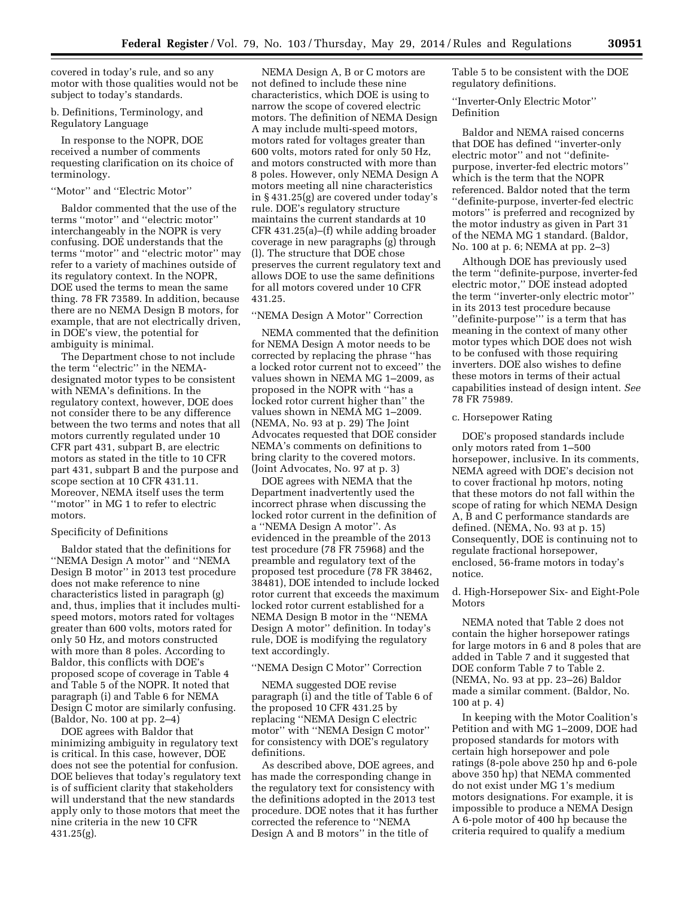covered in today's rule, and so any motor with those qualities would not be subject to today's standards.

b. Definitions, Terminology, and Regulatory Language

In response to the NOPR, DOE received a number of comments requesting clarification on its choice of terminology.

''Motor'' and ''Electric Motor''

Baldor commented that the use of the terms ''motor'' and ''electric motor'' interchangeably in the NOPR is very confusing. DOE understands that the terms ''motor'' and ''electric motor'' may refer to a variety of machines outside of its regulatory context. In the NOPR, DOE used the terms to mean the same thing. 78 FR 73589. In addition, because there are no NEMA Design B motors, for example, that are not electrically driven, in DOE's view, the potential for ambiguity is minimal.

The Department chose to not include the term ''electric'' in the NEMA-designated motor types to be consistent with NEMA's definitions. In the regulatory context, however, DOE does not consider there to be any difference between the two terms and notes that all motors currently regulated under 10 CFR part 431, subpart B, are electric motors as stated in the title to 10 CFR part 431, subpart B and the purpose and scope section at 10 CFR 431.11. Moreover, NEMA itself uses the term ''motor'' in MG 1 to refer to electric motors.

Specificity of Definitions

Baldor stated that the definitions for ''NEMA Design A motor'' and ''NEMA Design B motor'' in 2013 test procedure does not make reference to nine characteristics listed in paragraph (g) and, thus, implies that it includes multi-speed motors, motors rated for voltages greater than 600 volts, motors rated for only 50 Hz, and motors constructed with more than 8 poles. According to Baldor, this conflicts with DOE's proposed scope of coverage in Table 4 and Table 5 of the NOPR. It noted that paragraph (i) and Table 6 for NEMA Design C motor are similarly confusing. (Baldor, No. 100 at pp. 2–4)

DOE agrees with Baldor that minimizing ambiguity in regulatory text is critical. In this case, however, DOE does not see the potential for confusion. DOE believes that today's regulatory text is of sufficient clarity that stakeholders will understand that the new standards apply only to those motors that meet the nine criteria in the new 10 CFR 431.25(g).

NEMA Design A, B or C motors are not defined to include these nine characteristics, which DOE is using to narrow the scope of covered electric motors. The definition of NEMA Design A may include multi-speed motors, motors rated for voltages greater than 600 volts, motors rated for only 50 Hz, and motors constructed with more than 8 poles. However, only NEMA Design A motors meeting all nine characteristics in § 431.25(g) are covered under today's rule. DOE's regulatory structure maintains the current standards at 10 CFR 431.25(a)–(f) while adding broader coverage in new paragraphs (g) through (l). The structure that DOE chose preserves the current regulatory text and allows DOE to use the same definitions for all motors covered under 10 CFR 431.25.

''NEMA Design A Motor'' Correction

NEMA commented that the definition for NEMA Design A motor needs to be corrected by replacing the phrase ''has a locked rotor current not to exceed'' the values shown in NEMA MG 1–2009, as proposed in the NOPR with ''has a locked rotor current higher than'' the values shown in NEMA MG 1–2009. (NEMA, No. 93 at p. 29) The Joint Advocates requested that DOE consider NEMA's comments on definitions to bring clarity to the covered motors. (Joint Advocates, No. 97 at p. 3)

DOE agrees with NEMA that the Department inadvertently used the incorrect phrase when discussing the locked rotor current in the definition of a ''NEMA Design A motor''. As evidenced in the preamble of the 2013 test procedure (78 FR 75968) and the preamble and regulatory text of the proposed test procedure (78 FR 38462, 38481), DOE intended to include locked rotor current that exceeds the maximum locked rotor current established for a NEMA Design B motor in the ''NEMA Design A motor'' definition. In today's rule, DOE is modifying the regulatory text accordingly.

''NEMA Design C Motor'' Correction

NEMA suggested DOE revise paragraph (i) and the title of Table 6 of the proposed 10 CFR 431.25 by replacing ''NEMA Design C electric motor'' with ''NEMA Design C motor'' for consistency with DOE's regulatory definitions.

As described above, DOE agrees, and has made the corresponding change in the regulatory text for consistency with the definitions adopted in the 2013 test procedure. DOE notes that it has further corrected the reference to ''NEMA Design A and B motors'' in the title of Table 5 to be consistent with the DOE regulatory definitions.

''Inverter-Only Electric Motor'' Definition

Baldor and NEMA raised concerns that DOE has defined ''inverter-only electric motor'' and not ''definite-purpose, inverter-fed electric motors'' which is the term that the NOPR referenced. Baldor noted that the term ''definite-purpose, inverter-fed electric motors'' is preferred and recognized by the motor industry as given in Part 31 of the NEMA MG 1 standard. (Baldor, No. 100 at p. 6; NEMA at pp. 2–3)

Although DOE has previously used the term ''definite-purpose, inverter-fed electric motor,'' DOE instead adopted the term ''inverter-only electric motor'' in its 2013 test procedure because ''definite-purpose''' is a term that has meaning in the context of many other motor types which DOE does not wish to be confused with those requiring inverters. DOE also wishes to define these motors in terms of their actual capabilities instead of design intent. *See* 78 FR 75989.

c. Horsepower Rating

DOE's proposed standards include only motors rated from 1–500 horsepower, inclusive. In its comments, NEMA agreed with DOE's decision not to cover fractional hp motors, noting that these motors do not fall within the scope of rating for which NEMA Design A, B and C performance standards are defined. (NEMA, No. 93 at p. 15) Consequently, DOE is continuing not to regulate fractional horsepower, enclosed, 56-frame motors in today's notice.

d. High-Horsepower Six- and Eight-Pole Motors

NEMA noted that Table 2 does not contain the higher horsepower ratings for large motors in 6 and 8 poles that are added in Table 7 and it suggested that DOE conform Table 7 to Table 2. (NEMA, No. 93 at pp. 23–26) Baldor made a similar comment. (Baldor, No. 100 at p. 4)

In keeping with the Motor Coalition's Petition and with MG 1–2009, DOE had proposed standards for motors with certain high horsepower and pole ratings (8-pole above 250 hp and 6-pole above 350 hp) that NEMA commented do not exist under MG 1's medium motors designations. For example, it is impossible to produce a NEMA Design A 6-pole motor of 400 hp because the criteria required to qualify a medium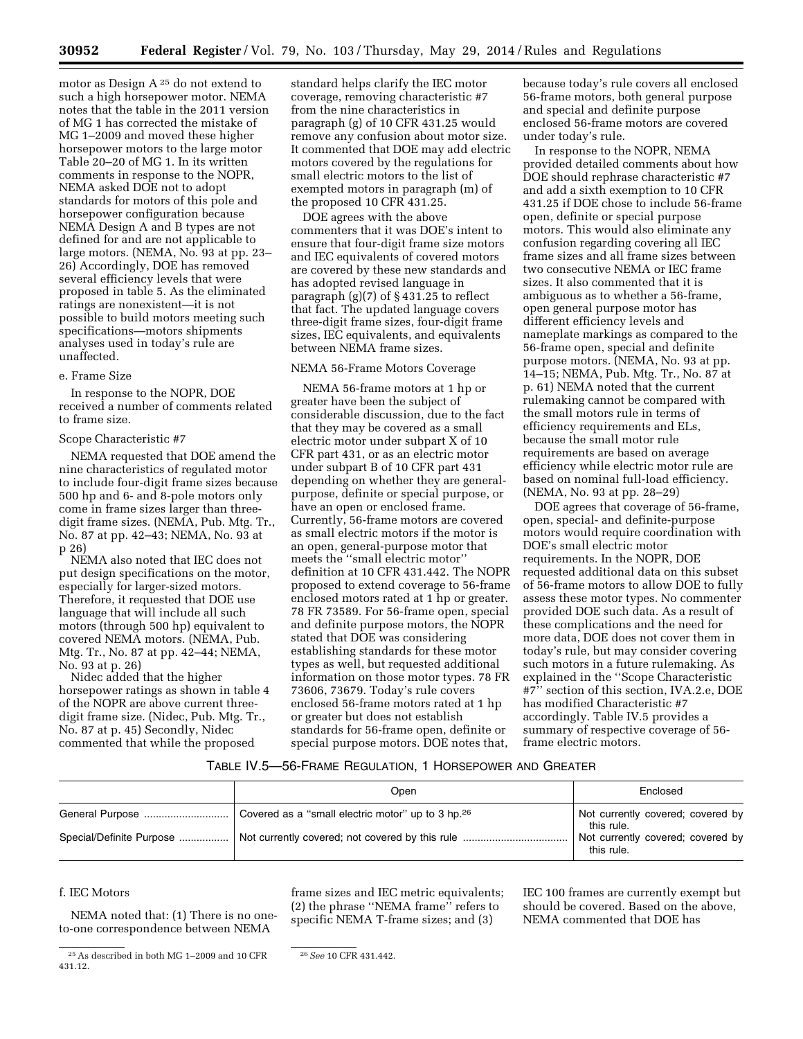motor as Design A [25] do not extend to such a high horsepower motor. NEMA notes that the table in the 2011 version of MG 1 has corrected the mistake of MG 1–2009 and moved these higher horsepower motors to the large motor Table 20–20 of MG 1. In its written comments in response to the NOPR, NEMA asked DOE not to adopt standards for motors of this pole and horsepower configuration because NEMA Design A and B types are not defined for and are not applicable to large motors. (NEMA, No. 93 at pp. 23–26) Accordingly, DOE has removed several efficiency levels that were proposed in table 5. As the eliminated ratings are nonexistent—it is not possible to build motors meeting such specifications—motors shipments analyses used in today's rule are unaffected.

e. Frame Size

In response to the NOPR, DOE received a number of comments related to frame size.

Scope Characteristic #7

NEMA requested that DOE amend the nine characteristics of regulated motor to include four-digit frame sizes because 500 hp and 6- and 8-pole motors only come in frame sizes larger than three-digit frame sizes. (NEMA, Pub. Mtg. Tr., No. 87 at pp. 42–43; NEMA, No. 93 at p 26)

NEMA also noted that IEC does not put design specifications on the motor, especially for larger-sized motors. Therefore, it requested that DOE use language that will include all such motors (through 500 hp) equivalent to covered NEMA motors. (NEMA, Pub. Mtg. Tr., No. 87 at pp. 42–44; NEMA, No. 93 at p. 26)

Nidec added that the higher horsepower ratings as shown in table 4 of the NOPR are above current three-digit frame size. (Nidec, Pub. Mtg. Tr., No. 87 at p. 45) Secondly, Nidec commented that while the proposed standard helps clarify the IEC motor coverage, removing characteristic #7 from the nine characteristics in paragraph (g) of 10 CFR 431.25 would remove any confusion about motor size. It commented that DOE may add electric motors covered by the regulations for small electric motors to the list of exempted motors in paragraph (m) of the proposed 10 CFR 431.25.

DOE agrees with the above commenters that it was DOE's intent to ensure that four-digit frame size motors and IEC equivalents of covered motors are covered by these new standards and has adopted revised language in paragraph (g)(7) of § 431.25 to reflect that fact. The updated language covers three-digit frame sizes, four-digit frame sizes, IEC equivalents, and equivalents between NEMA frame sizes.

NEMA 56-Frame Motors Coverage

NEMA 56-frame motors at 1 hp or greater have been the subject of considerable discussion, due to the fact that they may be covered as a small electric motor under subpart X of 10 CFR part 431, or as an electric motor under subpart B of 10 CFR part 431 depending on whether they are general-purpose, definite or special purpose, or have an open or enclosed frame. Currently, 56-frame motors are covered as small electric motors if the motor is an open, general-purpose motor that meets the "small electric motor" definition at 10 CFR 431.442. The NOPR proposed to extend coverage to 56-frame enclosed motors rated at 1 hp or greater. 78 FR 73589. For 56-frame open, special and definite purpose motors, the NOPR stated that DOE was considering establishing standards for these motor types as well, but requested additional information on those motor types. 78 FR 73606, 73679. Today's rule covers enclosed 56-frame motors rated at 1 hp or greater but does not establish standards for 56-frame open, definite or special purpose motors. DOE notes that, because today's rule covers all enclosed 56-frame motors, both general purpose and special and definite purpose enclosed 56-frame motors are covered under today's rule.

In response to the NOPR, NEMA provided detailed comments about how DOE should rephrase characteristic #7 and add a sixth exemption to 10 CFR 431.25 if DOE chose to include 56-frame open, definite or special purpose motors. This would also eliminate any confusion regarding covering all IEC frame sizes and all frame sizes between two consecutive NEMA or IEC frame sizes. It also commented that it is ambiguous as to whether a 56-frame, open general purpose motor has different efficiency levels and nameplate markings as compared to the 56-frame open, special and definite purpose motors. (NEMA, No. 93 at pp. 14–15; NEMA, Pub. Mtg. Tr., No. 87 at p. 61) NEMA noted that the current rulemaking cannot be compared with the small motors rule in terms of efficiency requirements and ELs, because the small motor rule requirements are based on average efficiency while electric motor rule are based on nominal full-load efficiency. (NEMA, No. 93 at pp. 28–29)

DOE agrees that coverage of 56-frame, open, special- and definite-purpose motors would require coordination with DOE's small electric motor requirements. In the NOPR, DOE requested additional data on this subset of 56-frame motors to allow DOE to fully assess these motor types. No commenter provided DOE such data. As a result of these complications and the need for more data, DOE does not cover them in today's rule, but may consider covering such motors in a future rulemaking. As explained in the "Scope Characteristic #7" section of this section, IVA.2.e, DOE has modified Characteristic #7 accordingly. Table IV.5 provides a summary of respective coverage of 56-frame electric motors.

TABLE IV.5—56-FRAME REGULATION, 1 HORSEPOWER AND GREATER

| | Open | Enclosed |
|---|---|---|
| General Purpose | Covered as a "small electric motor" up to 3 hp.[26] | Not currently covered; covered by this rule. |
| Special/Definite Purpose | Not currently covered; not covered by this rule | Not currently covered; covered by this rule. |

f. IEC Motors

NEMA noted that: (1) There is no one-to-one correspondence between NEMA frame sizes and IEC metric equivalents; (2) the phrase "NEMA frame" refers to specific NEMA T-frame sizes; and (3) IEC 100 frames are currently exempt but should be covered. Based on the above, NEMA commented that DOE has

[25] As described in both MG 1–2009 and 10 CFR 431.12.

[26] *See* 10 CFR 431.442.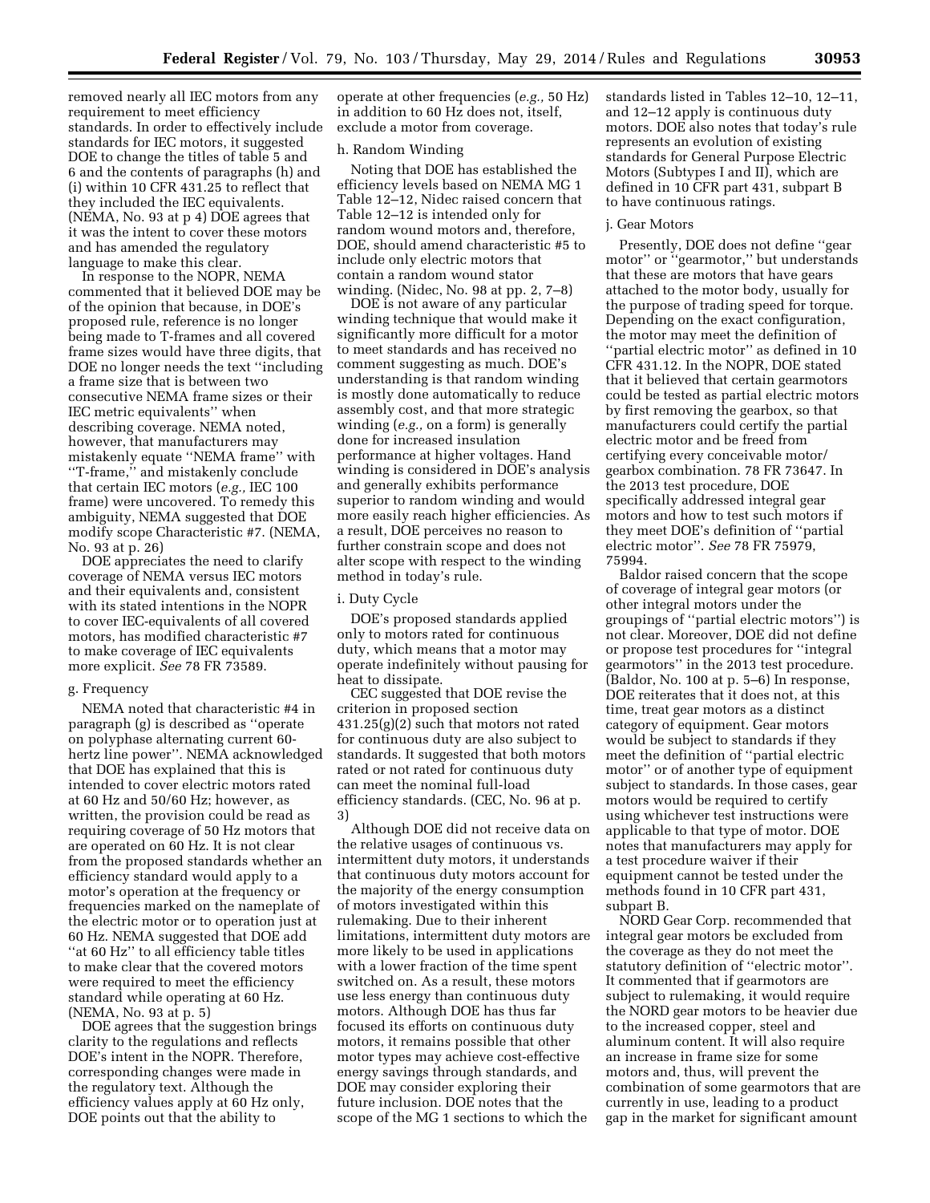removed nearly all IEC motors from any requirement to meet efficiency standards. In order to effectively include standards for IEC motors, it suggested DOE to change the titles of table 5 and 6 and the contents of paragraphs (h) and (i) within 10 CFR 431.25 to reflect that they included the IEC equivalents. (NEMA, No. 93 at p 4) DOE agrees that it was the intent to cover these motors and has amended the regulatory language to make this clear.

In response to the NOPR, NEMA commented that it believed DOE may be of the opinion that because, in DOE's proposed rule, reference is no longer being made to T-frames and all covered frame sizes would have three digits, that DOE no longer needs the text ''including a frame size that is between two consecutive NEMA frame sizes or their IEC metric equivalents'' when describing coverage. NEMA noted, however, that manufacturers may mistakenly equate ''NEMA frame'' with ''T-frame,'' and mistakenly conclude that certain IEC motors (*e.g.,* IEC 100 frame) were uncovered. To remedy this ambiguity, NEMA suggested that DOE modify scope Characteristic #7. (NEMA, No. 93 at p. 26)

DOE appreciates the need to clarify coverage of NEMA versus IEC motors and their equivalents and, consistent with its stated intentions in the NOPR to cover IEC-equivalents of all covered motors, has modified characteristic #7 to make coverage of IEC equivalents more explicit. *See* 78 FR 73589.

g. Frequency

NEMA noted that characteristic #4 in paragraph (g) is described as ''operate on polyphase alternating current 60-hertz line power''. NEMA acknowledged that DOE has explained that this is intended to cover electric motors rated at 60 Hz and 50/60 Hz; however, as written, the provision could be read as requiring coverage of 50 Hz motors that are operated on 60 Hz. It is not clear from the proposed standards whether an efficiency standard would apply to a motor's operation at the frequency or frequencies marked on the nameplate of the electric motor or to operation just at 60 Hz. NEMA suggested that DOE add ''at 60 Hz'' to all efficiency table titles to make clear that the covered motors were required to meet the efficiency standard while operating at 60 Hz. (NEMA, No. 93 at p. 5)

DOE agrees that the suggestion brings clarity to the regulations and reflects DOE's intent in the NOPR. Therefore, corresponding changes were made in the regulatory text. Although the efficiency values apply at 60 Hz only, DOE points out that the ability to operate at other frequencies (*e.g.,* 50 Hz) in addition to 60 Hz does not, itself, exclude a motor from coverage.

h. Random Winding

Noting that DOE has established the efficiency levels based on NEMA MG 1 Table 12–12, Nidec raised concern that Table 12–12 is intended only for random wound motors and, therefore, DOE, should amend characteristic #5 to include only electric motors that contain a random wound stator winding. (Nidec, No. 98 at pp. 2, 7–8)

DOE is not aware of any particular winding technique that would make it significantly more difficult for a motor to meet standards and has received no comment suggesting as much. DOE's understanding is that random winding is mostly done automatically to reduce assembly cost, and that more strategic winding (*e.g.,* on a form) is generally done for increased insulation performance at higher voltages. Hand winding is considered in DOE's analysis and generally exhibits performance superior to random winding and would more easily reach higher efficiencies. As a result, DOE perceives no reason to further constrain scope and does not alter scope with respect to the winding method in today's rule.

i. Duty Cycle

DOE's proposed standards applied only to motors rated for continuous duty, which means that a motor may operate indefinitely without pausing for heat to dissipate.

CEC suggested that DOE revise the criterion in proposed section 431.25(g)(2) such that motors not rated for continuous duty are also subject to standards. It suggested that both motors rated or not rated for continuous duty can meet the nominal full-load efficiency standards. (CEC, No. 96 at p. 3)

Although DOE did not receive data on the relative usages of continuous vs. intermittent duty motors, it understands that continuous duty motors account for the majority of the energy consumption of motors investigated within this rulemaking. Due to their inherent limitations, intermittent duty motors are more likely to be used in applications with a lower fraction of the time spent switched on. As a result, these motors use less energy than continuous duty motors. Although DOE has thus far focused its efforts on continuous duty motors, it remains possible that other motor types may achieve cost-effective energy savings through standards, and DOE may consider exploring their future inclusion. DOE notes that the scope of the MG 1 sections to which the standards listed in Tables 12–10, 12–11, and 12–12 apply is continuous duty motors. DOE also notes that today's rule represents an evolution of existing standards for General Purpose Electric Motors (Subtypes I and II), which are defined in 10 CFR part 431, subpart B to have continuous ratings.

j. Gear Motors

Presently, DOE does not define ''gear motor'' or ''gearmotor,'' but understands that these are motors that have gears attached to the motor body, usually for the purpose of trading speed for torque. Depending on the exact configuration, the motor may meet the definition of ''partial electric motor'' as defined in 10 CFR 431.12. In the NOPR, DOE stated that it believed that certain gearmotors could be tested as partial electric motors by first removing the gearbox, so that manufacturers could certify the partial electric motor and be freed from certifying every conceivable motor/gearbox combination. 78 FR 73647. In the 2013 test procedure, DOE specifically addressed integral gear motors and how to test such motors if they meet DOE's definition of ''partial electric motor''. *See* 78 FR 75979, 75994.

Baldor raised concern that the scope of coverage of integral gear motors (or other integral motors under the groupings of ''partial electric motors'') is not clear. Moreover, DOE did not define or propose test procedures for ''integral gearmotors'' in the 2013 test procedure. (Baldor, No. 100 at p. 5–6) In response, DOE reiterates that it does not, at this time, treat gear motors as a distinct category of equipment. Gear motors would be subject to standards if they meet the definition of ''partial electric motor'' or of another type of equipment subject to standards. In those cases, gear motors would be required to certify using whichever test instructions were applicable to that type of motor. DOE notes that manufacturers may apply for a test procedure waiver if their equipment cannot be tested under the methods found in 10 CFR part 431, subpart B.

NORD Gear Corp. recommended that integral gear motors be excluded from the coverage as they do not meet the statutory definition of ''electric motor''. It commented that if gearmotors are subject to rulemaking, it would require the NORD gear motors to be heavier due to the increased copper, steel and aluminum content. It will also require an increase in frame size for some motors and, thus, will prevent the combination of some gearmotors that are currently in use, leading to a product gap in the market for significant amount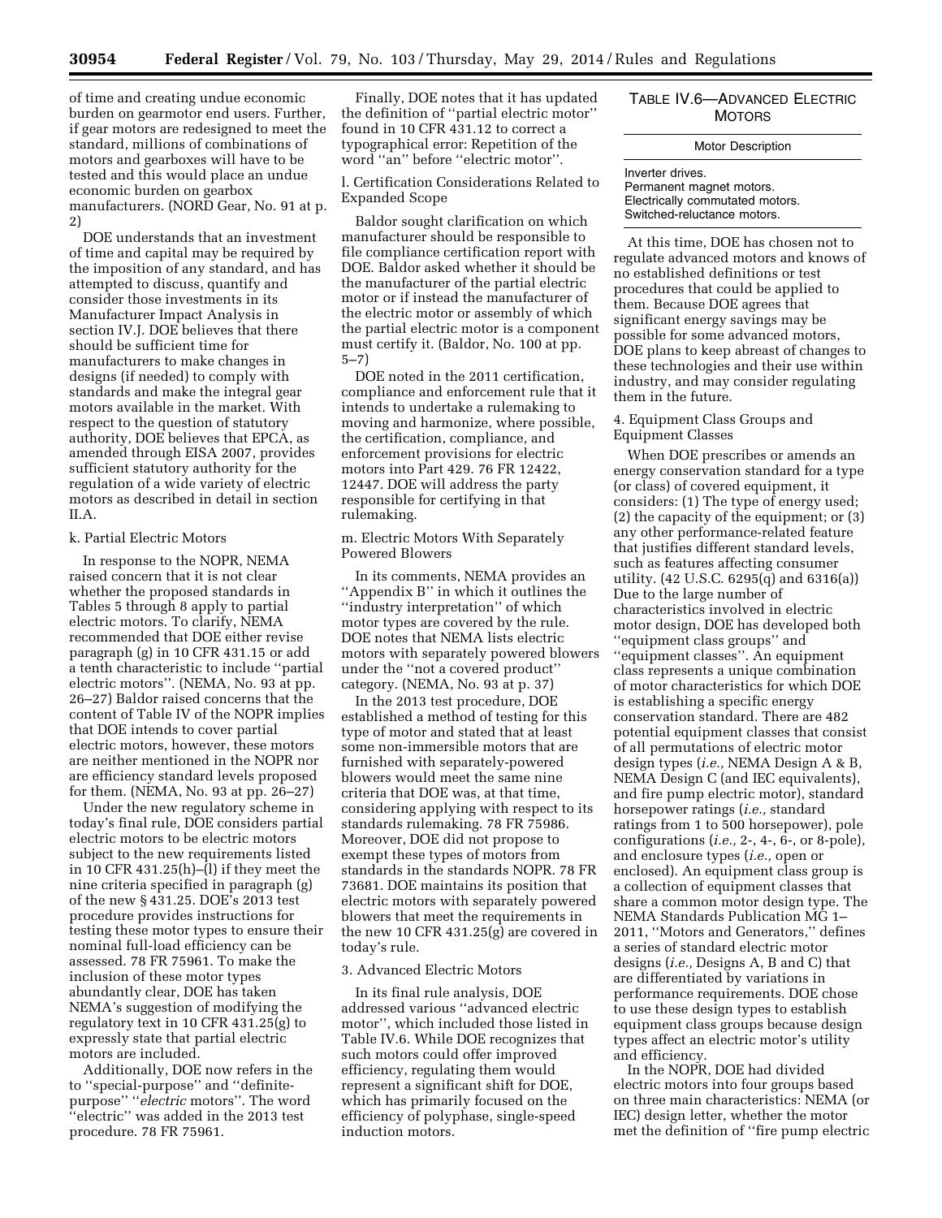of time and creating undue economic burden on gearmotor end users. Further, if gear motors are redesigned to meet the standard, millions of combinations of motors and gearboxes will have to be tested and this would place an undue economic burden on gearbox manufacturers. (NORD Gear, No. 91 at p. 2)

DOE understands that an investment of time and capital may be required by the imposition of any standard, and has attempted to discuss, quantify and consider those investments in its Manufacturer Impact Analysis in section IV.J. DOE believes that there should be sufficient time for manufacturers to make changes in designs (if needed) to comply with standards and make the integral gear motors available in the market. With respect to the question of statutory authority, DOE believes that EPCA, as amended through EISA 2007, provides sufficient statutory authority for the regulation of a wide variety of electric motors as described in detail in section II.A.

k. Partial Electric Motors

In response to the NOPR, NEMA raised concern that it is not clear whether the proposed standards in Tables 5 through 8 apply to partial electric motors. To clarify, NEMA recommended that DOE either revise paragraph (g) in 10 CFR 431.15 or add a tenth characteristic to include ''partial electric motors''. (NEMA, No. 93 at pp. 26–27) Baldor raised concerns that the content of Table IV of the NOPR implies that DOE intends to cover partial electric motors, however, these motors are neither mentioned in the NOPR nor are efficiency standard levels proposed for them. (NEMA, No. 93 at pp. 26–27)

Under the new regulatory scheme in today's final rule, DOE considers partial electric motors to be electric motors subject to the new requirements listed in 10 CFR 431.25(h)–(l) if they meet the nine criteria specified in paragraph (g) of the new § 431.25. DOE's 2013 test procedure provides instructions for testing these motor types to ensure their nominal full-load efficiency can be assessed. 78 FR 75961. To make the inclusion of these motor types abundantly clear, DOE has taken NEMA's suggestion of modifying the regulatory text in 10 CFR 431.25(g) to expressly state that partial electric motors are included.

Additionally, DOE now refers in the to ''special-purpose'' and ''definite-purpose'' ''*electric* motors''. The word ''electric'' was added in the 2013 test procedure. 78 FR 75961.

Finally, DOE notes that it has updated the definition of ''partial electric motor'' found in 10 CFR 431.12 to correct a typographical error: Repetition of the word ''an'' before ''electric motor''.

l. Certification Considerations Related to Expanded Scope

Baldor sought clarification on which manufacturer should be responsible to file compliance certification report with DOE. Baldor asked whether it should be the manufacturer of the partial electric motor or if instead the manufacturer of the electric motor or assembly of which the partial electric motor is a component must certify it. (Baldor, No. 100 at pp. 5–7)

DOE noted in the 2011 certification, compliance and enforcement rule that it intends to undertake a rulemaking to moving and harmonize, where possible, the certification, compliance, and enforcement provisions for electric motors into Part 429. 76 FR 12422, 12447. DOE will address the party responsible for certifying in that rulemaking.

m. Electric Motors With Separately Powered Blowers

In its comments, NEMA provides an ''Appendix B'' in which it outlines the ''industry interpretation'' of which motor types are covered by the rule. DOE notes that NEMA lists electric motors with separately powered blowers under the ''not a covered product'' category. (NEMA, No. 93 at p. 37)

In the 2013 test procedure, DOE established a method of testing for this type of motor and stated that at least some non-immersible motors that are furnished with separately-powered blowers would meet the same nine criteria that DOE was, at that time, considering applying with respect to its standards rulemaking. 78 FR 75986. Moreover, DOE did not propose to exempt these types of motors from standards in the standards NOPR. 78 FR 73681. DOE maintains its position that electric motors with separately powered blowers that meet the requirements in the new 10 CFR 431.25(g) are covered in today's rule.

3. Advanced Electric Motors

In its final rule analysis, DOE addressed various ''advanced electric motor'', which included those listed in Table IV.6. While DOE recognizes that such motors could offer improved efficiency, regulating them would represent a significant shift for DOE, which has primarily focused on the efficiency of polyphase, single-speed induction motors.

TABLE IV.6—ADVANCED ELECTRIC MOTORS

| Motor Description |
|---|
| Inverter drives. |
| Permanent magnet motors. |
| Electrically commutated motors. |
| Switched-reluctance motors. |

At this time, DOE has chosen not to regulate advanced motors and knows of no established definitions or test procedures that could be applied to them. Because DOE agrees that significant energy savings may be possible for some advanced motors, DOE plans to keep abreast of changes to these technologies and their use within industry, and may consider regulating them in the future.

4. Equipment Class Groups and Equipment Classes

When DOE prescribes or amends an energy conservation standard for a type (or class) of covered equipment, it considers: (1) The type of energy used; (2) the capacity of the equipment; or (3) any other performance-related feature that justifies different standard levels, such as features affecting consumer utility. (42 U.S.C. 6295(q) and 6316(a)) Due to the large number of characteristics involved in electric motor design, DOE has developed both ''equipment class groups'' and ''equipment classes''. An equipment class represents a unique combination of motor characteristics for which DOE is establishing a specific energy conservation standard. There are 482 potential equipment classes that consist of all permutations of electric motor design types (*i.e.,* NEMA Design A & B, NEMA Design C (and IEC equivalents), and fire pump electric motor), standard horsepower ratings (*i.e.,* standard ratings from 1 to 500 horsepower), pole configurations (*i.e.,* 2-, 4-, 6-, or 8-pole), and enclosure types (*i.e.,* open or enclosed). An equipment class group is a collection of equipment classes that share a common motor design type. The NEMA Standards Publication MG 1–2011, ''Motors and Generators,'' defines a series of standard electric motor designs (*i.e.,* Designs A, B and C) that are differentiated by variations in performance requirements. DOE chose to use these design types to establish equipment class groups because design types affect an electric motor's utility and efficiency.

In the NOPR, DOE had divided electric motors into four groups based on three main characteristics: NEMA (or IEC) design letter, whether the motor met the definition of ''fire pump electric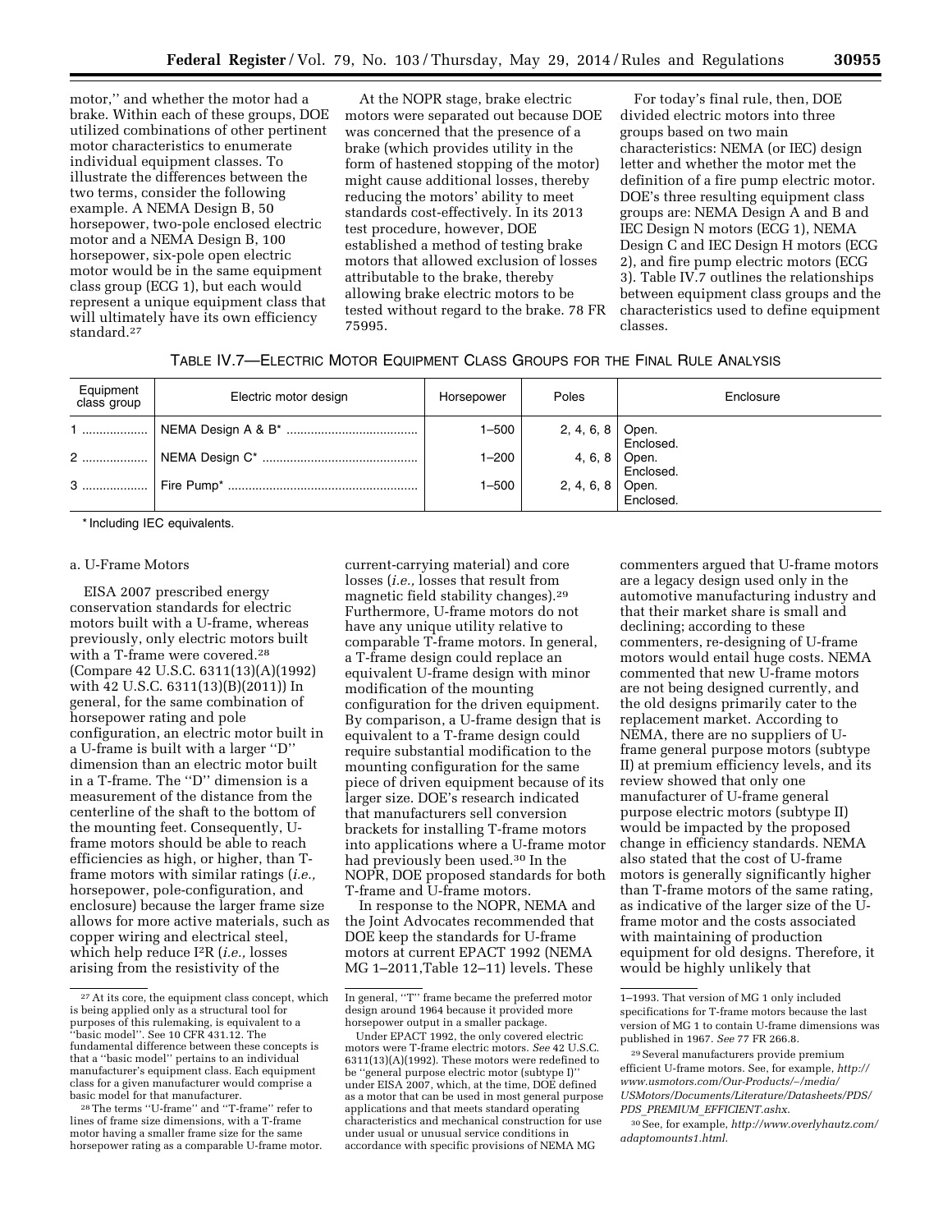motor,'' and whether the motor had a brake. Within each of these groups, DOE utilized combinations of other pertinent motor characteristics to enumerate individual equipment classes. To illustrate the differences between the two terms, consider the following example. A NEMA Design B, 50 horsepower, two-pole enclosed electric motor and a NEMA Design B, 100 horsepower, six-pole open electric motor would be in the same equipment class group (ECG 1), but each would represent a unique equipment class that will ultimately have its own efficiency standard.[27]

At the NOPR stage, brake electric motors were separated out because DOE was concerned that the presence of a brake (which provides utility in the form of hastened stopping of the motor) might cause additional losses, thereby reducing the motors' ability to meet standards cost-effectively. In its 2013 test procedure, however, DOE established a method of testing brake motors that allowed exclusion of losses attributable to the brake, thereby allowing brake electric motors to be tested without regard to the brake. 78 FR 75995.

For today's final rule, then, DOE divided electric motors into three groups based on two main characteristics: NEMA (or IEC) design letter and whether the motor met the definition of a fire pump electric motor. DOE's three resulting equipment class groups are: NEMA Design A and B and IEC Design N motors (ECG 1), NEMA Design C and IEC Design H motors (ECG 2), and fire pump electric motors (ECG 3). Table IV.7 outlines the relationships between equipment class groups and the characteristics used to define equipment classes.

TABLE IV.7—ELECTRIC MOTOR EQUIPMENT CLASS GROUPS FOR THE FINAL RULE ANALYSIS

| Equipment class group | Electric motor design | Horsepower | Poles | Enclosure |
|---|---|---|---|---|
| 1 | NEMA Design A & B* | 1–500 | 2, 4, 6, 8 | Open. Enclosed. |
| 2 | NEMA Design C* | 1–200 | 4, 6, 8 | Open. Enclosed. |
| 3 | Fire Pump* | 1–500 | 2, 4, 6, 8 | Open. Enclosed. |

\* Including IEC equivalents.

a. U-Frame Motors

EISA 2007 prescribed energy conservation standards for electric motors built with a U-frame, whereas previously, only electric motors built with a T-frame were covered.[28] (Compare 42 U.S.C. 6311(13)(A)(1992) with 42 U.S.C. 6311(13)(B)(2011)) In general, for the same combination of horsepower rating and pole configuration, an electric motor built in a U-frame is built with a larger ''D'' dimension than an electric motor built in a T-frame. The ''D'' dimension is a measurement of the distance from the centerline of the shaft to the bottom of the mounting feet. Consequently, U-frame motors should be able to reach efficiencies as high, or higher, than T-frame motors with similar ratings (*i.e.,* horsepower, pole-configuration, and enclosure) because the larger frame size allows for more active materials, such as copper wiring and electrical steel, which help reduce $I^2R$ (*i.e.,* losses arising from the resistivity of the current-carrying material) and core losses (*i.e.,* losses that result from magnetic field stability changes).[29] Furthermore, U-frame motors do not have any unique utility relative to comparable T-frame motors. In general, a T-frame design could replace an equivalent U-frame design with minor modification of the mounting configuration for the driven equipment. By comparison, a U-frame design that is equivalent to a T-frame design could require substantial modification to the mounting configuration for the same piece of driven equipment because of its larger size. DOE's research indicated that manufacturers sell conversion brackets for installing T-frame motors into applications where a U-frame motor had previously been used.[30] In the NOPR, DOE proposed standards for both T-frame and U-frame motors.

In response to the NOPR, NEMA and the Joint Advocates recommended that DOE keep the standards for U-frame motors at current EPACT 1992 (NEMA MG 1–2011,Table 12–11) levels. These commenters argued that U-frame motors are a legacy design used only in the automotive manufacturing industry and that their market share is small and declining; according to these commenters, re-designing of U-frame motors would entail huge costs. NEMA commented that new U-frame motors are not being designed currently, and the old designs primarily cater to the replacement market. According to NEMA, there are no suppliers of U-frame general purpose motors (subtype II) at premium efficiency levels, and its review showed that only one manufacturer of U-frame general purpose electric motors (subtype II) would be impacted by the proposed change in efficiency standards. NEMA also stated that the cost of U-frame motors is generally significantly higher than T-frame motors of the same rating, as indicative of the larger size of the U-frame motor and the costs associated with maintaining of production equipment for old designs. Therefore, it would be highly unlikely that

[27] At its core, the equipment class concept, which is being applied only as a structural tool for purposes of this rulemaking, is equivalent to a ''basic model''. See 10 CFR 431.12. The fundamental difference between these concepts is that a ''basic model'' pertains to an individual manufacturer's equipment class. Each equipment class for a given manufacturer would comprise a basic model for that manufacturer.

[28] The terms ''U-frame'' and ''T-frame'' refer to lines of frame size dimensions, with a T-frame motor having a smaller frame size for the same horsepower rating as a comparable U-frame motor. In general, ''T'' frame became the preferred motor design around 1964 because it provided more horsepower output in a smaller package.

Under EPACT 1992, the only covered electric motors were T-frame electric motors. *See* 42 U.S.C. 6311(13)(A)(1992). These motors were redefined to be ''general purpose electric motor (subtype I)'' under EISA 2007, which, at the time, DOE defined as a motor that can be used in most general purpose applications and that meets standard operating characteristics and mechanical construction for use under usual or unusual service conditions in accordance with specific provisions of NEMA MG 1–1993. That version of MG 1 only included specifications for T-frame motors because the last version of MG 1 to contain U-frame dimensions was published in 1967. *See* 77 FR 266.8.

[29] Several manufacturers provide premium efficient U-frame motors. See, for example, *http://www.usmotors.com/Our-Products/~/media/USMotors/Documents/Literature/Datasheets/PDS/PDS_PREMIUM_EFFICIENT.ashx.*

[30] See, for example, *http://www.overlyhautz.com/adaptomounts1.html.*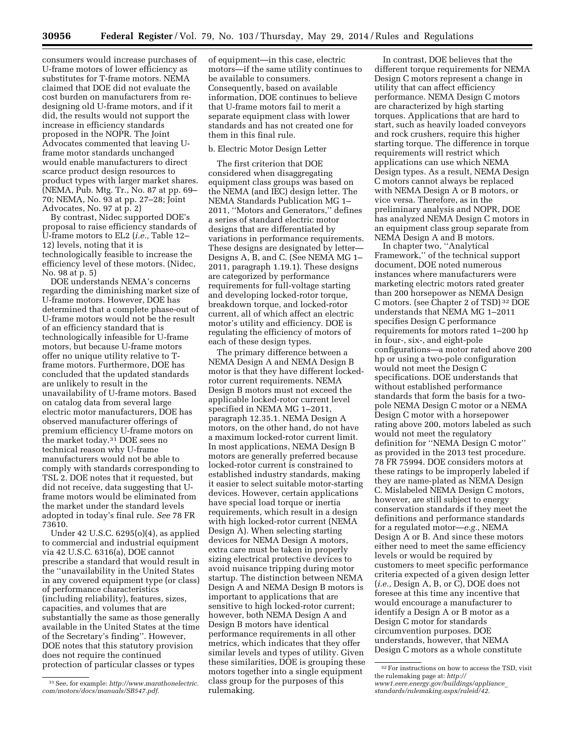consumers would increase purchases of U-frame motors of lower efficiency as substitutes for T-frame motors. NEMA claimed that DOE did not evaluate the cost burden on manufacturers from re-designing old U-frame motors, and if it did, the results would not support the increase in efficiency standards proposed in the NOPR. The Joint Advocates commented that leaving U-frame motor standards unchanged would enable manufacturers to direct scarce product design resources to product types with larger market shares. (NEMA, Pub. Mtg. Tr., No. 87 at pp. 69–70; NEMA, No. 93 at pp. 27–28; Joint Advocates, No. 97 at p. 2)

By contrast, Nidec supported DOE's proposal to raise efficiency standards of U-frame motors to EL2 (*i.e.,* Table 12–12) levels, noting that it is technologically feasible to increase the efficiency level of these motors. (Nidec, No. 98 at p. 5)

DOE understands NEMA's concerns regarding the diminishing market size of U-frame motors. However, DOE has determined that a complete phase-out of U-frame motors would not be the result of an efficiency standard that is technologically infeasible for U-frame motors, but because U-frame motors offer no unique utility relative to T-frame motors. Furthermore, DOE has concluded that the updated standards are unlikely to result in the unavailability of U-frame motors. Based on catalog data from several large electric motor manufacturers, DOE has observed manufacturer offerings of premium efficiency U-frame motors on the market today.[31] DOE sees no technical reason why U-frame manufacturers would not be able to comply with standards corresponding to TSL 2. DOE notes that it requested, but did not receive, data suggesting that U-frame motors would be eliminated from the market under the standard levels adopted in today's final rule. *See* 78 FR 73610.

Under 42 U.S.C. 6295(o)(4), as applied to commercial and industrial equipment via 42 U.S.C. 6316(a), DOE cannot prescribe a standard that would result in the ''unavailability in the United States in any covered equipment type (or class) of performance characteristics (including reliability), features, sizes, capacities, and volumes that are substantially the same as those generally available in the United States at the time of the Secretary's finding''. However, DOE notes that this statutory provision does not require the continued protection of particular classes or types of equipment—in this case, electric motors—if the same utility continues to be available to consumers. Consequently, based on available information, DOE continues to believe that U-frame motors fail to merit a separate equipment class with lower standards and has not created one for them in this final rule.

b. Electric Motor Design Letter

The first criterion that DOE considered when disaggregating equipment class groups was based on the NEMA (and IEC) design letter. The NEMA Standards Publication MG 1–2011, ''Motors and Generators,'' defines a series of standard electric motor designs that are differentiated by variations in performance requirements. These designs are designated by letter—Designs A, B, and C. (See NEMA MG 1–2011, paragraph 1.19.1). These designs are categorized by performance requirements for full-voltage starting and developing locked-rotor torque, breakdown torque, and locked-rotor current, all of which affect an electric motor's utility and efficiency. DOE is regulating the efficiency of motors of each of these design types.

The primary difference between a NEMA Design A and NEMA Design B motor is that they have different locked-rotor current requirements. NEMA Design B motors must not exceed the applicable locked-rotor current level specified in NEMA MG 1–2011, paragraph 12.35.1. NEMA Design A motors, on the other hand, do not have a maximum locked-rotor current limit. In most applications, NEMA Design B motors are generally preferred because locked-rotor current is constrained to established industry standards, making it easier to select suitable motor-starting devices. However, certain applications have special load torque or inertia requirements, which result in a design with high locked-rotor current (NEMA Design A). When selecting starting devices for NEMA Design A motors, extra care must be taken in properly sizing electrical protective devices to avoid nuisance tripping during motor startup. The distinction between NEMA Design A and NEMA Design B motors is important to applications that are sensitive to high locked-rotor current; however, both NEMA Design A and Design B motors have identical performance requirements in all other metrics, which indicates that they offer similar levels and types of utility. Given these similarities, DOE is grouping these motors together into a single equipment class group for the purposes of this rulemaking.

In contrast, DOE believes that the different torque requirements for NEMA Design C motors represent a change in utility that can affect efficiency performance. NEMA Design C motors are characterized by high starting torques. Applications that are hard to start, such as heavily loaded conveyors and rock crushers, require this higher starting torque. The difference in torque requirements will restrict which applications can use which NEMA Design types. As a result, NEMA Design C motors cannot always be replaced with NEMA Design A or B motors, or vice versa. Therefore, as in the preliminary analysis and NOPR, DOE has analyzed NEMA Design C motors in an equipment class group separate from NEMA Design A and B motors.

In chapter two, ''Analytical Framework,'' of the technical support document, DOE noted numerous instances where manufacturers were marketing electric motors rated greater than 200 horsepower as NEMA Design C motors. (see Chapter 2 of TSD)[32] DOE understands that NEMA MG 1–2011 specifies Design C performance requirements for motors rated 1–200 hp in four-, six-, and eight-pole configurations—a motor rated above 200 hp or using a two-pole configuration would not meet the Design C specifications. DOE understands that without established performance standards that form the basis for a two-pole NEMA Design C motor or a NEMA Design C motor with a horsepower rating above 200, motors labeled as such would not meet the regulatory definition for ''NEMA Design C motor'' as provided in the 2013 test procedure. 78 FR 75994. DOE considers motors at these ratings to be improperly labeled if they are name-plated as NEMA Design C. Mislabeled NEMA Design C motors, however, are still subject to energy conservation standards if they meet the definitions and performance standards for a regulated motor—*e.g.,* NEMA Design A or B. And since these motors either need to meet the same efficiency levels or would be required by customers to meet specific performance criteria expected of a given design letter (*i.e.,* Design A, B, or C), DOE does not foresee at this time any incentive that would encourage a manufacturer to identify a Design A or B motor as a Design C motor for standards circumvention purposes. DOE understands, however, that NEMA Design C motors as a whole constitute

[31] See, for example: *http://www.marathonelectric.com/motors/docs/manuals/SB547.pdf.*

[32] For instructions on how to access the TSD, visit the rulemaking page at: *http://www1.eere.energy.gov/buildings/appliance_standards/rulemaking.aspx/ruleid/42.*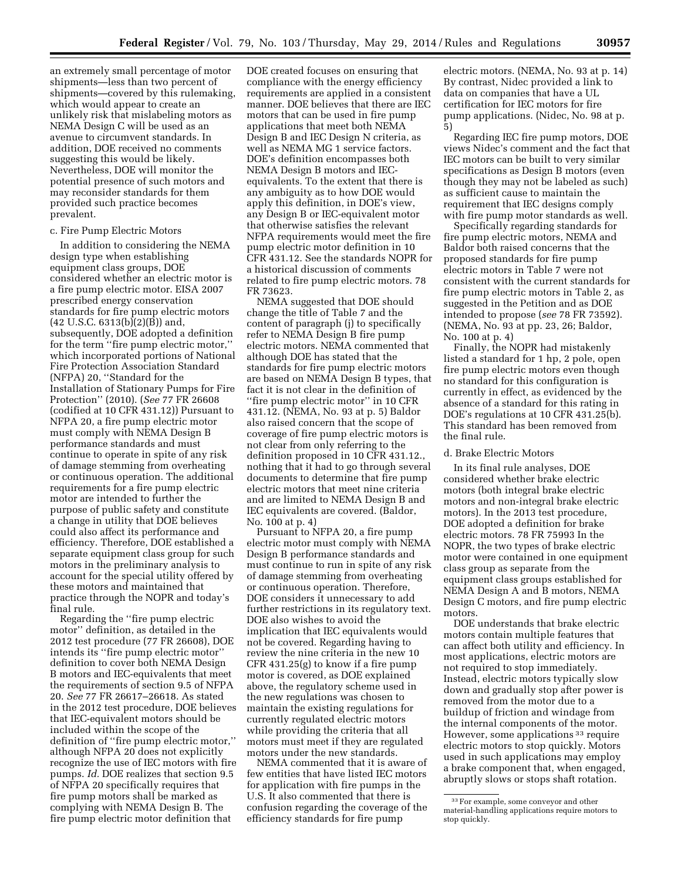an extremely small percentage of motor shipments—less than two percent of shipments—covered by this rulemaking, which would appear to create an unlikely risk that mislabeling motors as NEMA Design C will be used as an avenue to circumvent standards. In addition, DOE received no comments suggesting this would be likely. Nevertheless, DOE will monitor the potential presence of such motors and may reconsider standards for them provided such practice becomes prevalent.

c. Fire Pump Electric Motors

In addition to considering the NEMA design type when establishing equipment class groups, DOE considered whether an electric motor is a fire pump electric motor. EISA 2007 prescribed energy conservation standards for fire pump electric motors (42 U.S.C. 6313(b)(2)(B)) and, subsequently, DOE adopted a definition for the term ''fire pump electric motor,'' which incorporated portions of National Fire Protection Association Standard (NFPA) 20, ''Standard for the Installation of Stationary Pumps for Fire Protection'' (2010). (*See* 77 FR 26608 (codified at 10 CFR 431.12)) Pursuant to NFPA 20, a fire pump electric motor must comply with NEMA Design B performance standards and must continue to operate in spite of any risk of damage stemming from overheating or continuous operation. The additional requirements for a fire pump electric motor are intended to further the purpose of public safety and constitute a change in utility that DOE believes could also affect its performance and efficiency. Therefore, DOE established a separate equipment class group for such motors in the preliminary analysis to account for the special utility offered by these motors and maintained that practice through the NOPR and today's final rule.

Regarding the ''fire pump electric motor'' definition, as detailed in the 2012 test procedure (77 FR 26608), DOE intends its ''fire pump electric motor'' definition to cover both NEMA Design B motors and IEC-equivalents that meet the requirements of section 9.5 of NFPA 20. *See* 77 FR 26617–26618. As stated in the 2012 test procedure, DOE believes that IEC-equivalent motors should be included within the scope of the definition of ''fire pump electric motor,'' although NFPA 20 does not explicitly recognize the use of IEC motors with fire pumps. *Id.* DOE realizes that section 9.5 of NFPA 20 specifically requires that fire pump motors shall be marked as complying with NEMA Design B. The fire pump electric motor definition that DOE created focuses on ensuring that compliance with the energy efficiency requirements are applied in a consistent manner. DOE believes that there are IEC motors that can be used in fire pump applications that meet both NEMA Design B and IEC Design N criteria, as well as NEMA MG 1 service factors. DOE's definition encompasses both NEMA Design B motors and IEC-equivalents. To the extent that there is any ambiguity as to how DOE would apply this definition, in DOE's view, any Design B or IEC-equivalent motor that otherwise satisfies the relevant NFPA requirements would meet the fire pump electric motor definition in 10 CFR 431.12. See the standards NOPR for a historical discussion of comments related to fire pump electric motors. 78 FR 73623.

NEMA suggested that DOE should change the title of Table 7 and the content of paragraph (j) to specifically refer to NEMA Design B fire pump electric motors. NEMA commented that although DOE has stated that the standards for fire pump electric motors are based on NEMA Design B types, that fact it is not clear in the definition of ''fire pump electric motor'' in 10 CFR 431.12. (NEMA, No. 93 at p. 5) Baldor also raised concern that the scope of coverage of fire pump electric motors is not clear from only referring to the definition proposed in 10 CFR 431.12., nothing that it had to go through several documents to determine that fire pump electric motors that meet nine criteria and are limited to NEMA Design B and IEC equivalents are covered. (Baldor, No. 100 at p. 4)

Pursuant to NFPA 20, a fire pump electric motor must comply with NEMA Design B performance standards and must continue to run in spite of any risk of damage stemming from overheating or continuous operation. Therefore, DOE considers it unnecessary to add further restrictions in its regulatory text. DOE also wishes to avoid the implication that IEC equivalents would not be covered. Regarding having to review the nine criteria in the new 10 CFR 431.25(g) to know if a fire pump motor is covered, as DOE explained above, the regulatory scheme used in the new regulations was chosen to maintain the existing regulations for currently regulated electric motors while providing the criteria that all motors must meet if they are regulated motors under the new standards.

NEMA commented that it is aware of few entities that have listed IEC motors for application with fire pumps in the U.S. It also commented that there is confusion regarding the coverage of the efficiency standards for fire pump electric motors. (NEMA, No. 93 at p. 14) By contrast, Nidec provided a link to data on companies that have a UL certification for IEC motors for fire pump applications. (Nidec, No. 98 at p. 5)

Regarding IEC fire pump motors, DOE views Nidec's comment and the fact that IEC motors can be built to very similar specifications as Design B motors (even though they may not be labeled as such) as sufficient cause to maintain the requirement that IEC designs comply with fire pump motor standards as well.

Specifically regarding standards for fire pump electric motors, NEMA and Baldor both raised concerns that the proposed standards for fire pump electric motors in Table 7 were not consistent with the current standards for fire pump electric motors in Table 2, as suggested in the Petition and as DOE intended to propose (*see* 78 FR 73592). (NEMA, No. 93 at pp. 23, 26; Baldor, No. 100 at p. 4)

Finally, the NOPR had mistakenly listed a standard for 1 hp, 2 pole, open fire pump electric motors even though no standard for this configuration is currently in effect, as evidenced by the absence of a standard for this rating in DOE's regulations at 10 CFR 431.25(b). This standard has been removed from the final rule.

d. Brake Electric Motors

In its final rule analyses, DOE considered whether brake electric motors (both integral brake electric motors and non-integral brake electric motors). In the 2013 test procedure, DOE adopted a definition for brake electric motors. 78 FR 75993 In the NOPR, the two types of brake electric motor were contained in one equipment class group as separate from the equipment class groups established for NEMA Design A and B motors, NEMA Design C motors, and fire pump electric motors.

DOE understands that brake electric motors contain multiple features that can affect both utility and efficiency. In most applications, electric motors are not required to stop immediately. Instead, electric motors typically slow down and gradually stop after power is removed from the motor due to a buildup of friction and windage from the internal components of the motor. However, some applications [33] require electric motors to stop quickly. Motors used in such applications may employ a brake component that, when engaged, abruptly slows or stops shaft rotation.

[33] For example, some conveyor and other material-handling applications require motors to stop quickly.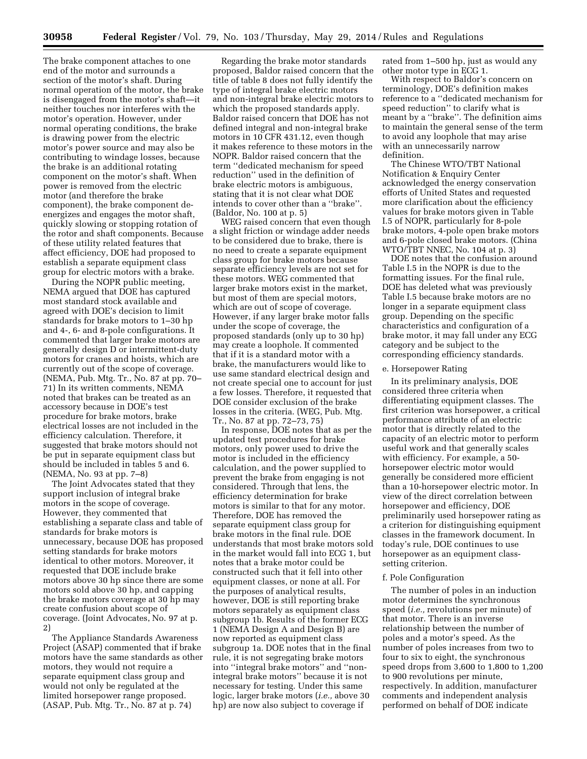The brake component attaches to one end of the motor and surrounds a section of the motor's shaft. During normal operation of the motor, the brake is disengaged from the motor's shaft—it neither touches nor interferes with the motor's operation. However, under normal operating conditions, the brake is drawing power from the electric motor's power source and may also be contributing to windage losses, because the brake is an additional rotating component on the motor's shaft. When power is removed from the electric motor (and therefore the brake component), the brake component de-energizes and engages the motor shaft, quickly slowing or stopping rotation of the rotor and shaft components. Because of these utility related features that affect efficiency, DOE had proposed to establish a separate equipment class group for electric motors with a brake.

During the NOPR public meeting, NEMA argued that DOE has captured most standard stock available and agreed with DOE's decision to limit standards for brake motors to 1–30 hp and 4-, 6- and 8-pole configurations. It commented that larger brake motors are generally design D or intermittent-duty motors for cranes and hoists, which are currently out of the scope of coverage. (NEMA, Pub. Mtg. Tr., No. 87 at pp. 70–71) In its written comments, NEMA noted that brakes can be treated as an accessory because in DOE's test procedure for brake motors, brake electrical losses are not included in the efficiency calculation. Therefore, it suggested that brake motors should not be put in separate equipment class but should be included in tables 5 and 6. (NEMA, No. 93 at pp. 7–8)

The Joint Advocates stated that they support inclusion of integral brake motors in the scope of coverage. However, they commented that establishing a separate class and table of standards for brake motors is unnecessary, because DOE has proposed setting standards for brake motors identical to other motors. Moreover, it requested that DOE include brake motors above 30 hp since there are some motors sold above 30 hp, and capping the brake motors coverage at 30 hp may create confusion about scope of coverage. (Joint Advocates, No. 97 at p. 2)

The Appliance Standards Awareness Project (ASAP) commented that if brake motors have the same standards as other motors, they would not require a separate equipment class group and would not only be regulated at the limited horsepower range proposed. (ASAP, Pub. Mtg. Tr., No. 87 at p. 74)

Regarding the brake motor standards proposed, Baldor raised concern that the title of table 8 does not fully identify the type of integral brake electric motors and non-integral brake electric motors to which the proposed standards apply. Baldor raised concern that DOE has not defined integral and non-integral brake motors in 10 CFR 431.12, even though it makes reference to these motors in the NOPR. Baldor raised concern that the term "dedicated mechanism for speed reduction" used in the definition of brake electric motors is ambiguous, stating that it is not clear what DOE intends to cover other than a "brake". (Baldor, No. 100 at p. 5)

WEG raised concern that even though a slight friction or windage adder needs to be considered due to brake, there is no need to create a separate equipment class group for brake motors because separate efficiency levels are not set for these motors. WEG commented that larger brake motors exist in the market, but most of them are special motors, which are out of scope of coverage. However, if any larger brake motor falls under the scope of coverage, the proposed standards (only up to 30 hp) may create a loophole. It commented that if it is a standard motor with a brake, the manufacturers would like to use same standard electrical design and not create special one to account for just a few losses. Therefore, it requested that DOE consider exclusion of the brake losses in the criteria. (WEG, Pub. Mtg. Tr., No. 87 at pp. 72–73, 75)

In response, DOE notes that as per the updated test procedures for brake motors, only power used to drive the motor is included in the efficiency calculation, and the power supplied to prevent the brake from engaging is not considered. Through that lens, the efficiency determination for brake motors is similar to that for any motor. Therefore, DOE has removed the separate equipment class group for brake motors in the final rule. DOE understands that most brake motors sold in the market would fall into ECG 1, but notes that a brake motor could be constructed such that it fell into other equipment classes, or none at all. For the purposes of analytical results, however, DOE is still reporting brake motors separately as equipment class subgroup 1b. Results of the former ECG 1 (NEMA Design A and Design B) are now reported as equipment class subgroup 1a. DOE notes that in the final rule, it is not segregating brake motors into "integral brake motors" and "non-integral brake motors" because it is not necessary for testing. Under this same logic, larger brake motors (*i.e.,* above 30 hp) are now also subject to coverage if rated from 1–500 hp, just as would any other motor type in ECG 1.

With respect to Baldor's concern on terminology, DOE's definition makes reference to a "dedicated mechanism for speed reduction" to clarify what is meant by a "brake". The definition aims to maintain the general sense of the term to avoid any loophole that may arise with an unnecessarily narrow definition.

The Chinese WTO/TBT National Notification & Enquiry Center acknowledged the energy conservation efforts of United States and requested more clarification about the efficiency values for brake motors given in Table I.5 of NOPR, particularly for 8-pole brake motors, 4-pole open brake motors and 6-pole closed brake motors. (China WTO/TBT NNEC, No. 104 at p. 3)

DOE notes that the confusion around Table I.5 in the NOPR is due to the formatting issues. For the final rule, DOE has deleted what was previously Table I.5 because brake motors are no longer in a separate equipment class group. Depending on the specific characteristics and configuration of a brake motor, it may fall under any ECG category and be subject to the corresponding efficiency standards.

e. Horsepower Rating

In its preliminary analysis, DOE considered three criteria when differentiating equipment classes. The first criterion was horsepower, a critical performance attribute of an electric motor that is directly related to the capacity of an electric motor to perform useful work and that generally scales with efficiency. For example, a 50-horsepower electric motor would generally be considered more efficient than a 10-horsepower electric motor. In view of the direct correlation between horsepower and efficiency, DOE preliminarily used horsepower rating as a criterion for distinguishing equipment classes in the framework document. In today's rule, DOE continues to use horsepower as an equipment class-setting criterion.

f. Pole Configuration

The number of poles in an induction motor determines the synchronous speed (*i.e.,* revolutions per minute) of that motor. There is an inverse relationship between the number of poles and a motor's speed. As the number of poles increases from two to four to six to eight, the synchronous speed drops from 3,600 to 1,800 to 1,200 to 900 revolutions per minute, respectively. In addition, manufacturer comments and independent analysis performed on behalf of DOE indicate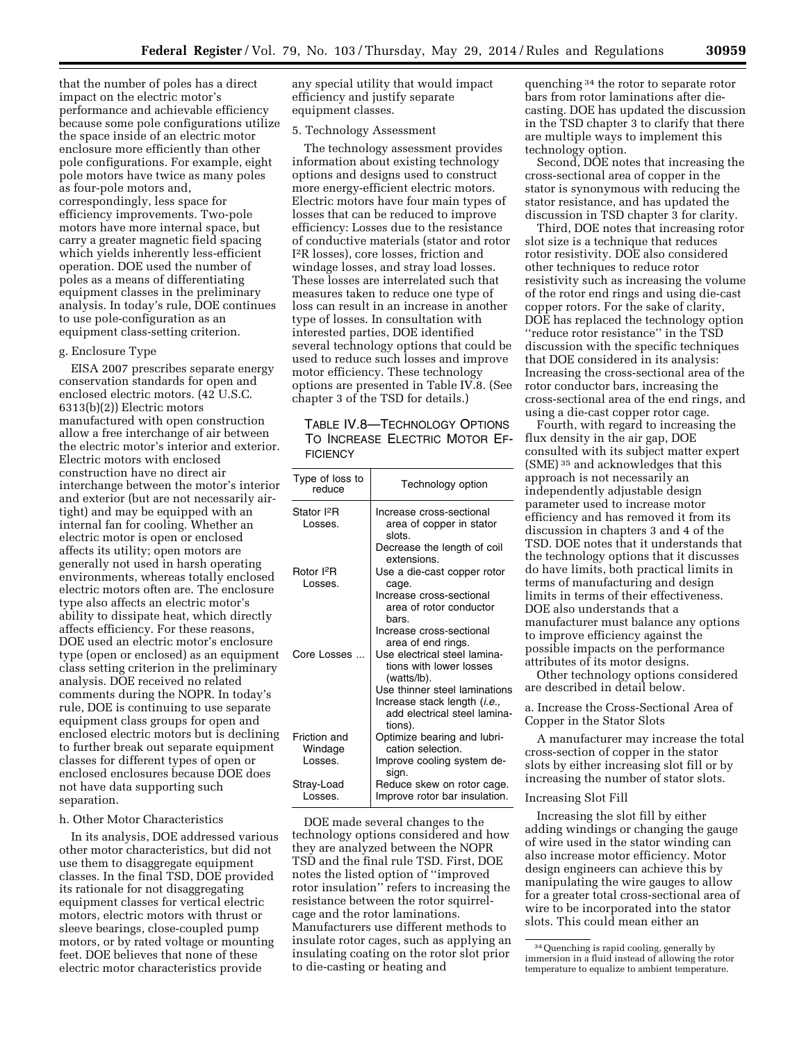that the number of poles has a direct impact on the electric motor's performance and achievable efficiency because some pole configurations utilize the space inside of an electric motor enclosure more efficiently than other pole configurations. For example, eight pole motors have twice as many poles as four-pole motors and, correspondingly, less space for efficiency improvements. Two-pole motors have more internal space, but carry a greater magnetic field spacing which yields inherently less-efficient operation. DOE used the number of poles as a means of differentiating equipment classes in the preliminary analysis. In today's rule, DOE continues to use pole-configuration as an equipment class-setting criterion.

#### g. Enclosure Type

EISA 2007 prescribes separate energy conservation standards for open and enclosed electric motors. (42 U.S.C. 6313(b)(2)) Electric motors manufactured with open construction allow a free interchange of air between the electric motor's interior and exterior. Electric motors with enclosed construction have no direct air interchange between the motor's interior and exterior (but are not necessarily air-tight) and may be equipped with an internal fan for cooling. Whether an electric motor is open or enclosed affects its utility; open motors are generally not used in harsh operating environments, whereas totally enclosed electric motors often are. The enclosure type also affects an electric motor's ability to dissipate heat, which directly affects efficiency. For these reasons, DOE used an electric motor's enclosure type (open or enclosed) as an equipment class setting criterion in the preliminary analysis. DOE received no related comments during the NOPR. In today's rule, DOE is continuing to use separate equipment class groups for open and enclosed electric motors but is declining to further break out separate equipment classes for different types of open or enclosed enclosures because DOE does not have data supporting such separation.

#### h. Other Motor Characteristics

In its analysis, DOE addressed various other motor characteristics, but did not use them to disaggregate equipment classes. In the final TSD, DOE provided its rationale for not disaggregating equipment classes for vertical electric motors, electric motors with thrust or sleeve bearings, close-coupled pump motors, or by rated voltage or mounting feet. DOE believes that none of these electric motor characteristics provide any special utility that would impact efficiency and justify separate equipment classes.

### 5. Technology Assessment

The technology assessment provides information about existing technology options and designs used to construct more energy-efficient electric motors. Electric motors have four main types of losses that can be reduced to improve efficiency: Losses due to the resistance of conductive materials (stator and rotor $I^2R$ losses), core losses, friction and windage losses, and stray load losses. These losses are interrelated such that measures taken to reduce one type of loss can result in an increase in another type of losses. In consultation with interested parties, DOE identified several technology options that could be used to reduce such losses and improve motor efficiency. These technology options are presented in Table IV.8. (See chapter 3 of the TSD for details.)

TABLE IV.8—TECHNOLOGY OPTIONS TO INCREASE ELECTRIC MOTOR EFFICIENCY

| Type of loss to reduce | Technology option |
|---|---|
| Stator $I^2R$ Losses. | Increase cross-sectional area of copper in stator slots. |
| | Decrease the length of coil extensions. |
| Rotor $I^2R$ Losses. | Use a die-cast copper rotor cage. |
| | Increase cross-sectional area of rotor conductor bars. |
| | Increase cross-sectional area of end rings. |
| Core Losses ... | Use electrical steel laminations with lower losses (watts/lb). |
| | Use thinner steel laminations |
| | Increase stack length (*i.e.,* add electrical steel laminations). |
| Friction and Windage Losses. | Optimize bearing and lubrication selection. |
| | Improve cooling system design. |
| Stray-Load Losses. | Reduce skew on rotor cage. |
| | Improve rotor bar insulation. |

DOE made several changes to the technology options considered and how they are analyzed between the NOPR TSD and the final rule TSD. First, DOE notes the listed option of ''improved rotor insulation'' refers to increasing the resistance between the rotor squirrel-cage and the rotor laminations. Manufacturers use different methods to insulate rotor cages, such as applying an insulating coating on the rotor slot prior to die-casting or heating and quenching[34] the rotor to separate rotor bars from rotor laminations after die-casting. DOE has updated the discussion in the TSD chapter 3 to clarify that there are multiple ways to implement this technology option.

Second, DOE notes that increasing the cross-sectional area of copper in the stator is synonymous with reducing the stator resistance, and has updated the discussion in TSD chapter 3 for clarity.

Third, DOE notes that increasing rotor slot size is a technique that reduces rotor resistivity. DOE also considered other techniques to reduce rotor resistivity such as increasing the volume of the rotor end rings and using die-cast copper rotors. For the sake of clarity, DOE has replaced the technology option ''reduce rotor resistance'' in the TSD discussion with the specific techniques that DOE considered in its analysis: Increasing the cross-sectional area of the rotor conductor bars, increasing the cross-sectional area of the end rings, and using a die-cast copper rotor cage.

Fourth, with regard to increasing the flux density in the air gap, DOE consulted with its subject matter expert (SME)[35] and acknowledges that this approach is not necessarily an independently adjustable design parameter used to increase motor efficiency and has removed it from its discussion in chapters 3 and 4 of the TSD. DOE notes that it understands that the technology options that it discusses do have limits, both practical limits in terms of manufacturing and design limits in terms of their effectiveness. DOE also understands that a manufacturer must balance any options to improve efficiency against the possible impacts on the performance attributes of its motor designs.

Other technology options considered are described in detail below.

#### a. Increase the Cross-Sectional Area of Copper in the Stator Slots

A manufacturer may increase the total cross-section of copper in the stator slots by either increasing slot fill or by increasing the number of stator slots.

##### Increasing Slot Fill

Increasing the slot fill by either adding windings or changing the gauge of wire used in the stator winding can also increase motor efficiency. Motor design engineers can achieve this by manipulating the wire gauges to allow for a greater total cross-sectional area of wire to be incorporated into the stator slots. This could mean either an

[34] Quenching is rapid cooling, generally by immersion in a fluid instead of allowing the rotor temperature to equalize to ambient temperature.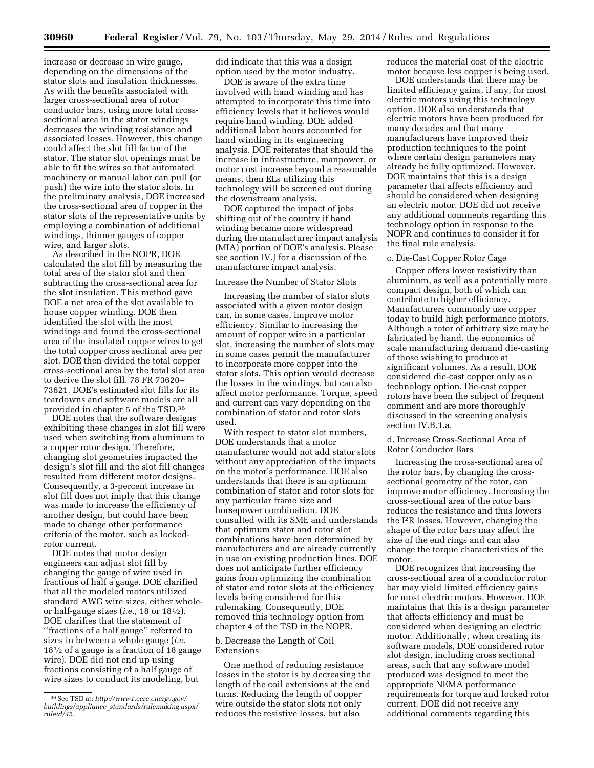increase or decrease in wire gauge, depending on the dimensions of the stator slots and insulation thicknesses. As with the benefits associated with larger cross-sectional area of rotor conductor bars, using more total cross-sectional area in the stator windings decreases the winding resistance and associated losses. However, this change could affect the slot fill factor of the stator. The stator slot openings must be able to fit the wires so that automated machinery or manual labor can pull (or push) the wire into the stator slots. In the preliminary analysis, DOE increased the cross-sectional area of copper in the stator slots of the representative units by employing a combination of additional windings, thinner gauges of copper wire, and larger slots.

As described in the NOPR, DOE calculated the slot fill by measuring the total area of the stator slot and then subtracting the cross-sectional area for the slot insulation. This method gave DOE a net area of the slot available to house copper winding. DOE then identified the slot with the most windings and found the cross-sectional area of the insulated copper wires to get the total copper cross sectional area per slot. DOE then divided the total copper cross-sectional area by the total slot area to derive the slot fill. 78 FR 73620–73621. DOE's estimated slot fills for its teardowns and software models are all provided in chapter 5 of the TSD.[36]

DOE notes that the software designs exhibiting these changes in slot fill were used when switching from aluminum to a copper rotor design. Therefore, changing slot geometries impacted the design's slot fill and the slot fill changes resulted from different motor designs. Consequently, a 3-percent increase in slot fill does not imply that this change was made to increase the efficiency of another design, but could have been made to change other performance criteria of the motor, such as locked-rotor current.

DOE notes that motor design engineers can adjust slot fill by changing the gauge of wire used in fractions of half a gauge. DOE clarified that all the modeled motors utilized standard AWG wire sizes, either whole- or half-gauge sizes (*i.e.,* 18 or 18½). DOE clarifies that the statement of ''fractions of a half gauge'' referred to sizes in between a whole gauge (*i.e.* 18½ of a gauge is a fraction of 18 gauge wire). DOE did not end up using fractions consisting of a half gauge of wire sizes to conduct its modeling, but did indicate that this was a design option used by the motor industry.

DOE is aware of the extra time involved with hand winding and has attempted to incorporate this time into efficiency levels that it believes would require hand winding. DOE added additional labor hours accounted for hand winding in its engineering analysis. DOE reiterates that should the increase in infrastructure, manpower, or motor cost increase beyond a reasonable means, then ELs utilizing this technology will be screened out during the downstream analysis.

DOE captured the impact of jobs shifting out of the country if hand winding became more widespread during the manufacturer impact analysis (MIA) portion of DOE's analysis. Please see section IV.J for a discussion of the manufacturer impact analysis.

Increase the Number of Stator Slots

Increasing the number of stator slots associated with a given motor design can, in some cases, improve motor efficiency. Similar to increasing the amount of copper wire in a particular slot, increasing the number of slots may in some cases permit the manufacturer to incorporate more copper into the stator slots. This option would decrease the losses in the windings, but can also affect motor performance. Torque, speed and current can vary depending on the combination of stator and rotor slots used.

With respect to stator slot numbers, DOE understands that a motor manufacturer would not add stator slots without any appreciation of the impacts on the motor's performance. DOE also understands that there is an optimum combination of stator and rotor slots for any particular frame size and horsepower combination. DOE consulted with its SME and understands that optimum stator and rotor slot combinations have been determined by manufacturers and are already currently in use on existing production lines. DOE does not anticipate further efficiency gains from optimizing the combination of stator and rotor slots at the efficiency levels being considered for this rulemaking. Consequently, DOE removed this technology option from chapter 4 of the TSD in the NOPR.

b. Decrease the Length of Coil Extensions

One method of reducing resistance losses in the stator is by decreasing the length of the coil extensions at the end turns. Reducing the length of copper wire outside the stator slots not only reduces the resistive losses, but also reduces the material cost of the electric motor because less copper is being used.

DOE understands that there may be limited efficiency gains, if any, for most electric motors using this technology option. DOE also understands that electric motors have been produced for many decades and that many manufacturers have improved their production techniques to the point where certain design parameters may already be fully optimized. However, DOE maintains that this is a design parameter that affects efficiency and should be considered when designing an electric motor. DOE did not receive any additional comments regarding this technology option in response to the NOPR and continues to consider it for the final rule analysis.

c. Die-Cast Copper Rotor Cage

Copper offers lower resistivity than aluminum, as well as a potentially more compact design, both of which can contribute to higher efficiency. Manufacturers commonly use copper today to build high performance motors. Although a rotor of arbitrary size may be fabricated by hand, the economics of scale manufacturing demand die-casting of those wishing to produce at significant volumes. As a result, DOE considered die-cast copper only as a technology option. Die-cast copper rotors have been the subject of frequent comment and are more thoroughly discussed in the screening analysis section IV.B.1.a.

d. Increase Cross-Sectional Area of Rotor Conductor Bars

Increasing the cross-sectional area of the rotor bars, by changing the cross-sectional geometry of the rotor, can improve motor efficiency. Increasing the cross-sectional area of the rotor bars reduces the resistance and thus lowers the $I^2R$ losses. However, changing the shape of the rotor bars may affect the size of the end rings and can also change the torque characteristics of the motor.

DOE recognizes that increasing the cross-sectional area of a conductor rotor bar may yield limited efficiency gains for most electric motors. However, DOE maintains that this is a design parameter that affects efficiency and must be considered when designing an electric motor. Additionally, when creating its software models, DOE considered rotor slot design, including cross sectional areas, such that any software model produced was designed to meet the appropriate NEMA performance requirements for torque and locked rotor current. DOE did not receive any additional comments regarding this

[36] See TSD at: *http://www1.eere.energy.gov/buildings/appliance_standards/rulemaking.aspx/ruleid/42.*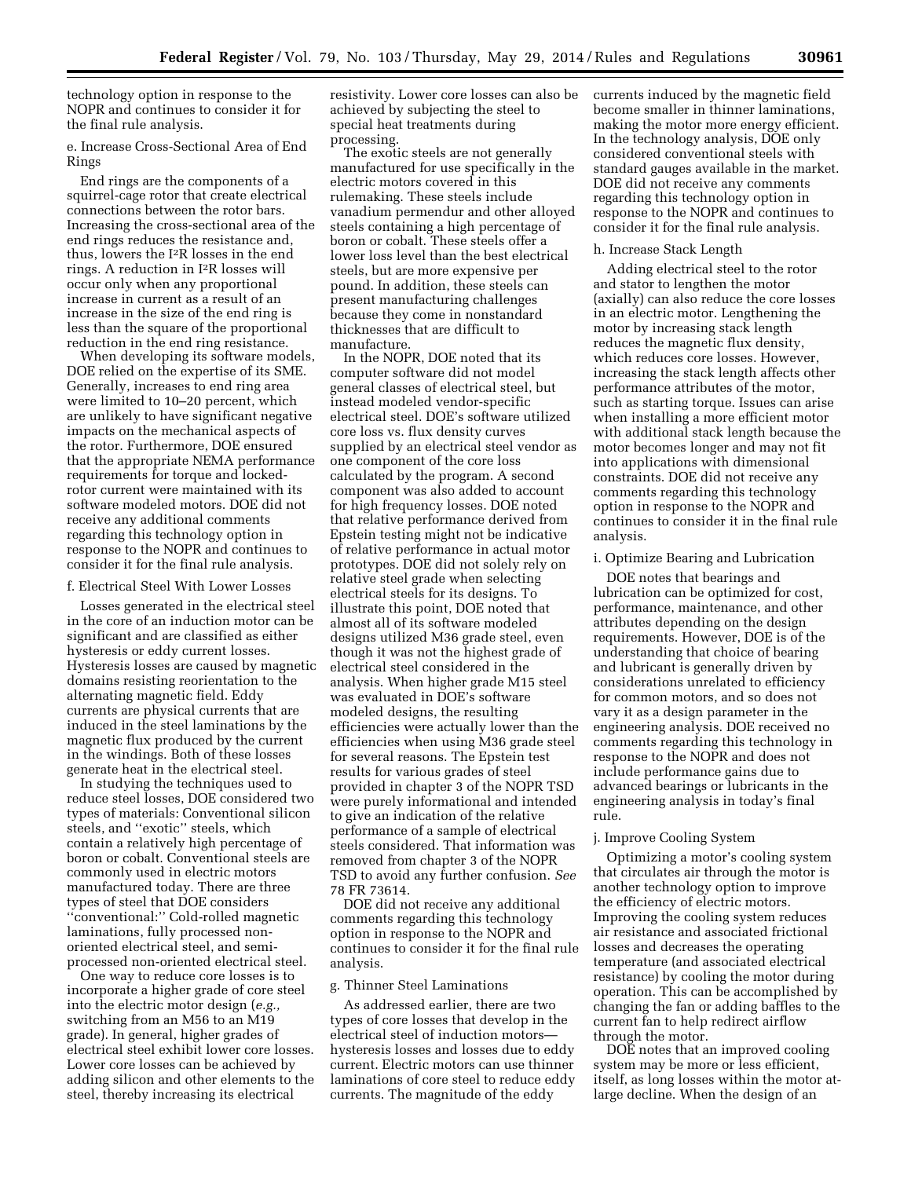technology option in response to the NOPR and continues to consider it for the final rule analysis.

e. Increase Cross-Sectional Area of End Rings

End rings are the components of a squirrel-cage rotor that create electrical connections between the rotor bars. Increasing the cross-sectional area of the end rings reduces the resistance and, thus, lowers the $I^2R$ losses in the end rings. A reduction in $I^2R$ losses will occur only when any proportional increase in current as a result of an increase in the size of the end ring is less than the square of the proportional reduction in the end ring resistance.

When developing its software models, DOE relied on the expertise of its SME. Generally, increases to end ring area were limited to 10–20 percent, which are unlikely to have significant negative impacts on the mechanical aspects of the rotor. Furthermore, DOE ensured that the appropriate NEMA performance requirements for torque and locked-rotor current were maintained with its software modeled motors. DOE did not receive any additional comments regarding this technology option in response to the NOPR and continues to consider it for the final rule analysis.

f. Electrical Steel With Lower Losses

Losses generated in the electrical steel in the core of an induction motor can be significant and are classified as either hysteresis or eddy current losses. Hysteresis losses are caused by magnetic domains resisting reorientation to the alternating magnetic field. Eddy currents are physical currents that are induced in the steel laminations by the magnetic flux produced by the current in the windings. Both of these losses generate heat in the electrical steel.

In studying the techniques used to reduce steel losses, DOE considered two types of materials: Conventional silicon steels, and ''exotic'' steels, which contain a relatively high percentage of boron or cobalt. Conventional steels are commonly used in electric motors manufactured today. There are three types of steel that DOE considers ''conventional:'' Cold-rolled magnetic laminations, fully processed non-oriented electrical steel, and semi-processed non-oriented electrical steel.

One way to reduce core losses is to incorporate a higher grade of core steel into the electric motor design (*e.g.,* switching from an M56 to an M19 grade). In general, higher grades of electrical steel exhibit lower core losses. Lower core losses can be achieved by adding silicon and other elements to the steel, thereby increasing its electrical resistivity. Lower core losses can also be achieved by subjecting the steel to special heat treatments during processing.

The exotic steels are not generally manufactured for use specifically in the electric motors covered in this rulemaking. These steels include vanadium permendur and other alloyed steels containing a high percentage of boron or cobalt. These steels offer a lower loss level than the best electrical steels, but are more expensive per pound. In addition, these steels can present manufacturing challenges because they come in nonstandard thicknesses that are difficult to manufacture.

In the NOPR, DOE noted that its computer software did not model general classes of electrical steel, but instead modeled vendor-specific electrical steel. DOE's software utilized core loss vs. flux density curves supplied by an electrical steel vendor as one component of the core loss calculated by the program. A second component was also added to account for high frequency losses. DOE noted that relative performance derived from Epstein testing might not be indicative of relative performance in actual motor prototypes. DOE did not solely rely on relative steel grade when selecting electrical steels for its designs. To illustrate this point, DOE noted that almost all of its software modeled designs utilized M36 grade steel, even though it was not the highest grade of electrical steel considered in the analysis. When higher grade M15 steel was evaluated in DOE's software modeled designs, the resulting efficiencies were actually lower than the efficiencies when using M36 grade steel for several reasons. The Epstein test results for various grades of steel provided in chapter 3 of the NOPR TSD were purely informational and intended to give an indication of the relative performance of a sample of electrical steels considered. That information was removed from chapter 3 of the NOPR TSD to avoid any further confusion. *See* 78 FR 73614.

DOE did not receive any additional comments regarding this technology option in response to the NOPR and continues to consider it for the final rule analysis.

g. Thinner Steel Laminations

As addressed earlier, there are two types of core losses that develop in the electrical steel of induction motors—hysteresis losses and losses due to eddy current. Electric motors can use thinner laminations of core steel to reduce eddy currents. The magnitude of the eddy currents induced by the magnetic field become smaller in thinner laminations, making the motor more energy efficient. In the technology analysis, DOE only considered conventional steels with standard gauges available in the market. DOE did not receive any comments regarding this technology option in response to the NOPR and continues to consider it for the final rule analysis.

h. Increase Stack Length

Adding electrical steel to the rotor and stator to lengthen the motor (axially) can also reduce the core losses in an electric motor. Lengthening the motor by increasing stack length reduces the magnetic flux density, which reduces core losses. However, increasing the stack length affects other performance attributes of the motor, such as starting torque. Issues can arise when installing a more efficient motor with additional stack length because the motor becomes longer and may not fit into applications with dimensional constraints. DOE did not receive any comments regarding this technology option in response to the NOPR and continues to consider it in the final rule analysis.

i. Optimize Bearing and Lubrication

DOE notes that bearings and lubrication can be optimized for cost, performance, maintenance, and other attributes depending on the design requirements. However, DOE is of the understanding that choice of bearing and lubricant is generally driven by considerations unrelated to efficiency for common motors, and so does not vary it as a design parameter in the engineering analysis. DOE received no comments regarding this technology in response to the NOPR and does not include performance gains due to advanced bearings or lubricants in the engineering analysis in today's final rule.

j. Improve Cooling System

Optimizing a motor's cooling system that circulates air through the motor is another technology option to improve the efficiency of electric motors. Improving the cooling system reduces air resistance and associated frictional losses and decreases the operating temperature (and associated electrical resistance) by cooling the motor during operation. This can be accomplished by changing the fan or adding baffles to the current fan to help redirect airflow through the motor.

DOE notes that an improved cooling system may be more or less efficient, itself, as long losses within the motor at-large decline. When the design of an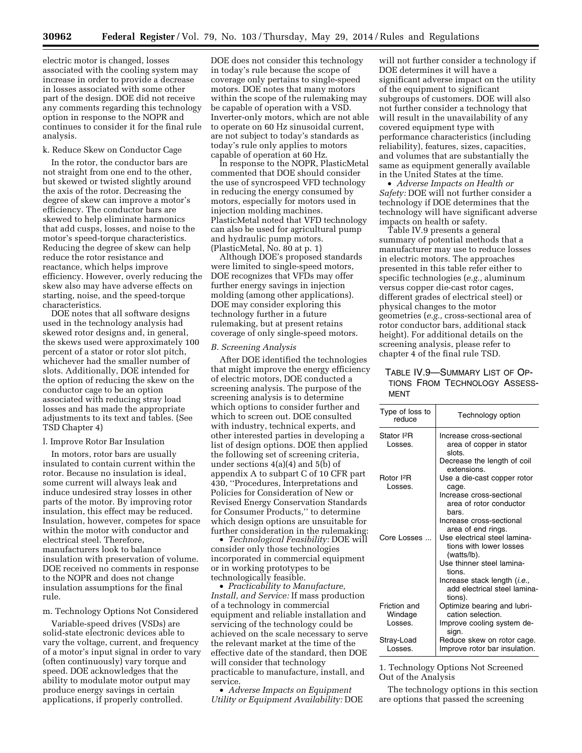electric motor is changed, losses associated with the cooling system may increase in order to provide a decrease in losses associated with some other part of the design. DOE did not receive any comments regarding this technology option in response to the NOPR and continues to consider it for the final rule analysis.

k. Reduce Skew on Conductor Cage

In the rotor, the conductor bars are not straight from one end to the other, but skewed or twisted slightly around the axis of the rotor. Decreasing the degree of skew can improve a motor's efficiency. The conductor bars are skewed to help eliminate harmonics that add cusps, losses, and noise to the motor's speed-torque characteristics. Reducing the degree of skew can help reduce the rotor resistance and reactance, which helps improve efficiency. However, overly reducing the skew also may have adverse effects on starting, noise, and the speed-torque characteristics.

DOE notes that all software designs used in the technology analysis had skewed rotor designs and, in general, the skews used were approximately 100 percent of a stator or rotor slot pitch, whichever had the smaller number of slots. Additionally, DOE intended for the option of reducing the skew on the conductor cage to be an option associated with reducing stray load losses and has made the appropriate adjustments to its text and tables. (See TSD Chapter 4)

l. Improve Rotor Bar Insulation

In motors, rotor bars are usually insulated to contain current within the rotor. Because no insulation is ideal, some current will always leak and induce undesired stray losses in other parts of the motor. By improving rotor insulation, this effect may be reduced. Insulation, however, competes for space within the motor with conductor and electrical steel. Therefore, manufacturers look to balance insulation with preservation of volume. DOE received no comments in response to the NOPR and does not change insulation assumptions for the final rule.

m. Technology Options Not Considered

Variable-speed drives (VSDs) are solid-state electronic devices able to vary the voltage, current, and frequency of a motor's input signal in order to vary (often continuously) vary torque and speed. DOE acknowledges that the ability to modulate motor output may produce energy savings in certain applications, if properly controlled. DOE does not consider this technology in today's rule because the scope of coverage only pertains to single-speed motors. DOE notes that many motors within the scope of the rulemaking may be capable of operation with a VSD. Inverter-only motors, which are not able to operate on 60 Hz sinusoidal current, are not subject to today's standards as today's rule only applies to motors capable of operation at 60 Hz.

In response to the NOPR, PlasticMetal commented that DOE should consider the use of syncrospeed VFD technology in reducing the energy consumed by motors, especially for motors used in injection molding machines. PlasticMetal noted that VFD technology can also be used for agricultural pump and hydraulic pump motors. (PlasticMetal, No. 80 at p. 1)

Although DOE's proposed standards were limited to single-speed motors, DOE recognizes that VFDs may offer further energy savings in injection molding (among other applications). DOE may consider exploring this technology further in a future rulemaking, but at present retains coverage of only single-speed motors.

### B. Screening Analysis

After DOE identified the technologies that might improve the energy efficiency of electric motors, DOE conducted a screening analysis. The purpose of the screening analysis is to determine which options to consider further and which to screen out. DOE consulted with industry, technical experts, and other interested parties in developing a list of design options. DOE then applied the following set of screening criteria, under sections 4(a)(4) and 5(b) of appendix A to subpart C of 10 CFR part 430, "Procedures, Interpretations and Policies for Consideration of New or Revised Energy Conservation Standards for Consumer Products," to determine which design options are unsuitable for further consideration in the rulemaking:

- *Technological Feasibility:* DOE will consider only those technologies incorporated in commercial equipment or in working prototypes to be technologically feasible.
- *Practicability to Manufacture, Install, and Service:* If mass production of a technology in commercial equipment and reliable installation and servicing of the technology could be achieved on the scale necessary to serve the relevant market at the time of the effective date of the standard, then DOE will consider that technology practicable to manufacture, install, and service.
- *Adverse Impacts on Equipment Utility or Equipment Availability:* DOE will not further consider a technology if DOE determines it will have a significant adverse impact on the utility of the equipment to significant subgroups of customers. DOE will also not further consider a technology that will result in the unavailability of any covered equipment type with performance characteristics (including reliability), features, sizes, capacities, and volumes that are substantially the same as equipment generally available in the United States at the time.
- *Adverse Impacts on Health or Safety:* DOE will not further consider a technology if DOE determines that the technology will have significant adverse impacts on health or safety.

Table IV.9 presents a general summary of potential methods that a manufacturer may use to reduce losses in electric motors. The approaches presented in this table refer either to specific technologies (*e.g.,* aluminum versus copper die-cast rotor cages, different grades of electrical steel) or physical changes to the motor geometries (*e.g.,* cross-sectional area of rotor conductor bars, additional stack height). For additional details on the screening analysis, please refer to chapter 4 of the final rule TSD.

TABLE IV.9—SUMMARY LIST OF OPTIONS FROM TECHNOLOGY ASSESSMENT

| Type of loss to reduce | Technology option |
|---|---|
| Stator $I^2R$ Losses. | Increase cross-sectional area of copper in stator slots. |
| | Decrease the length of coil extensions. |
| Rotor $I^2R$ Losses. | Use a die-cast copper rotor cage. |
| | Increase cross-sectional area of rotor conductor bars. |
| | Increase cross-sectional area of end rings. |
| Core Losses ... | Use electrical steel laminations with lower losses (watts/lb). |
| | Use thinner steel laminations. |
| | Increase stack length (*i.e.,* add electrical steel laminations). |
| Friction and Windage Losses. | Optimize bearing and lubrication selection. |
| | Improve cooling system design. |
| Stray-Load Losses. | Reduce skew on rotor cage. |
| | Improve rotor bar insulation. |

1. Technology Options Not Screened Out of the Analysis

The technology options in this section are options that passed the screening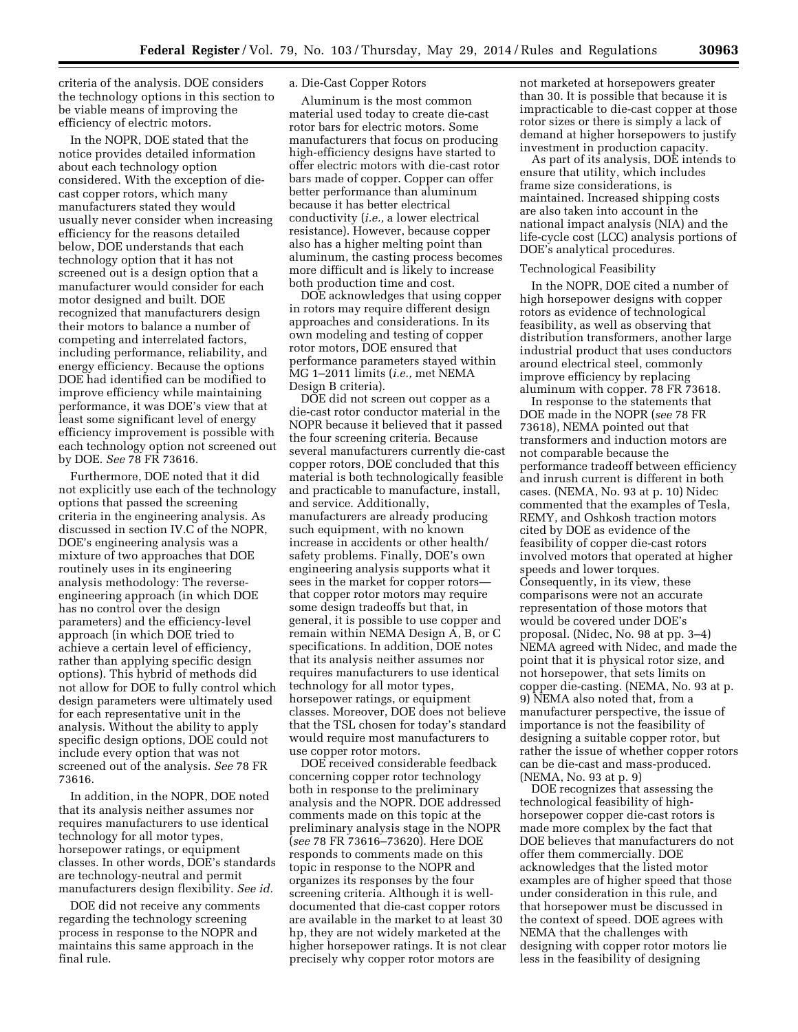criteria of the analysis. DOE considers the technology options in this section to be viable means of improving the efficiency of electric motors.

In the NOPR, DOE stated that the notice provides detailed information about each technology option considered. With the exception of die-cast copper rotors, which many manufacturers stated they would usually never consider when increasing efficiency for the reasons detailed below, DOE understands that each technology option that it has not screened out is a design option that a manufacturer would consider for each motor designed and built. DOE recognized that manufacturers design their motors to balance a number of competing and interrelated factors, including performance, reliability, and energy efficiency. Because the options DOE had identified can be modified to improve efficiency while maintaining performance, it was DOE's view that at least some significant level of energy efficiency improvement is possible with each technology option not screened out by DOE. *See* 78 FR 73616.

Furthermore, DOE noted that it did not explicitly use each of the technology options that passed the screening criteria in the engineering analysis. As discussed in section IV.C of the NOPR, DOE's engineering analysis was a mixture of two approaches that DOE routinely uses in its engineering analysis methodology: The reverse-engineering approach (in which DOE has no control over the design parameters) and the efficiency-level approach (in which DOE tried to achieve a certain level of efficiency, rather than applying specific design options). This hybrid of methods did not allow for DOE to fully control which design parameters were ultimately used for each representative unit in the analysis. Without the ability to apply specific design options, DOE could not include every option that was not screened out of the analysis. *See* 78 FR 73616.

In addition, in the NOPR, DOE noted that its analysis neither assumes nor requires manufacturers to use identical technology for all motor types, horsepower ratings, or equipment classes. In other words, DOE's standards are technology-neutral and permit manufacturers design flexibility. *See id.*

DOE did not receive any comments regarding the technology screening process in response to the NOPR and maintains this same approach in the final rule.

a. Die-Cast Copper Rotors

Aluminum is the most common material used today to create die-cast rotor bars for electric motors. Some manufacturers that focus on producing high-efficiency designs have started to offer electric motors with die-cast rotor bars made of copper. Copper can offer better performance than aluminum because it has better electrical conductivity (*i.e.,* a lower electrical resistance). However, because copper also has a higher melting point than aluminum, the casting process becomes more difficult and is likely to increase both production time and cost.

DOE acknowledges that using copper in rotors may require different design approaches and considerations. In its own modeling and testing of copper rotor motors, DOE ensured that performance parameters stayed within MG 1–2011 limits (*i.e.,* met NEMA Design B criteria).

DOE did not screen out copper as a die-cast rotor conductor material in the NOPR because it believed that it passed the four screening criteria. Because several manufacturers currently die-cast copper rotors, DOE concluded that this material is both technologically feasible and practicable to manufacture, install, and service. Additionally, manufacturers are already producing such equipment, with no known increase in accidents or other health/safety problems. Finally, DOE's own engineering analysis supports what it sees in the market for copper rotors—that copper rotor motors may require some design tradeoffs but that, in general, it is possible to use copper and remain within NEMA Design A, B, or C specifications. In addition, DOE notes that its analysis neither assumes nor requires manufacturers to use identical technology for all motor types, horsepower ratings, or equipment classes. Moreover, DOE does not believe that the TSL chosen for today's standard would require most manufacturers to use copper rotor motors.

DOE received considerable feedback concerning copper rotor technology both in response to the preliminary analysis and the NOPR. DOE addressed comments made on this topic at the preliminary analysis stage in the NOPR (*see* 78 FR 73616–73620). Here DOE responds to comments made on this topic in response to the NOPR and organizes its responses by the four screening criteria. Although it is well-documented that die-cast copper rotors are available in the market to at least 30 hp, they are not widely marketed at the higher horsepower ratings. It is not clear precisely why copper rotor motors are not marketed at horsepowers greater than 30. It is possible that because it is impracticable to die-cast copper at those rotor sizes or there is simply a lack of demand at higher horsepowers to justify investment in production capacity.

As part of its analysis, DOE intends to ensure that utility, which includes frame size considerations, is maintained. Increased shipping costs are also taken into account in the national impact analysis (NIA) and the life-cycle cost (LCC) analysis portions of DOE's analytical procedures.

Technological Feasibility

In the NOPR, DOE cited a number of high horsepower designs with copper rotors as evidence of technological feasibility, as well as observing that distribution transformers, another large industrial product that uses conductors around electrical steel, commonly improve efficiency by replacing aluminum with copper. 78 FR 73618.

In response to the statements that DOE made in the NOPR (*see* 78 FR 73618), NEMA pointed out that transformers and induction motors are not comparable because the performance tradeoff between efficiency and inrush current is different in both cases. (NEMA, No. 93 at p. 10) Nidec commented that the examples of Tesla, REMY, and Oshkosh traction motors cited by DOE as evidence of the feasibility of copper die-cast rotors involved motors that operated at higher speeds and lower torques. Consequently, in its view, these comparisons were not an accurate representation of those motors that would be covered under DOE's proposal. (Nidec, No. 98 at pp. 3–4) NEMA agreed with Nidec, and made the point that it is physical rotor size, and not horsepower, that sets limits on copper die-casting. (NEMA, No. 93 at p. 9) NEMA also noted that, from a manufacturer perspective, the issue of importance is not the feasibility of designing a suitable copper rotor, but rather the issue of whether copper rotors can be die-cast and mass-produced. (NEMA, No. 93 at p. 9)

DOE recognizes that assessing the technological feasibility of high-horsepower copper die-cast rotors is made more complex by the fact that DOE believes that manufacturers do not offer them commercially. DOE acknowledges that the listed motor examples are of higher speed that those under consideration in this rule, and that horsepower must be discussed in the context of speed. DOE agrees with NEMA that the challenges with designing with copper rotor motors lie less in the feasibility of designing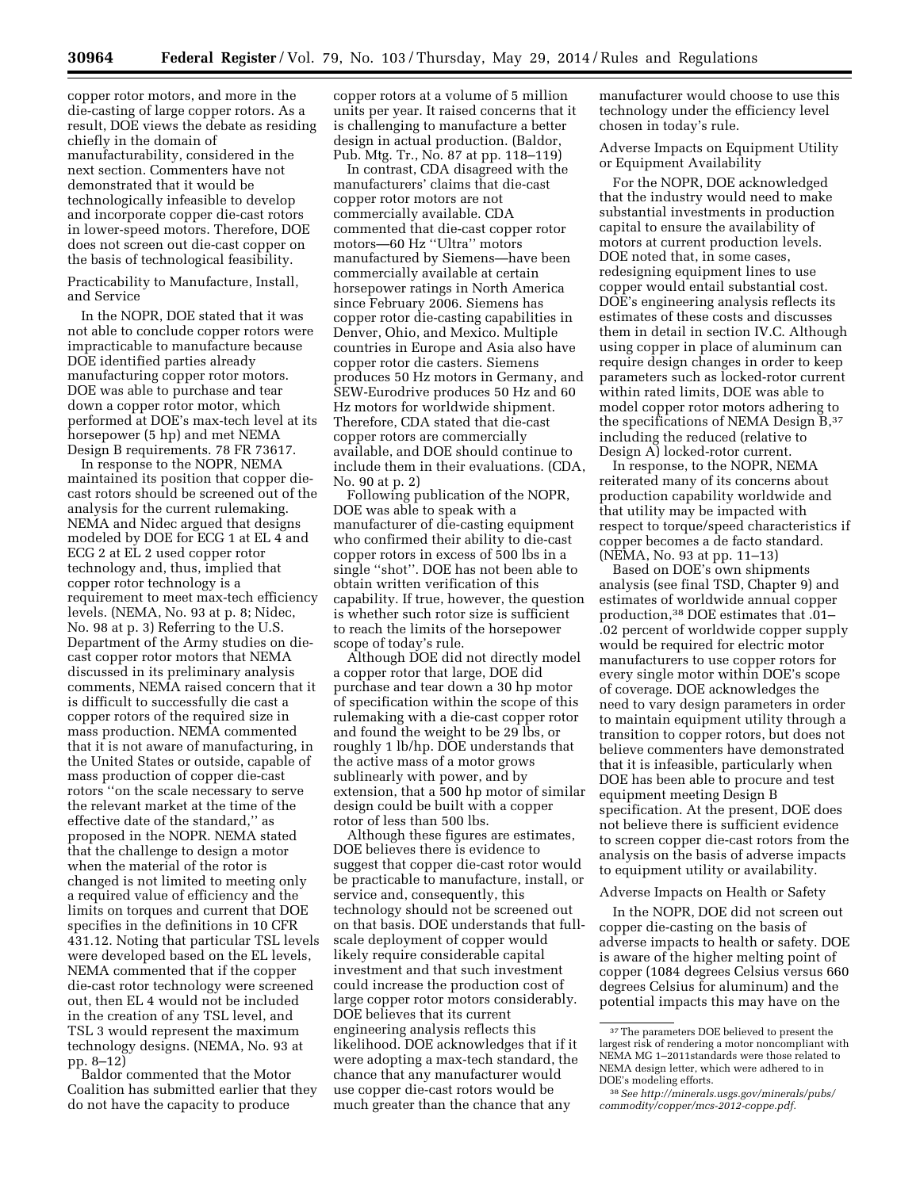copper rotor motors, and more in the die-casting of large copper rotors. As a result, DOE views the debate as residing chiefly in the domain of manufacturability, considered in the next section. Commenters have not demonstrated that it would be technologically infeasible to develop and incorporate copper die-cast rotors in lower-speed motors. Therefore, DOE does not screen out die-cast copper on the basis of technological feasibility.

Practicability to Manufacture, Install, and Service

In the NOPR, DOE stated that it was not able to conclude copper rotors were impracticable to manufacture because DOE identified parties already manufacturing copper rotor motors. DOE was able to purchase and tear down a copper rotor motor, which performed at DOE's max-tech level at its horsepower (5 hp) and met NEMA Design B requirements. 78 FR 73617.

In response to the NOPR, NEMA maintained its position that copper die-cast rotors should be screened out of the analysis for the current rulemaking. NEMA and Nidec argued that designs modeled by DOE for ECG 1 at EL 4 and ECG 2 at EL 2 used copper rotor technology and, thus, implied that copper rotor technology is a requirement to meet max-tech efficiency levels. (NEMA, No. 93 at p. 8; Nidec, No. 98 at p. 3) Referring to the U.S. Department of the Army studies on die-cast copper rotor motors that NEMA discussed in its preliminary analysis comments, NEMA raised concern that it is difficult to successfully die cast a copper rotors of the required size in mass production. NEMA commented that it is not aware of manufacturing, in the United States or outside, capable of mass production of copper die-cast rotors "on the scale necessary to serve the relevant market at the time of the effective date of the standard," as proposed in the NOPR. NEMA stated that the challenge to design a motor when the material of the rotor is changed is not limited to meeting only a required value of efficiency and the limits on torques and current that DOE specifies in the definitions in 10 CFR 431.12. Noting that particular TSL levels were developed based on the EL levels, NEMA commented that if the copper die-cast rotor technology were screened out, then EL 4 would not be included in the creation of any TSL level, and TSL 3 would represent the maximum technology designs. (NEMA, No. 93 at pp. 8–12)

Baldor commented that the Motor Coalition has submitted earlier that they do not have the capacity to produce copper rotors at a volume of 5 million units per year. It raised concerns that it is challenging to manufacture a better design in actual production. (Baldor, Pub. Mtg. Tr., No. 87 at pp. 118–119)

In contrast, CDA disagreed with the manufacturers' claims that die-cast copper rotor motors are not commercially available. CDA commented that die-cast copper rotor motors—60 Hz "Ultra" motors manufactured by Siemens—have been commercially available at certain horsepower ratings in North America since February 2006. Siemens has copper rotor die-casting capabilities in Denver, Ohio, and Mexico. Multiple countries in Europe and Asia also have copper rotor die casters. Siemens produces 50 Hz motors in Germany, and SEW-Eurodrive produces 50 Hz and 60 Hz motors for worldwide shipment. Therefore, CDA stated that die-cast copper rotors are commercially available, and DOE should continue to include them in their evaluations. (CDA, No. 90 at p. 2)

Following publication of the NOPR, DOE was able to speak with a manufacturer of die-casting equipment who confirmed their ability to die-cast copper rotors in excess of 500 lbs in a single "shot". DOE has not been able to obtain written verification of this capability. If true, however, the question is whether such rotor size is sufficient to reach the limits of the horsepower scope of today's rule.

Although DOE did not directly model a copper rotor that large, DOE did purchase and tear down a 30 hp motor of specification within the scope of this rulemaking with a die-cast copper rotor and found the weight to be 29 lbs, or roughly 1 lb/hp. DOE understands that the active mass of a motor grows sublinearly with power, and by extension, that a 500 hp motor of similar design could be built with a copper rotor of less than 500 lbs.

Although these figures are estimates, DOE believes there is evidence to suggest that copper die-cast rotor would be practicable to manufacture, install, or service and, consequently, this technology should not be screened out on that basis. DOE understands that full-scale deployment of copper would likely require considerable capital investment and that such investment could increase the production cost of large copper rotor motors considerably. DOE believes that its current engineering analysis reflects this likelihood. DOE acknowledges that if it were adopting a max-tech standard, the chance that any manufacturer would use copper die-cast rotors would be much greater than the chance that any manufacturer would choose to use this technology under the efficiency level chosen in today's rule.

Adverse Impacts on Equipment Utility or Equipment Availability

For the NOPR, DOE acknowledged that the industry would need to make substantial investments in production capital to ensure the availability of motors at current production levels. DOE noted that, in some cases, redesigning equipment lines to use copper would entail substantial cost. DOE's engineering analysis reflects its estimates of these costs and discusses them in detail in section IV.C. Although using copper in place of aluminum can require design changes in order to keep parameters such as locked-rotor current within rated limits, DOE was able to model copper rotor motors adhering to the specifications of NEMA Design B,[37] including the reduced (relative to Design A) locked-rotor current.

In response, to the NOPR, NEMA reiterated many of its concerns about production capability worldwide and that utility may be impacted with respect to torque/speed characteristics if copper becomes a de facto standard. (NEMA, No. 93 at pp. 11–13)

Based on DOE's own shipments analysis (see final TSD, Chapter 9) and estimates of worldwide annual copper production,[38] DOE estimates that .01–.02 percent of worldwide copper supply would be required for electric motor manufacturers to use copper rotors for every single motor within DOE's scope of coverage. DOE acknowledges the need to vary design parameters in order to maintain equipment utility through a transition to copper rotors, but does not believe commenters have demonstrated that it is infeasible, particularly when DOE has been able to procure and test equipment meeting Design B specification. At the present, DOE does not believe there is sufficient evidence to screen copper die-cast rotors from the analysis on the basis of adverse impacts to equipment utility or availability.

Adverse Impacts on Health or Safety

In the NOPR, DOE did not screen out copper die-casting on the basis of adverse impacts to health or safety. DOE is aware of the higher melting point of copper (1084 degrees Celsius versus 660 degrees Celsius for aluminum) and the potential impacts this may have on the

[37] The parameters DOE believed to present the largest risk of rendering a motor noncompliant with NEMA MG 1–2011standards were those related to NEMA design letter, which were adhered to in DOE's modeling efforts.

[38] *See http://minerals.usgs.gov/minerals/pubs/commodity/copper/mcs-2012-coppe.pdf.*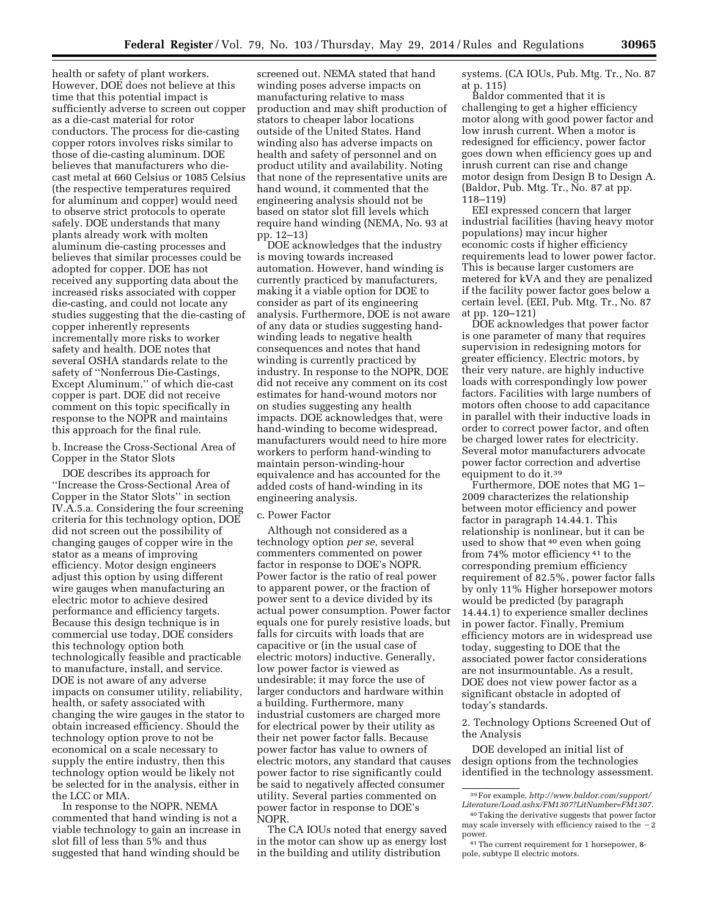health or safety of plant workers. However, DOE does not believe at this time that this potential impact is sufficiently adverse to screen out copper as a die-cast material for rotor conductors. The process for die-casting copper rotors involves risks similar to those of die-casting aluminum. DOE believes that manufacturers who die-cast metal at 660 Celsius or 1085 Celsius (the respective temperatures required for aluminum and copper) would need to observe strict protocols to operate safely. DOE understands that many plants already work with molten aluminum die-casting processes and believes that similar processes could be adopted for copper. DOE has not received any supporting data about the increased risks associated with copper die-casting, and could not locate any studies suggesting that the die-casting of copper inherently represents incrementally more risks to worker safety and health. DOE notes that several OSHA standards relate to the safety of ''Nonferrous Die-Castings, Except Aluminum,'' of which die-cast copper is part. DOE did not receive comment on this topic specifically in response to the NOPR and maintains this approach for the final rule.

b. Increase the Cross-Sectional Area of Copper in the Stator Slots

DOE describes its approach for ''Increase the Cross-Sectional Area of Copper in the Stator Slots'' in section IV.A.5.a. Considering the four screening criteria for this technology option, DOE did not screen out the possibility of changing gauges of copper wire in the stator as a means of improving efficiency. Motor design engineers adjust this option by using different wire gauges when manufacturing an electric motor to achieve desired performance and efficiency targets. Because this design technique is in commercial use today, DOE considers this technology option both technologically feasible and practicable to manufacture, install, and service. DOE is not aware of any adverse impacts on consumer utility, reliability, health, or safety associated with changing the wire gauges in the stator to obtain increased efficiency. Should the technology option prove to not be economical on a scale necessary to supply the entire industry, then this technology option would be likely not be selected for in the analysis, either in the LCC or MIA.

In response to the NOPR, NEMA commented that hand winding is not a viable technology to gain an increase in slot fill of less than 5% and thus suggested that hand winding should be screened out. NEMA stated that hand winding poses adverse impacts on manufacturing relative to mass production and may shift production of stators to cheaper labor locations outside of the United States. Hand winding also has adverse impacts on health and safety of personnel and on product utility and availability. Noting that none of the representative units are hand wound, it commented that the engineering analysis should not be based on stator slot fill levels which require hand winding (NEMA, No. 93 at pp. 12–13)

DOE acknowledges that the industry is moving towards increased automation. However, hand winding is currently practiced by manufacturers, making it a viable option for DOE to consider as part of its engineering analysis. Furthermore, DOE is not aware of any data or studies suggesting hand-winding leads to negative health consequences and notes that hand winding is currently practiced by industry. In response to the NOPR, DOE did not receive any comment on its cost estimates for hand-wound motors nor on studies suggesting any health impacts. DOE acknowledges that, were hand-winding to become widespread, manufacturers would need to hire more workers to perform hand-winding to maintain person-winding-hour equivalence and has accounted for the added costs of hand-winding in its engineering analysis.

c. Power Factor

Although not considered as a technology option *per se,* several commenters commented on power factor in response to DOE's NOPR. Power factor is the ratio of real power to apparent power, or the fraction of power sent to a device divided by its actual power consumption. Power factor equals one for purely resistive loads, but falls for circuits with loads that are capacitive or (in the usual case of electric motors) inductive. Generally, low power factor is viewed as undesirable; it may force the use of larger conductors and hardware within a building. Furthermore, many industrial customers are charged more for electrical power by their utility as their net power factor falls. Because power factor has value to owners of electric motors, any standard that causes power factor to rise significantly could be said to negatively affected consumer utility. Several parties commented on power factor in response to DOE's NOPR.

The CA IOUs noted that energy saved in the motor can show up as energy lost in the building and utility distribution systems. (CA IOUs, Pub. Mtg. Tr., No. 87 at p. 115)

Baldor commented that it is challenging to get a higher efficiency motor along with good power factor and low inrush current. When a motor is redesigned for efficiency, power factor goes down when efficiency goes up and inrush current can rise and change motor design from Design B to Design A. (Baldor, Pub. Mtg. Tr., No. 87 at pp. 118–119)

EEI expressed concern that larger industrial facilities (having heavy motor populations) may incur higher economic costs if higher efficiency requirements lead to lower power factor. This is because larger customers are metered for kVA and they are penalized if the facility power factor goes below a certain level. (EEI, Pub. Mtg. Tr., No. 87 at pp. 120–121)

DOE acknowledges that power factor is one parameter of many that requires supervision in redesigning motors for greater efficiency. Electric motors, by their very nature, are highly inductive loads with correspondingly low power factors. Facilities with large numbers of motors often choose to add capacitance in parallel with their inductive loads in order to correct power factor, and often be charged lower rates for electricity. Several motor manufacturers advocate power factor correction and advertise equipment to do it.[39]

Furthermore, DOE notes that MG 1–2009 characterizes the relationship between motor efficiency and power factor in paragraph 14.44.1. This relationship is nonlinear, but it can be used to show that[40] even when going from 74% motor efficiency[41] to the corresponding premium efficiency requirement of 82.5%, power factor falls by only 11% Higher horsepower motors would be predicted (by paragraph 14.44.1) to experience smaller declines in power factor. Finally, Premium efficiency motors are in widespread use today, suggesting to DOE that the associated power factor considerations are not insurmountable. As a result, DOE does not view power factor as a significant obstacle in adopted of today's standards.

2. Technology Options Screened Out of the Analysis

DOE developed an initial list of design options from the technologies identified in the technology assessment.

[39] For example, *http://www.baldor.com/support/Literature/Load.ashx/FM1307?LitNumber=FM1307.*

[40] Taking the derivative suggests that power factor may scale inversely with efficiency raised to the $-2$ power.

[41] The current requirement for 1 horsepower, 8-pole, subtype II electric motors.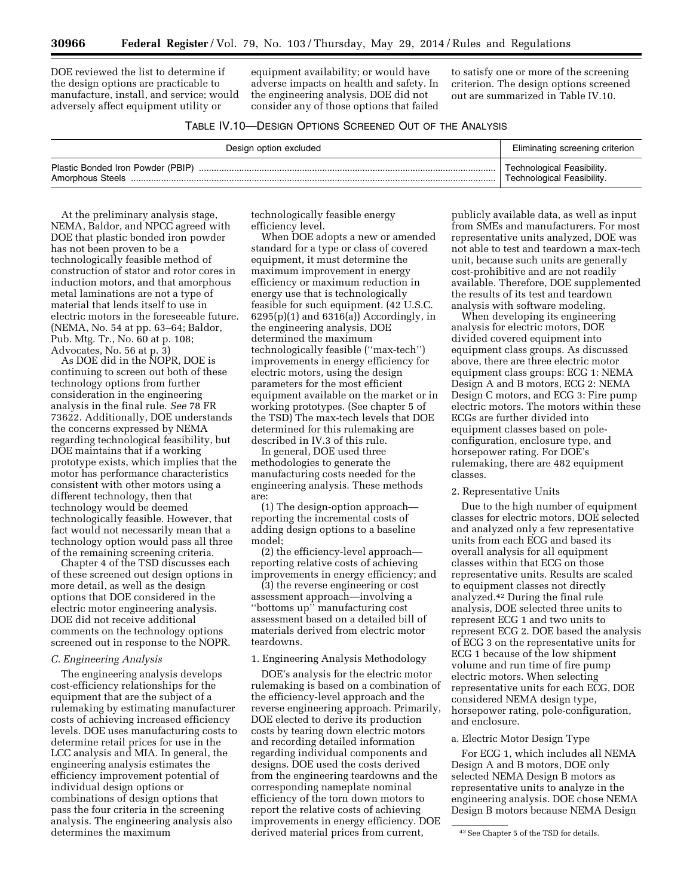DOE reviewed the list to determine if the design options are practicable to manufacture, install, and service; would adversely affect equipment utility or equipment availability; or would have adverse impacts on health and safety. In the engineering analysis, DOE did not consider any of those options that failed to satisfy one or more of the screening criterion. The design options screened out are summarized in Table IV.10.

TABLE IV.10—DESIGN OPTIONS SCREENED OUT OF THE ANALYSIS

| Design option excluded | Eliminating screening criterion |
| --- | --- |
| Plastic Bonded Iron Powder (PBIP) | Technological Feasibility. |
| Amorphous Steels | Technological Feasibility. |

At the preliminary analysis stage, NEMA, Baldor, and NPCC agreed with DOE that plastic bonded iron powder has not been proven to be a technologically feasible method of construction of stator and rotor cores in induction motors, and that amorphous metal laminations are not a type of material that lends itself to use in electric motors in the foreseeable future. (NEMA, No. 54 at pp. 63–64; Baldor, Pub. Mtg. Tr., No. 60 at p. 108; Advocates, No. 56 at p. 3)

As DOE did in the NOPR, DOE is continuing to screen out both of these technology options from further consideration in the engineering analysis in the final rule. *See* 78 FR 73622. Additionally, DOE understands the concerns expressed by NEMA regarding technological feasibility, but DOE maintains that if a working prototype exists, which implies that the motor has performance characteristics consistent with other motors using a different technology, then that technology would be deemed technologically feasible. However, that fact would not necessarily mean that a technology option would pass all three of the remaining screening criteria.

Chapter 4 of the TSD discusses each of these screened out design options in more detail, as well as the design options that DOE considered in the electric motor engineering analysis. DOE did not receive additional comments on the technology options screened out in response to the NOPR.

### *C. Engineering Analysis*

The engineering analysis develops cost-efficiency relationships for the equipment that are the subject of a rulemaking by estimating manufacturer costs of achieving increased efficiency levels. DOE uses manufacturing costs to determine retail prices for use in the LCC analysis and MIA. In general, the engineering analysis estimates the efficiency improvement potential of individual design options or combinations of design options that pass the four criteria in the screening analysis. The engineering analysis also determines the maximum technologically feasible energy efficiency level.

When DOE adopts a new or amended standard for a type or class of covered equipment, it must determine the maximum improvement in energy efficiency or maximum reduction in energy use that is technologically feasible for such equipment. (42 U.S.C. 6295(p)(1) and 6316(a)) Accordingly, in the engineering analysis, DOE determined the maximum technologically feasible ("max-tech") improvements in energy efficiency for electric motors, using the design parameters for the most efficient equipment available on the market or in working prototypes. (See chapter 5 of the TSD) The max-tech levels that DOE determined for this rulemaking are described in IV.3 of this rule.

In general, DOE used three methodologies to generate the manufacturing costs needed for the engineering analysis. These methods are:

(1) The design-option approach—reporting the incremental costs of adding design options to a baseline model;

(2) the efficiency-level approach—reporting relative costs of achieving improvements in energy efficiency; and

(3) the reverse engineering or cost assessment approach—involving a "bottoms up" manufacturing cost assessment based on a detailed bill of materials derived from electric motor teardowns.

#### 1. Engineering Analysis Methodology

DOE's analysis for the electric motor rulemaking is based on a combination of the efficiency-level approach and the reverse engineering approach. Primarily, DOE elected to derive its production costs by tearing down electric motors and recording detailed information regarding individual components and designs. DOE used the costs derived from the engineering teardowns and the corresponding nameplate nominal efficiency of the torn down motors to report the relative costs of achieving improvements in energy efficiency. DOE derived material prices from current, publicly available data, as well as input from SMEs and manufacturers. For most representative units analyzed, DOE was not able to test and teardown a max-tech unit, because such units are generally cost-prohibitive and are not readily available. Therefore, DOE supplemented the results of its test and teardown analysis with software modeling.

When developing its engineering analysis for electric motors, DOE divided covered equipment into equipment class groups. As discussed above, there are three electric motor equipment class groups: ECG 1: NEMA Design A and B motors, ECG 2: NEMA Design C motors, and ECG 3: Fire pump electric motors. The motors within these ECGs are further divided into equipment classes based on pole-configuration, enclosure type, and horsepower rating. For DOE's rulemaking, there are 482 equipment classes.

#### 2. Representative Units

Due to the high number of equipment classes for electric motors, DOE selected and analyzed only a few representative units from each ECG and based its overall analysis for all equipment classes within that ECG on those representative units. Results are scaled to equipment classes not directly analyzed.[42] During the final rule analysis, DOE selected three units to represent ECG 1 and two units to represent ECG 2. DOE based the analysis of ECG 3 on the representative units for ECG 1 because of the low shipment volume and run time of fire pump electric motors. When selecting representative units for each ECG, DOE considered NEMA design type, horsepower rating, pole-configuration, and enclosure.

##### a. Electric Motor Design Type

For ECG 1, which includes all NEMA Design A and B motors, DOE only selected NEMA Design B motors as representative units to analyze in the engineering analysis. DOE chose NEMA Design B motors because NEMA Design

[42] See Chapter 5 of the TSD for details.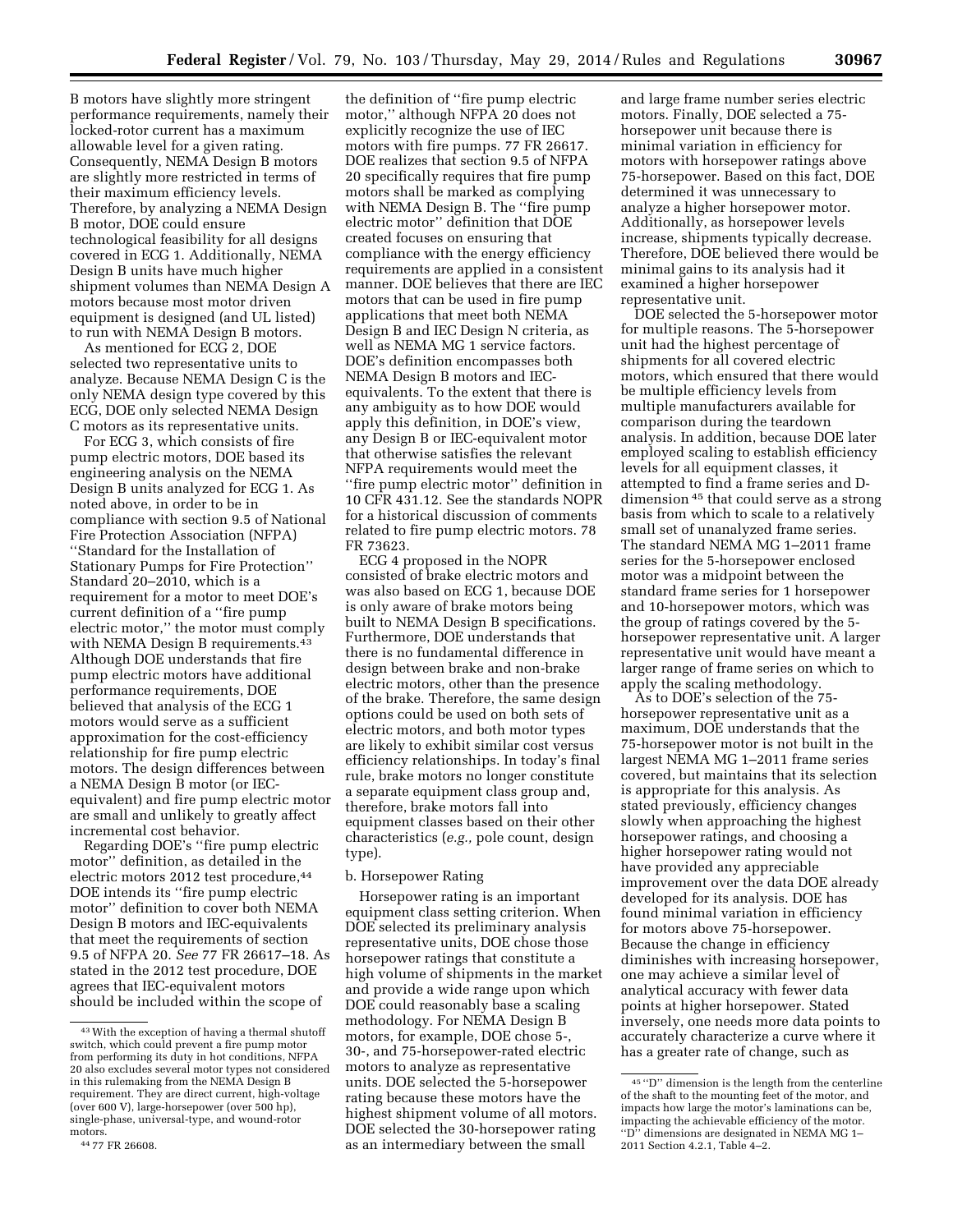B motors have slightly more stringent performance requirements, namely their locked-rotor current has a maximum allowable level for a given rating. Consequently, NEMA Design B motors are slightly more restricted in terms of their maximum efficiency levels. Therefore, by analyzing a NEMA Design B motor, DOE could ensure technological feasibility for all designs covered in ECG 1. Additionally, NEMA Design B units have much higher shipment volumes than NEMA Design A motors because most motor driven equipment is designed (and UL listed) to run with NEMA Design B motors.

As mentioned for ECG 2, DOE selected two representative units to analyze. Because NEMA Design C is the only NEMA design type covered by this ECG, DOE only selected NEMA Design C motors as its representative units.

For ECG 3, which consists of fire pump electric motors, DOE based its engineering analysis on the NEMA Design B units analyzed for ECG 1. As noted above, in order to be in compliance with section 9.5 of National Fire Protection Association (NFPA) ''Standard for the Installation of Stationary Pumps for Fire Protection'' Standard 20–2010, which is a requirement for a motor to meet DOE's current definition of a ''fire pump electric motor,'' the motor must comply with NEMA Design B requirements.[43] Although DOE understands that fire pump electric motors have additional performance requirements, DOE believed that analysis of the ECG 1 motors would serve as a sufficient approximation for the cost-efficiency relationship for fire pump electric motors. The design differences between a NEMA Design B motor (or IEC-equivalent) and fire pump electric motor are small and unlikely to greatly affect incremental cost behavior.

Regarding DOE's ''fire pump electric motor'' definition, as detailed in the electric motors 2012 test procedure,[44] DOE intends its ''fire pump electric motor'' definition to cover both NEMA Design B motors and IEC-equivalents that meet the requirements of section 9.5 of NFPA 20. *See* 77 FR 26617–18. As stated in the 2012 test procedure, DOE agrees that IEC-equivalent motors should be included within the scope of the definition of ''fire pump electric motor,'' although NFPA 20 does not explicitly recognize the use of IEC motors with fire pumps. 77 FR 26617. DOE realizes that section 9.5 of NFPA 20 specifically requires that fire pump motors shall be marked as complying with NEMA Design B. The ''fire pump electric motor'' definition that DOE created focuses on ensuring that compliance with the energy efficiency requirements are applied in a consistent manner. DOE believes that there are IEC motors that can be used in fire pump applications that meet both NEMA Design B and IEC Design N criteria, as well as NEMA MG 1 service factors. DOE's definition encompasses both NEMA Design B motors and IEC-equivalents. To the extent that there is any ambiguity as to how DOE would apply this definition, in DOE's view, any Design B or IEC-equivalent motor that otherwise satisfies the relevant NFPA requirements would meet the ''fire pump electric motor'' definition in 10 CFR 431.12. See the standards NOPR for a historical discussion of comments related to fire pump electric motors. 78 FR 73623.

ECG 4 proposed in the NOPR consisted of brake electric motors and was also based on ECG 1, because DOE is only aware of brake motors being built to NEMA Design B specifications. Furthermore, DOE understands that there is no fundamental difference in design between brake and non-brake electric motors, other than the presence of the brake. Therefore, the same design options could be used on both sets of electric motors, and both motor types are likely to exhibit similar cost versus efficiency relationships. In today's final rule, brake motors no longer constitute a separate equipment class group and, therefore, brake motors fall into equipment classes based on their other characteristics (*e.g.,* pole count, design type).

b. Horsepower Rating

Horsepower rating is an important equipment class setting criterion. When DOE selected its preliminary analysis representative units, DOE chose those horsepower ratings that constitute a high volume of shipments in the market and provide a wide range upon which DOE could reasonably base a scaling methodology. For NEMA Design B motors, for example, DOE chose 5-, 30-, and 75-horsepower-rated electric motors to analyze as representative units. DOE selected the 5-horsepower rating because these motors have the highest shipment volume of all motors. DOE selected the 30-horsepower rating as an intermediary between the small and large frame number series electric motors. Finally, DOE selected a 75-horsepower unit because there is minimal variation in efficiency for motors with horsepower ratings above 75-horsepower. Based on this fact, DOE determined it was unnecessary to analyze a higher horsepower motor. Additionally, as horsepower levels increase, shipments typically decrease. Therefore, DOE believed there would be minimal gains to its analysis had it examined a higher horsepower representative unit.

DOE selected the 5-horsepower motor for multiple reasons. The 5-horsepower unit had the highest percentage of shipments for all covered electric motors, which ensured that there would be multiple efficiency levels from multiple manufacturers available for comparison during the teardown analysis. In addition, because DOE later employed scaling to establish efficiency levels for all equipment classes, it attempted to find a frame series and D-dimension[45] that could serve as a strong basis from which to scale to a relatively small set of unanalyzed frame series. The standard NEMA MG 1–2011 frame series for the 5-horsepower enclosed motor was a midpoint between the standard frame series for 1 horsepower and 10-horsepower motors, which was the group of ratings covered by the 5-horsepower representative unit. A larger representative unit would have meant a larger range of frame series on which to apply the scaling methodology.

As to DOE's selection of the 75-horsepower representative unit as a maximum, DOE understands that the 75-horsepower motor is not built in the largest NEMA MG 1–2011 frame series covered, but maintains that its selection is appropriate for this analysis. As stated previously, efficiency changes slowly when approaching the highest horsepower ratings, and choosing a higher horsepower rating would not have provided any appreciable improvement over the data DOE already developed for its analysis. DOE has found minimal variation in efficiency for motors above 75-horsepower. Because the change in efficiency diminishes with increasing horsepower, one may achieve a similar level of analytical accuracy with fewer data points at higher horsepower. Stated inversely, one needs more data points to accurately characterize a curve where it has a greater rate of change, such as

[43] With the exception of having a thermal shutoff switch, which could prevent a fire pump motor from performing its duty in hot conditions, NFPA 20 also excludes several motor types not considered in this rulemaking from the NEMA Design B requirement. They are direct current, high-voltage (over 600 V), large-horsepower (over 500 hp), single-phase, universal-type, and wound-rotor motors.

[44] 77 FR 26608.

[45] ''D'' dimension is the length from the centerline of the shaft to the mounting feet of the motor, and impacts how large the motor's laminations can be, impacting the achievable efficiency of the motor. ''D'' dimensions are designated in NEMA MG 1–2011 Section 4.2.1, Table 4–2.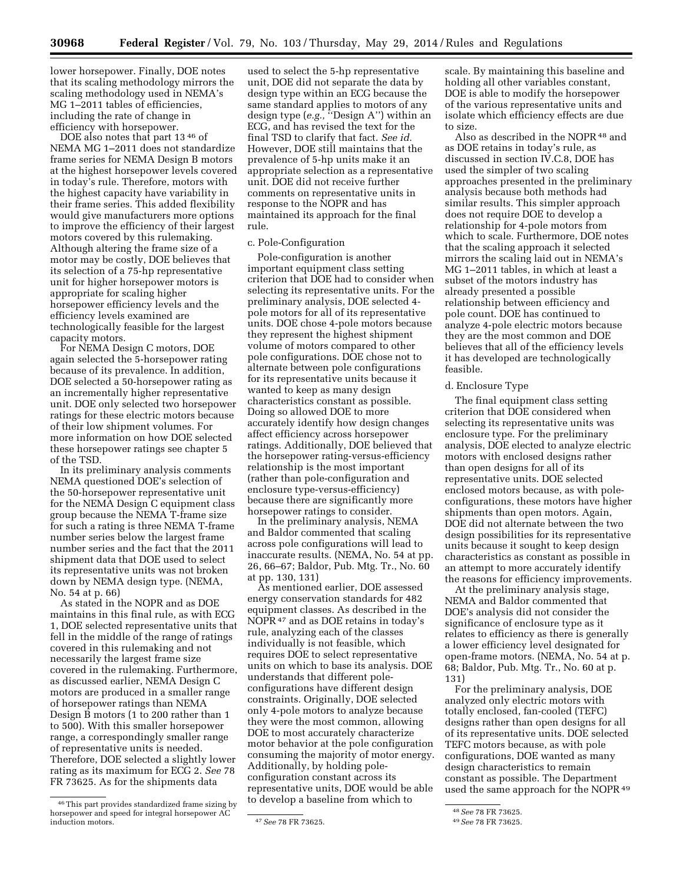lower horsepower. Finally, DOE notes that its scaling methodology mirrors the scaling methodology used in NEMA's MG 1–2011 tables of efficiencies, including the rate of change in efficiency with horsepower.

DOE also notes that part 13 [46] of NEMA MG 1–2011 does not standardize frame series for NEMA Design B motors at the highest horsepower levels covered in today's rule. Therefore, motors with the highest capacity have variability in their frame series. This added flexibility would give manufacturers more options to improve the efficiency of their largest motors covered by this rulemaking. Although altering the frame size of a motor may be costly, DOE believes that its selection of a 75-hp representative unit for higher horsepower motors is appropriate for scaling higher horsepower efficiency levels and the efficiency levels examined are technologically feasible for the largest capacity motors.

For NEMA Design C motors, DOE again selected the 5-horsepower rating because of its prevalence. In addition, DOE selected a 50-horsepower rating as an incrementally higher representative unit. DOE only selected two horsepower ratings for these electric motors because of their low shipment volumes. For more information on how DOE selected these horsepower ratings see chapter 5 of the TSD.

In its preliminary analysis comments NEMA questioned DOE's selection of the 50-horsepower representative unit for the NEMA Design C equipment class group because the NEMA T-frame size for such a rating is three NEMA T-frame number series below the largest frame number series and the fact that the 2011 shipment data that DOE used to select its representative units was not broken down by NEMA design type. (NEMA, No. 54 at p. 66)

As stated in the NOPR and as DOE maintains in this final rule, as with ECG 1, DOE selected representative units that fell in the middle of the range of ratings covered in this rulemaking and not necessarily the largest frame size covered in the rulemaking. Furthermore, as discussed earlier, NEMA Design C motors are produced in a smaller range of horsepower ratings than NEMA Design B motors (1 to 200 rather than 1 to 500). With this smaller horsepower range, a correspondingly smaller range of representative units is needed. Therefore, DOE selected a slightly lower rating as its maximum for ECG 2. *See* 78 FR 73625. As for the shipments data used to select the 5-hp representative unit, DOE did not separate the data by design type within an ECG because the same standard applies to motors of any design type (*e.g.,* "Design A") within an ECG, and has revised the text for the final TSD to clarify that fact. *See id.* However, DOE still maintains that the prevalence of 5-hp units make it an appropriate selection as a representative unit. DOE did not receive further comments on representative units in response to the NOPR and has maintained its approach for the final rule.

c. Pole-Configuration

Pole-configuration is another important equipment class setting criterion that DOE had to consider when selecting its representative units. For the preliminary analysis, DOE selected 4-pole motors for all of its representative units. DOE chose 4-pole motors because they represent the highest shipment volume of motors compared to other pole configurations. DOE chose not to alternate between pole configurations for its representative units because it wanted to keep as many design characteristics constant as possible. Doing so allowed DOE to more accurately identify how design changes affect efficiency across horsepower ratings. Additionally, DOE believed that the horsepower rating-versus-efficiency relationship is the most important (rather than pole-configuration and enclosure type-versus-efficiency) because there are significantly more horsepower ratings to consider.

In the preliminary analysis, NEMA and Baldor commented that scaling across pole configurations will lead to inaccurate results. (NEMA, No. 54 at pp. 26, 66–67; Baldor, Pub. Mtg. Tr., No. 60 at pp. 130, 131)

As mentioned earlier, DOE assessed energy conservation standards for 482 equipment classes. As described in the NOPR [47] and as DOE retains in today's rule, analyzing each of the classes individually is not feasible, which requires DOE to select representative units on which to base its analysis. DOE understands that different pole-configurations have different design constraints. Originally, DOE selected only 4-pole motors to analyze because they were the most common, allowing DOE to most accurately characterize motor behavior at the pole configuration consuming the majority of motor energy. Additionally, by holding pole-configuration constant across its representative units, DOE would be able to develop a baseline from which to scale. By maintaining this baseline and holding all other variables constant, DOE is able to modify the horsepower of the various representative units and isolate which efficiency effects are due to size.

Also as described in the NOPR [48] and as DOE retains in today's rule, as discussed in section IV.C.8, DOE has used the simpler of two scaling approaches presented in the preliminary analysis because both methods had similar results. This simpler approach does not require DOE to develop a relationship for 4-pole motors from which to scale. Furthermore, DOE notes that the scaling approach it selected mirrors the scaling laid out in NEMA's MG 1–2011 tables, in which at least a subset of the motors industry has already presented a possible relationship between efficiency and pole count. DOE has continued to analyze 4-pole electric motors because they are the most common and DOE believes that all of the efficiency levels it has developed are technologically feasible.

d. Enclosure Type

The final equipment class setting criterion that DOE considered when selecting its representative units was enclosure type. For the preliminary analysis, DOE elected to analyze electric motors with enclosed designs rather than open designs for all of its representative units. DOE selected enclosed motors because, as with pole-configurations, these motors have higher shipments than open motors. Again, DOE did not alternate between the two design possibilities for its representative units because it sought to keep design characteristics as constant as possible in an attempt to more accurately identify the reasons for efficiency improvements.

At the preliminary analysis stage, NEMA and Baldor commented that DOE's analysis did not consider the significance of enclosure type as it relates to efficiency as there is generally a lower efficiency level designated for open-frame motors. (NEMA, No. 54 at p. 68; Baldor, Pub. Mtg. Tr., No. 60 at p. 131)

For the preliminary analysis, DOE analyzed only electric motors with totally enclosed, fan-cooled (TEFC) designs rather than open designs for all of its representative units. DOE selected TEFC motors because, as with pole configurations, DOE wanted as many design characteristics to remain constant as possible. The Department used the same approach for the NOPR [49]

[46] This part provides standardized frame sizing by horsepower and speed for integral horsepower AC induction motors.

[47] *See* 78 FR 73625.

[48] *See* 78 FR 73625.

[49] *See* 78 FR 73625.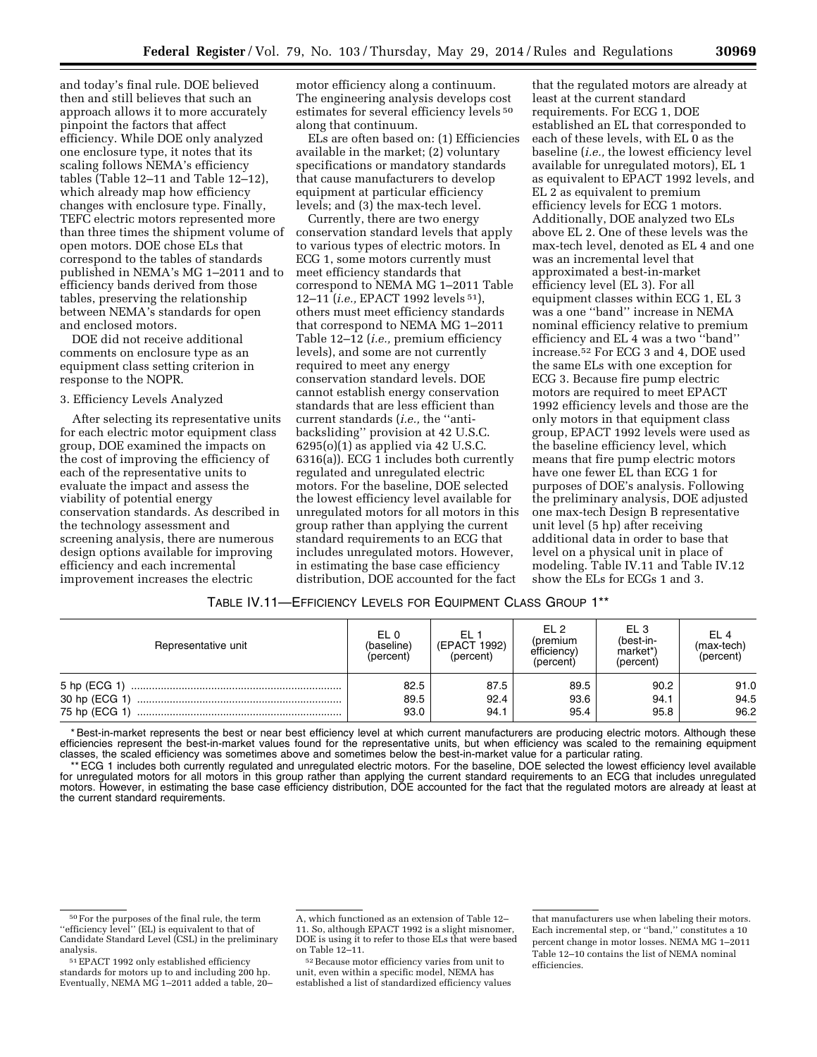and today's final rule. DOE believed then and still believes that such an approach allows it to more accurately pinpoint the factors that affect efficiency. While DOE only analyzed one enclosure type, it notes that its scaling follows NEMA's efficiency tables (Table 12–11 and Table 12–12), which already map how efficiency changes with enclosure type. Finally, TEFC electric motors represented more than three times the shipment volume of open motors. DOE chose ELs that correspond to the tables of standards published in NEMA's MG 1–2011 and to efficiency bands derived from those tables, preserving the relationship between NEMA's standards for open and enclosed motors.

DOE did not receive additional comments on enclosure type as an equipment class setting criterion in response to the NOPR.

3. Efficiency Levels Analyzed

After selecting its representative units for each electric motor equipment class group, DOE examined the impacts on the cost of improving the efficiency of each of the representative units to evaluate the impact and assess the viability of potential energy conservation standards. As described in the technology assessment and screening analysis, there are numerous design options available for improving efficiency and each incremental improvement increases the electric motor efficiency along a continuum. The engineering analysis develops cost estimates for several efficiency levels[50] along that continuum.

ELs are often based on: (1) Efficiencies available in the market; (2) voluntary specifications or mandatory standards that cause manufacturers to develop equipment at particular efficiency levels; and (3) the max-tech level.

Currently, there are two energy conservation standard levels that apply to various types of electric motors. In ECG 1, some motors currently must meet efficiency standards that correspond to NEMA MG 1–2011 Table 12–11 (*i.e.,* EPACT 1992 levels[51]), others must meet efficiency standards that correspond to NEMA MG 1–2011 Table 12–12 (*i.e.,* premium efficiency levels), and some are not currently required to meet any energy conservation standard levels. DOE cannot establish energy conservation standards that are less efficient than current standards (*i.e.,* the ''anti-backsliding'' provision at 42 U.S.C. 6295(o)(1) as applied via 42 U.S.C. 6316(a)). ECG 1 includes both currently regulated and unregulated electric motors. For the baseline, DOE selected the lowest efficiency level available for unregulated motors for all motors in this group rather than applying the current standard requirements to an ECG that includes unregulated motors. However, in estimating the base case efficiency distribution, DOE accounted for the fact that the regulated motors are already at least at the current standard requirements. For ECG 1, DOE established an EL that corresponded to each of these levels, with EL 0 as the baseline (*i.e.,* the lowest efficiency level available for unregulated motors), EL 1 as equivalent to EPACT 1992 levels, and EL 2 as equivalent to premium efficiency levels for ECG 1 motors. Additionally, DOE analyzed two ELs above EL 2. One of these levels was the max-tech level, denoted as EL 4 and one was an incremental level that approximated a best-in-market efficiency level (EL 3). For all equipment classes within ECG 1, EL 3 was a one ''band'' increase in NEMA nominal efficiency relative to premium efficiency and EL 4 was a two ''band'' increase.[52] For ECG 3 and 4, DOE used the same ELs with one exception for ECG 3. Because fire pump electric motors are required to meet EPACT 1992 efficiency levels and those are the only motors in that equipment class group, EPACT 1992 levels were used as the baseline efficiency level, which means that fire pump electric motors have one fewer EL than ECG 1 for purposes of DOE's analysis. Following the preliminary analysis, DOE adjusted one max-tech Design B representative unit level (5 hp) after receiving additional data in order to base that level on a physical unit in place of modeling. Table IV.11 and Table IV.12 show the ELs for ECGs 1 and 3.

TABLE IV.11—EFFICIENCY LEVELS FOR EQUIPMENT CLASS GROUP 1**

| Representative unit | EL 0 (baseline) (percent) | EL 1 (EPACT 1992) (percent) | EL 2 (premium efficiency) (percent) | EL 3 (best-in-market*) (percent) | EL 4 (max-tech) (percent) |
|---|---|---|---|---|---|
| 5 hp (ECG 1) | 82.5 | 87.5 | 89.5 | 90.2 | 91.0 |
| 30 hp (ECG 1) | 89.5 | 92.4 | 93.6 | 94.1 | 94.5 |
| 75 hp (ECG 1) | 93.0 | 94.1 | 95.4 | 95.8 | 96.2 |

* Best-in-market represents the best or near best efficiency level at which current manufacturers are producing electric motors. Although these efficiencies represent the best-in-market values found for the representative units, but when efficiency was scaled to the remaining equipment classes, the scaled efficiency was sometimes above and sometimes below the best-in-market value for a particular rating.

** ECG 1 includes both currently regulated and unregulated electric motors. For the baseline, DOE selected the lowest efficiency level available for unregulated motors for all motors in this group rather than applying the current standard requirements to an ECG that includes unregulated motors. However, in estimating the base case efficiency distribution, DOE accounted for the fact that the regulated motors are already at least at the current standard requirements.

[50] For the purposes of the final rule, the term ''efficiency level'' (EL) is equivalent to that of Candidate Standard Level (CSL) in the preliminary analysis.

[51] EPACT 1992 only established efficiency standards for motors up to and including 200 hp. Eventually, NEMA MG 1–2011 added a table, 20–A, which functioned as an extension of Table 12–11. So, although EPACT 1992 is a slight misnomer, DOE is using it to refer to those ELs that were based on Table 12–11.

[52] Because motor efficiency varies from unit to unit, even within a specific model, NEMA has established a list of standardized efficiency values that manufacturers use when labeling their motors. Each incremental step, or ''band,'' constitutes a 10 percent change in motor losses. NEMA MG 1–2011 Table 12–10 contains the list of NEMA nominal efficiencies.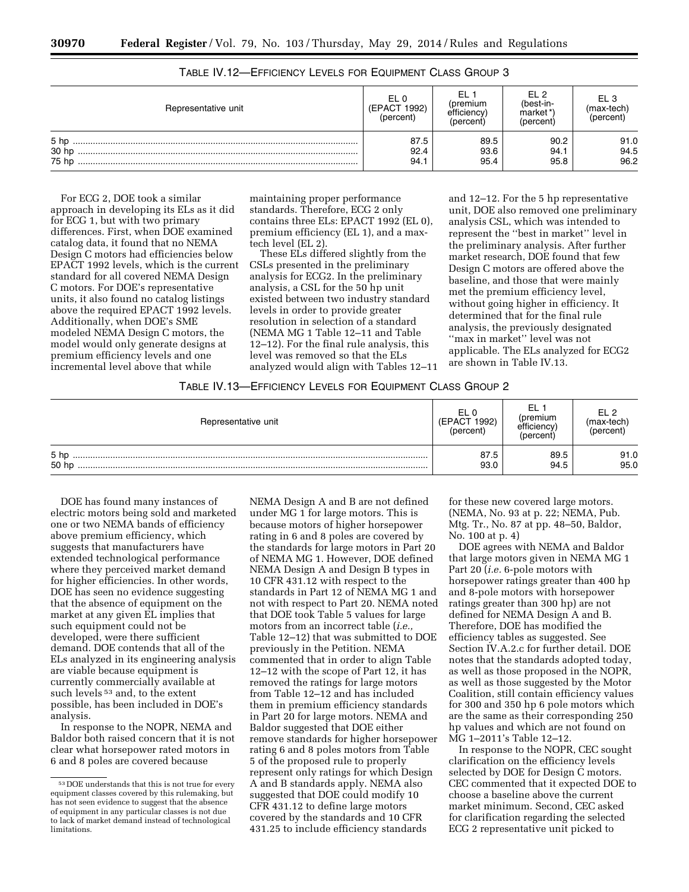TABLE IV.12—EFFICIENCY LEVELS FOR EQUIPMENT CLASS GROUP 3

| Representative unit | EL 0 (EPACT 1992) (percent) | EL 1 (premium efficiency) (percent) | EL 2 (best-in-market*) (percent) | EL 3 (max-tech) (percent) |
|---|---|---|---|---|
| 5 hp | 87.5 | 89.5 | 90.2 | 91.0 |
| 30 hp | 92.4 | 93.6 | 94.1 | 94.5 |
| 75 hp | 94.1 | 95.4 | 95.8 | 96.2 |

For ECG 2, DOE took a similar approach in developing its ELs as it did for ECG 1, but with two primary differences. First, when DOE examined catalog data, it found that no NEMA Design C motors had efficiencies below EPACT 1992 levels, which is the current standard for all covered NEMA Design C motors. For DOE's representative units, it also found no catalog listings above the required EPACT 1992 levels. Additionally, when DOE's SME modeled NEMA Design C motors, the model would only generate designs at premium efficiency levels and one incremental level above that while maintaining proper performance standards. Therefore, ECG 2 only contains three ELs: EPACT 1992 (EL 0), premium efficiency (EL 1), and a max-tech level (EL 2).

These ELs differed slightly from the CSLs presented in the preliminary analysis for ECG2. In the preliminary analysis, a CSL for the 50 hp unit existed between two industry standard levels in order to provide greater resolution in selection of a standard (NEMA MG 1 Table 12–11 and Table 12–12). For the final rule analysis, this level was removed so that the ELs analyzed would align with Tables 12–11 and 12–12. For the 5 hp representative unit, DOE also removed one preliminary analysis CSL, which was intended to represent the ''best in market'' level in the preliminary analysis. After further market research, DOE found that few Design C motors are offered above the baseline, and those that were mainly met the premium efficiency level, without going higher in efficiency. It determined that for the final rule analysis, the previously designated ''max in market'' level was not applicable. The ELs analyzed for ECG2 are shown in Table IV.13.

TABLE IV.13—EFFICIENCY LEVELS FOR EQUIPMENT CLASS GROUP 2

| Representative unit | EL 0 (EPACT 1992) (percent) | EL 1 (premium efficiency) (percent) | EL 2 (max-tech) (percent) |
|---|---|---|---|
| 5 hp | 87.5 | 89.5 | 91.0 |
| 50 hp | 93.0 | 94.5 | 95.0 |

DOE has found many instances of electric motors being sold and marketed one or two NEMA bands of efficiency above premium efficiency, which suggests that manufacturers have extended technological performance where they perceived market demand for higher efficiencies. In other words, DOE has seen no evidence suggesting that the absence of equipment on the market at any given EL implies that such equipment could not be developed, were there sufficient demand. DOE contends that all of the ELs analyzed in its engineering analysis are viable because equipment is currently commercially available at such levels[53] and, to the extent possible, has been included in DOE's analysis.

In response to the NOPR, NEMA and Baldor both raised concern that it is not clear what horsepower rated motors in 6 and 8 poles are covered because NEMA Design A and B are not defined under MG 1 for large motors. This is because motors of higher horsepower rating in 6 and 8 poles are covered by the standards for large motors in Part 20 of NEMA MG 1. However, DOE defined NEMA Design A and Design B types in 10 CFR 431.12 with respect to the standards in Part 12 of NEMA MG 1 and not with respect to Part 20. NEMA noted that DOE took Table 5 values for large motors from an incorrect table (*i.e.,* Table 12–12) that was submitted to DOE previously in the Petition. NEMA commented that in order to align Table 12–12 with the scope of Part 12, it has removed the ratings for large motors from Table 12–12 and has included them in premium efficiency standards in Part 20 for large motors. NEMA and Baldor suggested that DOE either remove standards for higher horsepower rating 6 and 8 poles motors from Table 5 of the proposed rule to properly represent only ratings for which Design A and B standards apply. NEMA also suggested that DOE could modify 10 CFR 431.12 to define large motors covered by the standards and 10 CFR 431.25 to include efficiency standards for these new covered large motors. (NEMA, No. 93 at p. 22; NEMA, Pub. Mtg. Tr., No. 87 at pp. 48–50, Baldor, No. 100 at p. 4)

DOE agrees with NEMA and Baldor that large motors given in NEMA MG 1 Part 20 (*i.e.* 6-pole motors with horsepower ratings greater than 400 hp and 8-pole motors with horsepower ratings greater than 300 hp) are not defined for NEMA Design A and B. Therefore, DOE has modified the efficiency tables as suggested. See Section IV.A.2.c for further detail. DOE notes that the standards adopted today, as well as those proposed in the NOPR, as well as those suggested by the Motor Coalition, still contain efficiency values for 300 and 350 hp 6 pole motors which are the same as their corresponding 250 hp values and which are not found on MG 1–2011's Table 12–12.

In response to the NOPR, CEC sought clarification on the efficiency levels selected by DOE for Design C motors. CEC commented that it expected DOE to choose a baseline above the current market minimum. Second, CEC asked for clarification regarding the selected ECG 2 representative unit picked to

[53] DOE understands that this is not true for every equipment classes covered by this rulemaking, but has not seen evidence to suggest that the absence of equipment in any particular classes is not due to lack of market demand instead of technological limitations.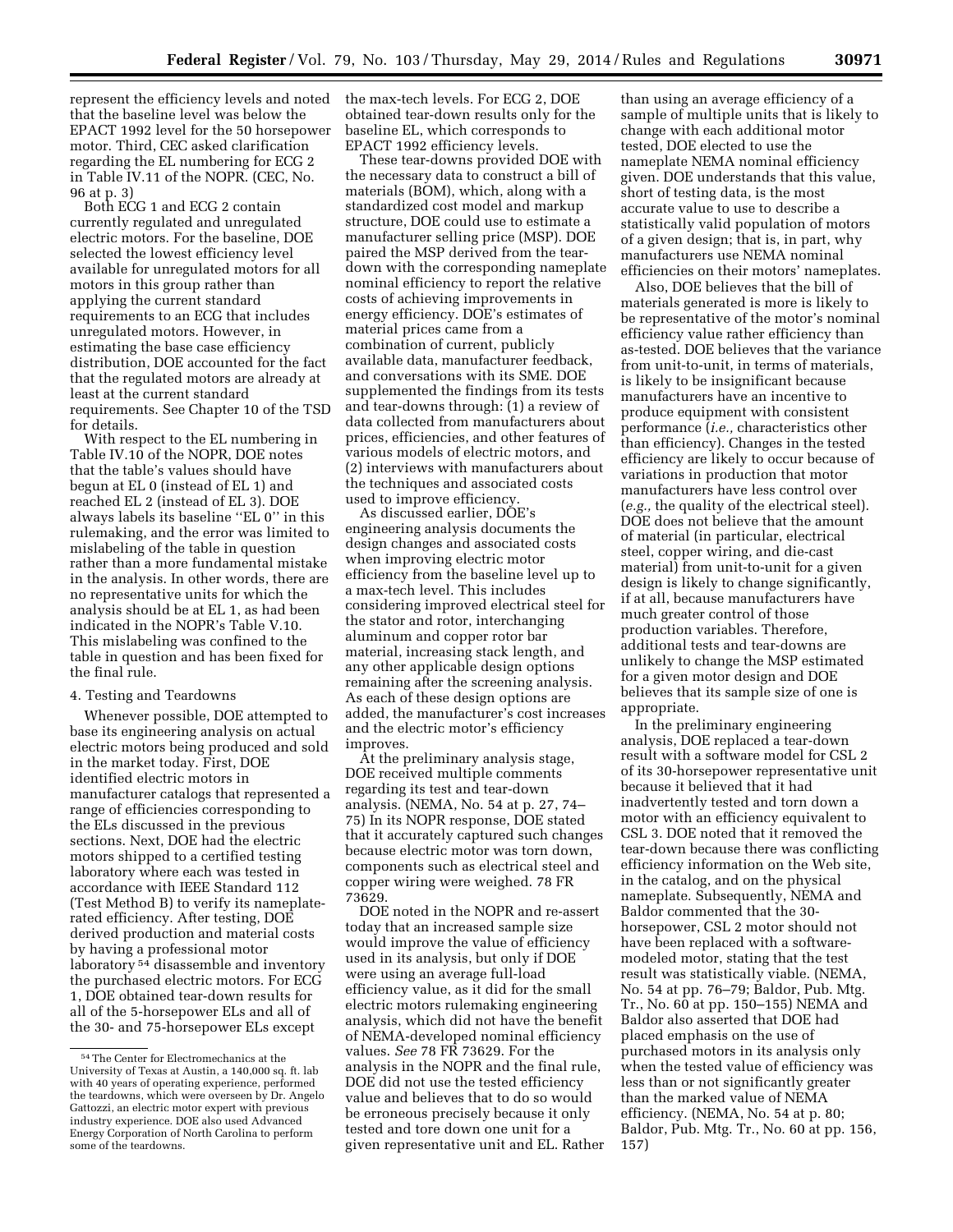represent the efficiency levels and noted that the baseline level was below the EPACT 1992 level for the 50 horsepower motor. Third, CEC asked clarification regarding the EL numbering for ECG 2 in Table IV.11 of the NOPR. (CEC, No. 96 at p. 3)

Both ECG 1 and ECG 2 contain currently regulated and unregulated electric motors. For the baseline, DOE selected the lowest efficiency level available for unregulated motors for all motors in this group rather than applying the current standard requirements to an ECG that includes unregulated motors. However, in estimating the base case efficiency distribution, DOE accounted for the fact that the regulated motors are already at least at the current standard requirements. See Chapter 10 of the TSD for details.

With respect to the EL numbering in Table IV.10 of the NOPR, DOE notes that the table's values should have begun at EL 0 (instead of EL 1) and reached EL 2 (instead of EL 3). DOE always labels its baseline ''EL 0'' in this rulemaking, and the error was limited to mislabeling of the table in question rather than a more fundamental mistake in the analysis. In other words, there are no representative units for which the analysis should be at EL 1, as had been indicated in the NOPR's Table V.10. This mislabeling was confined to the table in question and has been fixed for the final rule.

4. Testing and Teardowns

Whenever possible, DOE attempted to base its engineering analysis on actual electric motors being produced and sold in the market today. First, DOE identified electric motors in manufacturer catalogs that represented a range of efficiencies corresponding to the ELs discussed in the previous sections. Next, DOE had the electric motors shipped to a certified testing laboratory where each was tested in accordance with IEEE Standard 112 (Test Method B) to verify its nameplate-rated efficiency. After testing, DOE derived production and material costs by having a professional motor laboratory [54] disassemble and inventory the purchased electric motors. For ECG 1, DOE obtained tear-down results for all of the 5-horsepower ELs and all of the 30- and 75-horsepower ELs except the max-tech levels. For ECG 2, DOE obtained tear-down results only for the baseline EL, which corresponds to EPACT 1992 efficiency levels.

These tear-downs provided DOE with the necessary data to construct a bill of materials (BOM), which, along with a standardized cost model and markup structure, DOE could use to estimate a manufacturer selling price (MSP). DOE paired the MSP derived from the tear-down with the corresponding nameplate nominal efficiency to report the relative costs of achieving improvements in energy efficiency. DOE's estimates of material prices came from a combination of current, publicly available data, manufacturer feedback, and conversations with its SME. DOE supplemented the findings from its tests and tear-downs through: (1) a review of data collected from manufacturers about prices, efficiencies, and other features of various models of electric motors, and (2) interviews with manufacturers about the techniques and associated costs used to improve efficiency.

As discussed earlier, DOE's engineering analysis documents the design changes and associated costs when improving electric motor efficiency from the baseline level up to a max-tech level. This includes considering improved electrical steel for the stator and rotor, interchanging aluminum and copper rotor bar material, increasing stack length, and any other applicable design options remaining after the screening analysis. As each of these design options are added, the manufacturer's cost increases and the electric motor's efficiency improves.

At the preliminary analysis stage, DOE received multiple comments regarding its test and tear-down analysis. (NEMA, No. 54 at p. 27, 74–75) In its NOPR response, DOE stated that it accurately captured such changes because electric motor was torn down, components such as electrical steel and copper wiring were weighed. 78 FR 73629.

DOE noted in the NOPR and re-assert today that an increased sample size would improve the value of efficiency used in its analysis, but only if DOE were using an average full-load efficiency value, as it did for the small electric motors rulemaking engineering analysis, which did not have the benefit of NEMA-developed nominal efficiency values. *See* 78 FR 73629. For the analysis in the NOPR and the final rule, DOE did not use the tested efficiency value and believes that to do so would be erroneous precisely because it only tested and tore down one unit for a given representative unit and EL. Rather than using an average efficiency of a sample of multiple units that is likely to change with each additional motor tested, DOE elected to use the nameplate NEMA nominal efficiency given. DOE understands that this value, short of testing data, is the most accurate value to use to describe a statistically valid population of motors of a given design; that is, in part, why manufacturers use NEMA nominal efficiencies on their motors' nameplates.

Also, DOE believes that the bill of materials generated is more is likely to be representative of the motor's nominal efficiency value rather efficiency than as-tested. DOE believes that the variance from unit-to-unit, in terms of materials, is likely to be insignificant because manufacturers have an incentive to produce equipment with consistent performance (*i.e.,* characteristics other than efficiency). Changes in the tested efficiency are likely to occur because of variations in production that motor manufacturers have less control over (*e.g.,* the quality of the electrical steel). DOE does not believe that the amount of material (in particular, electrical steel, copper wiring, and die-cast material) from unit-to-unit for a given design is likely to change significantly, if at all, because manufacturers have much greater control of those production variables. Therefore, additional tests and tear-downs are unlikely to change the MSP estimated for a given motor design and DOE believes that its sample size of one is appropriate.

In the preliminary engineering analysis, DOE replaced a tear-down result with a software model for CSL 2 of its 30-horsepower representative unit because it believed that it had inadvertently tested and torn down a motor with an efficiency equivalent to CSL 3. DOE noted that it removed the tear-down because there was conflicting efficiency information on the Web site, in the catalog, and on the physical nameplate. Subsequently, NEMA and Baldor commented that the 30-horsepower, CSL 2 motor should not have been replaced with a software-modeled motor, stating that the test result was statistically viable. (NEMA, No. 54 at pp. 76–79; Baldor, Pub. Mtg. Tr., No. 60 at pp. 150–155) NEMA and Baldor also asserted that DOE had placed emphasis on the use of purchased motors in its analysis only when the tested value of efficiency was less than or not significantly greater than the marked value of NEMA efficiency. (NEMA, No. 54 at p. 80; Baldor, Pub. Mtg. Tr., No. 60 at pp. 156, 157)

[54] The Center for Electromechanics at the University of Texas at Austin, a 140,000 sq. ft. lab with 40 years of operating experience, performed the teardowns, which were overseen by Dr. Angelo Gattozzi, an electric motor expert with previous industry experience. DOE also used Advanced Energy Corporation of North Carolina to perform some of the teardowns.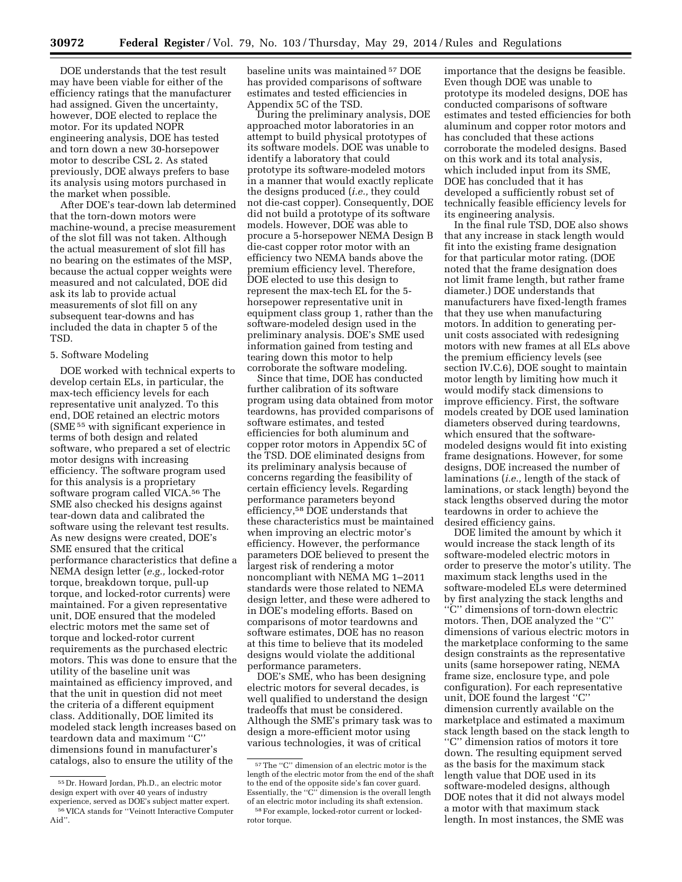DOE understands that the test result may have been viable for either of the efficiency ratings that the manufacturer had assigned. Given the uncertainty, however, DOE elected to replace the motor. For its updated NOPR engineering analysis, DOE has tested and torn down a new 30-horsepower motor to describe CSL 2. As stated previously, DOE always prefers to base its analysis using motors purchased in the market when possible.

After DOE's tear-down lab determined that the torn-down motors were machine-wound, a precise measurement of the slot fill was not taken. Although the actual measurement of slot fill has no bearing on the estimates of the MSP, because the actual copper weights were measured and not calculated, DOE did ask its lab to provide actual measurements of slot fill on any subsequent tear-downs and has included the data in chapter 5 of the TSD.

5. Software Modeling

DOE worked with technical experts to develop certain ELs, in particular, the max-tech efficiency levels for each representative unit analyzed. To this end, DOE retained an electric motors (SME [55] with significant experience in terms of both design and related software, who prepared a set of electric motor designs with increasing efficiency. The software program used for this analysis is a proprietary software program called VICA.[56] The SME also checked his designs against tear-down data and calibrated the software using the relevant test results. As new designs were created, DOE's SME ensured that the critical performance characteristics that define a NEMA design letter (*e.g.,* locked-rotor torque, breakdown torque, pull-up torque, and locked-rotor currents) were maintained. For a given representative unit, DOE ensured that the modeled electric motors met the same set of torque and locked-rotor current requirements as the purchased electric motors. This was done to ensure that the utility of the baseline unit was maintained as efficiency improved, and that the unit in question did not meet the criteria of a different equipment class. Additionally, DOE limited its modeled stack length increases based on teardown data and maximum "C" dimensions found in manufacturer's catalogs, also to ensure the utility of the baseline units was maintained [57] DOE has provided comparisons of software estimates and tested efficiencies in Appendix 5C of the TSD.

During the preliminary analysis, DOE approached motor laboratories in an attempt to build physical prototypes of its software models. DOE was unable to identify a laboratory that could prototype its software-modeled motors in a manner that would exactly replicate the designs produced (*i.e.,* they could not die-cast copper). Consequently, DOE did not build a prototype of its software models. However, DOE was able to procure a 5-horsepower NEMA Design B die-cast copper rotor motor with an efficiency two NEMA bands above the premium efficiency level. Therefore, DOE elected to use this design to represent the max-tech EL for the 5-horsepower representative unit in equipment class group 1, rather than the software-modeled design used in the preliminary analysis. DOE's SME used information gained from testing and tearing down this motor to help corroborate the software modeling.

Since that time, DOE has conducted further calibration of its software program using data obtained from motor teardowns, has provided comparisons of software estimates, and tested efficiencies for both aluminum and copper rotor motors in Appendix 5C of the TSD. DOE eliminated designs from its preliminary analysis because of concerns regarding the feasibility of certain efficiency levels. Regarding performance parameters beyond efficiency,[58] DOE understands that these characteristics must be maintained when improving an electric motor's efficiency. However, the performance parameters DOE believed to present the largest risk of rendering a motor noncompliant with NEMA MG 1–2011 standards were those related to NEMA design letter, and these were adhered to in DOE's modeling efforts. Based on comparisons of motor teardowns and software estimates, DOE has no reason at this time to believe that its modeled designs would violate the additional performance parameters.

DOE's SME, who has been designing electric motors for several decades, is well qualified to understand the design tradeoffs that must be considered. Although the SME's primary task was to design a more-efficient motor using various technologies, it was of critical importance that the designs be feasible. Even though DOE was unable to prototype its modeled designs, DOE has conducted comparisons of software estimates and tested efficiencies for both aluminum and copper rotor motors and has concluded that these actions corroborate the modeled designs. Based on this work and its total analysis, which included input from its SME, DOE has concluded that it has developed a sufficiently robust set of technically feasible efficiency levels for its engineering analysis.

In the final rule TSD, DOE also shows that any increase in stack length would fit into the existing frame designation for that particular motor rating. (DOE noted that the frame designation does not limit frame length, but rather frame diameter.) DOE understands that manufacturers have fixed-length frames that they use when manufacturing motors. In addition to generating per-unit costs associated with redesigning motors with new frames at all ELs above the premium efficiency levels (see section IV.C.6), DOE sought to maintain motor length by limiting how much it would modify stack dimensions to improve efficiency. First, the software models created by DOE used lamination diameters observed during teardowns, which ensured that the software-modeled designs would fit into existing frame designations. However, for some designs, DOE increased the number of laminations (*i.e.,* length of the stack of laminations, or stack length) beyond the stack lengths observed during the motor teardowns in order to achieve the desired efficiency gains.

DOE limited the amount by which it would increase the stack length of its software-modeled electric motors in order to preserve the motor's utility. The maximum stack lengths used in the software-modeled ELs were determined by first analyzing the stack lengths and "C" dimensions of torn-down electric motors. Then, DOE analyzed the "C" dimensions of various electric motors in the marketplace conforming to the same design constraints as the representative units (same horsepower rating, NEMA frame size, enclosure type, and pole configuration). For each representative unit, DOE found the largest "C" dimension currently available on the marketplace and estimated a maximum stack length based on the stack length to "C" dimension ratios of motors it tore down. The resulting equipment served as the basis for the maximum stack length value that DOE used in its software-modeled designs, although DOE notes that it did not always model a motor with that maximum stack length. In most instances, the SME was

---

[55] Dr. Howard Jordan, Ph.D., an electric motor design expert with over 40 years of industry experience, served as DOE's subject matter expert.

[56] VICA stands for "Veinott Interactive Computer Aid".

[57] The "C" dimension of an electric motor is the length of the electric motor from the end of the shaft to the end of the opposite side's fan cover guard. Essentially, the "C" dimension is the overall length of an electric motor including its shaft extension.

[58] For example, locked-rotor current or locked-rotor torque.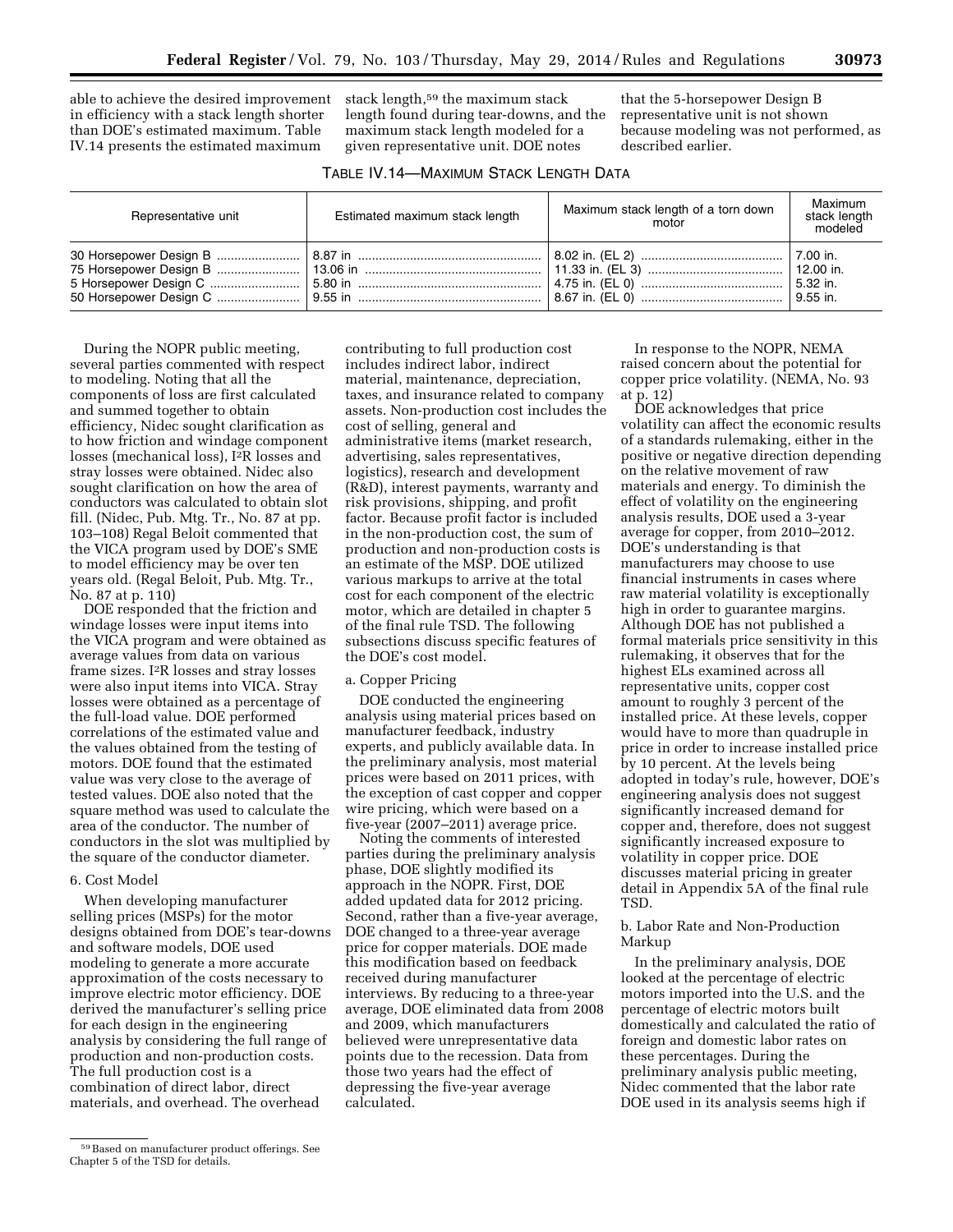able to achieve the desired improvement in efficiency with a stack length shorter than DOE's estimated maximum. Table IV.14 presents the estimated maximum stack length,[59] the maximum stack length found during tear-downs, and the maximum stack length modeled for a given representative unit. DOE notes that the 5-horsepower Design B representative unit is not shown because modeling was not performed, as described earlier.

TABLE IV.14—MAXIMUM STACK LENGTH DATA

| Representative unit | Estimated maximum stack length | Maximum stack length of a torn down motor | Maximum stack length modeled |
|---|---|---|---|
| 30 Horsepower Design B | 8.87 in | 8.02 in. (EL 2) | 7.00 in. |
| 75 Horsepower Design B | 13.06 in | 11.33 in. (EL 3) | 12.00 in. |
| 5 Horsepower Design C | 5.80 in | 4.75 in. (EL 0) | 5.32 in. |
| 50 Horsepower Design C | 9.55 in | 8.67 in. (EL 0) | 9.55 in. |

During the NOPR public meeting, several parties commented with respect to modeling. Noting that all the components of loss are first calculated and summed together to obtain efficiency, Nidec sought clarification as to how friction and windage component losses (mechanical loss), $I^2R$ losses and stray losses were obtained. Nidec also sought clarification on how the area of conductors was calculated to obtain slot fill. (Nidec, Pub. Mtg. Tr., No. 87 at pp. 103–108) Regal Beloit commented that the VICA program used by DOE's SME to model efficiency may be over ten years old. (Regal Beloit, Pub. Mtg. Tr., No. 87 at p. 110)

DOE responded that the friction and windage losses were input items into the VICA program and were obtained as average values from data on various frame sizes. $I^2R$ losses and stray losses were also input items into VICA. Stray losses were obtained as a percentage of the full-load value. DOE performed correlations of the estimated value and the values obtained from the testing of motors. DOE found that the estimated value was very close to the average of tested values. DOE also noted that the square method was used to calculate the area of the conductor. The number of conductors in the slot was multiplied by the square of the conductor diameter.

### 6. Cost Model

When developing manufacturer selling prices (MSPs) for the motor designs obtained from DOE's tear-downs and software models, DOE used modeling to generate a more accurate approximation of the costs necessary to improve electric motor efficiency. DOE derived the manufacturer's selling price for each design in the engineering analysis by considering the full range of production and non-production costs. The full production cost is a combination of direct labor, direct materials, and overhead. The overhead contributing to full production cost includes indirect labor, indirect material, maintenance, depreciation, taxes, and insurance related to company assets. Non-production cost includes the cost of selling, general and administrative items (market research, advertising, sales representatives, logistics), research and development (R&D), interest payments, warranty and risk provisions, shipping, and profit factor. Because profit factor is included in the non-production cost, the sum of production and non-production costs is an estimate of the MSP. DOE utilized various markups to arrive at the total cost for each component of the electric motor, which are detailed in chapter 5 of the final rule TSD. The following subsections discuss specific features of the DOE's cost model.

#### a. Copper Pricing

DOE conducted the engineering analysis using material prices based on manufacturer feedback, industry experts, and publicly available data. In the preliminary analysis, most material prices were based on 2011 prices, with the exception of cast copper and copper wire pricing, which were based on a five-year (2007–2011) average price.

Noting the comments of interested parties during the preliminary analysis phase, DOE slightly modified its approach in the NOPR. First, DOE added updated data for 2012 pricing. Second, rather than a five-year average, DOE changed to a three-year average price for copper materials. DOE made this modification based on feedback received during manufacturer interviews. By reducing to a three-year average, DOE eliminated data from 2008 and 2009, which manufacturers believed were unrepresentative data points due to the recession. Data from those two years had the effect of depressing the five-year average calculated.

In response to the NOPR, NEMA raised concern about the potential for copper price volatility. (NEMA, No. 93 at p. 12)

DOE acknowledges that price volatility can affect the economic results of a standards rulemaking, either in the positive or negative direction depending on the relative movement of raw materials and energy. To diminish the effect of volatility on the engineering analysis results, DOE used a 3-year average for copper, from 2010–2012. DOE's understanding is that manufacturers may choose to use financial instruments in cases where raw material volatility is exceptionally high in order to guarantee margins. Although DOE has not published a formal materials price sensitivity in this rulemaking, it observes that for the highest ELs examined across all representative units, copper cost amount to roughly 3 percent of the installed price. At these levels, copper would have to more than quadruple in price in order to increase installed price by 10 percent. At the levels being adopted in today's rule, however, DOE's engineering analysis does not suggest significantly increased demand for copper and, therefore, does not suggest significantly increased exposure to volatility in copper price. DOE discusses material pricing in greater detail in Appendix 5A of the final rule TSD.

#### b. Labor Rate and Non-Production Markup

In the preliminary analysis, DOE looked at the percentage of electric motors imported into the U.S. and the percentage of electric motors built domestically and calculated the ratio of foreign and domestic labor rates on these percentages. During the preliminary analysis public meeting, Nidec commented that the labor rate DOE used in its analysis seems high if

[59] Based on manufacturer product offerings. See Chapter 5 of the TSD for details.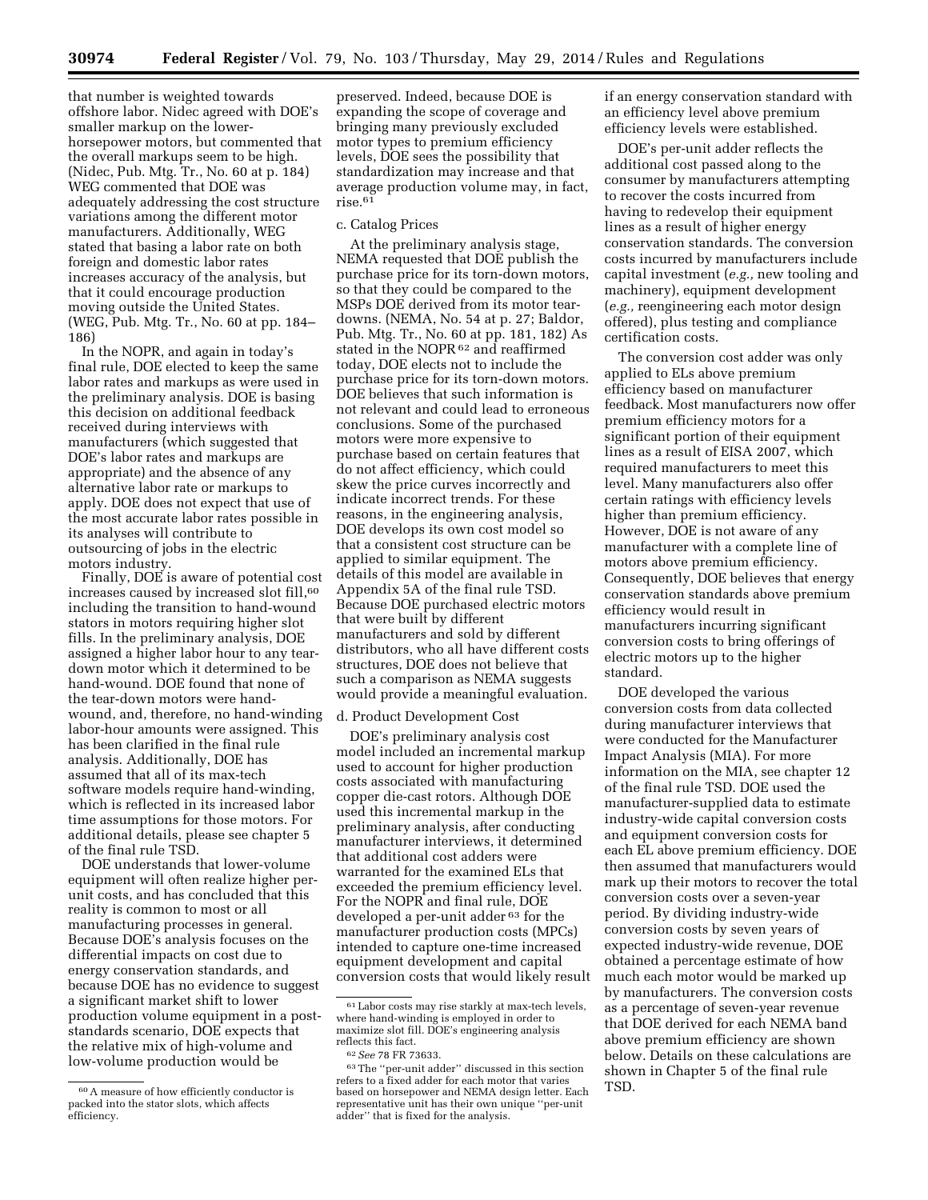that number is weighted towards offshore labor. Nidec agreed with DOE's smaller markup on the lower-horsepower motors, but commented that the overall markups seem to be high. (Nidec, Pub. Mtg. Tr., No. 60 at p. 184) WEG commented that DOE was adequately addressing the cost structure variations among the different motor manufacturers. Additionally, WEG stated that basing a labor rate on both foreign and domestic labor rates increases accuracy of the analysis, but that it could encourage production moving outside the United States. (WEG, Pub. Mtg. Tr., No. 60 at pp. 184–186)

In the NOPR, and again in today's final rule, DOE elected to keep the same labor rates and markups as were used in the preliminary analysis. DOE is basing this decision on additional feedback received during interviews with manufacturers (which suggested that DOE's labor rates and markups are appropriate) and the absence of any alternative labor rate or markups to apply. DOE does not expect that use of the most accurate labor rates possible in its analyses will contribute to outsourcing of jobs in the electric motors industry.

Finally, DOE is aware of potential cost increases caused by increased slot fill,[60] including the transition to hand-wound stators in motors requiring higher slot fills. In the preliminary analysis, DOE assigned a higher labor hour to any tear-down motor which it determined to be hand-wound. DOE found that none of the tear-down motors were hand-wound, and, therefore, no hand-winding labor-hour amounts were assigned. This has been clarified in the final rule analysis. Additionally, DOE has assumed that all of its max-tech software models require hand-winding, which is reflected in its increased labor time assumptions for those motors. For additional details, please see chapter 5 of the final rule TSD.

DOE understands that lower-volume equipment will often realize higher per-unit costs, and has concluded that this reality is common to most or all manufacturing processes in general. Because DOE's analysis focuses on the differential impacts on cost due to energy conservation standards, and because DOE has no evidence to suggest a significant market shift to lower production volume equipment in a post-standards scenario, DOE expects that the relative mix of high-volume and low-volume production would be preserved. Indeed, because DOE is expanding the scope of coverage and bringing many previously excluded motor types to premium efficiency levels, DOE sees the possibility that standardization may increase and that average production volume may, in fact, rise.[61]

c. Catalog Prices

At the preliminary analysis stage, NEMA requested that DOE publish the purchase price for its torn-down motors, so that they could be compared to the MSPs DOE derived from its motor tear-downs. (NEMA, No. 54 at p. 27; Baldor, Pub. Mtg. Tr., No. 60 at pp. 181, 182) As stated in the NOPR[62] and reaffirmed today, DOE elects not to include the purchase price for its torn-down motors. DOE believes that such information is not relevant and could lead to erroneous conclusions. Some of the purchased motors were more expensive to purchase based on certain features that do not affect efficiency, which could skew the price curves incorrectly and indicate incorrect trends. For these reasons, in the engineering analysis, DOE develops its own cost model so that a consistent cost structure can be applied to similar equipment. The details of this model are available in Appendix 5A of the final rule TSD. Because DOE purchased electric motors that were built by different manufacturers and sold by different distributors, who all have different costs structures, DOE does not believe that such a comparison as NEMA suggests would provide a meaningful evaluation.

d. Product Development Cost

DOE's preliminary analysis cost model included an incremental markup used to account for higher production costs associated with manufacturing copper die-cast rotors. Although DOE used this incremental markup in the preliminary analysis, after conducting manufacturer interviews, it determined that additional cost adders were warranted for the examined ELs that exceeded the premium efficiency level. For the NOPR and final rule, DOE developed a per-unit adder[63] for the manufacturer production costs (MPCs) intended to capture one-time increased equipment development and capital conversion costs that would likely result if an energy conservation standard with an efficiency level above premium efficiency levels were established.

DOE's per-unit adder reflects the additional cost passed along to the consumer by manufacturers attempting to recover the costs incurred from having to redevelop their equipment lines as a result of higher energy conservation standards. The conversion costs incurred by manufacturers include capital investment (*e.g.,* new tooling and machinery), equipment development (*e.g.,* reengineering each motor design offered), plus testing and compliance certification costs.

The conversion cost adder was only applied to ELs above premium efficiency based on manufacturer feedback. Most manufacturers now offer premium efficiency motors for a significant portion of their equipment lines as a result of EISA 2007, which required manufacturers to meet this level. Many manufacturers also offer certain ratings with efficiency levels higher than premium efficiency. However, DOE is not aware of any manufacturer with a complete line of motors above premium efficiency. Consequently, DOE believes that energy conservation standards above premium efficiency would result in manufacturers incurring significant conversion costs to bring offerings of electric motors up to the higher standard.

DOE developed the various conversion costs from data collected during manufacturer interviews that were conducted for the Manufacturer Impact Analysis (MIA). For more information on the MIA, see chapter 12 of the final rule TSD. DOE used the manufacturer-supplied data to estimate industry-wide capital conversion costs and equipment conversion costs for each EL above premium efficiency. DOE then assumed that manufacturers would mark up their motors to recover the total conversion costs over a seven-year period. By dividing industry-wide conversion costs by seven years of expected industry-wide revenue, DOE obtained a percentage estimate of how much each motor would be marked up by manufacturers. The conversion costs as a percentage of seven-year revenue that DOE derived for each NEMA band above premium efficiency are shown below. Details on these calculations are shown in Chapter 5 of the final rule TSD.

---

[60] A measure of how efficiently conductor is packed into the stator slots, which affects efficiency.

[61] Labor costs may rise starkly at max-tech levels, where hand-winding is employed in order to maximize slot fill. DOE's engineering analysis reflects this fact.

[62] *See* 78 FR 73633.

[63] The ''per-unit adder'' discussed in this section refers to a fixed adder for each motor that varies based on horsepower and NEMA design letter. Each representative unit has their own unique ''per-unit adder'' that is fixed for the analysis.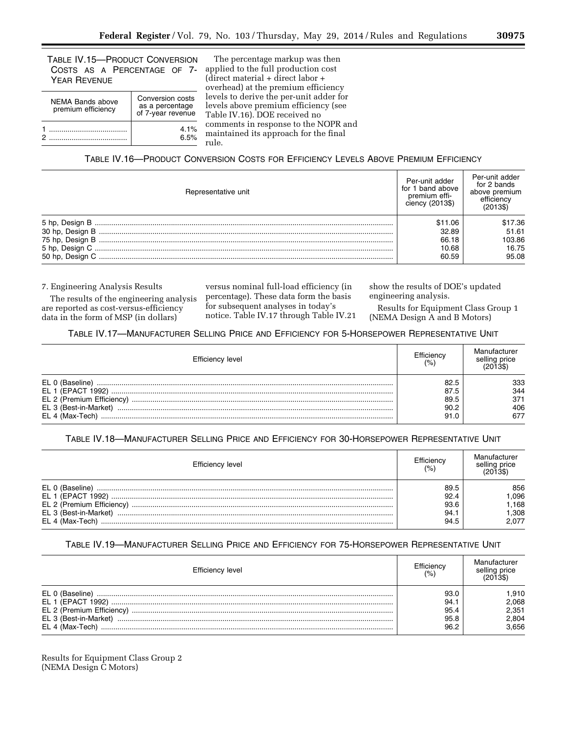TABLE IV.15—PRODUCT CONVERSION COSTS AS A PERCENTAGE OF 7-YEAR REVENUE

| NEMA Bands above premium efficiency | Conversion costs as a percentage of 7-year revenue |
| --- | --- |
| 1 | 4.1% |
| 2 | 6.5% |

The percentage markup was then applied to the full production cost (direct material + direct labor + overhead) at the premium efficiency levels to derive the per-unit adder for levels above premium efficiency (see Table IV.16). DOE received no comments in response to the NOPR and maintained its approach for the final rule.

TABLE IV.16—PRODUCT CONVERSION COSTS FOR EFFICIENCY LEVELS ABOVE PREMIUM EFFICIENCY

| Representative unit | Per-unit adder for 1 band above premium efficiency (2013$) | Per-unit adder for 2 bands above premium efficiency (2013$) |
| --- | --- | --- |
| 5 hp, Design B | $11.06 | $17.36 |
| 30 hp, Design B | 32.89 | 51.61 |
| 75 hp, Design B | 66.18 | 103.86 |
| 5 hp, Design C | 10.68 | 16.75 |
| 50 hp, Design C | 60.59 | 95.08 |

7. Engineering Analysis Results

The results of the engineering analysis are reported as cost-versus-efficiency data in the form of MSP (in dollars) versus nominal full-load efficiency (in percentage). These data form the basis for subsequent analyses in today's notice. Table IV.17 through Table IV.21 show the results of DOE's updated engineering analysis.

Results for Equipment Class Group 1 (NEMA Design A and B Motors)

TABLE IV.17—MANUFACTURER SELLING PRICE AND EFFICIENCY FOR 5-HORSEPOWER REPRESENTATIVE UNIT

| Efficiency level | Efficiency (%) | Manufacturer selling price (2013$) |
| --- | --- | --- |
| EL 0 (Baseline) | 82.5 | 333 |
| EL 1 (EPACT 1992) | 87.5 | 344 |
| EL 2 (Premium Efficiency) | 89.5 | 371 |
| EL 3 (Best-in-Market) | 90.2 | 406 |
| EL 4 (Max-Tech) | 91.0 | 677 |

TABLE IV.18—MANUFACTURER SELLING PRICE AND EFFICIENCY FOR 30-HORSEPOWER REPRESENTATIVE UNIT

| Efficiency level | Efficiency (%) | Manufacturer selling price (2013$) |
| --- | --- | --- |
| EL 0 (Baseline) | 89.5 | 856 |
| EL 1 (EPACT 1992) | 92.4 | 1,096 |
| EL 2 (Premium Efficiency) | 93.6 | 1,168 |
| EL 3 (Best-in-Market) | 94.1 | 1,308 |
| EL 4 (Max-Tech) | 94.5 | 2,077 |

TABLE IV.19—MANUFACTURER SELLING PRICE AND EFFICIENCY FOR 75-HORSEPOWER REPRESENTATIVE UNIT

| Efficiency level | Efficiency (%) | Manufacturer selling price (2013$) |
| --- | --- | --- |
| EL 0 (Baseline) | 93.0 | 1,910 |
| EL 1 (EPACT 1992) | 94.1 | 2,068 |
| EL 2 (Premium Efficiency) | 95.4 | 2,351 |
| EL 3 (Best-in-Market) | 95.8 | 2,804 |
| EL 4 (Max-Tech) | 96.2 | 3,656 |

Results for Equipment Class Group 2 (NEMA Design C Motors)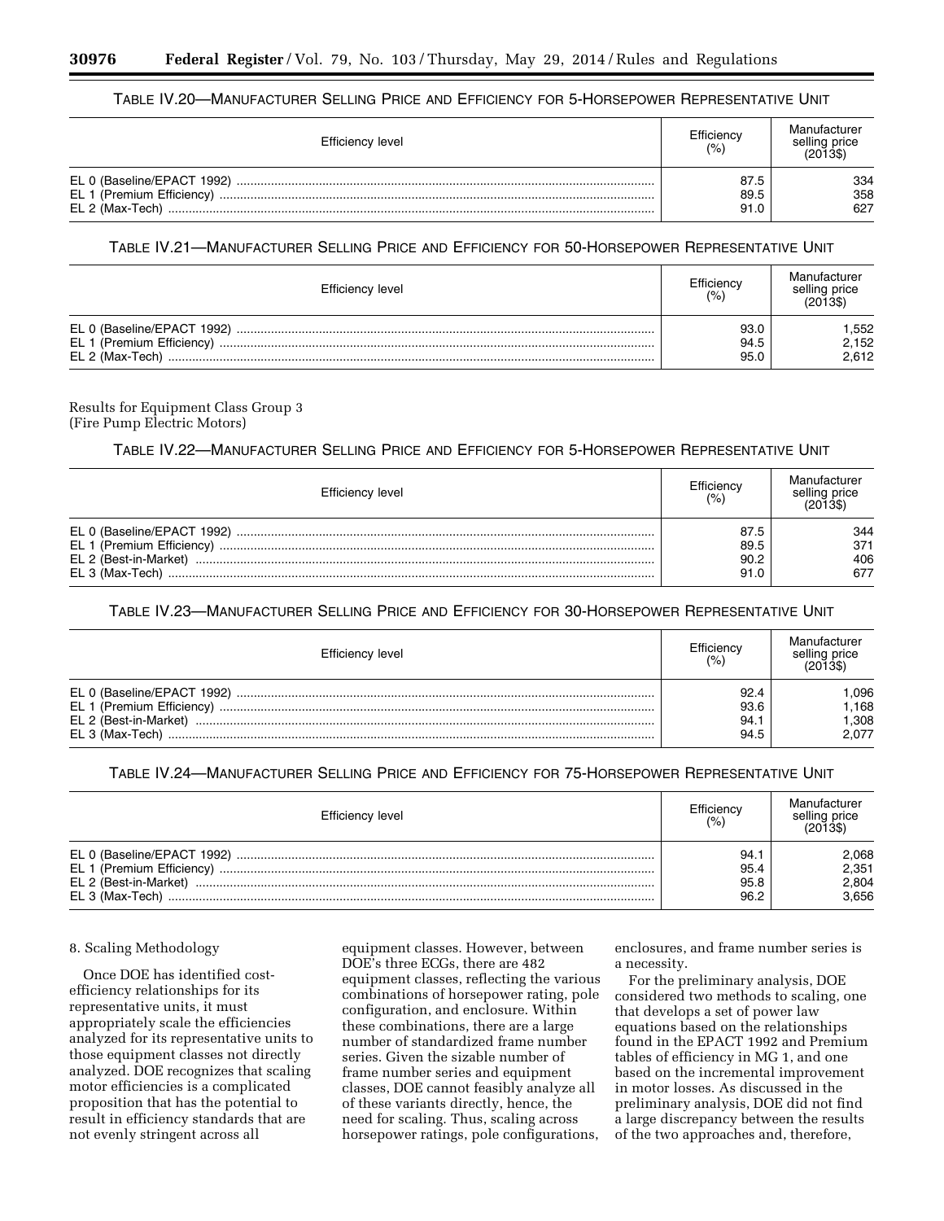TABLE IV.20—MANUFACTURER SELLING PRICE AND EFFICIENCY FOR 5-HORSEPOWER REPRESENTATIVE UNIT

| Efficiency level | Efficiency (%) | Manufacturer selling price (2013$) |
| --- | --- | --- |
| EL 0 (Baseline/EPACT 1992) | 87.5 | 334 |
| EL 1 (Premium Efficiency) | 89.5 | 358 |
| EL 2 (Max-Tech) | 91.0 | 627 |

TABLE IV.21—MANUFACTURER SELLING PRICE AND EFFICIENCY FOR 50-HORSEPOWER REPRESENTATIVE UNIT

| Efficiency level | Efficiency (%) | Manufacturer selling price (2013$) |
| --- | --- | --- |
| EL 0 (Baseline/EPACT 1992) | 93.0 | 1,552 |
| EL 1 (Premium Efficiency) | 94.5 | 2,152 |
| EL 2 (Max-Tech) | 95.0 | 2,612 |

Results for Equipment Class Group 3 (Fire Pump Electric Motors)

TABLE IV.22—MANUFACTURER SELLING PRICE AND EFFICIENCY FOR 5-HORSEPOWER REPRESENTATIVE UNIT

| Efficiency level | Efficiency (%) | Manufacturer selling price (2013$) |
| --- | --- | --- |
| EL 0 (Baseline/EPACT 1992) | 87.5 | 344 |
| EL 1 (Premium Efficiency) | 89.5 | 371 |
| EL 2 (Best-in-Market) | 90.2 | 406 |
| EL 3 (Max-Tech) | 91.0 | 677 |

TABLE IV.23—MANUFACTURER SELLING PRICE AND EFFICIENCY FOR 30-HORSEPOWER REPRESENTATIVE UNIT

| Efficiency level | Efficiency (%) | Manufacturer selling price (2013$) |
| --- | --- | --- |
| EL 0 (Baseline/EPACT 1992) | 92.4 | 1,096 |
| EL 1 (Premium Efficiency) | 93.6 | 1,168 |
| EL 2 (Best-in-Market) | 94.1 | 1,308 |
| EL 3 (Max-Tech) | 94.5 | 2,077 |

TABLE IV.24—MANUFACTURER SELLING PRICE AND EFFICIENCY FOR 75-HORSEPOWER REPRESENTATIVE UNIT

| Efficiency level | Efficiency (%) | Manufacturer selling price (2013$) |
| --- | --- | --- |
| EL 0 (Baseline/EPACT 1992) | 94.1 | 2,068 |
| EL 1 (Premium Efficiency) | 95.4 | 2,351 |
| EL 2 (Best-in-Market) | 95.8 | 2,804 |
| EL 3 (Max-Tech) | 96.2 | 3,656 |

8. Scaling Methodology

Once DOE has identified cost-efficiency relationships for its representative units, it must appropriately scale the efficiencies analyzed for its representative units to those equipment classes not directly analyzed. DOE recognizes that scaling motor efficiencies is a complicated proposition that has the potential to result in efficiency standards that are not evenly stringent across all equipment classes. However, between DOE's three ECGs, there are 482 equipment classes, reflecting the various combinations of horsepower rating, pole configuration, and enclosure. Within these combinations, there are a large number of standardized frame number series. Given the sizable number of frame number series and equipment classes, DOE cannot feasibly analyze all of these variants directly, hence, the need for scaling. Thus, scaling across horsepower ratings, pole configurations, enclosures, and frame number series is a necessity.

For the preliminary analysis, DOE considered two methods to scaling, one that develops a set of power law equations based on the relationships found in the EPACT 1992 and Premium tables of efficiency in MG 1, and one based on the incremental improvement in motor losses. As discussed in the preliminary analysis, DOE did not find a large discrepancy between the results of the two approaches and, therefore,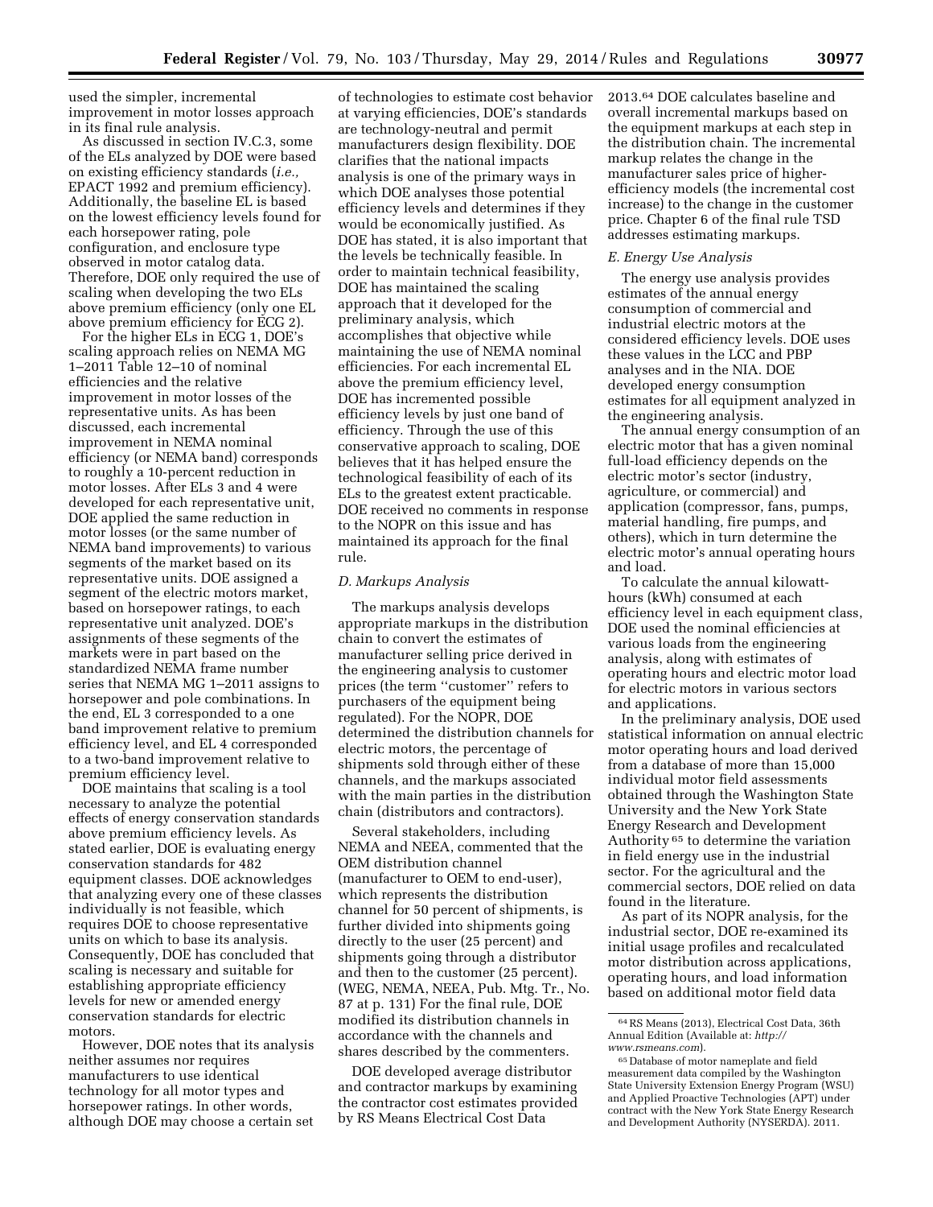used the simpler, incremental improvement in motor losses approach in its final rule analysis.

As discussed in section IV.C.3, some of the ELs analyzed by DOE were based on existing efficiency standards (*i.e.,* EPACT 1992 and premium efficiency). Additionally, the baseline EL is based on the lowest efficiency levels found for each horsepower rating, pole configuration, and enclosure type observed in motor catalog data. Therefore, DOE only required the use of scaling when developing the two ELs above premium efficiency (only one EL above premium efficiency for ECG 2).

For the higher ELs in ECG 1, DOE's scaling approach relies on NEMA MG 1–2011 Table 12–10 of nominal efficiencies and the relative improvement in motor losses of the representative units. As has been discussed, each incremental improvement in NEMA nominal efficiency (or NEMA band) corresponds to roughly a 10-percent reduction in motor losses. After ELs 3 and 4 were developed for each representative unit, DOE applied the same reduction in motor losses (or the same number of NEMA band improvements) to various segments of the market based on its representative units. DOE assigned a segment of the electric motors market, based on horsepower ratings, to each representative unit analyzed. DOE's assignments of these segments of the markets were in part based on the standardized NEMA frame number series that NEMA MG 1–2011 assigns to horsepower and pole combinations. In the end, EL 3 corresponded to a one band improvement relative to premium efficiency level, and EL 4 corresponded to a two-band improvement relative to premium efficiency level.

DOE maintains that scaling is a tool necessary to analyze the potential effects of energy conservation standards above premium efficiency levels. As stated earlier, DOE is evaluating energy conservation standards for 482 equipment classes. DOE acknowledges that analyzing every one of these classes individually is not feasible, which requires DOE to choose representative units on which to base its analysis. Consequently, DOE has concluded that scaling is necessary and suitable for establishing appropriate efficiency levels for new or amended energy conservation standards for electric motors.

However, DOE notes that its analysis neither assumes nor requires manufacturers to use identical technology for all motor types and horsepower ratings. In other words, although DOE may choose a certain set of technologies to estimate cost behavior at varying efficiencies, DOE's standards are technology-neutral and permit manufacturers design flexibility. DOE clarifies that the national impacts analysis is one of the primary ways in which DOE analyses those potential efficiency levels and determines if they would be economically justified. As DOE has stated, it is also important that the levels be technically feasible. In order to maintain technical feasibility, DOE has maintained the scaling approach that it developed for the preliminary analysis, which accomplishes that objective while maintaining the use of NEMA nominal efficiencies. For each incremental EL above the premium efficiency level, DOE has incremented possible efficiency levels by just one band of efficiency. Through the use of this conservative approach to scaling, DOE believes that it has helped ensure the technological feasibility of each of its ELs to the greatest extent practicable. DOE received no comments in response to the NOPR on this issue and has maintained its approach for the final rule.

### *D. Markups Analysis*

The markups analysis develops appropriate markups in the distribution chain to convert the estimates of manufacturer selling price derived in the engineering analysis to customer prices (the term "customer" refers to purchasers of the equipment being regulated). For the NOPR, DOE determined the distribution channels for electric motors, the percentage of shipments sold through either of these channels, and the markups associated with the main parties in the distribution chain (distributors and contractors).

Several stakeholders, including NEMA and NEEA, commented that the OEM distribution channel (manufacturer to OEM to end-user), which represents the distribution channel for 50 percent of shipments, is further divided into shipments going directly to the user (25 percent) and shipments going through a distributor and then to the customer (25 percent). (WEG, NEMA, NEEA, Pub. Mtg. Tr., No. 87 at p. 131) For the final rule, DOE modified its distribution channels in accordance with the channels and shares described by the commenters.

DOE developed average distributor and contractor markups by examining the contractor cost estimates provided by RS Means Electrical Cost Data 2013.[64] DOE calculates baseline and overall incremental markups based on the equipment markups at each step in the distribution chain. The incremental markup relates the change in the manufacturer sales price of higher-efficiency models (the incremental cost increase) to the change in the customer price. Chapter 6 of the final rule TSD addresses estimating markups.

### *E. Energy Use Analysis*

The energy use analysis provides estimates of the annual energy consumption of commercial and industrial electric motors at the considered efficiency levels. DOE uses these values in the LCC and PBP analyses and in the NIA. DOE developed energy consumption estimates for all equipment analyzed in the engineering analysis.

The annual energy consumption of an electric motor that has a given nominal full-load efficiency depends on the electric motor's sector (industry, agriculture, or commercial) and application (compressor, fans, pumps, material handling, fire pumps, and others), which in turn determine the electric motor's annual operating hours and load.

To calculate the annual kilowatt-hours (kWh) consumed at each efficiency level in each equipment class, DOE used the nominal efficiencies at various loads from the engineering analysis, along with estimates of operating hours and electric motor load for electric motors in various sectors and applications.

In the preliminary analysis, DOE used statistical information on annual electric motor operating hours and load derived from a database of more than 15,000 individual motor field assessments obtained through the Washington State University and the New York State Energy Research and Development Authority[65] to determine the variation in field energy use in the industrial sector. For the agricultural and the commercial sectors, DOE relied on data found in the literature.

As part of its NOPR analysis, for the industrial sector, DOE re-examined its initial usage profiles and recalculated motor distribution across applications, operating hours, and load information based on additional motor field data

---

[64] RS Means (2013), Electrical Cost Data, 36th Annual Edition (Available at: *http://www.rsmeans.com*).

[65] Database of motor nameplate and field measurement data compiled by the Washington State University Extension Energy Program (WSU) and Applied Proactive Technologies (APT) under contract with the New York State Energy Research and Development Authority (NYSERDA). 2011.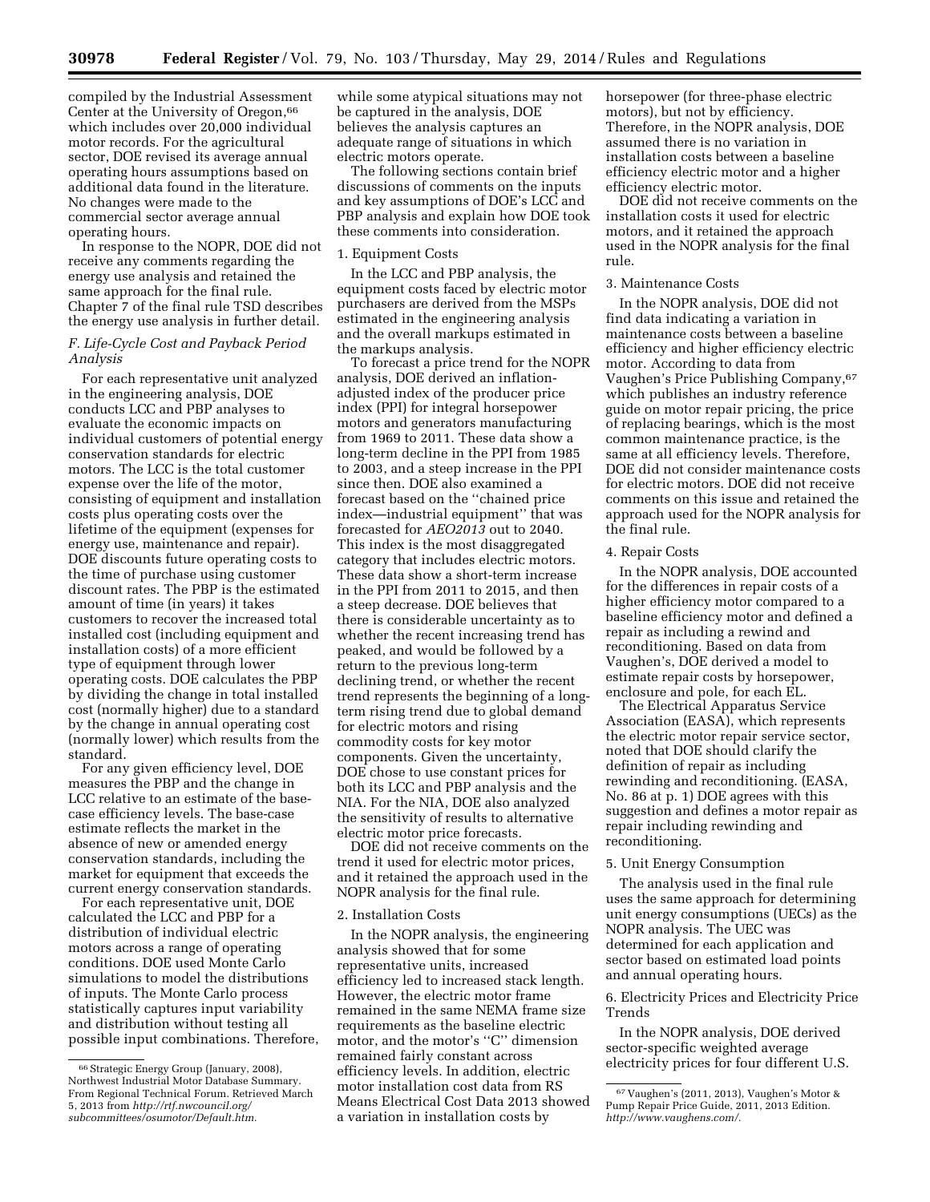compiled by the Industrial Assessment Center at the University of Oregon,[66] which includes over 20,000 individual motor records. For the agricultural sector, DOE revised its average annual operating hours assumptions based on additional data found in the literature. No changes were made to the commercial sector average annual operating hours.

In response to the NOPR, DOE did not receive any comments regarding the energy use analysis and retained the same approach for the final rule. Chapter 7 of the final rule TSD describes the energy use analysis in further detail.

### *F. Life-Cycle Cost and Payback Period Analysis*

For each representative unit analyzed in the engineering analysis, DOE conducts LCC and PBP analyses to evaluate the economic impacts on individual customers of potential energy conservation standards for electric motors. The LCC is the total customer expense over the life of the motor, consisting of equipment and installation costs plus operating costs over the lifetime of the equipment (expenses for energy use, maintenance and repair). DOE discounts future operating costs to the time of purchase using customer discount rates. The PBP is the estimated amount of time (in years) it takes customers to recover the increased total installed cost (including equipment and installation costs) of a more efficient type of equipment through lower operating costs. DOE calculates the PBP by dividing the change in total installed cost (normally higher) due to a standard by the change in annual operating cost (normally lower) which results from the standard.

For any given efficiency level, DOE measures the PBP and the change in LCC relative to an estimate of the base-case efficiency levels. The base-case estimate reflects the market in the absence of new or amended energy conservation standards, including the market for equipment that exceeds the current energy conservation standards.

For each representative unit, DOE calculated the LCC and PBP for a distribution of individual electric motors across a range of operating conditions. DOE used Monte Carlo simulations to model the distributions of inputs. The Monte Carlo process statistically captures input variability and distribution without testing all possible input combinations. Therefore, while some atypical situations may not be captured in the analysis, DOE believes the analysis captures an adequate range of situations in which electric motors operate.

The following sections contain brief discussions of comments on the inputs and key assumptions of DOE's LCC and PBP analysis and explain how DOE took these comments into consideration.

#### 1. Equipment Costs

In the LCC and PBP analysis, the equipment costs faced by electric motor purchasers are derived from the MSPs estimated in the engineering analysis and the overall markups estimated in the markups analysis.

To forecast a price trend for the NOPR analysis, DOE derived an inflation-adjusted index of the producer price index (PPI) for integral horsepower motors and generators manufacturing from 1969 to 2011. These data show a long-term decline in the PPI from 1985 to 2003, and a steep increase in the PPI since then. DOE also examined a forecast based on the "chained price index—industrial equipment" that was forecasted for *AEO2013* out to 2040. This index is the most disaggregated category that includes electric motors. These data show a short-term increase in the PPI from 2011 to 2015, and then a steep decrease. DOE believes that there is considerable uncertainty as to whether the recent increasing trend has peaked, and would be followed by a return to the previous long-term declining trend, or whether the recent trend represents the beginning of a long-term rising trend due to global demand for electric motors and rising commodity costs for key motor components. Given the uncertainty, DOE chose to use constant prices for both its LCC and PBP analysis and the NIA. For the NIA, DOE also analyzed the sensitivity of results to alternative electric motor price forecasts.

DOE did not receive comments on the trend it used for electric motor prices, and it retained the approach used in the NOPR analysis for the final rule.

#### 2. Installation Costs

In the NOPR analysis, the engineering analysis showed that for some representative units, increased efficiency led to increased stack length. However, the electric motor frame remained in the same NEMA frame size requirements as the baseline electric motor, and the motor's "C" dimension remained fairly constant across efficiency levels. In addition, electric motor installation cost data from RS Means Electrical Cost Data 2013 showed a variation in installation costs by horsepower (for three-phase electric motors), but not by efficiency. Therefore, in the NOPR analysis, DOE assumed there is no variation in installation costs between a baseline efficiency electric motor and a higher efficiency electric motor.

DOE did not receive comments on the installation costs it used for electric motors, and it retained the approach used in the NOPR analysis for the final rule.

#### 3. Maintenance Costs

In the NOPR analysis, DOE did not find data indicating a variation in maintenance costs between a baseline efficiency and higher efficiency electric motor. According to data from Vaughen's Price Publishing Company,[67] which publishes an industry reference guide on motor repair pricing, the price of replacing bearings, which is the most common maintenance practice, is the same at all efficiency levels. Therefore, DOE did not consider maintenance costs for electric motors. DOE did not receive comments on this issue and retained the approach used for the NOPR analysis for the final rule.

#### 4. Repair Costs

In the NOPR analysis, DOE accounted for the differences in repair costs of a higher efficiency motor compared to a baseline efficiency motor and defined a repair as including a rewind and reconditioning. Based on data from Vaughen's, DOE derived a model to estimate repair costs by horsepower, enclosure and pole, for each EL.

The Electrical Apparatus Service Association (EASA), which represents the electric motor repair service sector, noted that DOE should clarify the definition of repair as including rewinding and reconditioning. (EASA, No. 86 at p. 1) DOE agrees with this suggestion and defines a motor repair as repair including rewinding and reconditioning.

#### 5. Unit Energy Consumption

The analysis used in the final rule uses the same approach for determining unit energy consumptions (UECs) as the NOPR analysis. The UEC was determined for each application and sector based on estimated load points and annual operating hours.

#### 6. Electricity Prices and Electricity Price Trends

In the NOPR analysis, DOE derived sector-specific weighted average electricity prices for four different U.S.

---

[66] Strategic Energy Group (January, 2008). Northwest Industrial Motor Database Summary. From Regional Technical Forum. Retrieved March 5, 2013 from *http://rtf.nwcouncil.org/subcommittees/osumotor/Default.htm.*

[67] Vaughen's (2011, 2013), Vaughen's Motor & Pump Repair Price Guide, 2011, 2013 Edition. *http://www.vaughens.com/.*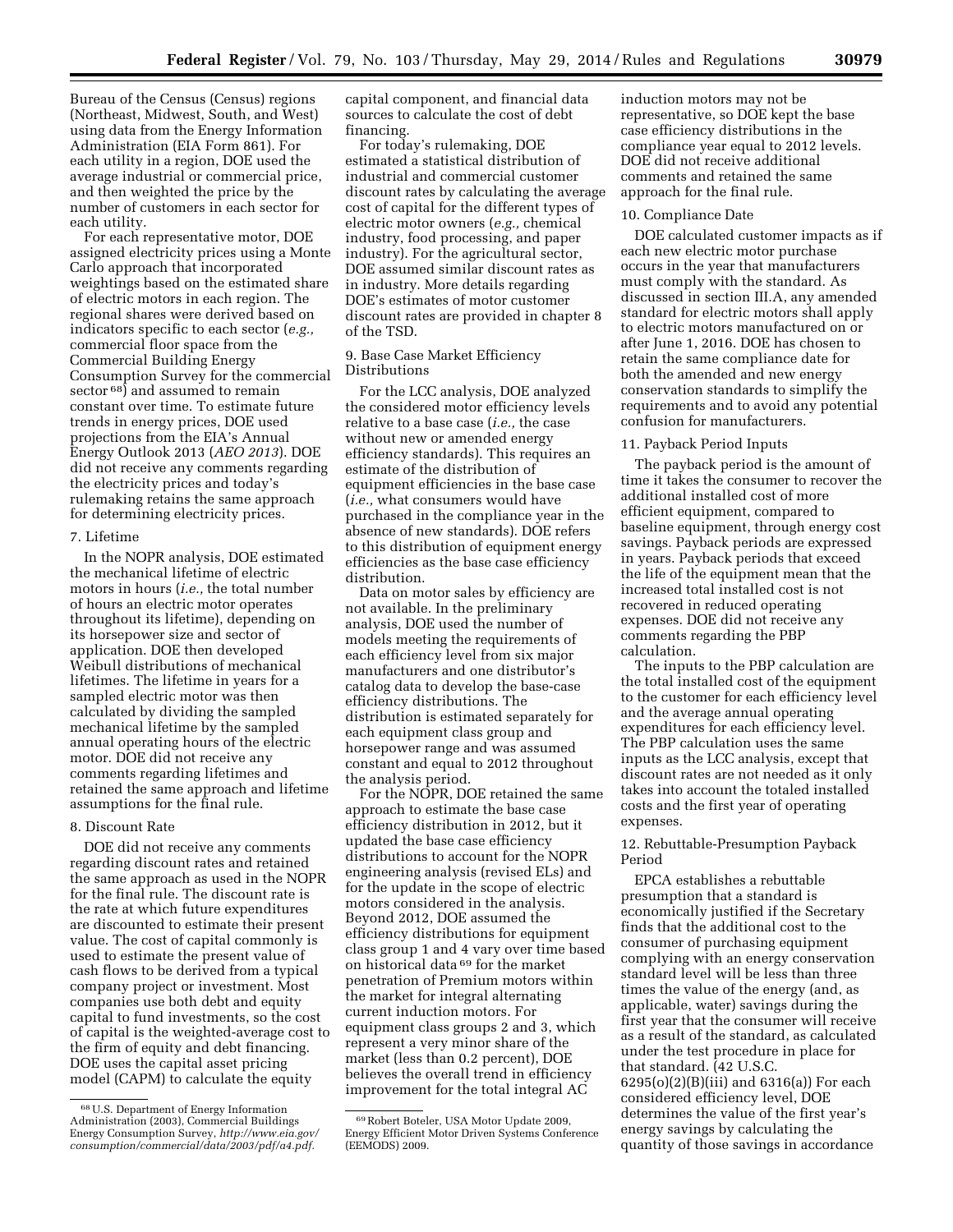Bureau of the Census (Census) regions (Northeast, Midwest, South, and West) using data from the Energy Information Administration (EIA Form 861). For each utility in a region, DOE used the average industrial or commercial price, and then weighted the price by the number of customers in each sector for each utility.

For each representative motor, DOE assigned electricity prices using a Monte Carlo approach that incorporated weightings based on the estimated share of electric motors in each region. The regional shares were derived based on indicators specific to each sector (*e.g.,* commercial floor space from the Commercial Building Energy Consumption Survey for the commercial sector[68]) and assumed to remain constant over time. To estimate future trends in energy prices, DOE used projections from the EIA's Annual Energy Outlook 2013 (*AEO 2013*). DOE did not receive any comments regarding the electricity prices and today's rulemaking retains the same approach for determining electricity prices.

#### 7. Lifetime

In the NOPR analysis, DOE estimated the mechanical lifetime of electric motors in hours (*i.e.,* the total number of hours an electric motor operates throughout its lifetime), depending on its horsepower size and sector of application. DOE then developed Weibull distributions of mechanical lifetimes. The lifetime in years for a sampled electric motor was then calculated by dividing the sampled mechanical lifetime by the sampled annual operating hours of the electric motor. DOE did not receive any comments regarding lifetimes and retained the same approach and lifetime assumptions for the final rule.

#### 8. Discount Rate

DOE did not receive any comments regarding discount rates and retained the same approach as used in the NOPR for the final rule. The discount rate is the rate at which future expenditures are discounted to estimate their present value. The cost of capital commonly is used to estimate the present value of cash flows to be derived from a typical company project or investment. Most companies use both debt and equity capital to fund investments, so the cost of capital is the weighted-average cost to the firm of equity and debt financing. DOE uses the capital asset pricing model (CAPM) to calculate the equity capital component, and financial data sources to calculate the cost of debt financing.

For today's rulemaking, DOE estimated a statistical distribution of industrial and commercial customer discount rates by calculating the average cost of capital for the different types of electric motor owners (*e.g.,* chemical industry, food processing, and paper industry). For the agricultural sector, DOE assumed similar discount rates as in industry. More details regarding DOE's estimates of motor customer discount rates are provided in chapter 8 of the TSD.

#### 9. Base Case Market Efficiency Distributions

For the LCC analysis, DOE analyzed the considered motor efficiency levels relative to a base case (*i.e.,* the case without new or amended energy efficiency standards). This requires an estimate of the distribution of equipment efficiencies in the base case (*i.e.,* what consumers would have purchased in the compliance year in the absence of new standards). DOE refers to this distribution of equipment energy efficiencies as the base case efficiency distribution.

Data on motor sales by efficiency are not available. In the preliminary analysis, DOE used the number of models meeting the requirements of each efficiency level from six major manufacturers and one distributor's catalog data to develop the base-case efficiency distributions. The distribution is estimated separately for each equipment class group and horsepower range and was assumed constant and equal to 2012 throughout the analysis period.

For the NOPR, DOE retained the same approach to estimate the base case efficiency distribution in 2012, but it updated the base case efficiency distributions to account for the NOPR engineering analysis (revised ELs) and for the update in the scope of electric motors considered in the analysis. Beyond 2012, DOE assumed the efficiency distributions for equipment class group 1 and 4 vary over time based on historical data[69] for the market penetration of Premium motors within the market for integral alternating current induction motors. For equipment class groups 2 and 3, which represent a very minor share of the market (less than 0.2 percent), DOE believes the overall trend in efficiency improvement for the total integral AC induction motors may not be representative, so DOE kept the base case efficiency distributions in the compliance year equal to 2012 levels. DOE did not receive additional comments and retained the same approach for the final rule.

#### 10. Compliance Date

DOE calculated customer impacts as if each new electric motor purchase occurs in the year that manufacturers must comply with the standard. As discussed in section III.A, any amended standard for electric motors shall apply to electric motors manufactured on or after June 1, 2016. DOE has chosen to retain the same compliance date for both the amended and new energy conservation standards to simplify the requirements and to avoid any potential confusion for manufacturers.

#### 11. Payback Period Inputs

The payback period is the amount of time it takes the consumer to recover the additional installed cost of more efficient equipment, compared to baseline equipment, through energy cost savings. Payback periods are expressed in years. Payback periods that exceed the life of the equipment mean that the increased total installed cost is not recovered in reduced operating expenses. DOE did not receive any comments regarding the PBP calculation.

The inputs to the PBP calculation are the total installed cost of the equipment to the customer for each efficiency level and the average annual operating expenditures for each efficiency level. The PBP calculation uses the same inputs as the LCC analysis, except that discount rates are not needed as it only takes into account the totaled installed costs and the first year of operating expenses.

#### 12. Rebuttable-Presumption Payback Period

EPCA establishes a rebuttable presumption that a standard is economically justified if the Secretary finds that the additional cost to the consumer of purchasing equipment complying with an energy conservation standard level will be less than three times the value of the energy (and, as applicable, water) savings during the first year that the consumer will receive as a result of the standard, as calculated under the test procedure in place for that standard. (42 U.S.C. 6295(o)(2)(B)(iii) and 6316(a)) For each considered efficiency level, DOE determines the value of the first year's energy savings by calculating the quantity of those savings in accordance

---

[68] U.S. Department of Energy Information Administration (2003), Commercial Buildings Energy Consumption Survey, *http://www.eia.gov/consumption/commercial/data/2003/pdf/a4.pdf.*

[69] Robert Boteler, USA Motor Update 2009, Energy Efficient Motor Driven Systems Conference (EEMODS) 2009.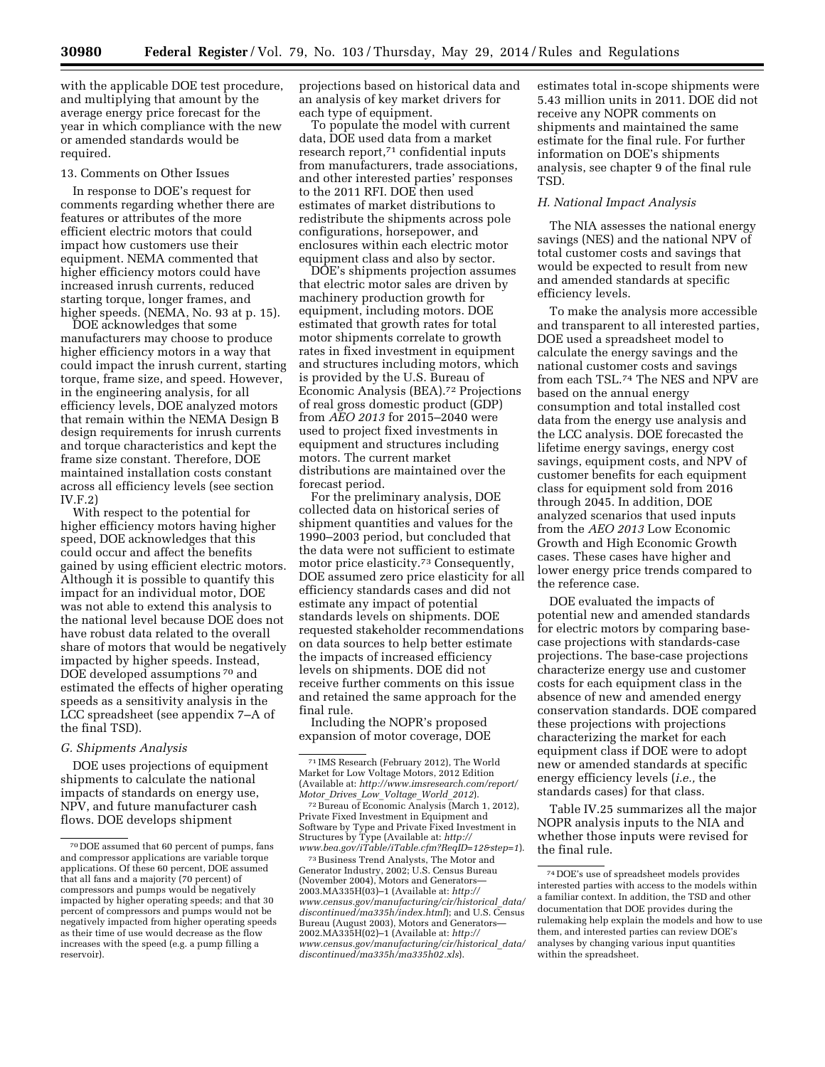with the applicable DOE test procedure, and multiplying that amount by the average energy price forecast for the year in which compliance with the new or amended standards would be required.

13. Comments on Other Issues

In response to DOE's request for comments regarding whether there are features or attributes of the more efficient electric motors that could impact how customers use their equipment. NEMA commented that higher efficiency motors could have increased inrush currents, reduced starting torque, longer frames, and higher speeds. (NEMA, No. 93 at p. 15).

DOE acknowledges that some manufacturers may choose to produce higher efficiency motors in a way that could impact the inrush current, starting torque, frame size, and speed. However, in the engineering analysis, for all efficiency levels, DOE analyzed motors that remain within the NEMA Design B design requirements for inrush currents and torque characteristics and kept the frame size constant. Therefore, DOE maintained installation costs constant across all efficiency levels (see section IV.F.2)

With respect to the potential for higher efficiency motors having higher speed, DOE acknowledges that this could occur and affect the benefits gained by using efficient electric motors. Although it is possible to quantify this impact for an individual motor, DOE was not able to extend this analysis to the national level because DOE does not have robust data related to the overall share of motors that would be negatively impacted by higher speeds. Instead, DOE developed assumptions [70] and estimated the effects of higher operating speeds as a sensitivity analysis in the LCC spreadsheet (see appendix 7–A of the final TSD).

*G. Shipments Analysis*

DOE uses projections of equipment shipments to calculate the national impacts of standards on energy use, NPV, and future manufacturer cash flows. DOE develops shipment projections based on historical data and an analysis of key market drivers for each type of equipment.

To populate the model with current data, DOE used data from a market research report,[71] confidential inputs from manufacturers, trade associations, and other interested parties' responses to the 2011 RFI. DOE then used estimates of market distributions to redistribute the shipments across pole configurations, horsepower, and enclosures within each electric motor equipment class and also by sector.

DOE's shipments projection assumes that electric motor sales are driven by machinery production growth for equipment, including motors. DOE estimated that growth rates for total motor shipments correlate to growth rates in fixed investment in equipment and structures including motors, which is provided by the U.S. Bureau of Economic Analysis (BEA).[72] Projections of real gross domestic product (GDP) from *AEO 2013* for 2015–2040 were used to project fixed investments in equipment and structures including motors. The current market distributions are maintained over the forecast period.

For the preliminary analysis, DOE collected data on historical series of shipment quantities and values for the 1990–2003 period, but concluded that the data were not sufficient to estimate motor price elasticity.[73] Consequently, DOE assumed zero price elasticity for all efficiency standards cases and did not estimate any impact of potential standards levels on shipments. DOE requested stakeholder recommendations on data sources to help better estimate the impacts of increased efficiency levels on shipments. DOE did not receive further comments on this issue and retained the same approach for the final rule.

Including the NOPR's proposed expansion of motor coverage, DOE estimates total in-scope shipments were 5.43 million units in 2011. DOE did not receive any NOPR comments on shipments and maintained the same estimate for the final rule. For further information on DOE's shipments analysis, see chapter 9 of the final rule TSD.

*H. National Impact Analysis*

The NIA assesses the national energy savings (NES) and the national NPV of total customer costs and savings that would be expected to result from new and amended standards at specific efficiency levels.

To make the analysis more accessible and transparent to all interested parties, DOE used a spreadsheet model to calculate the energy savings and the national customer costs and savings from each TSL.[74] The NES and NPV are based on the annual energy consumption and total installed cost data from the energy use analysis and the LCC analysis. DOE forecasted the lifetime energy savings, energy cost savings, equipment costs, and NPV of customer benefits for each equipment class for equipment sold from 2016 through 2045. In addition, DOE analyzed scenarios that used inputs from the *AEO 2013* Low Economic Growth and High Economic Growth cases. These cases have higher and lower energy price trends compared to the reference case.

DOE evaluated the impacts of potential new and amended standards for electric motors by comparing base-case projections with standards-case projections. The base-case projections characterize energy use and customer costs for each equipment class in the absence of new and amended energy conservation standards. DOE compared these projections with projections characterizing the market for each equipment class if DOE were to adopt new or amended standards at specific energy efficiency levels (*i.e.,* the standards cases) for that class.

Table IV.25 summarizes all the major NOPR analysis inputs to the NIA and whether those inputs were revised for the final rule.

---

[70] DOE assumed that 60 percent of pumps, fans and compressor applications are variable torque applications. Of these 60 percent, DOE assumed that all fans and a majority (70 percent) of compressors and pumps would be negatively impacted by higher operating speeds; and that 30 percent of compressors and pumps would not be negatively impacted from higher operating speeds as their time of use would decrease as the flow increases with the speed (e.g. a pump filling a reservoir).

[71] IMS Research (February 2012), The World Market for Low Voltage Motors, 2012 Edition (Available at: *http://www.imsresearch.com/report/Motor_Drives_Low_Voltage_World_2012*).

[72] Bureau of Economic Analysis (March 1, 2012), Private Fixed Investment in Equipment and Software by Type and Private Fixed Investment in Structures by Type (Available at: *http://www.bea.gov/iTable/iTable.cfm?ReqID=12&step=1*).

[73] Business Trend Analysts, The Motor and Generator Industry, 2002; U.S. Census Bureau (November 2004), Motors and Generators—2003.MA335H(03)–1 (Available at: *http://www.census.gov/manufacturing/cir/historical_data/discontinued/ma335h/index.html*); and U.S. Census Bureau (August 2003), Motors and Generators—2002.MA335H(02)–1 (Available at: *http://www.census.gov/manufacturing/cir/historical_data/discontinued/ma335h/ma335h02.xls*).

[74] DOE's use of spreadsheet models provides interested parties with access to the models within a familiar context. In addition, the TSD and other documentation that DOE provides during the rulemaking help explain the models and how to use them, and interested parties can review DOE's analyses by changing various input quantities within the spreadsheet.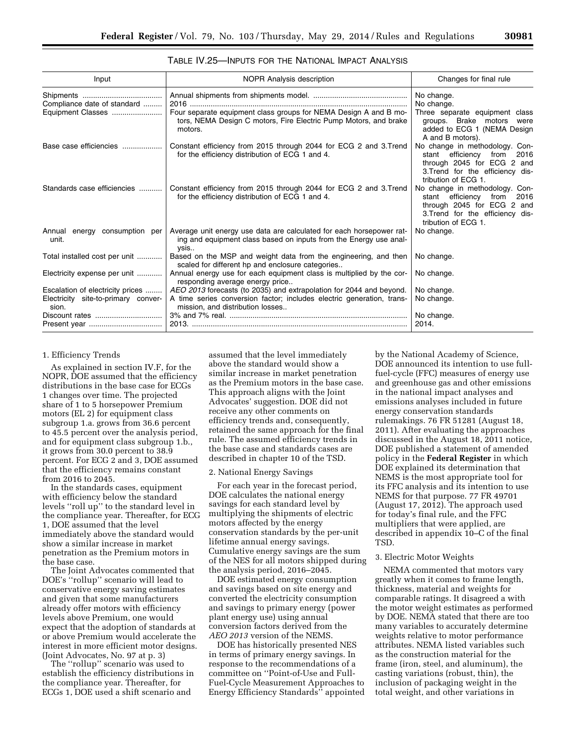TABLE IV.25—INPUTS FOR THE NATIONAL IMPACT ANALYSIS

| Input | NOPR Analysis description | Changes for final rule |
|---|---|---|
| Shipments | Annual shipments from shipments model. | No change. |
| Compliance date of standard | 2016 | No change. |
| Equipment Classes | Four separate equipment class groups for NEMA Design A and B motors, NEMA Design C motors, Fire Electric Pump Motors, and brake motors. | Three separate equipment class groups. Brake motors were added to ECG 1 (NEMA Design A and B motors). |
| Base case efficiencies | Constant efficiency from 2015 through 2044 for ECG 2 and 3.Trend for the efficiency distribution of ECG 1 and 4. | No change in methodology. Constant efficiency from 2016 through 2045 for ECG 2 and 3.Trend for the efficiency distribution of ECG 1. |
| Standards case efficiencies | Constant efficiency from 2015 through 2044 for ECG 2 and 3.Trend for the efficiency distribution of ECG 1 and 4. | No change in methodology. Constant efficiency from 2016 through 2045 for ECG 2 and 3.Trend for the efficiency distribution of ECG 1. |
| Annual energy consumption per unit. | Average unit energy use data are calculated for each horsepower rating and equipment class based on inputs from the Energy use analysis.. | No change. |
| Total installed cost per unit | Based on the MSP and weight data from the engineering, and then scaled for different hp and enclosure categories.. | No change. |
| Electricity expense per unit | Annual energy use for each equipment class is multiplied by the corresponding average energy price.. | No change. |
| Escalation of electricity prices | *AEO 2013* forecasts (to 2035) and extrapolation for 2044 and beyond. | No change. |
| Electricity site-to-primary conversion. | A time series conversion factor; includes electric generation, transmission, and distribution losses.. | No change. |
| Discount rates | 3% and 7% real. | No change. |
| Present year | 2013. | 2014. |

1. Efficiency Trends

As explained in section IV.F, for the NOPR, DOE assumed that the efficiency distributions in the base case for ECGs 1 changes over time. The projected share of 1 to 5 horsepower Premium motors (EL 2) for equipment class subgroup 1.a. grows from 36.6 percent to 45.5 percent over the analysis period, and for equipment class subgroup 1.b., it grows from 30.0 percent to 38.9 percent. For ECG 2 and 3, DOE assumed that the efficiency remains constant from 2016 to 2045.

In the standards cases, equipment with efficiency below the standard levels ''roll up'' to the standard level in the compliance year. Thereafter, for ECG 1, DOE assumed that the level immediately above the standard would show a similar increase in market penetration as the Premium motors in the base case.

The Joint Advocates commented that DOE's ''rollup'' scenario will lead to conservative energy saving estimates and given that some manufacturers already offer motors with efficiency levels above Premium, one would expect that the adoption of standards at or above Premium would accelerate the interest in more efficient motor designs. (Joint Advocates, No. 97 at p. 3)

The ''rollup'' scenario was used to establish the efficiency distributions in the compliance year. Thereafter, for ECGs 1, DOE used a shift scenario and assumed that the level immediately above the standard would show a similar increase in market penetration as the Premium motors in the base case. This approach aligns with the Joint Advocates' suggestion. DOE did not receive any other comments on efficiency trends and, consequently, retained the same approach for the final rule. The assumed efficiency trends in the base case and standards cases are described in chapter 10 of the TSD.

2. National Energy Savings

For each year in the forecast period, DOE calculates the national energy savings for each standard level by multiplying the shipments of electric motors affected by the energy conservation standards by the per-unit lifetime annual energy savings. Cumulative energy savings are the sum of the NES for all motors shipped during the analysis period, 2016–2045.

DOE estimated energy consumption and savings based on site energy and converted the electricity consumption and savings to primary energy (power plant energy use) using annual conversion factors derived from the *AEO 2013* version of the NEMS.

DOE has historically presented NES in terms of primary energy savings. In response to the recommendations of a committee on ''Point-of-Use and Full-Fuel-Cycle Measurement Approaches to Energy Efficiency Standards'' appointed by the National Academy of Science, DOE announced its intention to use full-fuel-cycle (FFC) measures of energy use and greenhouse gas and other emissions in the national impact analyses and emissions analyses included in future energy conservation standards rulemakings. 76 FR 51281 (August 18, 2011). After evaluating the approaches discussed in the August 18, 2011 notice, DOE published a statement of amended policy in the **Federal Register** in which DOE explained its determination that NEMS is the most appropriate tool for its FFC analysis and its intention to use NEMS for that purpose. 77 FR 49701 (August 17, 2012). The approach used for today's final rule, and the FFC multipliers that were applied, are described in appendix 10–C of the final TSD.

3. Electric Motor Weights

NEMA commented that motors vary greatly when it comes to frame length, thickness, material and weights for comparable ratings. It disagreed a with the motor weight estimates as performed by DOE. NEMA stated that there are too many variables to accurately determine weights relative to motor performance attributes. NEMA listed variables such as the construction material for the frame (iron, steel, and aluminum), the casting variations (robust, thin), the inclusion of packaging weight in the total weight, and other variations in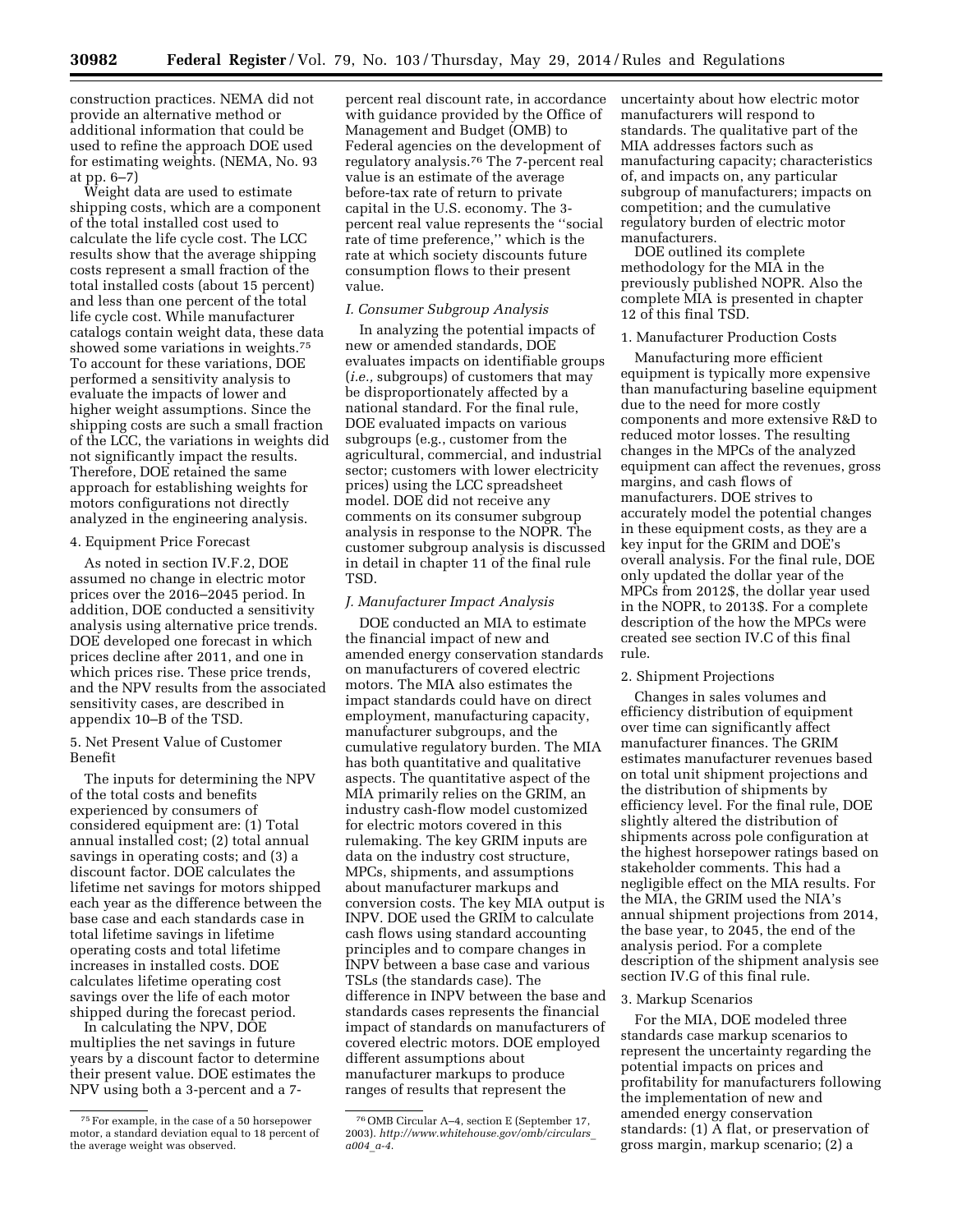construction practices. NEMA did not provide an alternative method or additional information that could be used to refine the approach DOE used for estimating weights. (NEMA, No. 93 at pp. 6–7)

Weight data are used to estimate shipping costs, which are a component of the total installed cost used to calculate the life cycle cost. The LCC results show that the average shipping costs represent a small fraction of the total installed costs (about 15 percent) and less than one percent of the total life cycle cost. While manufacturer catalogs contain weight data, these data showed some variations in weights.[75] To account for these variations, DOE performed a sensitivity analysis to evaluate the impacts of lower and higher weight assumptions. Since the shipping costs are such a small fraction of the LCC, the variations in weights did not significantly impact the results. Therefore, DOE retained the same approach for establishing weights for motors configurations not directly analyzed in the engineering analysis.

#### 4. Equipment Price Forecast

As noted in section IV.F.2, DOE assumed no change in electric motor prices over the 2016–2045 period. In addition, DOE conducted a sensitivity analysis using alternative price trends. DOE developed one forecast in which prices decline after 2011, and one in which prices rise. These price trends, and the NPV results from the associated sensitivity cases, are described in appendix 10–B of the TSD.

#### 5. Net Present Value of Customer Benefit

The inputs for determining the NPV of the total costs and benefits experienced by consumers of considered equipment are: (1) Total annual installed cost; (2) total annual savings in operating costs; and (3) a discount factor. DOE calculates the lifetime net savings for motors shipped each year as the difference between the base case and each standards case in total lifetime savings in lifetime operating costs and total lifetime increases in installed costs. DOE calculates lifetime operating cost savings over the life of each motor shipped during the forecast period.

In calculating the NPV, DOE multiplies the net savings in future years by a discount factor to determine their present value. DOE estimates the NPV using both a 3-percent and a 7-percent real discount rate, in accordance with guidance provided by the Office of Management and Budget (OMB) to Federal agencies on the development of regulatory analysis.[76] The 7-percent real value is an estimate of the average before-tax rate of return to private capital in the U.S. economy. The 3-percent real value represents the "social rate of time preference," which is the rate at which society discounts future consumption flows to their present value.

### *I. Consumer Subgroup Analysis*

In analyzing the potential impacts of new or amended standards, DOE evaluates impacts on identifiable groups (*i.e.*, subgroups) of customers that may be disproportionately affected by a national standard. For the final rule, DOE evaluated impacts on various subgroups (e.g., customer from the agricultural, commercial, and industrial sector; customers with lower electricity prices) using the LCC spreadsheet model. DOE did not receive any comments on its consumer subgroup analysis in response to the NOPR. The customer subgroup analysis is discussed in detail in chapter 11 of the final rule TSD.

### *J. Manufacturer Impact Analysis*

DOE conducted an MIA to estimate the financial impact of new and amended energy conservation standards on manufacturers of covered electric motors. The MIA also estimates the impact standards could have on direct employment, manufacturing capacity, manufacturer subgroups, and the cumulative regulatory burden. The MIA has both quantitative and qualitative aspects. The quantitative aspect of the MIA primarily relies on the GRIM, an industry cash-flow model customized for electric motors covered in this rulemaking. The key GRIM inputs are data on the industry cost structure, MPCs, shipments, and assumptions about manufacturer markups and conversion costs. The key MIA output is INPV. DOE used the GRIM to calculate cash flows using standard accounting principles and to compare changes in INPV between a base case and various TSLs (the standards case). The difference in INPV between the base and standards cases represents the financial impact of standards on manufacturers of covered electric motors. DOE employed different assumptions about manufacturer markups to produce ranges of results that represent the uncertainty about how electric motor manufacturers will respond to standards. The qualitative part of the MIA addresses factors such as manufacturing capacity; characteristics of, and impacts on, any particular subgroup of manufacturers; impacts on competition; and the cumulative regulatory burden of electric motor manufacturers.

DOE outlined its complete methodology for the MIA in the previously published NOPR. Also the complete MIA is presented in chapter 12 of this final TSD.

#### 1. Manufacturer Production Costs

Manufacturing more efficient equipment is typically more expensive than manufacturing baseline equipment due to the need for more costly components and more extensive R&D to reduced motor losses. The resulting changes in the MPCs of the analyzed equipment can affect the revenues, gross margins, and cash flows of manufacturers. DOE strives to accurately model the potential changes in these equipment costs, as they are a key input for the GRIM and DOE's overall analysis. For the final rule, DOE only updated the dollar year of the MPCs from 2012$, the dollar year used in the NOPR, to 2013$. For a complete description of the how the MPCs were created see section IV.C of this final rule.

#### 2. Shipment Projections

Changes in sales volumes and efficiency distribution of equipment over time can significantly affect manufacturer finances. The GRIM estimates manufacturer revenues based on total unit shipment projections and the distribution of shipments by efficiency level. For the final rule, DOE slightly altered the distribution of shipments across pole configuration at the highest horsepower ratings based on stakeholder comments. This had a negligible effect on the MIA results. For the MIA, the GRIM used the NIA's annual shipment projections from 2014, the base year, to 2045, the end of the analysis period. For a complete description of the shipment analysis see section IV.G of this final rule.

#### 3. Markup Scenarios

For the MIA, DOE modeled three standards case markup scenarios to represent the uncertainty regarding the potential impacts on prices and profitability for manufacturers following the implementation of new and amended energy conservation standards: (1) A flat, or preservation of gross margin, markup scenario; (2) a

---

[75] For example, in the case of a 50 horsepower motor, a standard deviation equal to 18 percent of the average weight was observed.

[76] OMB Circular A–4, section E (September 17, 2003). *http://www.whitehouse.gov/omb/circulars_a004_a-4.*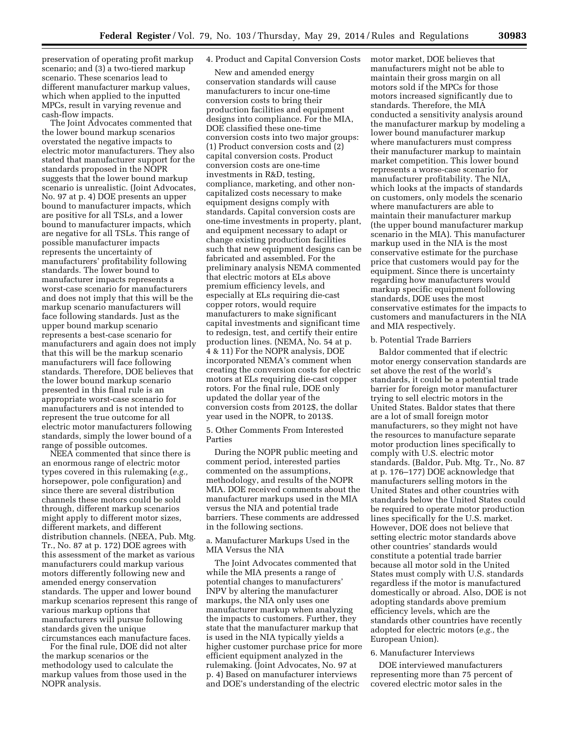preservation of operating profit markup scenario; and (3) a two-tiered markup scenario. These scenarios lead to different manufacturer markup values, which when applied to the inputted MPCs, result in varying revenue and cash-flow impacts.

The Joint Advocates commented that the lower bound markup scenarios overstated the negative impacts to electric motor manufacturers. They also stated that manufacturer support for the standards proposed in the NOPR suggests that the lower bound markup scenario is unrealistic. (Joint Advocates, No. 97 at p. 4) DOE presents an upper bound to manufacturer impacts, which are positive for all TSLs, and a lower bound to manufacturer impacts, which are negative for all TSLs. This range of possible manufacturer impacts represents the uncertainty of manufacturers' profitability following standards. The lower bound to manufacturer impacts represents a worst-case scenario for manufacturers and does not imply that this will be the markup scenario manufacturers will face following standards. Just as the upper bound markup scenario represents a best-case scenario for manufacturers and again does not imply that this will be the markup scenario manufacturers will face following standards. Therefore, DOE believes that the lower bound markup scenario presented in this final rule is an appropriate worst-case scenario for manufacturers and is not intended to represent the true outcome for all electric motor manufacturers following standards, simply the lower bound of a range of possible outcomes.

NEEA commented that since there is an enormous range of electric motor types covered in this rulemaking (*e.g.,* horsepower, pole configuration) and since there are several distribution channels these motors could be sold through, different markup scenarios might apply to different motor sizes, different markets, and different distribution channels. (NEEA, Pub. Mtg. Tr., No. 87 at p. 172) DOE agrees with this assessment of the market as various manufacturers could markup various motors differently following new and amended energy conservation standards. The upper and lower bound markup scenarios represent this range of various markup options that manufacturers will pursue following standards given the unique circumstances each manufacture faces.

For the final rule, DOE did not alter the markup scenarios or the methodology used to calculate the markup values from those used in the NOPR analysis.

4. Product and Capital Conversion Costs

New and amended energy conservation standards will cause manufacturers to incur one-time conversion costs to bring their production facilities and equipment designs into compliance. For the MIA, DOE classified these one-time conversion costs into two major groups: (1) Product conversion costs and (2) capital conversion costs. Product conversion costs are one-time investments in R&D, testing, compliance, marketing, and other non-capitalized costs necessary to make equipment designs comply with standards. Capital conversion costs are one-time investments in property, plant, and equipment necessary to adapt or change existing production facilities such that new equipment designs can be fabricated and assembled. For the preliminary analysis NEMA commented that electric motors at ELs above premium efficiency levels, and especially at ELs requiring die-cast copper rotors, would require manufacturers to make significant capital investments and significant time to redesign, test, and certify their entire production lines. (NEMA, No. 54 at p. 4 & 11) For the NOPR analysis, DOE incorporated NEMA's comment when creating the conversion costs for electric motors at ELs requiring die-cast copper rotors. For the final rule, DOE only updated the dollar year of the conversion costs from 2012$, the dollar year used in the NOPR, to 2013$.

5. Other Comments From Interested Parties

During the NOPR public meeting and comment period, interested parties commented on the assumptions, methodology, and results of the NOPR MIA. DOE received comments about the manufacturer markups used in the MIA versus the NIA and potential trade barriers. These comments are addressed in the following sections.

a. Manufacturer Markups Used in the MIA Versus the NIA

The Joint Advocates commented that while the MIA presents a range of potential changes to manufacturers' INPV by altering the manufacturer markups, the NIA only uses one manufacturer markup when analyzing the impacts to customers. Further, they state that the manufacturer markup that is used in the NIA typically yields a higher customer purchase price for more efficient equipment analyzed in the rulemaking. (Joint Advocates, No. 97 at p. 4) Based on manufacturer interviews and DOE's understanding of the electric motor market, DOE believes that manufacturers might not be able to maintain their gross margin on all motors sold if the MPCs for those motors increased significantly due to standards. Therefore, the MIA conducted a sensitivity analysis around the manufacturer markup by modeling a lower bound manufacturer markup where manufacturers must compress their manufacturer markup to maintain market competition. This lower bound represents a worse-case scenario for manufacturer profitability. The NIA, which looks at the impacts of standards on customers, only models the scenario where manufacturers are able to maintain their manufacturer markup (the upper bound manufacturer markup scenario in the MIA). This manufacturer markup used in the NIA is the most conservative estimate for the purchase price that customers would pay for the equipment. Since there is uncertainty regarding how manufacturers would markup specific equipment following standards, DOE uses the most conservative estimates for the impacts to customers and manufacturers in the NIA and MIA respectively.

b. Potential Trade Barriers

Baldor commented that if electric motor energy conservation standards are set above the rest of the world's standards, it could be a potential trade barrier for foreign motor manufacturer trying to sell electric motors in the United States. Baldor states that there are a lot of small foreign motor manufacturers, so they might not have the resources to manufacture separate motor production lines specifically to comply with U.S. electric motor standards. (Baldor, Pub. Mtg. Tr., No. 87 at p. 176–177) DOE acknowledge that manufacturers selling motors in the United States and other countries with standards below the United States could be required to operate motor production lines specifically for the U.S. market. However, DOE does not believe that setting electric motor standards above other countries' standards would constitute a potential trade barrier because all motor sold in the United States must comply with U.S. standards regardless if the motor is manufactured domestically or abroad. Also, DOE is not adopting standards above premium efficiency levels, which are the standards other countries have recently adopted for electric motors (*e.g.,* the European Union).

6. Manufacturer Interviews

DOE interviewed manufacturers representing more than 75 percent of covered electric motor sales in the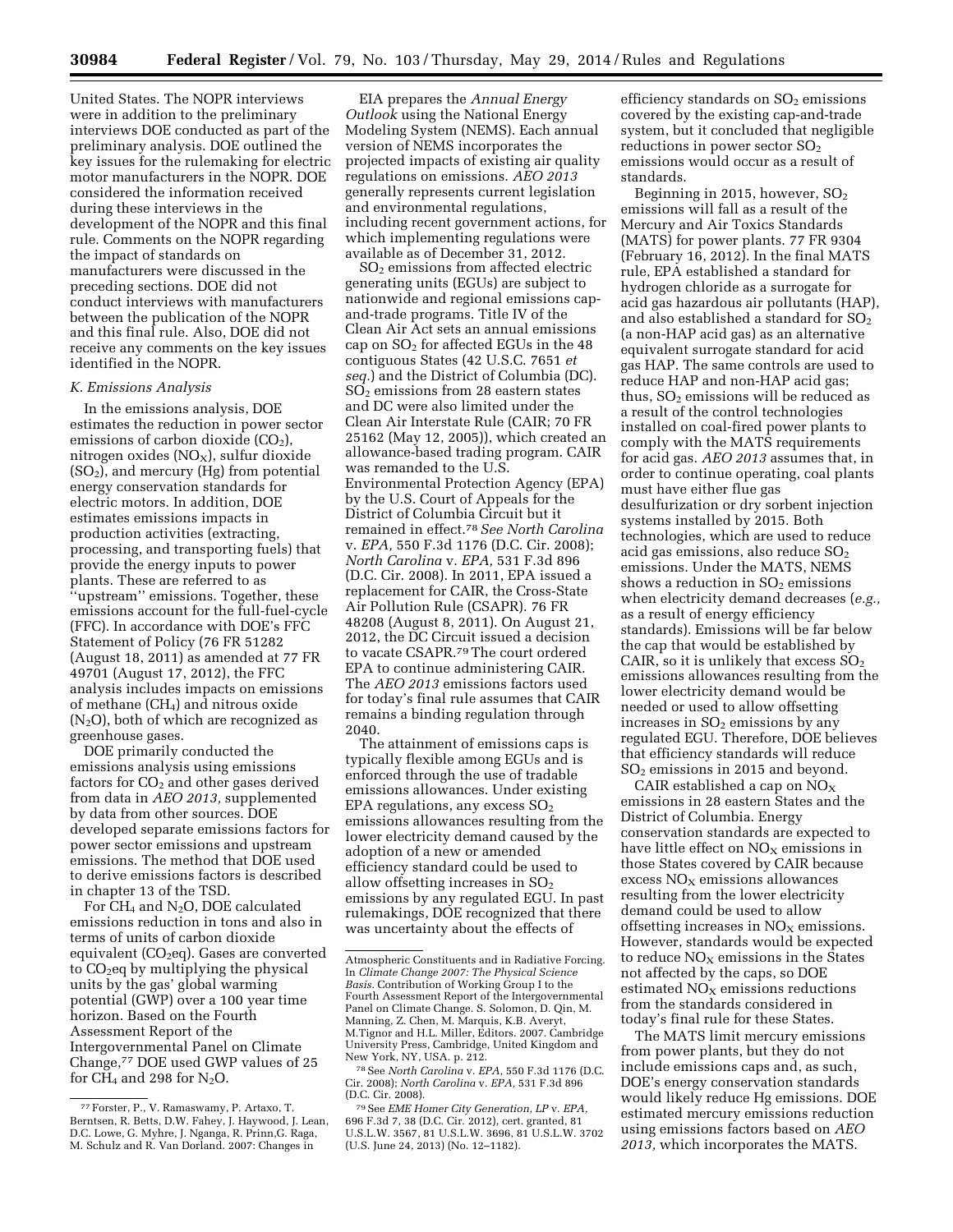United States. The NOPR interviews were in addition to the preliminary interviews DOE conducted as part of the preliminary analysis. DOE outlined the key issues for the rulemaking for electric motor manufacturers in the NOPR. DOE considered the information received during these interviews in the development of the NOPR and this final rule. Comments on the NOPR regarding the impact of standards on manufacturers were discussed in the preceding sections. DOE did not conduct interviews with manufacturers between the publication of the NOPR and this final rule. Also, DOE did not receive any comments on the key issues identified in the NOPR.

### *K. Emissions Analysis*

In the emissions analysis, DOE estimates the reduction in power sector emissions of carbon dioxide ($CO_2$), nitrogen oxides ($NO_X$), sulfur dioxide ($SO_2$), and mercury (Hg) from potential energy conservation standards for electric motors. In addition, DOE estimates emissions impacts in production activities (extracting, processing, and transporting fuels) that provide the energy inputs to power plants. These are referred to as ''upstream'' emissions. Together, these emissions account for the full-fuel-cycle (FFC). In accordance with DOE's FFC Statement of Policy (76 FR 51282 (August 18, 2011) as amended at 77 FR 49701 (August 17, 2012), the FFC analysis includes impacts on emissions of methane ($CH_4$) and nitrous oxide ($N_2O$), both of which are recognized as greenhouse gases.

DOE primarily conducted the emissions analysis using emissions factors for $CO_2$ and other gases derived from data in *AEO 2013,* supplemented by data from other sources. DOE developed separate emissions factors for power sector emissions and upstream emissions. The method that DOE used to derive emissions factors is described in chapter 13 of the TSD.

For $CH_4$ and $N_2O$, DOE calculated emissions reduction in tons and also in terms of units of carbon dioxide equivalent ($CO_2eq$). Gases are converted to $CO_2eq$ by multiplying the physical units by the gas' global warming potential (GWP) over a 100 year time horizon. Based on the Fourth Assessment Report of the Intergovernmental Panel on Climate Change,[77] DOE used GWP values of 25 for $CH_4$ and 298 for $N_2O$.

EIA prepares the *Annual Energy Outlook* using the National Energy Modeling System (NEMS). Each annual version of NEMS incorporates the projected impacts of existing air quality regulations on emissions. *AEO 2013* generally represents current legislation and environmental regulations, including recent government actions, for which implementing regulations were available as of December 31, 2012.

$SO_2$ emissions from affected electric generating units (EGUs) are subject to nationwide and regional emissions cap-and-trade programs. Title IV of the Clean Air Act sets an annual emissions cap on $SO_2$ for affected EGUs in the 48 contiguous States (42 U.S.C. 7651 *et seq.*) and the District of Columbia (DC). $SO_2$ emissions from 28 eastern states and DC were also limited under the Clean Air Interstate Rule (CAIR; 70 FR 25162 (May 12, 2005)), which created an allowance-based trading program. CAIR was remanded to the U.S. Environmental Protection Agency (EPA) by the U.S. Court of Appeals for the District of Columbia Circuit but it remained in effect.[78] *See North Carolina* v. *EPA,* 550 F.3d 1176 (D.C. Cir. 2008); *North Carolina* v. *EPA,* 531 F.3d 896 (D.C. Cir. 2008). In 2011, EPA issued a replacement for CAIR, the Cross-State Air Pollution Rule (CSAPR). 76 FR 48208 (August 8, 2011). On August 21, 2012, the DC Circuit issued a decision to vacate CSAPR.[79] The court ordered EPA to continue administering CAIR. The *AEO 2013* emissions factors used for today's final rule assumes that CAIR remains a binding regulation through 2040.

The attainment of emissions caps is typically flexible among EGUs and is enforced through the use of tradable emissions allowances. Under existing EPA regulations, any excess $SO_2$ emissions allowances resulting from the lower electricity demand caused by the adoption of a new or amended efficiency standard could be used to allow offsetting increases in $SO_2$ emissions by any regulated EGU. In past rulemakings, DOE recognized that there was uncertainty about the effects of efficiency standards on $SO_2$ emissions covered by the existing cap-and-trade system, but it concluded that negligible reductions in power sector $SO_2$ emissions would occur as a result of standards.

Beginning in 2015, however, $SO_2$ emissions will fall as a result of the Mercury and Air Toxics Standards (MATS) for power plants. 77 FR 9304 (February 16, 2012). In the final MATS rule, EPA established a standard for hydrogen chloride as a surrogate for acid gas hazardous air pollutants (HAP), and also established a standard for $SO_2$ (a non-HAP acid gas) as an alternative equivalent surrogate standard for acid gas HAP. The same controls are used to reduce HAP and non-HAP acid gas; thus, $SO_2$ emissions will be reduced as a result of the control technologies installed on coal-fired power plants to comply with the MATS requirements for acid gas. *AEO 2013* assumes that, in order to continue operating, coal plants must have either flue gas desulfurization or dry sorbent injection systems installed by 2015. Both technologies, which are used to reduce acid gas emissions, also reduce $SO_2$ emissions. Under the MATS, NEMS shows a reduction in $SO_2$ emissions when electricity demand decreases (*e.g.,* as a result of energy efficiency standards). Emissions will be far below the cap that would be established by CAIR, so it is unlikely that excess $SO_2$ emissions allowances resulting from the lower electricity demand would be needed or used to allow offsetting increases in $SO_2$ emissions by any regulated EGU. Therefore, DOE believes that efficiency standards will reduce $SO_2$ emissions in 2015 and beyond.

CAIR established a cap on $NO_X$ emissions in 28 eastern States and the District of Columbia. Energy conservation standards are expected to have little effect on $NO_X$ emissions in those States covered by CAIR because excess $NO_X$ emissions allowances resulting from the lower electricity demand could be used to allow offsetting increases in $NO_X$ emissions. However, standards would be expected to reduce $NO_X$ emissions in the States not affected by the caps, so DOE estimated $NO_X$ emissions reductions from the standards considered in today's final rule for these States.

The MATS limit mercury emissions from power plants, but they do not include emissions caps and, as such, DOE's energy conservation standards would likely reduce Hg emissions. DOE estimated mercury emissions reduction using emissions factors based on *AEO 2013,* which incorporates the MATS.

---

[77] Forster, P., V. Ramaswamy, P. Artaxo, T. Berntsen, R. Betts, D.W. Fahey, J. Haywood, J. Lean, D.C. Lowe, G. Myhre, J. Nganga, R. Prinn,G. Raga, M. Schulz and R. Van Dorland. 2007: Changes in Atmospheric Constituents and in Radiative Forcing. In *Climate Change 2007: The Physical Science Basis.* Contribution of Working Group I to the Fourth Assessment Report of the Intergovernmental Panel on Climate Change. S. Solomon, D. Qin, M. Manning, Z. Chen, M. Marquis, K.B. Averyt, M.Tignor and H.L. Miller, Editors. 2007. Cambridge University Press, Cambridge, United Kingdom and New York, NY, USA. p. 212.

[78] See *North Carolina* v. *EPA,* 550 F.3d 1176 (D.C. Cir. 2008); *North Carolina* v. *EPA,* 531 F.3d 896 (D.C. Cir. 2008).

[79] See *EME Homer City Generation, LP* v. *EPA,* 696 F.3d 7, 38 (D.C. Cir. 2012), cert. granted, 81 U.S.L.W. 3567, 81 U.S.L.W. 3696, 81 U.S.L.W. 3702 (U.S. June 24, 2013) (No. 12–1182).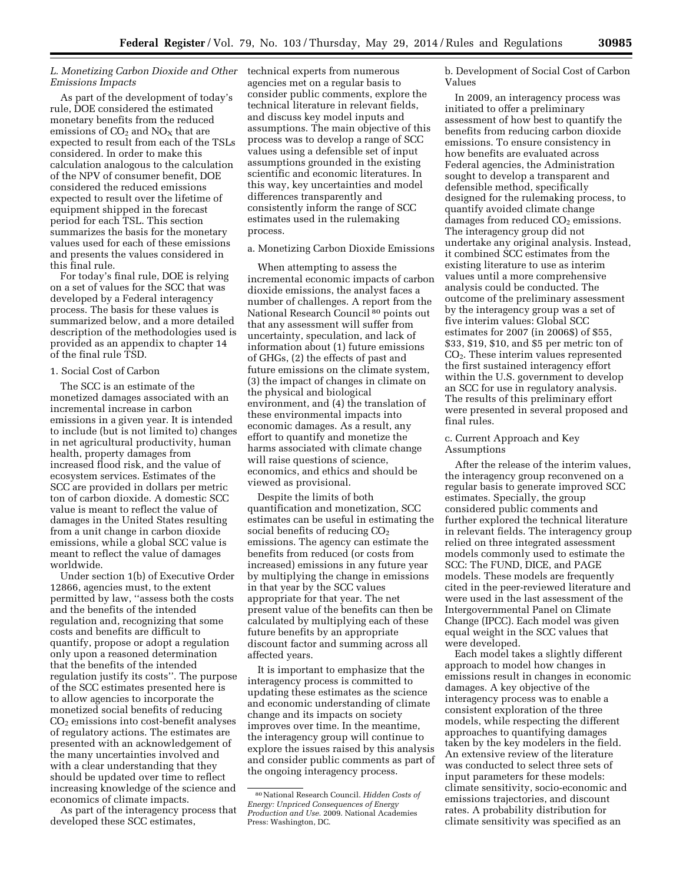### *L. Monetizing Carbon Dioxide and Other Emissions Impacts*

As part of the development of today's rule, DOE considered the estimated monetary benefits from the reduced emissions of $CO_2$ and $NO_X$ that are expected to result from each of the TSLs considered. In order to make this calculation analogous to the calculation of the NPV of consumer benefit, DOE considered the reduced emissions expected to result over the lifetime of equipment shipped in the forecast period for each TSL. This section summarizes the basis for the monetary values used for each of these emissions and presents the values considered in this final rule.

For today's final rule, DOE is relying on a set of values for the SCC that was developed by a Federal interagency process. The basis for these values is summarized below, and a more detailed description of the methodologies used is provided as an appendix to chapter 14 of the final rule TSD.

#### 1. Social Cost of Carbon

The SCC is an estimate of the monetized damages associated with an incremental increase in carbon emissions in a given year. It is intended to include (but is not limited to) changes in net agricultural productivity, human health, property damages from increased flood risk, and the value of ecosystem services. Estimates of the SCC are provided in dollars per metric ton of carbon dioxide. A domestic SCC value is meant to reflect the value of damages in the United States resulting from a unit change in carbon dioxide emissions, while a global SCC value is meant to reflect the value of damages worldwide.

Under section 1(b) of Executive Order 12866, agencies must, to the extent permitted by law, ''assess both the costs and the benefits of the intended regulation and, recognizing that some costs and benefits are difficult to quantify, propose or adopt a regulation only upon a reasoned determination that the benefits of the intended regulation justify its costs''. The purpose of the SCC estimates presented here is to allow agencies to incorporate the monetized social benefits of reducing $CO_2$ emissions into cost-benefit analyses of regulatory actions. The estimates are presented with an acknowledgement of the many uncertainties involved and with a clear understanding that they should be updated over time to reflect increasing knowledge of the science and economics of climate impacts.

As part of the interagency process that developed these SCC estimates, technical experts from numerous agencies met on a regular basis to consider public comments, explore the technical literature in relevant fields, and discuss key model inputs and assumptions. The main objective of this process was to develop a range of SCC values using a defensible set of input assumptions grounded in the existing scientific and economic literatures. In this way, key uncertainties and model differences transparently and consistently inform the range of SCC estimates used in the rulemaking process.

a. Monetizing Carbon Dioxide Emissions

When attempting to assess the incremental economic impacts of carbon dioxide emissions, the analyst faces a number of challenges. A report from the National Research Council [80] points out that any assessment will suffer from uncertainty, speculation, and lack of information about (1) future emissions of GHGs, (2) the effects of past and future emissions on the climate system, (3) the impact of changes in climate on the physical and biological environment, and (4) the translation of these environmental impacts into economic damages. As a result, any effort to quantify and monetize the harms associated with climate change will raise questions of science, economics, and ethics and should be viewed as provisional.

Despite the limits of both quantification and monetization, SCC estimates can be useful in estimating the social benefits of reducing $CO_2$ emissions. The agency can estimate the benefits from reduced (or costs from increased) emissions in any future year by multiplying the change in emissions in that year by the SCC values appropriate for that year. The net present value of the benefits can then be calculated by multiplying each of these future benefits by an appropriate discount factor and summing across all affected years.

It is important to emphasize that the interagency process is committed to updating these estimates as the science and economic understanding of climate change and its impacts on society improves over time. In the meantime, the interagency group will continue to explore the issues raised by this analysis and consider public comments as part of the ongoing interagency process.

b. Development of Social Cost of Carbon Values

In 2009, an interagency process was initiated to offer a preliminary assessment of how best to quantify the benefits from reducing carbon dioxide emissions. To ensure consistency in how benefits are evaluated across Federal agencies, the Administration sought to develop a transparent and defensible method, specifically designed for the rulemaking process, to quantify avoided climate change damages from reduced $CO_2$ emissions. The interagency group did not undertake any original analysis. Instead, it combined SCC estimates from the existing literature to use as interim values until a more comprehensive analysis could be conducted. The outcome of the preliminary assessment by the interagency group was a set of five interim values: Global SCC estimates for 2007 (in 2006$) of $55, $33, $19, $10, and $5 per metric ton of $CO_2$. These interim values represented the first sustained interagency effort within the U.S. government to develop an SCC for use in regulatory analysis. The results of this preliminary effort were presented in several proposed and final rules.

c. Current Approach and Key Assumptions

After the release of the interim values, the interagency group reconvened on a regular basis to generate improved SCC estimates. Specially, the group considered public comments and further explored the technical literature in relevant fields. The interagency group relied on three integrated assessment models commonly used to estimate the SCC: The FUND, DICE, and PAGE models. These models are frequently cited in the peer-reviewed literature and were used in the last assessment of the Intergovernmental Panel on Climate Change (IPCC). Each model was given equal weight in the SCC values that were developed.

Each model takes a slightly different approach to model how changes in emissions result in changes in economic damages. A key objective of the interagency process was to enable a consistent exploration of the three models, while respecting the different approaches to quantifying damages taken by the key modelers in the field. An extensive review of the literature was conducted to select three sets of input parameters for these models: climate sensitivity, socio-economic and emissions trajectories, and discount rates. A probability distribution for climate sensitivity was specified as an

---

[80] National Research Council. *Hidden Costs of Energy: Unpriced Consequences of Energy Production and Use.* 2009. National Academies Press: Washington, DC.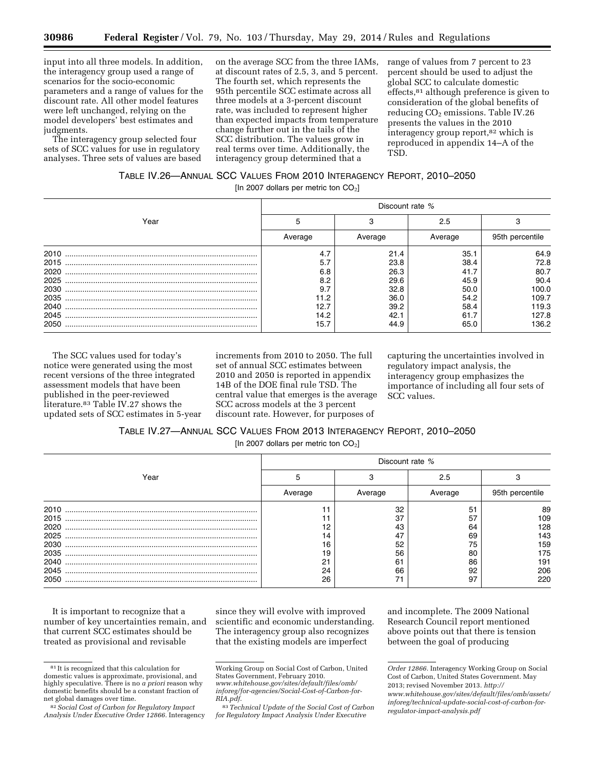input into all three models. In addition, the interagency group used a range of scenarios for the socio-economic parameters and a range of values for the discount rate. All other model features were left unchanged, relying on the model developers' best estimates and judgments.

The interagency group selected four sets of SCC values for use in regulatory analyses. Three sets of values are based on the average SCC from the three IAMs, at discount rates of 2.5, 3, and 5 percent. The fourth set, which represents the 95th percentile SCC estimate across all three models at a 3-percent discount rate, was included to represent higher than expected impacts from temperature change further out in the tails of the SCC distribution. The values grow in real terms over time. Additionally, the interagency group determined that a range of values from 7 percent to 23 percent should be used to adjust the global SCC to calculate domestic effects,[81] although preference is given to consideration of the global benefits of reducing $CO_2$ emissions. Table IV.26 presents the values in the 2010 interagency group report,[82] which is reproduced in appendix 14–A of the TSD.

TABLE IV.26—ANNUAL SCC VALUES FROM 2010 INTERAGENCY REPORT, 2010–2050

[In 2007 dollars per metric ton $CO_2$]

| Year | Discount rate % | | | |
|---|---|---|---|---|
| | 5 | 3 | 2.5 | 3 |
| | Average | Average | Average | 95th percentile |
| 2010 | 4.7 | 21.4 | 35.1 | 64.9 |
| 2015 | 5.7 | 23.8 | 38.4 | 72.8 |
| 2020 | 6.8 | 26.3 | 41.7 | 80.7 |
| 2025 | 8.2 | 29.6 | 45.9 | 90.4 |
| 2030 | 9.7 | 32.8 | 50.0 | 100.0 |
| 2035 | 11.2 | 36.0 | 54.2 | 109.7 |
| 2040 | 12.7 | 39.2 | 58.4 | 119.3 |
| 2045 | 14.2 | 42.1 | 61.7 | 127.8 |
| 2050 | 15.7 | 44.9 | 65.0 | 136.2 |

The SCC values used for today's notice were generated using the most recent versions of the three integrated assessment models that have been published in the peer-reviewed literature.[83] Table IV.27 shows the updated sets of SCC estimates in 5-year increments from 2010 to 2050. The full set of annual SCC estimates between 2010 and 2050 is reported in appendix 14B of the DOE final rule TSD. The central value that emerges is the average SCC across models at the 3 percent discount rate. However, for purposes of capturing the uncertainties involved in regulatory impact analysis, the interagency group emphasizes the importance of including all four sets of SCC values.

TABLE IV.27—ANNUAL SCC VALUES FROM 2013 INTERAGENCY REPORT, 2010–2050

[In 2007 dollars per metric ton $CO_2$]

| Year | Discount rate % | | | |
|---|---|---|---|---|
| | 5 | 3 | 2.5 | 3 |
| | Average | Average | Average | 95th percentile |
| 2010 | 11 | 32 | 51 | 89 |
| 2015 | 11 | 37 | 57 | 109 |
| 2020 | 12 | 43 | 64 | 128 |
| 2025 | 14 | 47 | 69 | 143 |
| 2030 | 16 | 52 | 75 | 159 |
| 2035 | 19 | 56 | 80 | 175 |
| 2040 | 21 | 61 | 86 | 191 |
| 2045 | 24 | 66 | 92 | 206 |
| 2050 | 26 | 71 | 97 | 220 |

It is important to recognize that a number of key uncertainties remain, and that current SCC estimates should be treated as provisional and revisable since they will evolve with improved scientific and economic understanding. The interagency group also recognizes that the existing models are imperfect and incomplete. The 2009 National Research Council report mentioned above points out that there is tension between the goal of producing

[81] It is recognized that this calculation for domestic values is approximate, provisional, and highly speculative. There is no *a priori* reason why domestic benefits should be a constant fraction of net global damages over time.

[82] *Social Cost of Carbon for Regulatory Impact Analysis Under Executive Order 12866.* Interagency Working Group on Social Cost of Carbon, United States Government, February 2010. *www.whitehouse.gov/sites/default/files/omb/inforeg/for-agencies/Social-Cost-of-Carbon-for-RIA.pdf.*

[83] *Technical Update of the Social Cost of Carbon for Regulatory Impact Analysis Under Executive Order 12866.* Interagency Working Group on Social Cost of Carbon, United States Government. May 2013; revised November 2013. *http://www.whitehouse.gov/sites/default/files/omb/assets/inforeg/technical-update-social-cost-of-carbon-for-regulator-impact-analysis.pdf*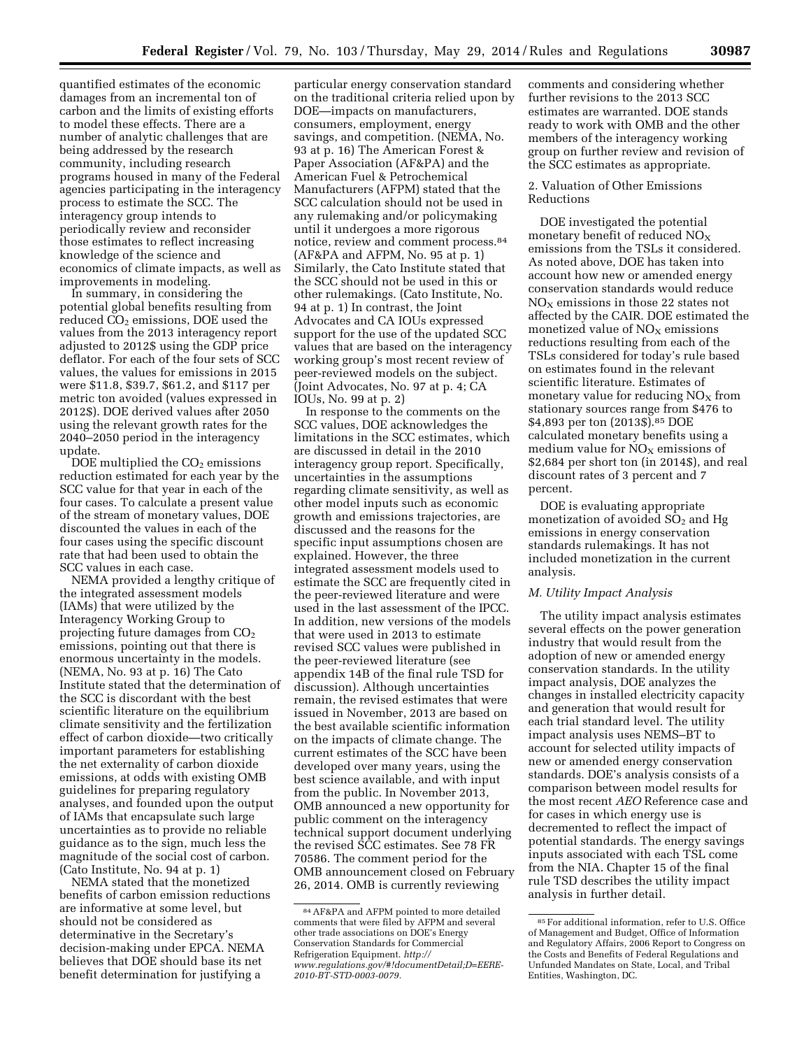quantified estimates of the economic damages from an incremental ton of carbon and the limits of existing efforts to model these effects. There are a number of analytic challenges that are being addressed by the research community, including research programs housed in many of the Federal agencies participating in the interagency process to estimate the SCC. The interagency group intends to periodically review and reconsider those estimates to reflect increasing knowledge of the science and economics of climate impacts, as well as improvements in modeling.

In summary, in considering the potential global benefits resulting from reduced $CO_2$ emissions, DOE used the values from the 2013 interagency report adjusted to 2012$ using the GDP price deflator. For each of the four sets of SCC values, the values for emissions in 2015 were $11.8, $39.7, $61.2, and $117 per metric ton avoided (values expressed in 2012$). DOE derived values after 2050 using the relevant growth rates for the 2040–2050 period in the interagency update.

DOE multiplied the $CO_2$ emissions reduction estimated for each year by the SCC value for that year in each of the four cases. To calculate a present value of the stream of monetary values, DOE discounted the values in each of the four cases using the specific discount rate that had been used to obtain the SCC values in each case.

NEMA provided a lengthy critique of the integrated assessment models (IAMs) that were utilized by the Interagency Working Group to projecting future damages from $CO_2$ emissions, pointing out that there is enormous uncertainty in the models. (NEMA, No. 93 at p. 16) The Cato Institute stated that the determination of the SCC is discordant with the best scientific literature on the equilibrium climate sensitivity and the fertilization effect of carbon dioxide—two critically important parameters for establishing the net externality of carbon dioxide emissions, at odds with existing OMB guidelines for preparing regulatory analyses, and founded upon the output of IAMs that encapsulate such large uncertainties as to provide no reliable guidance as to the sign, much less the magnitude of the social cost of carbon. (Cato Institute, No. 94 at p. 1)

NEMA stated that the monetized benefits of carbon emission reductions are informative at some level, but should not be considered as determinative in the Secretary's decision-making under EPCA. NEMA believes that DOE should base its net benefit determination for justifying a particular energy conservation standard on the traditional criteria relied upon by DOE—impacts on manufacturers, consumers, employment, energy savings, and competition. (NEMA, No. 93 at p. 16) The American Forest & Paper Association (AF&PA) and the American Fuel & Petrochemical Manufacturers (AFPM) stated that the SCC calculation should not be used in any rulemaking and/or policymaking until it undergoes a more rigorous notice, review and comment process.[84] (AF&PA and AFPM, No. 95 at p. 1) Similarly, the Cato Institute stated that the SCC should not be used in this or other rulemakings. (Cato Institute, No. 94 at p. 1) In contrast, the Joint Advocates and CA IOUs expressed support for the use of the updated SCC values that are based on the interagency working group's most recent review of peer-reviewed models on the subject. (Joint Advocates, No. 97 at p. 4; CA IOUs, No. 99 at p. 2)

In response to the comments on the SCC values, DOE acknowledges the limitations in the SCC estimates, which are discussed in detail in the 2010 interagency group report. Specifically, uncertainties in the assumptions regarding climate sensitivity, as well as other model inputs such as economic growth and emissions trajectories, are discussed and the reasons for the specific input assumptions chosen are explained. However, the three integrated assessment models used to estimate the SCC are frequently cited in the peer-reviewed literature and were used in the last assessment of the IPCC. In addition, new versions of the models that were used in 2013 to estimate revised SCC values were published in the peer-reviewed literature (see appendix 14B of the final rule TSD for discussion). Although uncertainties remain, the revised estimates that were issued in November, 2013 are based on the best available scientific information on the impacts of climate change. The current estimates of the SCC have been developed over many years, using the best science available, and with input from the public. In November 2013, OMB announced a new opportunity for public comment on the interagency technical support document underlying the revised SCC estimates. See 78 FR 70586. The comment period for the OMB announcement closed on February 26, 2014. OMB is currently reviewing comments and considering whether further revisions to the 2013 SCC estimates are warranted. DOE stands ready to work with OMB and the other members of the interagency working group on further review and revision of the SCC estimates as appropriate.

2. Valuation of Other Emissions Reductions

DOE investigated the potential monetary benefit of reduced $NO_X$ emissions from the TSLs it considered. As noted above, DOE has taken into account how new or amended energy conservation standards would reduce $NO_X$ emissions in those 22 states not affected by the CAIR. DOE estimated the monetized value of $NO_X$ emissions reductions resulting from each of the TSLs considered for today's rule based on estimates found in the relevant scientific literature. Estimates of monetary value for reducing $NO_X$ from stationary sources range from $476 to $4,893 per ton (2013$).[85] DOE calculated monetary benefits using a medium value for $NO_X$ emissions of $2,684 per short ton (in 2014$), and real discount rates of 3 percent and 7 percent.

DOE is evaluating appropriate monetization of avoided $SO_2$ and Hg emissions in energy conservation standards rulemakings. It has not included monetization in the current analysis.

*M. Utility Impact Analysis*

The utility impact analysis estimates several effects on the power generation industry that would result from the adoption of new or amended energy conservation standards. In the utility impact analysis, DOE analyzes the changes in installed electricity capacity and generation that would result for each trial standard level. The utility impact analysis uses NEMS–BT to account for selected utility impacts of new or amended energy conservation standards. DOE's analysis consists of a comparison between model results for the most recent *AEO* Reference case and for cases in which energy use is decremented to reflect the impact of potential standards. The energy savings inputs associated with each TSL come from the NIA. Chapter 15 of the final rule TSD describes the utility impact analysis in further detail.

[84] AF&PA and AFPM pointed to more detailed comments that were filed by AFPM and several other trade associations on DOE's Energy Conservation Standards for Commercial Refrigeration Equipment. *http://www.regulations.gov/#!documentDetail;D=EERE-2010-BT-STD-0003-0079.*

[85] For additional information, refer to U.S. Office of Management and Budget, Office of Information and Regulatory Affairs, 2006 Report to Congress on the Costs and Benefits of Federal Regulations and Unfunded Mandates on State, Local, and Tribal Entities, Washington, DC.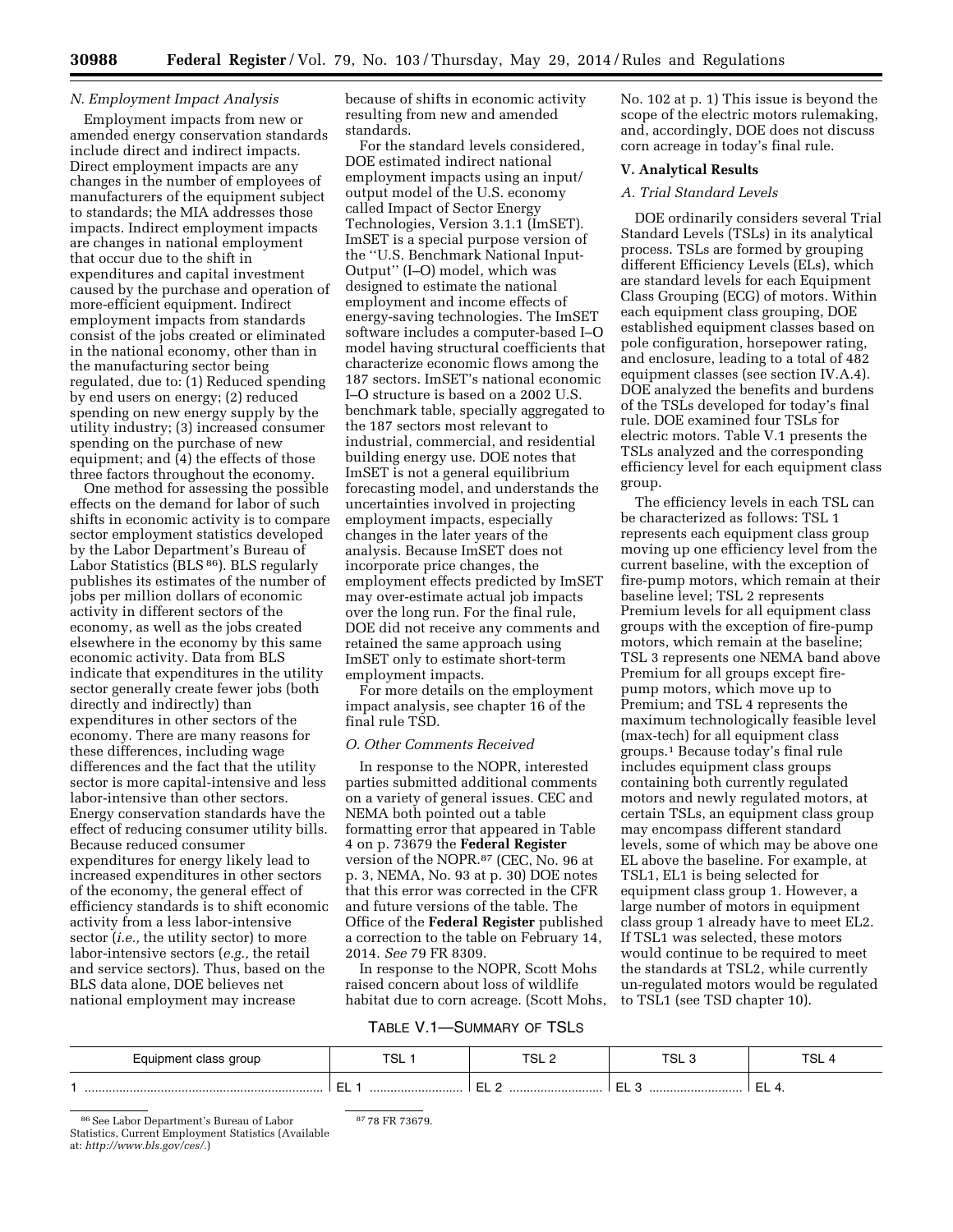### N. Employment Impact Analysis

Employment impacts from new or amended energy conservation standards include direct and indirect impacts. Direct employment impacts are any changes in the number of employees of manufacturers of the equipment subject to standards; the MIA addresses those impacts. Indirect employment impacts are changes in national employment that occur due to the shift in expenditures and capital investment caused by the purchase and operation of more-efficient equipment. Indirect employment impacts from standards consist of the jobs created or eliminated in the national economy, other than in the manufacturing sector being regulated, due to: (1) Reduced spending by end users on energy; (2) reduced spending on new energy supply by the utility industry; (3) increased consumer spending on the purchase of new equipment; and (4) the effects of those three factors throughout the economy.

One method for assessing the possible effects on the demand for labor of such shifts in economic activity is to compare sector employment statistics developed by the Labor Department's Bureau of Labor Statistics (BLS[86]). BLS regularly publishes its estimates of the number of jobs per million dollars of economic activity in different sectors of the economy, as well as the jobs created elsewhere in the economy by this same economic activity. Data from BLS indicate that expenditures in the utility sector generally create fewer jobs (both directly and indirectly) than expenditures in other sectors of the economy. There are many reasons for these differences, including wage differences and the fact that the utility sector is more capital-intensive and less labor-intensive than other sectors. Energy conservation standards have the effect of reducing consumer utility bills. Because reduced consumer expenditures for energy likely lead to increased expenditures in other sectors of the economy, the general effect of efficiency standards is to shift economic activity from a less labor-intensive sector (*i.e.,* the utility sector) to more labor-intensive sectors (*e.g.,* the retail and service sectors). Thus, based on the BLS data alone, DOE believes net national employment may increase because of shifts in economic activity resulting from new and amended standards.

For the standard levels considered, DOE estimated indirect national employment impacts using an input/output model of the U.S. economy called Impact of Sector Energy Technologies, Version 3.1.1 (ImSET). ImSET is a special purpose version of the ''U.S. Benchmark National Input-Output'' (I–O) model, which was designed to estimate the national employment and income effects of energy-saving technologies. The ImSET software includes a computer-based I–O model having structural coefficients that characterize economic flows among the 187 sectors. ImSET's national economic I–O structure is based on a 2002 U.S. benchmark table, specially aggregated to the 187 sectors most relevant to industrial, commercial, and residential building energy use. DOE notes that ImSET is not a general equilibrium forecasting model, and understands the uncertainties involved in projecting employment impacts, especially changes in the later years of the analysis. Because ImSET does not incorporate price changes, the employment effects predicted by ImSET may over-estimate actual job impacts over the long run. For the final rule, DOE did not receive any comments and retained the same approach using ImSET only to estimate short-term employment impacts.

For more details on the employment impact analysis, see chapter 16 of the final rule TSD.

### O. Other Comments Received

In response to the NOPR, interested parties submitted additional comments on a variety of general issues. CEC and NEMA both pointed out a table formatting error that appeared in Table 4 on p. 73679 the **Federal Register** version of the NOPR.[87] (CEC, No. 96 at p. 3, NEMA, No. 93 at p. 30) DOE notes that this error was corrected in the CFR and future versions of the table. The Office of the **Federal Register** published a correction to the table on February 14, 2014. *See* 79 FR 8309.

In response to the NOPR, Scott Mohs raised concern about loss of wildlife habitat due to corn acreage. (Scott Mohs, No. 102 at p. 1) This issue is beyond the scope of the electric motors rulemaking, and, accordingly, DOE does not discuss corn acreage in today's final rule.

## V. Analytical Results

### A. Trial Standard Levels

DOE ordinarily considers several Trial Standard Levels (TSLs) in its analytical process. TSLs are formed by grouping different Efficiency Levels (ELs), which are standard levels for each Equipment Class Grouping (ECG) of motors. Within each equipment class grouping, DOE established equipment classes based on pole configuration, horsepower rating, and enclosure, leading to a total of 482 equipment classes (see section IV.A.4). DOE analyzed the benefits and burdens of the TSLs developed for today's final rule. DOE examined four TSLs for electric motors. Table V.1 presents the TSLs analyzed and the corresponding efficiency level for each equipment class group.

The efficiency levels in each TSL can be characterized as follows: TSL 1 represents each equipment class group moving up one efficiency level from the current baseline, with the exception of fire-pump motors, which remain at their baseline level; TSL 2 represents Premium levels for all equipment class groups with the exception of fire-pump motors, which remain at the baseline; TSL 3 represents one NEMA band above Premium for all groups except fire-pump motors, which move up to Premium; and TSL 4 represents the maximum technologically feasible level (max-tech) for all equipment class groups.[1] Because today's final rule includes equipment class groups containing both currently regulated motors and newly regulated motors, at certain TSLs, an equipment class group may encompass different standard levels, some of which may be above one EL above the baseline. For example, at TSL1, EL1 is being selected for equipment class group 1. However, a large number of motors in equipment class group 1 already have to meet EL2. If TSL1 was selected, these motors would continue to be required to meet the standards at TSL2, while currently un-regulated motors would be regulated to TSL1 (see TSD chapter 10).

TABLE V.1—SUMMARY OF TSLs

| Equipment class group | TSL 1 | TSL 2 | TSL 3 | TSL 4 |
|---|---|---|---|---|
| 1 | EL 1 | EL 2 | EL 3 | EL 4. |

[86] See Labor Department's Bureau of Labor Statistics, Current Employment Statistics (Available at: *http://www.bls.gov/ces/*.)

[87] 78 FR 73679.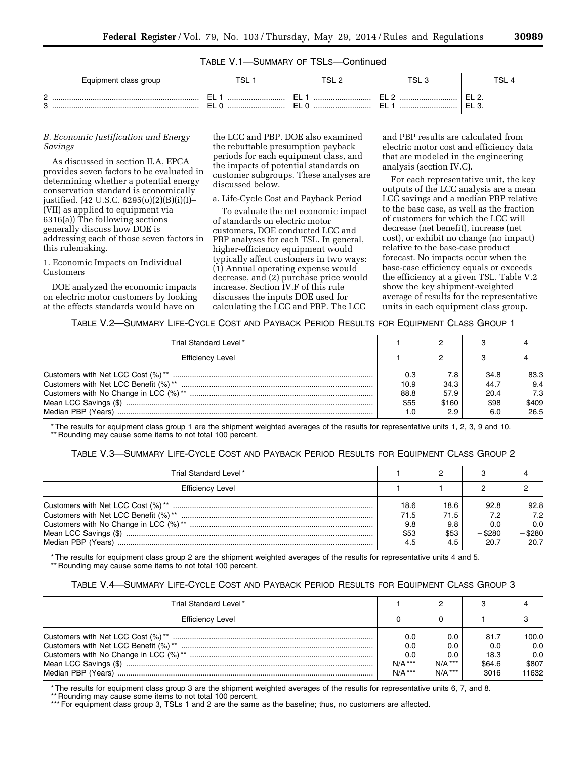TABLE V.1—SUMMARY OF TSLS—Continued

| Equipment class group | TSL 1 | TSL 2 | TSL 3 | TSL 4 |
|---|---|---|---|---|
| 2 | EL 1 | EL 1 | EL 2 | EL 2. |
| 3 | EL 0 | EL 0 | EL 1 | EL 3. |

*B. Economic Justification and Energy Savings*

As discussed in section II.A, EPCA provides seven factors to be evaluated in determining whether a potential energy conservation standard is economically justified. (42 U.S.C. 6295(o)(2)(B)(i)(I)–(VII) as applied to equipment via 6316(a)) The following sections generally discuss how DOE is addressing each of those seven factors in this rulemaking.

1. Economic Impacts on Individual Customers

DOE analyzed the economic impacts on electric motor customers by looking at the effects standards would have on the LCC and PBP. DOE also examined the rebuttable presumption payback periods for each equipment class, and the impacts of potential standards on customer subgroups. These analyses are discussed below.

a. Life-Cycle Cost and Payback Period

To evaluate the net economic impact of standards on electric motor customers, DOE conducted LCC and PBP analyses for each TSL. In general, higher-efficiency equipment would typically affect customers in two ways: (1) Annual operating expense would decrease, and (2) purchase price would increase. Section IV.F of this rule discusses the inputs DOE used for calculating the LCC and PBP. The LCC and PBP results are calculated from electric motor cost and efficiency data that are modeled in the engineering analysis (section IV.C).

For each representative unit, the key outputs of the LCC analysis are a mean LCC savings and a median PBP relative to the base case, as well as the fraction of customers for which the LCC will decrease (net benefit), increase (net cost), or exhibit no change (no impact) relative to the base-case product forecast. No impacts occur when the base-case efficiency equals or exceeds the efficiency at a given TSL. Table V.2 show the key shipment-weighted average of results for the representative units in each equipment class group.

TABLE V.2—SUMMARY LIFE-CYCLE COST AND PAYBACK PERIOD RESULTS FOR EQUIPMENT CLASS GROUP 1

| Trial Standard Level* | 1 | 2 | 3 | 4 |
|---|---|---|---|---|
| Efficiency Level | 1 | 2 | 3 | 4 |
| Customers with Net LCC Cost (%)** | 0.3 | 7.8 | 34.8 | 83.3 |
| Customers with Net LCC Benefit (%)** | 10.9 | 34.3 | 44.7 | 9.4 |
| Customers with No Change in LCC (%)** | 88.8 | 57.9 | 20.4 | 7.3 |
| Mean LCC Savings ($) | $55 | $160 | $98 | −$409 |
| Median PBP (Years) | 1.0 | 2.9 | 6.0 | 26.5 |

* The results for equipment class group 1 are the shipment weighted averages of the results for representative units 1, 2, 3, 9 and 10.
** Rounding may cause some items to not total 100 percent.

TABLE V.3—SUMMARY LIFE-CYCLE COST AND PAYBACK PERIOD RESULTS FOR EQUIPMENT CLASS GROUP 2

| Trial Standard Level* | 1 | 2 | 3 | 4 |
|---|---|---|---|---|
| Efficiency Level | 1 | 1 | 2 | 2 |
| Customers with Net LCC Cost (%)** | 18.6 | 18.6 | 92.8 | 92.8 |
| Customers with Net LCC Benefit (%)** | 71.5 | 71.5 | 7.2 | 7.2 |
| Customers with No Change in LCC (%)** | 9.8 | 9.8 | 0.0 | 0.0 |
| Mean LCC Savings ($) | $53 | $53 | −$280 | −$280 |
| Median PBP (Years) | 4.5 | 4.5 | 20.7 | 20.7 |

* The results for equipment class group 2 are the shipment weighted averages of the results for representative units 4 and 5.
** Rounding may cause some items to not total 100 percent.

TABLE V.4—SUMMARY LIFE-CYCLE COST AND PAYBACK PERIOD RESULTS FOR EQUIPMENT CLASS GROUP 3

| Trial Standard Level* | 1 | 2 | 3 | 4 |
|---|---|---|---|---|
| Efficiency Level | 0 | 0 | 1 | 3 |
| Customers with Net LCC Cost (%)** | 0.0 | 0.0 | 81.7 | 100.0 |
| Customers with Net LCC Benefit (%)** | 0.0 | 0.0 | 0.0 | 0.0 |
| Customers with No Change in LCC (%)** | 0.0 | 0.0 | 18.3 | 0.0 |
| Mean LCC Savings ($) | N/A*** | N/A*** | −$64.6 | −$807 |
| Median PBP (Years) | N/A*** | N/A*** | 3016 | 11632 |

* The results for equipment class group 3 are the shipment weighted averages of the results for representative units 6, 7, and 8.
** Rounding may cause some items to not total 100 percent.
*** For equipment class group 3, TSLs 1 and 2 are the same as the baseline; thus, no customers are affected.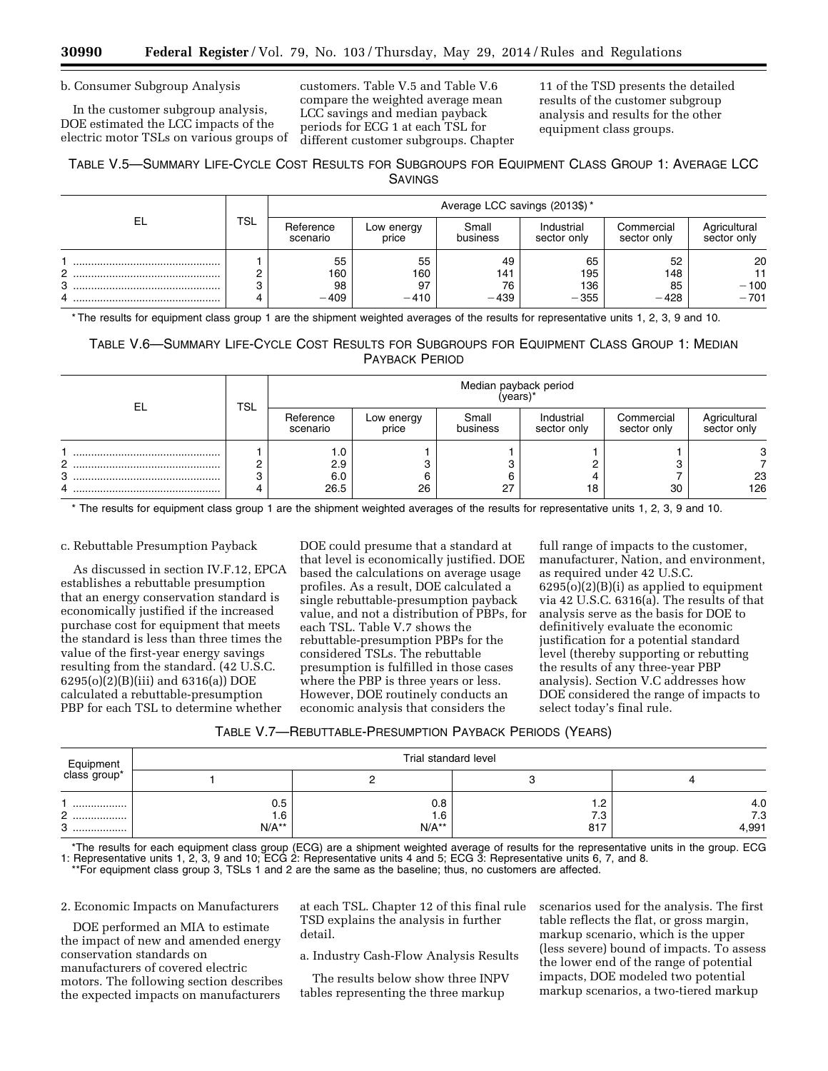b. Consumer Subgroup Analysis

In the customer subgroup analysis, DOE estimated the LCC impacts of the electric motor TSLs on various groups of customers. Table V.5 and Table V.6 compare the weighted average mean LCC savings and median payback periods for ECG 1 at each TSL for different customer subgroups. Chapter 11 of the TSD presents the detailed results of the customer subgroup analysis and results for the other equipment class groups.

TABLE V.5—SUMMARY LIFE-CYCLE COST RESULTS FOR SUBGROUPS FOR EQUIPMENT CLASS GROUP 1: AVERAGE LCC SAVINGS

| EL | TSL | Average LCC savings (2013$) * | | | | | |
|---|---|---|---|---|---|---|---|
| | | Reference scenario | Low energy price | Small business | Industrial sector only | Commercial sector only | Agricultural sector only |
| 1 | 1 | 55 | 55 | 49 | 65 | 52 | 20 |
| 2 | 2 | 160 | 160 | 141 | 195 | 148 | 11 |
| 3 | 3 | 98 | 97 | 76 | 136 | 85 | −100 |
| 4 | 4 | −409 | −410 | −439 | −355 | −428 | −701 |

* The results for equipment class group 1 are the shipment weighted averages of the results for representative units 1, 2, 3, 9 and 10.

TABLE V.6—SUMMARY LIFE-CYCLE COST RESULTS FOR SUBGROUPS FOR EQUIPMENT CLASS GROUP 1: MEDIAN PAYBACK PERIOD

| EL | TSL | Median payback period (years)* | | | | | |
|---|---|---|---|---|---|---|---|
| | | Reference scenario | Low energy price | Small business | Industrial sector only | Commercial sector only | Agricultural sector only |
| 1 | 1 | 1.0 | 1 | 1 | 1 | 1 | 3 |
| 2 | 2 | 2.9 | 3 | 3 | 2 | 3 | 7 |
| 3 | 3 | 6.0 | 6 | 6 | 4 | 7 | 23 |
| 4 | 4 | 26.5 | 26 | 27 | 18 | 30 | 126 |

* The results for equipment class group 1 are the shipment weighted averages of the results for representative units 1, 2, 3, 9 and 10.

c. Rebuttable Presumption Payback

As discussed in section IV.F.12, EPCA establishes a rebuttable presumption that an energy conservation standard is economically justified if the increased purchase cost for equipment that meets the standard is less than three times the value of the first-year energy savings resulting from the standard. (42 U.S.C. 6295(o)(2)(B)(iii) and 6316(a)) DOE calculated a rebuttable-presumption PBP for each TSL to determine whether DOE could presume that a standard at that level is economically justified. DOE based the calculations on average usage profiles. As a result, DOE calculated a single rebuttable-presumption payback value, and not a distribution of PBPs, for each TSL. Table V.7 shows the rebuttable-presumption PBPs for the considered TSLs. The rebuttable presumption is fulfilled in those cases where the PBP is three years or less. However, DOE routinely conducts an economic analysis that considers the full range of impacts to the customer, manufacturer, Nation, and environment, as required under 42 U.S.C. 6295(o)(2)(B)(i) as applied to equipment via 42 U.S.C. 6316(a). The results of that analysis serve as the basis for DOE to definitively evaluate the economic justification for a potential standard level (thereby supporting or rebutting the results of any three-year PBP analysis). Section V.C addresses how DOE considered the range of impacts to select today's final rule.

TABLE V.7—REBUTTABLE-PRESUMPTION PAYBACK PERIODS (YEARS)

| Equipment class group* | Trial standard level | | | |
|---|---|---|---|---|
| | 1 | 2 | 3 | 4 |
| 1 | 0.5 | 0.8 | 1.2 | 4.0 |
| 2 | 1.6 | 1.6 | 7.3 | 7.3 |
| 3 | N/A** | N/A** | 817 | 4,991 |

*The results for each equipment class group (ECG) are a shipment weighted average of results for the representative units in the group. ECG 1: Representative units 1, 2, 3, 9 and 10; ECG 2: Representative units 4 and 5; ECG 3: Representative units 6, 7, and 8.

**For equipment class group 3, TSLs 1 and 2 are the same as the baseline; thus, no customers are affected.

2. Economic Impacts on Manufacturers

DOE performed an MIA to estimate the impact of new and amended energy conservation standards on manufacturers of covered electric motors. The following section describes the expected impacts on manufacturers at each TSL. Chapter 12 of this final rule TSD explains the analysis in further detail.

a. Industry Cash-Flow Analysis Results

The results below show three INPV tables representing the three markup scenarios used for the analysis. The first table reflects the flat, or gross margin, markup scenario, which is the upper (less severe) bound of impacts. To assess the lower end of the range of potential impacts, DOE modeled two potential markup scenarios, a two-tiered markup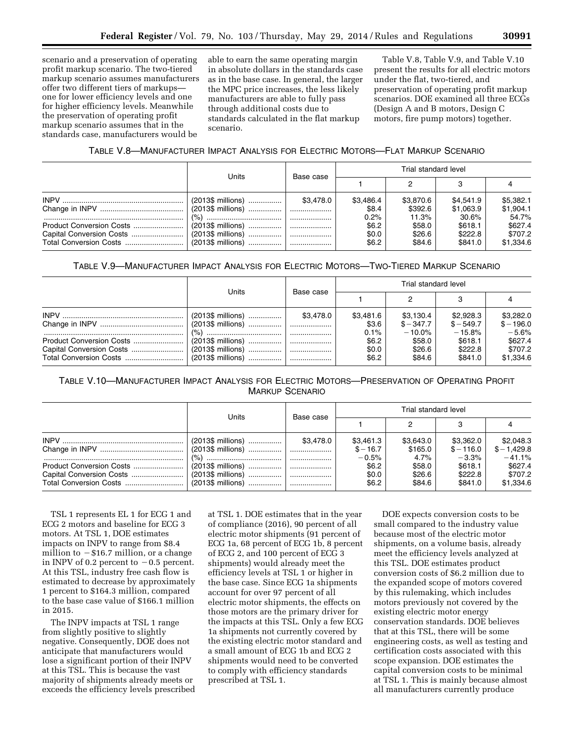scenario and a preservation of operating profit markup scenario. The two-tiered markup scenario assumes manufacturers offer two different tiers of markups—one for lower efficiency levels and one for higher efficiency levels. Meanwhile the preservation of operating profit markup scenario assumes that in the standards case, manufacturers would be able to earn the same operating margin in absolute dollars in the standards case as in the base case. In general, the larger the MPC price increases, the less likely manufacturers are able to fully pass through additional costs due to standards calculated in the flat markup scenario.

Table V.8, Table V.9, and Table V.10 present the results for all electric motors under the flat, two-tiered, and preservation of operating profit markup scenarios. DOE examined all three ECGs (Design A and B motors, Design C motors, fire pump motors) together.

TABLE V.8—MANUFACTURER IMPACT ANALYSIS FOR ELECTRIC MOTORS—FLAT MARKUP SCENARIO

| | Units | Base case | Trial standard level | | | |
|---|---|---|---|---|---|---|
| | | | 1 | 2 | 3 | 4 |
| INPV | (2013$ millions) | $3,478.0 | $3,486.4 | $3,870.6 | $4,541.9 | $5,382.1 |
| Change in INPV | (2013$ millions) | | $8.4 | $392.6 | $1,063.9 | $1,904.1 |
| | (%) | | 0.2% | 11.3% | 30.6% | 54.7% |
| Product Conversion Costs | (2013$ millions) | | $6.2 | $58.0 | $618.1 | $627.4 |
| Capital Conversion Costs | (2013$ millions) | | $0.0 | $26.6 | $222.8 | $707.2 |
| Total Conversion Costs | (2013$ millions) | | $6.2 | $84.6 | $841.0 | $1,334.6 |

TABLE V.9—MANUFACTURER IMPACT ANALYSIS FOR ELECTRIC MOTORS—TWO-TIERED MARKUP SCENARIO

| | Units | Base case | Trial standard level | | | |
|---|---|---|---|---|---|---|
| | | | 1 | 2 | 3 | 4 |
| INPV | (2013$ millions) | $3,478.0 | $3,481.6 | $3,130.4 | $2,928.3 | $3,282.0 |
| Change in INPV | (2013$ millions) | | $3.6 | $−347.7 | $−549.7 | $−196.0 |
| | (%) | | 0.1% | −10.0% | −15.8% | −5.6% |
| Product Conversion Costs | (2013$ millions) | | $6.2 | $58.0 | $618.1 | $627.4 |
| Capital Conversion Costs | (2013$ millions) | | $0.0 | $26.6 | $222.8 | $707.2 |
| Total Conversion Costs | (2013$ millions) | | $6.2 | $84.6 | $841.0 | $1,334.6 |

TABLE V.10—MANUFACTURER IMPACT ANALYSIS FOR ELECTRIC MOTORS—PRESERVATION OF OPERATING PROFIT MARKUP SCENARIO

| | Units | Base case | Trial standard level | | | |
|---|---|---|---|---|---|---|
| | | | 1 | 2 | 3 | 4 |
| INPV | (2013$ millions) | $3,478.0 | $3,461.3 | $3,643.0 | $3,362.0 | $2,048.3 |
| Change in INPV | (2013$ millions) | | $−16.7 | $165.0 | $−116.0 | $−1,429.8 |
| | (%) | | −0.5% | 4.7% | −3.3% | −41.1% |
| Product Conversion Costs | (2013$ millions) | | $6.2 | $58.0 | $618.1 | $627.4 |
| Capital Conversion Costs | (2013$ millions) | | $0.0 | $26.6 | $222.8 | $707.2 |
| Total Conversion Costs | (2013$ millions) | | $6.2 | $84.6 | $841.0 | $1,334.6 |

TSL 1 represents EL 1 for ECG 1 and ECG 2 motors and baseline for ECG 3 motors. At TSL 1, DOE estimates impacts on INPV to range from $8.4 million to −$16.7 million, or a change in INPV of 0.2 percent to −0.5 percent. At this TSL, industry free cash flow is estimated to decrease by approximately 1 percent to $164.3 million, compared to the base case value of $166.1 million in 2015.

The INPV impacts at TSL 1 range from slightly positive to slightly negative. Consequently, DOE does not anticipate that manufacturers would lose a significant portion of their INPV at this TSL. This is because the vast majority of shipments already meets or exceeds the efficiency levels prescribed at TSL 1. DOE estimates that in the year of compliance (2016), 90 percent of all electric motor shipments (91 percent of ECG 1a, 68 percent of ECG 1b, 8 percent of ECG 2, and 100 percent of ECG 3 shipments) would already meet the efficiency levels at TSL 1 or higher in the base case. Since ECG 1a shipments account for over 97 percent of all electric motor shipments, the effects on those motors are the primary driver for the impacts at this TSL. Only a few ECG 1a shipments not currently covered by the existing electric motor standard and a small amount of ECG 1b and ECG 2 shipments would need to be converted to comply with efficiency standards prescribed at TSL 1.

DOE expects conversion costs to be small compared to the industry value because most of the electric motor shipments, on a volume basis, already meet the efficiency levels analyzed at this TSL. DOE estimates product conversion costs of $6.2 million due to the expanded scope of motors covered by this rulemaking, which includes motors previously not covered by the existing electric motor energy conservation standards. DOE believes that at this TSL, there will be some engineering costs, as well as testing and certification costs associated with this scope expansion. DOE estimates the capital conversion costs to be minimal at TSL 1. This is mainly because almost all manufacturers currently produce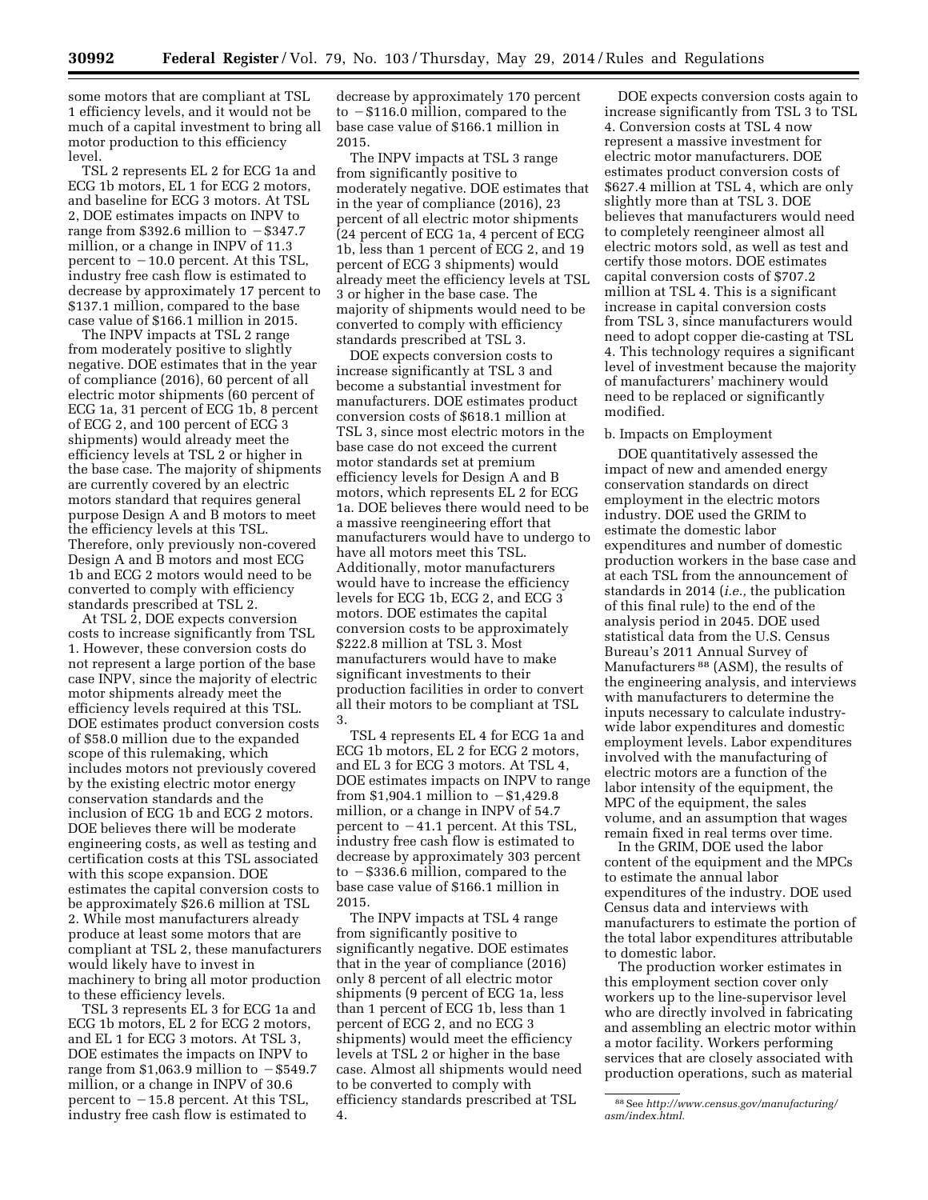some motors that are compliant at TSL 1 efficiency levels, and it would not be much of a capital investment to bring all motor production to this efficiency level.

TSL 2 represents EL 2 for ECG 1a and ECG 1b motors, EL 1 for ECG 2 motors, and baseline for ECG 3 motors. At TSL 2, DOE estimates impacts on INPV to range from $392.6 million to −$347.7 million, or a change in INPV of 11.3 percent to −10.0 percent. At this TSL, industry free cash flow is estimated to decrease by approximately 17 percent to $137.1 million, compared to the base case value of $166.1 million in 2015.

The INPV impacts at TSL 2 range from moderately positive to slightly negative. DOE estimates that in the year of compliance (2016), 60 percent of all electric motor shipments (60 percent of ECG 1a, 31 percent of ECG 1b, 8 percent of ECG 2, and 100 percent of ECG 3 shipments) would already meet the efficiency levels at TSL 2 or higher in the base case. The majority of shipments are currently covered by an electric motors standard that requires general purpose Design A and B motors to meet the efficiency levels at this TSL. Therefore, only previously non-covered Design A and B motors and most ECG 1b and ECG 2 motors would need to be converted to comply with efficiency standards prescribed at TSL 2.

At TSL 2, DOE expects conversion costs to increase significantly from TSL 1. However, these conversion costs do not represent a large portion of the base case INPV, since the majority of electric motor shipments already meet the efficiency levels required at this TSL. DOE estimates product conversion costs of $58.0 million due to the expanded scope of this rulemaking, which includes motors not previously covered by the existing electric motor energy conservation standards and the inclusion of ECG 1b and ECG 2 motors. DOE believes there will be moderate engineering costs, as well as testing and certification costs at this TSL associated with this scope expansion. DOE estimates the capital conversion costs to be approximately $26.6 million at TSL 2. While most manufacturers already produce at least some motors that are compliant at TSL 2, these manufacturers would likely have to invest in machinery to bring all motor production to these efficiency levels.

TSL 3 represents EL 3 for ECG 1a and ECG 1b motors, EL 2 for ECG 2 motors, and EL 1 for ECG 3 motors. At TSL 3, DOE estimates the impacts on INPV to range from $1,063.9 million to −$549.7 million, or a change in INPV of 30.6 percent to −15.8 percent. At this TSL, industry free cash flow is estimated to decrease by approximately 170 percent to −$116.0 million, compared to the base case value of $166.1 million in 2015.

The INPV impacts at TSL 3 range from significantly positive to moderately negative. DOE estimates that in the year of compliance (2016), 23 percent of all electric motor shipments (24 percent of ECG 1a, 4 percent of ECG 1b, less than 1 percent of ECG 2, and 19 percent of ECG 3 shipments) would already meet the efficiency levels at TSL 3 or higher in the base case. The majority of shipments would need to be converted to comply with efficiency standards prescribed at TSL 3.

DOE expects conversion costs to increase significantly at TSL 3 and become a substantial investment for manufacturers. DOE estimates product conversion costs of $618.1 million at TSL 3, since most electric motors in the base case do not exceed the current motor standards set at premium efficiency levels for Design A and B motors, which represents EL 2 for ECG 1a. DOE believes there would need to be a massive reengineering effort that manufacturers would have to undergo to have all motors meet this TSL. Additionally, motor manufacturers would have to increase the efficiency levels for ECG 1b, ECG 2, and ECG 3 motors. DOE estimates the capital conversion costs to be approximately $222.8 million at TSL 3. Most manufacturers would have to make significant investments to their production facilities in order to convert all their motors to be compliant at TSL 3.

TSL 4 represents EL 4 for ECG 1a and ECG 1b motors, EL 2 for ECG 2 motors, and EL 3 for ECG 3 motors. At TSL 4, DOE estimates impacts on INPV to range from $1,904.1 million to −$1,429.8 million, or a change in INPV of 54.7 percent to −41.1 percent. At this TSL, industry free cash flow is estimated to decrease by approximately 303 percent to −$336.6 million, compared to the base case value of $166.1 million in 2015.

The INPV impacts at TSL 4 range from significantly positive to significantly negative. DOE estimates that in the year of compliance (2016) only 8 percent of all electric motor shipments (9 percent of ECG 1a, less than 1 percent of ECG 1b, less than 1 percent of ECG 2, and no ECG 3 shipments) would meet the efficiency levels at TSL 2 or higher in the base case. Almost all shipments would need to be converted to comply with efficiency standards prescribed at TSL 4.

DOE expects conversion costs again to increase significantly from TSL 3 to TSL 4. Conversion costs at TSL 4 now represent a massive investment for electric motor manufacturers. DOE estimates product conversion costs of $627.4 million at TSL 4, which are only slightly more than at TSL 3. DOE believes that manufacturers would need to completely reengineer almost all electric motors sold, as well as test and certify those motors. DOE estimates capital conversion costs of $707.2 million at TSL 4. This is a significant increase in capital conversion costs from TSL 3, since manufacturers would need to adopt copper die-casting at TSL 4. This technology requires a significant level of investment because the majority of manufacturers' machinery would need to be replaced or significantly modified.

b. Impacts on Employment

DOE quantitatively assessed the impact of new and amended energy conservation standards on direct employment in the electric motors industry. DOE used the GRIM to estimate the domestic labor expenditures and number of domestic production workers in the base case and at each TSL from the announcement of standards in 2014 (*i.e.,* the publication of this final rule) to the end of the analysis period in 2045. DOE used statistical data from the U.S. Census Bureau's 2011 Annual Survey of Manufacturers [88] (ASM), the results of the engineering analysis, and interviews with manufacturers to determine the inputs necessary to calculate industry-wide labor expenditures and domestic employment levels. Labor expenditures involved with the manufacturing of electric motors are a function of the labor intensity of the equipment, the MPC of the equipment, the sales volume, and an assumption that wages remain fixed in real terms over time.

In the GRIM, DOE used the labor content of the equipment and the MPCs to estimate the annual labor expenditures of the industry. DOE used Census data and interviews with manufacturers to estimate the portion of the total labor expenditures attributable to domestic labor.

The production worker estimates in this employment section cover only workers up to the line-supervisor level who are directly involved in fabricating and assembling an electric motor within a motor facility. Workers performing services that are closely associated with production operations, such as material

[88] See *http://www.census.gov/manufacturing/asm/index.html.*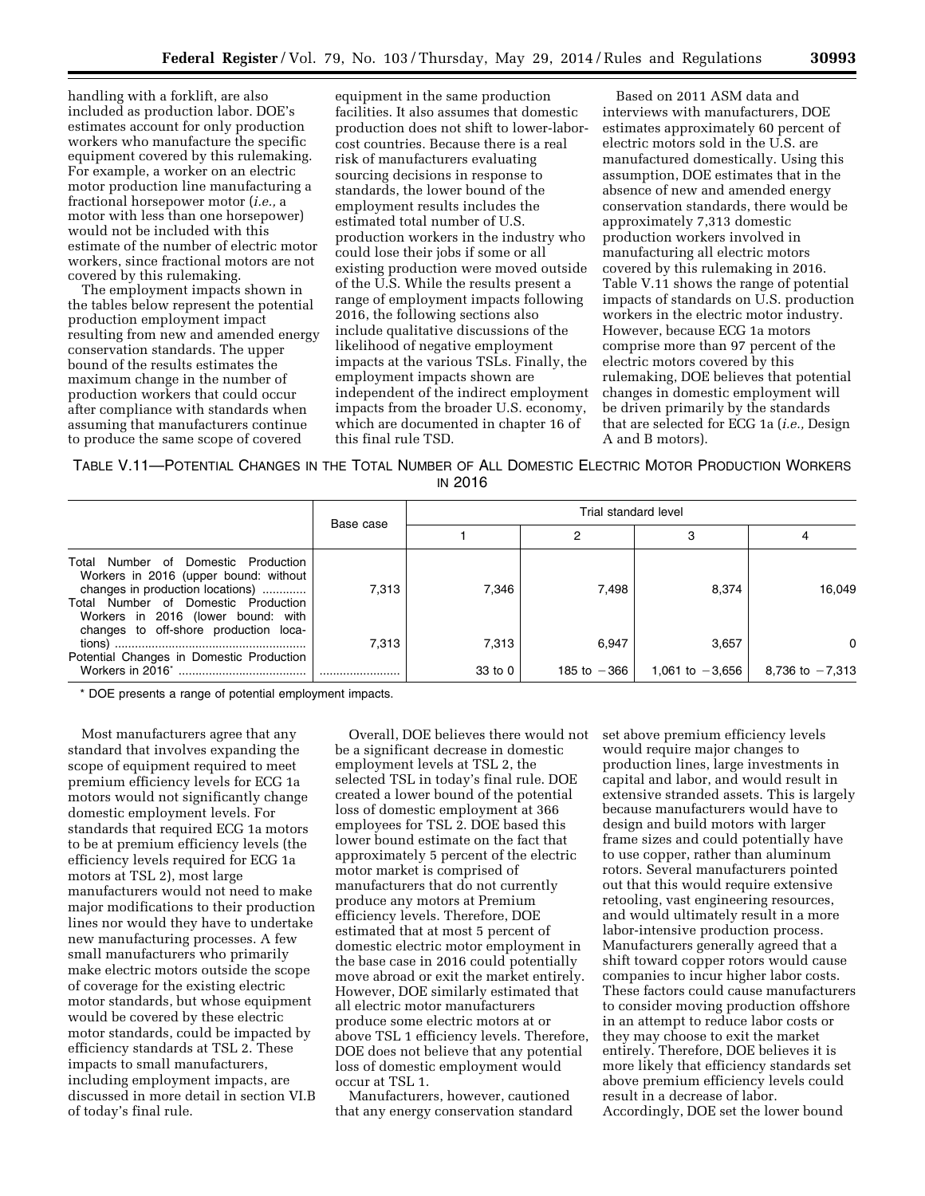handling with a forklift, are also included as production labor. DOE's estimates account for only production workers who manufacture the specific equipment covered by this rulemaking. For example, a worker on an electric motor production line manufacturing a fractional horsepower motor (*i.e.,* a motor with less than one horsepower) would not be included with this estimate of the number of electric motor workers, since fractional motors are not covered by this rulemaking.

The employment impacts shown in the tables below represent the potential production employment impact resulting from new and amended energy conservation standards. The upper bound of the results estimates the maximum change in the number of production workers that could occur after compliance with standards when assuming that manufacturers continue to produce the same scope of covered equipment in the same production facilities. It also assumes that domestic production does not shift to lower-labor-cost countries. Because there is a real risk of manufacturers evaluating sourcing decisions in response to standards, the lower bound of the employment results includes the estimated total number of U.S. production workers in the industry who could lose their jobs if some or all existing production were moved outside of the U.S. While the results present a range of employment impacts following 2016, the following sections also include qualitative discussions of the likelihood of negative employment impacts at the various TSLs. Finally, the employment impacts shown are independent of the indirect employment impacts from the broader U.S. economy, which are documented in chapter 16 of this final rule TSD.

Based on 2011 ASM data and interviews with manufacturers, DOE estimates approximately 60 percent of electric motors sold in the U.S. are manufactured domestically. Using this assumption, DOE estimates that in the absence of new and amended energy conservation standards, there would be approximately 7,313 domestic production workers involved in manufacturing all electric motors covered by this rulemaking in 2016. Table V.11 shows the range of potential impacts of standards on U.S. production workers in the electric motor industry. However, because ECG 1a motors comprise more than 97 percent of the electric motors covered by this rulemaking, DOE believes that potential changes in domestic employment will be driven primarily by the standards that are selected for ECG 1a (*i.e.,* Design A and B motors).

TABLE V.11—POTENTIAL CHANGES IN THE TOTAL NUMBER OF ALL DOMESTIC ELECTRIC MOTOR PRODUCTION WORKERS IN 2016

| | Base case | Trial standard level | | | |
|---|---|---|---|---|---|
| | | 1 | 2 | 3 | 4 |
| Total Number of Domestic Production Workers in 2016 (upper bound: without changes in production locations) | 7,313 | 7,346 | 7,498 | 8,374 | 16,049 |
| Total Number of Domestic Production Workers in 2016 (lower bound: with changes to off-shore production locations) | 7,313 | 7,313 | 6,947 | 3,657 | 0 |
| Potential Changes in Domestic Production Workers in 2016* | | 33 to 0 | 185 to −366 | 1,061 to −3,656 | 8,736 to −7,313 |

\* DOE presents a range of potential employment impacts.

Most manufacturers agree that any standard that involves expanding the scope of equipment required to meet premium efficiency levels for ECG 1a motors would not significantly change domestic employment levels. For standards that required ECG 1a motors to be at premium efficiency levels (the efficiency levels required for ECG 1a motors at TSL 2), most large manufacturers would not need to make major modifications to their production lines nor would they have to undertake new manufacturing processes. A few small manufacturers who primarily make electric motors outside the scope of coverage for the existing electric motor standards, but whose equipment would be covered by these electric motor standards, could be impacted by efficiency standards at TSL 2. These impacts to small manufacturers, including employment impacts, are discussed in more detail in section VI.B of today's final rule.

Overall, DOE believes there would not be a significant decrease in domestic employment levels at TSL 2, the selected TSL in today's final rule. DOE created a lower bound of the potential loss of domestic employment at 366 employees for TSL 2. DOE based this lower bound estimate on the fact that approximately 5 percent of the electric motor market is comprised of manufacturers that do not currently produce any motors at Premium efficiency levels. Therefore, DOE estimated that at most 5 percent of domestic electric motor employment in the base case in 2016 could potentially move abroad or exit the market entirely. However, DOE similarly estimated that all electric motor manufacturers produce some electric motors at or above TSL 1 efficiency levels. Therefore, DOE does not believe that any potential loss of domestic employment would occur at TSL 1.

Manufacturers, however, cautioned that any energy conservation standard set above premium efficiency levels would require major changes to production lines, large investments in capital and labor, and would result in extensive stranded assets. This is largely because manufacturers would have to design and build motors with larger frame sizes and could potentially have to use copper, rather than aluminum rotors. Several manufacturers pointed out that this would require extensive retooling, vast engineering resources, and would ultimately result in a more labor-intensive production process. Manufacturers generally agreed that a shift toward copper rotors would cause companies to incur higher labor costs. These factors could cause manufacturers to consider moving production offshore in an attempt to reduce labor costs or they may choose to exit the market entirely. Therefore, DOE believes it is more likely that efficiency standards set above premium efficiency levels could result in a decrease of labor. Accordingly, DOE set the lower bound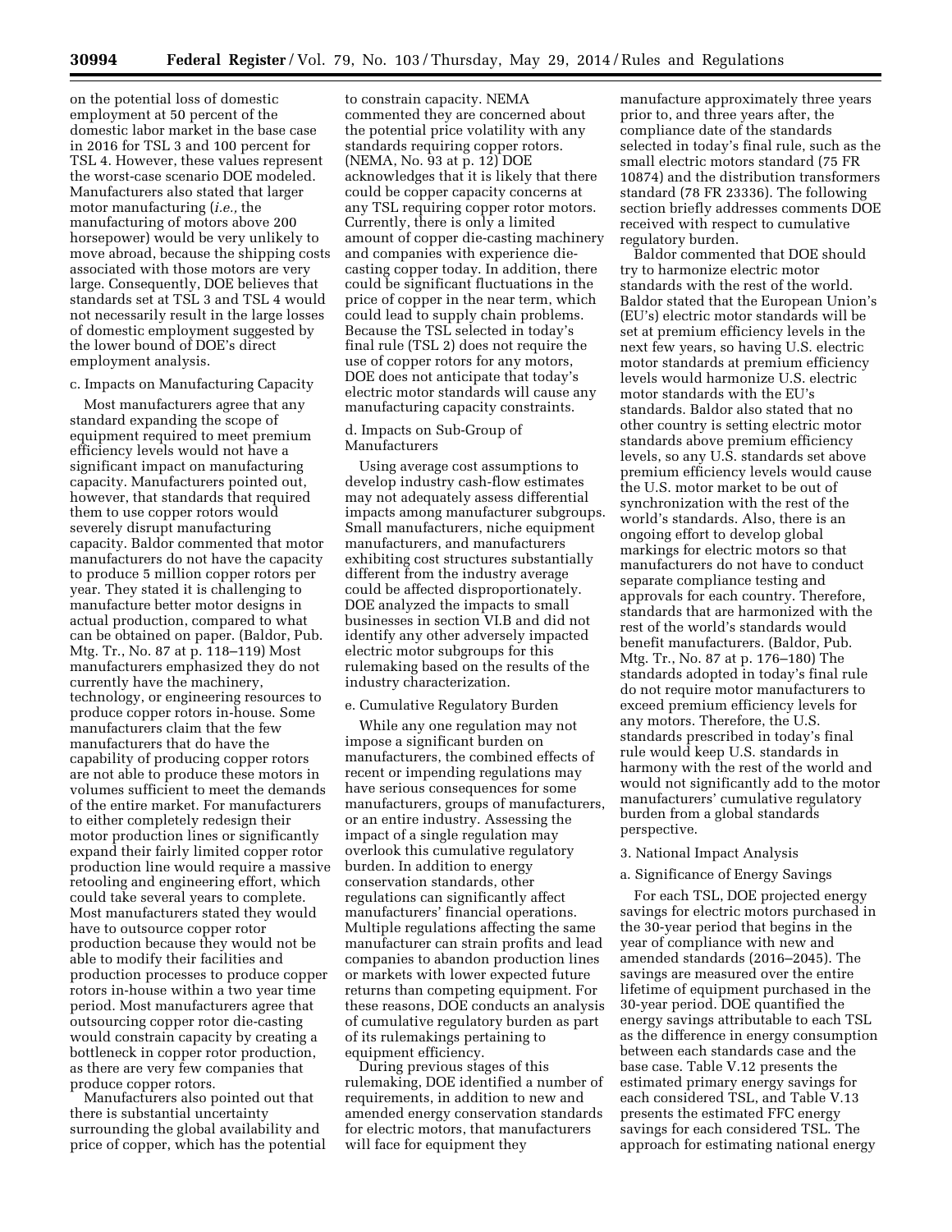on the potential loss of domestic employment at 50 percent of the domestic labor market in the base case in 2016 for TSL 3 and 100 percent for TSL 4. However, these values represent the worst-case scenario DOE modeled. Manufacturers also stated that larger motor manufacturing (*i.e.,* the manufacturing of motors above 200 horsepower) would be very unlikely to move abroad, because the shipping costs associated with those motors are very large. Consequently, DOE believes that standards set at TSL 3 and TSL 4 would not necessarily result in the large losses of domestic employment suggested by the lower bound of DOE's direct employment analysis.

c. Impacts on Manufacturing Capacity

Most manufacturers agree that any standard expanding the scope of equipment required to meet premium efficiency levels would not have a significant impact on manufacturing capacity. Manufacturers pointed out, however, that standards that required them to use copper rotors would severely disrupt manufacturing capacity. Baldor commented that motor manufacturers do not have the capacity to produce 5 million copper rotors per year. They stated it is challenging to manufacture better motor designs in actual production, compared to what can be obtained on paper. (Baldor, Pub. Mtg. Tr., No. 87 at p. 118–119) Most manufacturers emphasized they do not currently have the machinery, technology, or engineering resources to produce copper rotors in-house. Some manufacturers claim that the few manufacturers that do have the capability of producing copper rotors are not able to produce these motors in volumes sufficient to meet the demands of the entire market. For manufacturers to either completely redesign their motor production lines or significantly expand their fairly limited copper rotor production line would require a massive retooling and engineering effort, which could take several years to complete. Most manufacturers stated they would have to outsource copper rotor production because they would not be able to modify their facilities and production processes to produce copper rotors in-house within a two year time period. Most manufacturers agree that outsourcing copper rotor die-casting would constrain capacity by creating a bottleneck in copper rotor production, as there are very few companies that produce copper rotors.

Manufacturers also pointed out that there is substantial uncertainty surrounding the global availability and price of copper, which has the potential to constrain capacity. NEMA commented they are concerned about the potential price volatility with any standards requiring copper rotors. (NEMA, No. 93 at p. 12) DOE acknowledges that it is likely that there could be copper capacity concerns at any TSL requiring copper rotor motors. Currently, there is only a limited amount of copper die-casting machinery and companies with experience die-casting copper today. In addition, there could be significant fluctuations in the price of copper in the near term, which could lead to supply chain problems. Because the TSL selected in today's final rule (TSL 2) does not require the use of copper rotors for any motors, DOE does not anticipate that today's electric motor standards will cause any manufacturing capacity constraints.

d. Impacts on Sub-Group of Manufacturers

Using average cost assumptions to develop industry cash-flow estimates may not adequately assess differential impacts among manufacturer subgroups. Small manufacturers, niche equipment manufacturers, and manufacturers exhibiting cost structures substantially different from the industry average could be affected disproportionately. DOE analyzed the impacts to small businesses in section VI.B and did not identify any other adversely impacted electric motor subgroups for this rulemaking based on the results of the industry characterization.

e. Cumulative Regulatory Burden

While any one regulation may not impose a significant burden on manufacturers, the combined effects of recent or impending regulations may have serious consequences for some manufacturers, groups of manufacturers, or an entire industry. Assessing the impact of a single regulation may overlook this cumulative regulatory burden. In addition to energy conservation standards, other regulations can significantly affect manufacturers' financial operations. Multiple regulations affecting the same manufacturer can strain profits and lead companies to abandon production lines or markets with lower expected future returns than competing equipment. For these reasons, DOE conducts an analysis of cumulative regulatory burden as part of its rulemakings pertaining to equipment efficiency.

During previous stages of this rulemaking, DOE identified a number of requirements, in addition to new and amended energy conservation standards for electric motors, that manufacturers will face for equipment they manufacture approximately three years prior to, and three years after, the compliance date of the standards selected in today's final rule, such as the small electric motors standard (75 FR 10874) and the distribution transformers standard (78 FR 23336). The following section briefly addresses comments DOE received with respect to cumulative regulatory burden.

Baldor commented that DOE should try to harmonize electric motor standards with the rest of the world. Baldor stated that the European Union's (EU's) electric motor standards will be set at premium efficiency levels in the next few years, so having U.S. electric motor standards at premium efficiency levels would harmonize U.S. electric motor standards with the EU's standards. Baldor also stated that no other country is setting electric motor standards above premium efficiency levels, so any U.S. standards set above premium efficiency levels would cause the U.S. motor market to be out of synchronization with the rest of the world's standards. Also, there is an ongoing effort to develop global markings for electric motors so that manufacturers do not have to conduct separate compliance testing and approvals for each country. Therefore, standards that are harmonized with the rest of the world's standards would benefit manufacturers. (Baldor, Pub. Mtg. Tr., No. 87 at p. 176–180) The standards adopted in today's final rule do not require motor manufacturers to exceed premium efficiency levels for any motors. Therefore, the U.S. standards prescribed in today's final rule would keep U.S. standards in harmony with the rest of the world and would not significantly add to the motor manufacturers' cumulative regulatory burden from a global standards perspective.

3. National Impact Analysis

a. Significance of Energy Savings

For each TSL, DOE projected energy savings for electric motors purchased in the 30-year period that begins in the year of compliance with new and amended standards (2016–2045). The savings are measured over the entire lifetime of equipment purchased in the 30-year period. DOE quantified the energy savings attributable to each TSL as the difference in energy consumption between each standards case and the base case. Table V.12 presents the estimated primary energy savings for each considered TSL, and Table V.13 presents the estimated FFC energy savings for each considered TSL. The approach for estimating national energy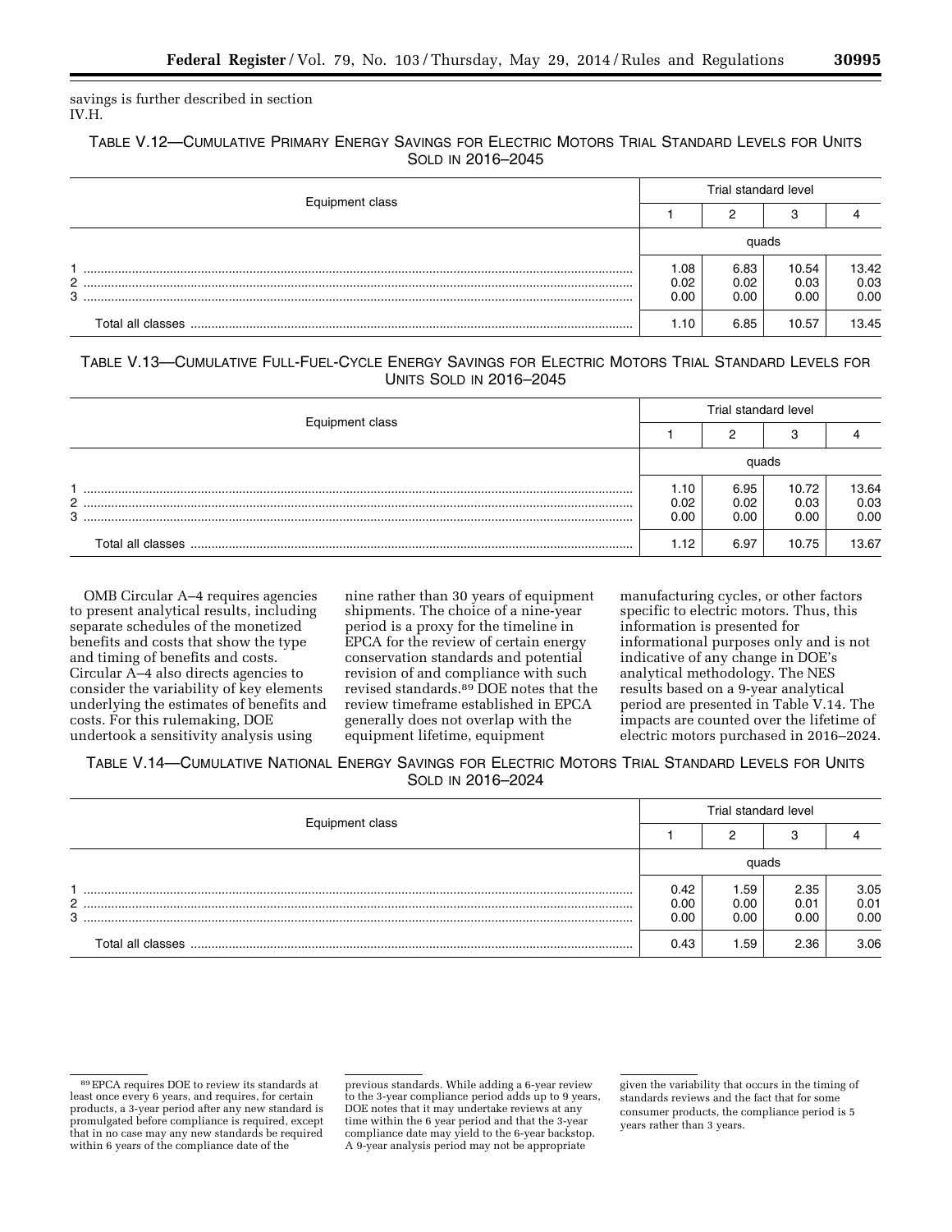savings is further described in section IV.H.

TABLE V.12—CUMULATIVE PRIMARY ENERGY SAVINGS FOR ELECTRIC MOTORS TRIAL STANDARD LEVELS FOR UNITS SOLD IN 2016–2045

| Equipment class | Trial standard level | | | |
|---|---|---|---|---|
| | 1 | 2 | 3 | 4 |
| | quads | | | |
| 1 | 1.08 | 6.83 | 10.54 | 13.42 |
| 2 | 0.02 | 0.02 | 0.03 | 0.03 |
| 3 | 0.00 | 0.00 | 0.00 | 0.00 |
| Total all classes | 1.10 | 6.85 | 10.57 | 13.45 |

TABLE V.13—CUMULATIVE FULL-FUEL-CYCLE ENERGY SAVINGS FOR ELECTRIC MOTORS TRIAL STANDARD LEVELS FOR UNITS SOLD IN 2016–2045

| Equipment class | Trial standard level | | | |
|---|---|---|---|---|
| | 1 | 2 | 3 | 4 |
| | quads | | | |
| 1 | 1.10 | 6.95 | 10.72 | 13.64 |
| 2 | 0.02 | 0.02 | 0.03 | 0.03 |
| 3 | 0.00 | 0.00 | 0.00 | 0.00 |
| Total all classes | 1.12 | 6.97 | 10.75 | 13.67 |

OMB Circular A–4 requires agencies to present analytical results, including separate schedules of the monetized benefits and costs that show the type and timing of benefits and costs. Circular A–4 also directs agencies to consider the variability of key elements underlying the estimates of benefits and costs. For this rulemaking, DOE undertook a sensitivity analysis using nine rather than 30 years of equipment shipments. The choice of a nine-year period is a proxy for the timeline in EPCA for the review of certain energy conservation standards and potential revision of and compliance with such revised standards.[89] DOE notes that the review timeframe established in EPCA generally does not overlap with the equipment lifetime, equipment manufacturing cycles, or other factors specific to electric motors. Thus, this information is presented for informational purposes only and is not indicative of any change in DOE's analytical methodology. The NES results based on a 9-year analytical period are presented in Table V.14. The impacts are counted over the lifetime of electric motors purchased in 2016–2024.

TABLE V.14—CUMULATIVE NATIONAL ENERGY SAVINGS FOR ELECTRIC MOTORS TRIAL STANDARD LEVELS FOR UNITS SOLD IN 2016–2024

| Equipment class | Trial standard level | | | |
|---|---|---|---|---|
| | 1 | 2 | 3 | 4 |
| | quads | | | |
| 1 | 0.42 | 1.59 | 2.35 | 3.05 |
| 2 | 0.00 | 0.00 | 0.01 | 0.01 |
| 3 | 0.00 | 0.00 | 0.00 | 0.00 |
| Total all classes | 0.43 | 1.59 | 2.36 | 3.06 |

[89] EPCA requires DOE to review its standards at least once every 6 years, and requires, for certain products, a 3-year period after any new standard is promulgated before compliance is required, except that in no case may any new standards be required within 6 years of the compliance date of the previous standards. While adding a 6-year review to the 3-year compliance period adds up to 9 years, DOE notes that it may undertake reviews at any time within the 6 year period and that the 3-year compliance date may yield to the 6-year backstop. A 9-year analysis period may not be appropriate given the variability that occurs in the timing of standards reviews and the fact that for some consumer products, the compliance period is 5 years rather than 3 years.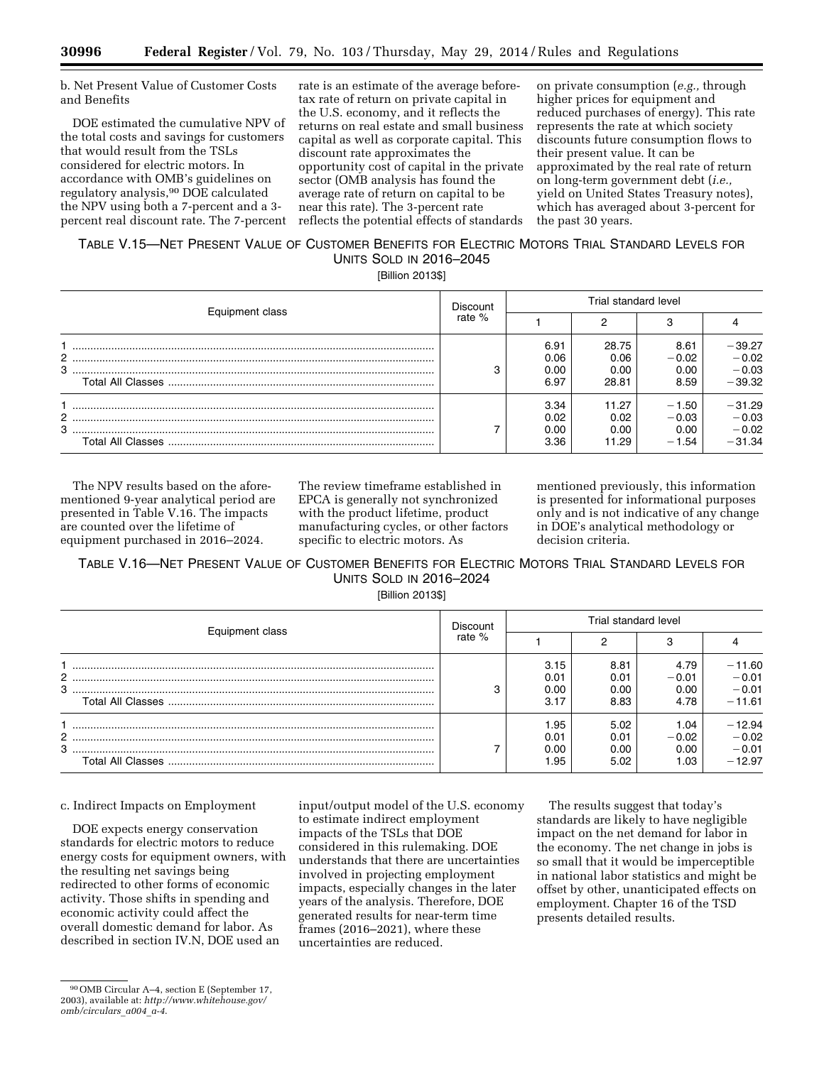b. Net Present Value of Customer Costs and Benefits

DOE estimated the cumulative NPV of the total costs and savings for customers that would result from the TSLs considered for electric motors. In accordance with OMB's guidelines on regulatory analysis,[90] DOE calculated the NPV using both a 7-percent and a 3-percent real discount rate. The 7-percent rate is an estimate of the average before-tax rate of return on private capital in the U.S. economy, and it reflects the returns on real estate and small business capital as well as corporate capital. This discount rate approximates the opportunity cost of capital in the private sector (OMB analysis has found the average rate of return on capital to be near this rate). The 3-percent rate reflects the potential effects of standards on private consumption (*e.g.,* through higher prices for equipment and reduced purchases of energy). This rate represents the rate at which society discounts future consumption flows to their present value. It can be approximated by the real rate of return on long-term government debt (*i.e.,* yield on United States Treasury notes), which has averaged about 3-percent for the past 30 years.

TABLE V.15—NET PRESENT VALUE OF CUSTOMER BENEFITS FOR ELECTRIC MOTORS TRIAL STANDARD LEVELS FOR UNITS SOLD IN 2016–2045
[Billion 2013$]

| Equipment class | Discount rate % | Trial standard level | | | |
|---|---|---|---|---|---|
| | | 1 | 2 | 3 | 4 |
| 1 | 3 | 6.91 | 28.75 | 8.61 | −39.27 |
| 2 | | 0.06 | 0.06 | −0.02 | −0.02 |
| 3 | | 0.00 | 0.00 | 0.00 | −0.03 |
| Total All Classes | | 6.97 | 28.81 | 8.59 | −39.32 |
| 1 | 7 | 3.34 | 11.27 | −1.50 | −31.29 |
| 2 | | 0.02 | 0.02 | −0.03 | −0.03 |
| 3 | | 0.00 | 0.00 | 0.00 | −0.02 |
| Total All Classes | | 3.36 | 11.29 | −1.54 | −31.34 |

The NPV results based on the aforementioned 9-year analytical period are presented in Table V.16. The impacts are counted over the lifetime of equipment purchased in 2016–2024. The review timeframe established in EPCA is generally not synchronized with the product lifetime, product manufacturing cycles, or other factors specific to electric motors. As mentioned previously, this information is presented for informational purposes only and is not indicative of any change in DOE's analytical methodology or decision criteria.

TABLE V.16—NET PRESENT VALUE OF CUSTOMER BENEFITS FOR ELECTRIC MOTORS TRIAL STANDARD LEVELS FOR UNITS SOLD IN 2016–2024
[Billion 2013$]

| Equipment class | Discount rate % | Trial standard level | | | |
|---|---|---|---|---|---|
| | | 1 | 2 | 3 | 4 |
| 1 | 3 | 3.15 | 8.81 | 4.79 | −11.60 |
| 2 | | 0.01 | 0.01 | −0.01 | −0.01 |
| 3 | | 0.00 | 0.00 | 0.00 | −0.01 |
| Total All Classes | | 3.17 | 8.83 | 4.78 | −11.61 |
| 1 | 7 | 1.95 | 5.02 | 1.04 | −12.94 |
| 2 | | 0.01 | 0.01 | −0.02 | −0.02 |
| 3 | | 0.00 | 0.00 | 0.00 | −0.01 |
| Total All Classes | | 1.95 | 5.02 | 1.03 | −12.97 |

c. Indirect Impacts on Employment

DOE expects energy conservation standards for electric motors to reduce energy costs for equipment owners, with the resulting net savings being redirected to other forms of economic activity. Those shifts in spending and economic activity could affect the overall domestic demand for labor. As described in section IV.N, DOE used an input/output model of the U.S. economy to estimate indirect employment impacts of the TSLs that DOE considered in this rulemaking. DOE understands that there are uncertainties involved in projecting employment impacts, especially changes in the later years of the analysis. Therefore, DOE generated results for near-term time frames (2016–2021), where these uncertainties are reduced.

The results suggest that today's standards are likely to have negligible impact on the net demand for labor in the economy. The net change in jobs is so small that it would be imperceptible in national labor statistics and might be offset by other, unanticipated effects on employment. Chapter 16 of the TSD presents detailed results.

[90] OMB Circular A–4, section E (September 17, 2003), available at: *http://www.whitehouse.gov/omb/circulars_a004_a-4.*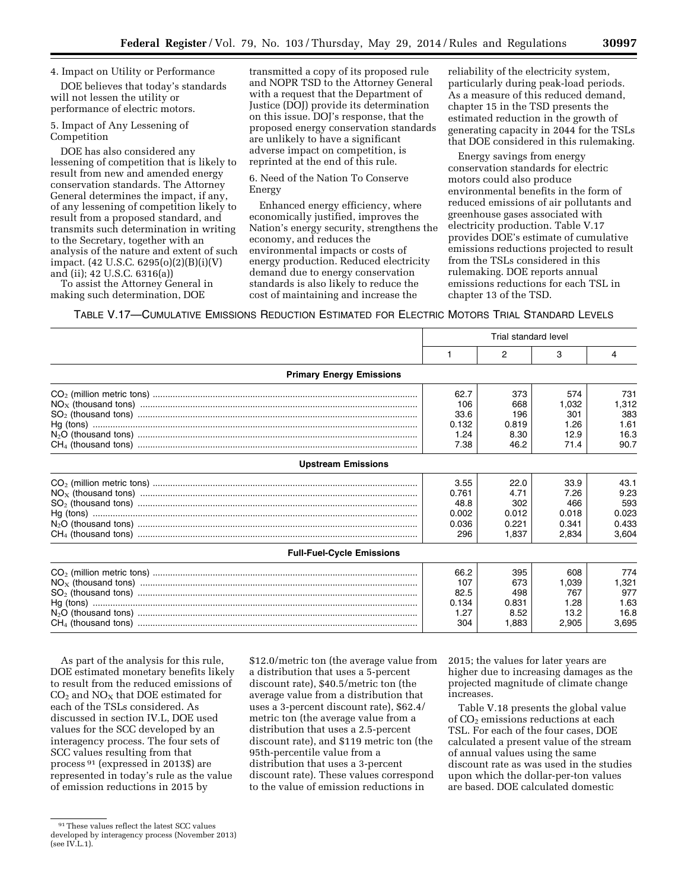4. Impact on Utility or Performance

DOE believes that today's standards will not lessen the utility or performance of electric motors.

5. Impact of Any Lessening of Competition

DOE has also considered any lessening of competition that is likely to result from new and amended energy conservation standards. The Attorney General determines the impact, if any, of any lessening of competition likely to result from a proposed standard, and transmits such determination in writing to the Secretary, together with an analysis of the nature and extent of such impact. (42 U.S.C. 6295(o)(2)(B)(i)(V) and (ii); 42 U.S.C. 6316(a))

To assist the Attorney General in making such determination, DOE transmitted a copy of its proposed rule and NOPR TSD to the Attorney General with a request that the Department of Justice (DOJ) provide its determination on this issue. DOJ's response, that the proposed energy conservation standards are unlikely to have a significant adverse impact on competition, is reprinted at the end of this rule.

6. Need of the Nation To Conserve Energy

Enhanced energy efficiency, where economically justified, improves the Nation's energy security, strengthens the economy, and reduces the environmental impacts or costs of energy production. Reduced electricity demand due to energy conservation standards is also likely to reduce the cost of maintaining and increase the reliability of the electricity system, particularly during peak-load periods. As a measure of this reduced demand, chapter 15 in the TSD presents the estimated reduction in the growth of generating capacity in 2044 for the TSLs that DOE considered in this rulemaking.

Energy savings from energy conservation standards for electric motors could also produce environmental benefits in the form of reduced emissions of air pollutants and greenhouse gases associated with electricity production. Table V.17 provides DOE's estimate of cumulative emissions reductions projected to result from the TSLs considered in this rulemaking. DOE reports annual emissions reductions for each TSL in chapter 13 of the TSD.

TABLE V.17—CUMULATIVE EMISSIONS REDUCTION ESTIMATED FOR ELECTRIC MOTORS TRIAL STANDARD LEVELS

| | Trial standard level | | | |
|---|---|---|---|---|
| | 1 | 2 | 3 | 4 |
| **Primary Energy Emissions** | | | | |
| $CO_2$ (million metric tons) | 62.7 | 373 | 574 | 731 |
| $NO_X$ (thousand tons) | 106 | 668 | 1,032 | 1,312 |
| $SO_2$ (thousand tons) | 33.6 | 196 | 301 | 383 |
| Hg (tons) | 0.132 | 0.819 | 1.26 | 1.61 |
| $N_2O$ (thousand tons) | 1.24 | 8.30 | 12.9 | 16.3 |
| $CH_4$ (thousand tons) | 7.38 | 46.2 | 71.4 | 90.7 |
| **Upstream Emissions** | | | | |
| $CO_2$ (million metric tons) | 3.55 | 22.0 | 33.9 | 43.1 |
| $NO_X$ (thousand tons) | 0.761 | 4.71 | 7.26 | 9.23 |
| $SO_2$ (thousand tons) | 48.8 | 302 | 466 | 593 |
| Hg (tons) | 0.002 | 0.012 | 0.018 | 0.023 |
| $N_2O$ (thousand tons) | 0.036 | 0.221 | 0.341 | 0.433 |
| $CH_4$ (thousand tons) | 296 | 1,837 | 2,834 | 3,604 |
| **Full-Fuel-Cycle Emissions** | | | | |
| $CO_2$ (million metric tons) | 66.2 | 395 | 608 | 774 |
| $NO_X$ (thousand tons) | 107 | 673 | 1,039 | 1,321 |
| $SO_2$ (thousand tons) | 82.5 | 498 | 767 | 977 |
| Hg (tons) | 0.134 | 0.831 | 1.28 | 1.63 |
| $N_2O$ (thousand tons) | 1.27 | 8.52 | 13.2 | 16.8 |
| $CH_4$ (thousand tons) | 304 | 1,883 | 2,905 | 3,695 |

As part of the analysis for this rule, DOE estimated monetary benefits likely to result from the reduced emissions of $CO_2$ and $NO_X$ that DOE estimated for each of the TSLs considered. As discussed in section IV.L, DOE used values for the SCC developed by an interagency process. The four sets of SCC values resulting from that process [91] (expressed in 2013$) are represented in today's rule as the value of emission reductions in 2015 by $12.0/metric ton (the average value from a distribution that uses a 5-percent discount rate), $40.5/metric ton (the average value from a distribution that uses a 3-percent discount rate), $62.4/metric ton (the average value from a distribution that uses a 2.5-percent discount rate), and $119 metric ton (the 95th-percentile value from a distribution that uses a 3-percent discount rate). These values correspond to the value of emission reductions in 2015; the values for later years are higher due to increasing damages as the projected magnitude of climate change increases.

Table V.18 presents the global value of $CO_2$ emissions reductions at each TSL. For each of the four cases, DOE calculated a present value of the stream of annual values using the same discount rate as was used in the studies upon which the dollar-per-ton values are based. DOE calculated domestic

[91] These values reflect the latest SCC values developed by interagency process (November 2013) (see IV.L.1).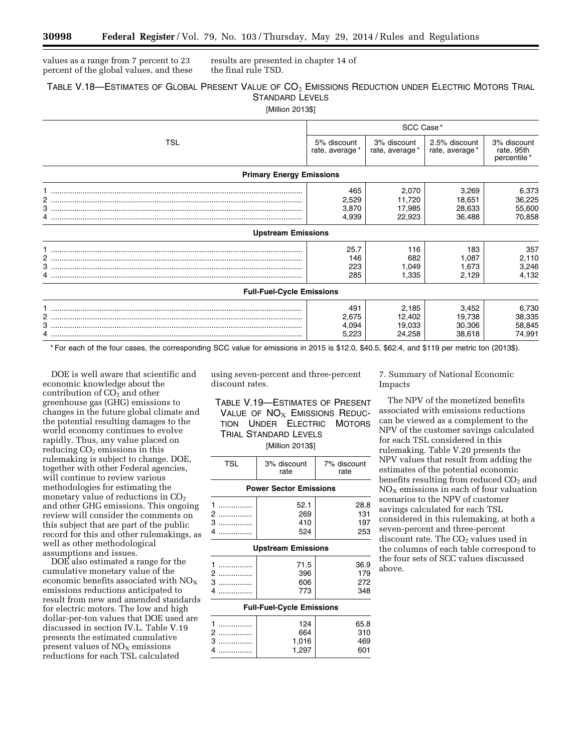values as a range from 7 percent to 23 percent of the global values, and these results are presented in chapter 14 of the final rule TSD.

TABLE V.18—ESTIMATES OF GLOBAL PRESENT VALUE OF $CO_2$ EMISSIONS REDUCTION UNDER ELECTRIC MOTORS TRIAL STANDARD LEVELS

[Million 2013$]

| TSL | SCC Case* | | | |
|---|---|---|---|---|
| | 5% discount rate, average* | 3% discount rate, average* | 2.5% discount rate, average* | 3% discount rate, 95th percentile* |
| **Primary Energy Emissions** | | | | |
| 1 | 465 | 2,070 | 3,269 | 6,373 |
| 2 | 2,529 | 11,720 | 18,651 | 36,225 |
| 3 | 3,870 | 17,985 | 28,633 | 55,600 |
| 4 | 4,939 | 22,923 | 36,488 | 70,858 |
| **Upstream Emissions** | | | | |
| 1 | 25.7 | 116 | 183 | 357 |
| 2 | 146 | 682 | 1,087 | 2,110 |
| 3 | 223 | 1,049 | 1,673 | 3,246 |
| 4 | 285 | 1,335 | 2,129 | 4,132 |
| **Full-Fuel-Cycle Emissions** | | | | |
| 1 | 491 | 2,185 | 3,452 | 6,730 |
| 2 | 2,675 | 12,402 | 19,738 | 38,335 |
| 3 | 4,094 | 19,033 | 30,306 | 58,845 |
| 4 | 5,223 | 24,258 | 38,618 | 74,991 |

* For each of the four cases, the corresponding SCC value for emissions in 2015 is $12.0, $40.5, $62.4, and $119 per metric ton (2013$).

DOE is well aware that scientific and economic knowledge about the contribution of $CO_2$ and other greenhouse gas (GHG) emissions to changes in the future global climate and the potential resulting damages to the world economy continues to evolve rapidly. Thus, any value placed on reducing $CO_2$ emissions in this rulemaking is subject to change. DOE, together with other Federal agencies, will continue to review various methodologies for estimating the monetary value of reductions in $CO_2$ and other GHG emissions. This ongoing review will consider the comments on this subject that are part of the public record for this and other rulemakings, as well as other methodological assumptions and issues.

DOE also estimated a range for the cumulative monetary value of the economic benefits associated with $NO_X$ emissions reductions anticipated to result from new and amended standards for electric motors. The low and high dollar-per-ton values that DOE used are discussed in section IV.L. Table V.19 presents the estimated cumulative present values of $NO_X$ emissions reductions for each TSL calculated using seven-percent and three-percent discount rates.

TABLE V.19—ESTIMATES OF PRESENT VALUE OF $NO_X$ EMISSIONS REDUCTION UNDER ELECTRIC MOTORS TRIAL STANDARD LEVELS

[Million 2013$]

| TSL | 3% discount rate | 7% discount rate |
|---|---|---|
| **Power Sector Emissions** | | |
| 1 | 52.1 | 28.8 |
| 2 | 269 | 131 |
| 3 | 410 | 197 |
| 4 | 524 | 253 |
| **Upstream Emissions** | | |
| 1 | 71.5 | 36.9 |
| 2 | 396 | 179 |
| 3 | 606 | 272 |
| 4 | 773 | 348 |
| **Full-Fuel-Cycle Emissions** | | |
| 1 | 124 | 65.8 |
| 2 | 664 | 310 |
| 3 | 1,016 | 469 |
| 4 | 1,297 | 601 |

7. Summary of National Economic Impacts

The NPV of the monetized benefits associated with emissions reductions can be viewed as a complement to the NPV of the customer savings calculated for each TSL considered in this rulemaking. Table V.20 presents the NPV values that result from adding the estimates of the potential economic benefits resulting from reduced $CO_2$ and $NO_X$ emissions in each of four valuation scenarios to the NPV of customer savings calculated for each TSL considered in this rulemaking, at both a seven-percent and three-percent discount rate. The $CO_2$ values used in the columns of each table correspond to the four sets of SCC values discussed above.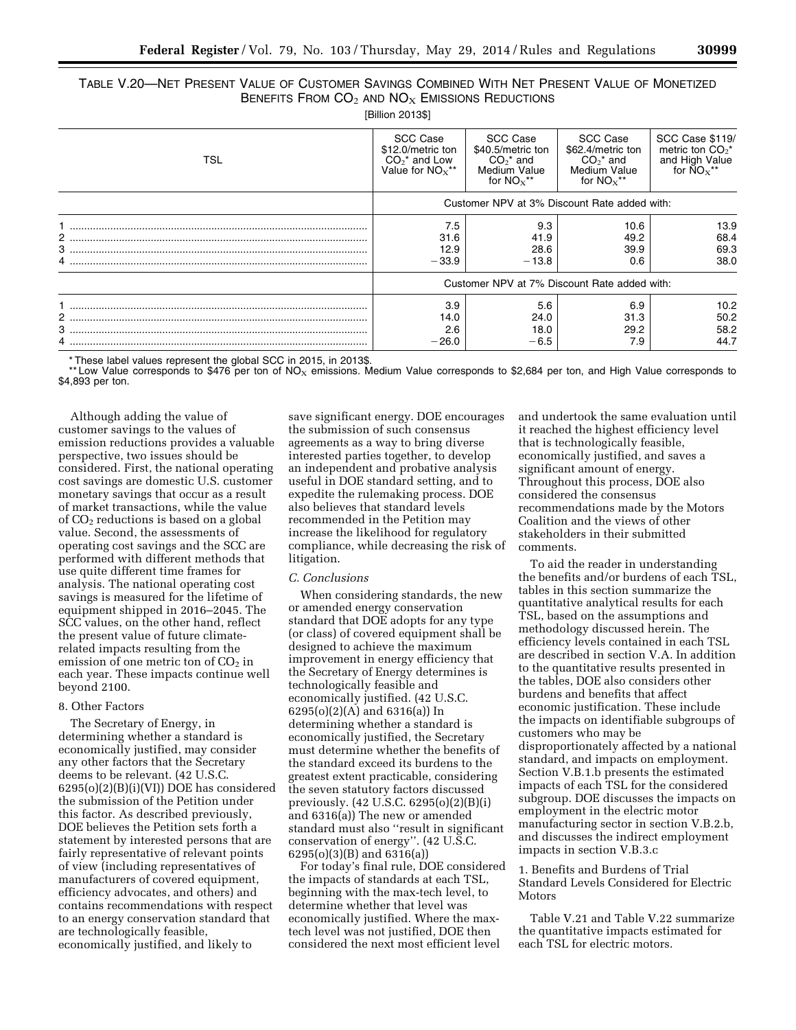TABLE V.20—NET PRESENT VALUE OF CUSTOMER SAVINGS COMBINED WITH NET PRESENT VALUE OF MONETIZED BENEFITS FROM $CO_2$ AND $NO_X$ EMISSIONS REDUCTIONS

[Billion 2013$]

| TSL | SCC Case $12.0/metric ton $CO_2$* and Low Value for $NO_X$** | SCC Case $40.5/metric ton $CO_2$* and Medium Value for $NO_X$** | SCC Case $62.4/metric ton $CO_2$* and Medium Value for $NO_X$** | SCC Case $119/ metric ton $CO_2$* and High Value for $NO_X$** |
|---|---|---|---|---|
| | Customer NPV at 3% Discount Rate added with: | | | |
| 1 | 7.5 | 9.3 | 10.6 | 13.9 |
| 2 | 31.6 | 41.9 | 49.2 | 68.4 |
| 3 | 12.9 | 28.6 | 39.9 | 69.3 |
| 4 | −33.9 | −13.8 | 0.6 | 38.0 |
| | Customer NPV at 7% Discount Rate added with: | | | |
| 1 | 3.9 | 5.6 | 6.9 | 10.2 |
| 2 | 14.0 | 24.0 | 31.3 | 50.2 |
| 3 | 2.6 | 18.0 | 29.2 | 58.2 |
| 4 | −26.0 | −6.5 | 7.9 | 44.7 |

* These label values represent the global SCC in 2015, in 2013$.

** Low Value corresponds to $476 per ton of $NO_X$ emissions. Medium Value corresponds to $2,684 per ton, and High Value corresponds to $4,893 per ton.

Although adding the value of customer savings to the values of emission reductions provides a valuable perspective, two issues should be considered. First, the national operating cost savings are domestic U.S. customer monetary savings that occur as a result of market transactions, while the value of $CO_2$ reductions is based on a global value. Second, the assessments of operating cost savings and the SCC are performed with different methods that use quite different time frames for analysis. The national operating cost savings is measured for the lifetime of equipment shipped in 2016–2045. The SCC values, on the other hand, reflect the present value of future climate-related impacts resulting from the emission of one metric ton of $CO_2$ in each year. These impacts continue well beyond 2100.

8. Other Factors

The Secretary of Energy, in determining whether a standard is economically justified, may consider any other factors that the Secretary deems to be relevant. (42 U.S.C. 6295(o)(2)(B)(i)(VI)) DOE has considered the submission of the Petition under this factor. As described previously, DOE believes the Petition sets forth a statement by interested persons that are fairly representative of relevant points of view (including representatives of manufacturers of covered equipment, efficiency advocates, and others) and contains recommendations with respect to an energy conservation standard that are technologically feasible, economically justified, and likely to save significant energy. DOE encourages the submission of such consensus agreements as a way to bring diverse interested parties together, to develop an independent and probative analysis useful in DOE standard setting, and to expedite the rulemaking process. DOE also believes that standard levels recommended in the Petition may increase the likelihood for regulatory compliance, while decreasing the risk of litigation.

*C. Conclusions*

When considering standards, the new or amended energy conservation standard that DOE adopts for any type (or class) of covered equipment shall be designed to achieve the maximum improvement in energy efficiency that the Secretary of Energy determines is technologically feasible and economically justified. (42 U.S.C. 6295(o)(2)(A) and 6316(a)) In determining whether a standard is economically justified, the Secretary must determine whether the benefits of the standard exceed its burdens to the greatest extent practicable, considering the seven statutory factors discussed previously. (42 U.S.C. 6295(o)(2)(B)(i) and 6316(a)) The new or amended standard must also ''result in significant conservation of energy''. (42 U.S.C. 6295(o)(3)(B) and 6316(a))

For today's final rule, DOE considered the impacts of standards at each TSL, beginning with the max-tech level, to determine whether that level was economically justified. Where the max-tech level was not justified, DOE then considered the next most efficient level and undertook the same evaluation until it reached the highest efficiency level that is technologically feasible, economically justified, and saves a significant amount of energy. Throughout this process, DOE also considered the consensus recommendations made by the Motors Coalition and the views of other stakeholders in their submitted comments.

To aid the reader in understanding the benefits and/or burdens of each TSL, tables in this section summarize the quantitative analytical results for each TSL, based on the assumptions and methodology discussed herein. The efficiency levels contained in each TSL are described in section V.A. In addition to the quantitative results presented in the tables, DOE also considers other burdens and benefits that affect economic justification. These include the impacts on identifiable subgroups of customers who may be disproportionately affected by a national standard, and impacts on employment. Section V.B.1.b presents the estimated impacts of each TSL for the considered subgroup. DOE discusses the impacts on employment in the electric motor manufacturing sector in section V.B.2.b, and discusses the indirect employment impacts in section V.B.3.c

1. Benefits and Burdens of Trial Standard Levels Considered for Electric Motors

Table V.21 and Table V.22 summarize the quantitative impacts estimated for each TSL for electric motors.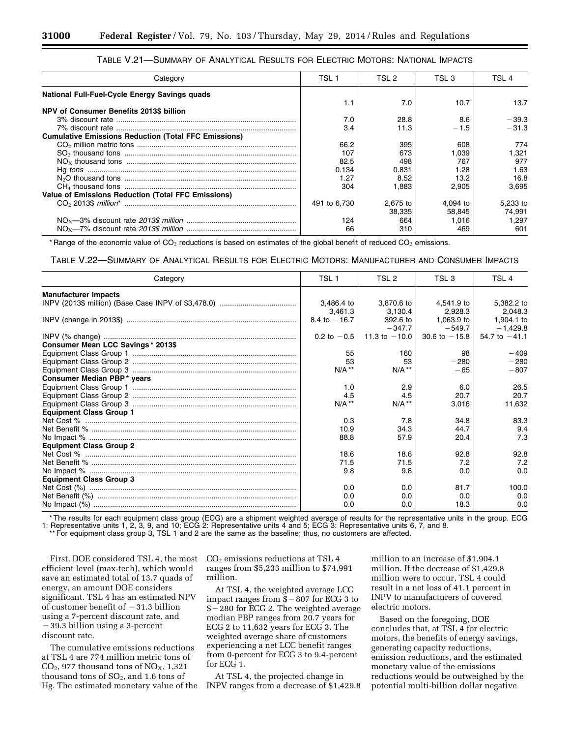TABLE V.21—SUMMARY OF ANALYTICAL RESULTS FOR ELECTRIC MOTORS: NATIONAL IMPACTS

| Category | TSL 1 | TSL 2 | TSL 3 | TSL 4 |
|---|---|---|---|---|
| **National Full-Fuel-Cycle Energy Savings quads** | 1.1 | 7.0 | 10.7 | 13.7 |
| **NPV of Consumer Benefits 2013$ billion** | | | | |
| 3% discount rate | 7.0 | 28.8 | 8.6 | −39.3 |
| 7% discount rate | 3.4 | 11.3 | −1.5 | −31.3 |
| **Cumulative Emissions Reduction (Total FFC Emissions)** | | | | |
| $CO_2$ million metric tons | 66.2 | 395 | 608 | 774 |
| $SO_2$ thousand tons | 107 | 673 | 1,039 | 1,321 |
| $NO_X$ thousand tons | 82.5 | 498 | 767 | 977 |
| Hg *tons* | 0.134 | 0.831 | 1.28 | 1.63 |
| $N_2O$ thousand tons | 1.27 | 8.52 | 13.2 | 16.8 |
| $CH_4$ thousand tons | 304 | 1,883 | 2,905 | 3,695 |
| **Value of Emissions Reduction (Total FFC Emissions)** | | | | |
| $CO_2$ 2013$ *million** | 491 to 6,730 | 2,675 to 38,335 | 4,094 to 58,845 | 5,233 to 74,991 |
| $NO_X$—3% discount rate *2013$ million* | 124 | 664 | 1,016 | 1,297 |
| $NO_X$—7% discount rate *2013$ million* | 66 | 310 | 469 | 601 |

\* Range of the economic value of $CO_2$ reductions is based on estimates of the global benefit of reduced $CO_2$ emissions.

TABLE V.22—SUMMARY OF ANALYTICAL RESULTS FOR ELECTRIC MOTORS: MANUFACTURER AND CONSUMER IMPACTS

| Category | TSL 1 | TSL 2 | TSL 3 | TSL 4 |
|---|---|---|---|---|
| **Manufacturer Impacts** | | | | |
| INPV (2013$ million) (Base Case INPV of $3,478.0) | 3,486.4 to 3,461.3 | 3,870.6 to 3,130.4 | 4,541.9 to 2,928.3 | 5,382.2 to 2,048.3 |
| INPV (change in 2013$) | 8.4 to −16.7 | 392.6 to −347.7 | 1,063.9 to −549.7 | 1,904.1 to −1,429.8 |
| INPV (% change) | 0.2 to −0.5 | 11.3 to −10.0 | 30.6 to −15.8 | 54.7 to −41.1 |
| **Consumer Mean LCC Savings * 2013$** | | | | |
| Equipment Class Group 1 | 55 | 160 | 98 | −409 |
| Equipment Class Group 2 | 53 | 53 | −280 | −280 |
| Equipment Class Group 3 | N/A ** | N/A ** | −65 | −807 |
| **Consumer Median PBP * years** | | | | |
| Equipment Class Group 1 | 1.0 | 2.9 | 6.0 | 26.5 |
| Equipment Class Group 2 | 4.5 | 4.5 | 20.7 | 20.7 |
| Equipment Class Group 3 | N/A ** | N/A ** | 3,016 | 11,632 |
| **Equipment Class Group 1** | | | | |
| Net Cost % | 0.3 | 7.8 | 34.8 | 83.3 |
| Net Benefit % | 10.9 | 34.3 | 44.7 | 9.4 |
| No Impact % | 88.8 | 57.9 | 20.4 | 7.3 |
| **Equipment Class Group 2** | | | | |
| Net Cost % | 18.6 | 18.6 | 92.8 | 92.8 |
| Net Benefit % | 71.5 | 71.5 | 7.2 | 7.2 |
| No Impact % | 9.8 | 9.8 | 0.0 | 0.0 |
| **Equipment Class Group 3** | | | | |
| Net Cost (%) | 0.0 | 0.0 | 81.7 | 100.0 |
| Net Benefit (%) | 0.0 | 0.0 | 0.0 | 0.0 |
| No Impact (%) | 0.0 | 0.0 | 18.3 | 0.0 |

\* The results for each equipment class group (ECG) are a shipment weighted average of results for the representative units in the group. ECG 1: Representative units 1, 2, 3, 9, and 10; ECG 2: Representative units 4 and 5; ECG 3: Representative units 6, 7, and 8.

\*\* For equipment class group 3, TSL 1 and 2 are the same as the baseline; thus, no customers are affected.

First, DOE considered TSL 4, the most efficient level (max-tech), which would save an estimated total of 13.7 quads of energy, an amount DOE considers significant. TSL 4 has an estimated NPV of customer benefit of −31.3 billion using a 7-percent discount rate, and −39.3 billion using a 3-percent discount rate.

The cumulative emissions reductions at TSL 4 are 774 million metric tons of $CO_2$, 977 thousand tons of $NO_X$, 1,321 thousand tons of $SO_2$, and 1.6 tons of Hg. The estimated monetary value of the $CO_2$ emissions reductions at TSL 4 ranges from $5,233 million to $74,991 million.

At TSL 4, the weighted average LCC impact ranges from $−807 for ECG 3 to $−280 for ECG 2. The weighted average median PBP ranges from 20.7 years for ECG 2 to 11,632 years for ECG 3. The weighted average share of customers experiencing a net LCC benefit ranges from 0-percent for ECG 3 to 9.4-percent for ECG 1.

At TSL 4, the projected change in INPV ranges from a decrease of $1,429.8 million to an increase of $1,904.1 million. If the decrease of $1,429.8 million were to occur, TSL 4 could result in a net loss of 41.1 percent in INPV to manufacturers of covered electric motors.

Based on the foregoing, DOE concludes that, at TSL 4 for electric motors, the benefits of energy savings, generating capacity reductions, emission reductions, and the estimated monetary value of the emissions reductions would be outweighed by the potential multi-billion dollar negative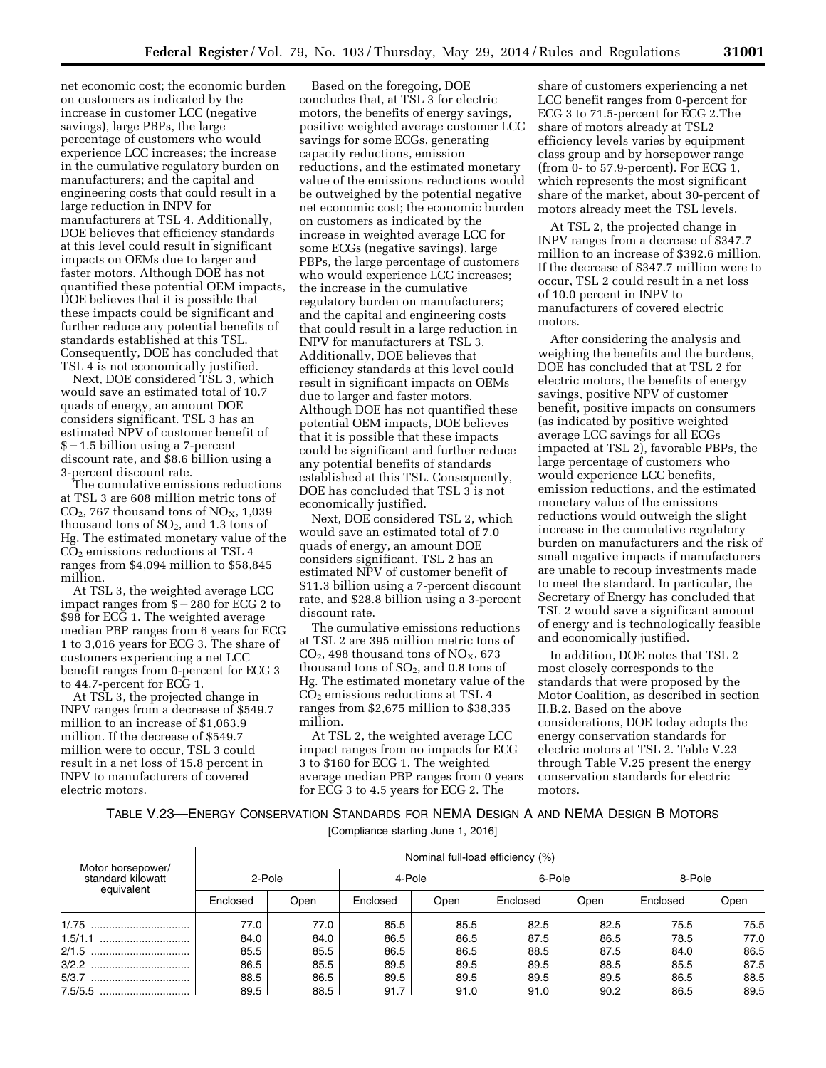net economic cost; the economic burden on customers as indicated by the increase in customer LCC (negative savings), large PBPs, the large percentage of customers who would experience LCC increases; the increase in the cumulative regulatory burden on manufacturers; and the capital and engineering costs that could result in a large reduction in INPV for manufacturers at TSL 4. Additionally, DOE believes that efficiency standards at this level could result in significant impacts on OEMs due to larger and faster motors. Although DOE has not quantified these potential OEM impacts, DOE believes that it is possible that these impacts could be significant and further reduce any potential benefits of standards established at this TSL. Consequently, DOE has concluded that TSL 4 is not economically justified.

Next, DOE considered TSL 3, which would save an estimated total of 10.7 quads of energy, an amount DOE considers significant. TSL 3 has an estimated NPV of customer benefit of $−1.5 billion using a 7-percent discount rate, and $8.6 billion using a 3-percent discount rate.

The cumulative emissions reductions at TSL 3 are 608 million metric tons of $CO_2$, 767 thousand tons of $NO_X$, 1,039 thousand tons of $SO_2$, and 1.3 tons of Hg. The estimated monetary value of the $CO_2$ emissions reductions at TSL 4 ranges from $4,094 million to $58,845 million.

At TSL 3, the weighted average LCC impact ranges from $−280 for ECG 2 to $98 for ECG 1. The weighted average median PBP ranges from 6 years for ECG 1 to 3,016 years for ECG 3. The share of customers experiencing a net LCC benefit ranges from 0-percent for ECG 3 to 44.7-percent for ECG 1.

At TSL 3, the projected change in INPV ranges from a decrease of $549.7 million to an increase of $1,063.9 million. If the decrease of $549.7 million were to occur, TSL 3 could result in a net loss of 15.8 percent in INPV to manufacturers of covered electric motors.

Based on the foregoing, DOE concludes that, at TSL 3 for electric motors, the benefits of energy savings, positive weighted average customer LCC savings for some ECGs, generating capacity reductions, emission reductions, and the estimated monetary value of the emissions reductions would be outweighed by the potential negative net economic cost; the economic burden on customers as indicated by the increase in weighted average LCC for some ECGs (negative savings), large PBPs, the large percentage of customers who would experience LCC increases; the increase in the cumulative regulatory burden on manufacturers; and the capital and engineering costs that could result in a large reduction in INPV for manufacturers at TSL 3. Additionally, DOE believes that efficiency standards at this level could result in significant impacts on OEMs due to larger and faster motors. Although DOE has not quantified these potential OEM impacts, DOE believes that it is possible that these impacts could be significant and further reduce any potential benefits of standards established at this TSL. Consequently, DOE has concluded that TSL 3 is not economically justified.

Next, DOE considered TSL 2, which would save an estimated total of 7.0 quads of energy, an amount DOE considers significant. TSL 2 has an estimated NPV of customer benefit of $11.3 billion using a 7-percent discount rate, and $28.8 billion using a 3-percent discount rate.

The cumulative emissions reductions at TSL 2 are 395 million metric tons of $CO_2$, 498 thousand tons of $NO_X$, 673 thousand tons of $SO_2$, and 0.8 tons of Hg. The estimated monetary value of the $CO_2$ emissions reductions at TSL 4 ranges from $2,675 million to $38,335 million.

At TSL 2, the weighted average LCC impact ranges from no impacts for ECG 3 to $160 for ECG 1. The weighted average median PBP ranges from 0 years for ECG 3 to 4.5 years for ECG 2. The share of customers experiencing a net LCC benefit ranges from 0-percent for ECG 3 to 71.5-percent for ECG 2.The share of motors already at TSL2 efficiency levels varies by equipment class group and by horsepower range (from 0- to 57.9-percent). For ECG 1, which represents the most significant share of the market, about 30-percent of motors already meet the TSL levels.

At TSL 2, the projected change in INPV ranges from a decrease of $347.7 million to an increase of $392.6 million. If the decrease of $347.7 million were to occur, TSL 2 could result in a net loss of 10.0 percent in INPV to manufacturers of covered electric motors.

After considering the analysis and weighing the benefits and the burdens, DOE has concluded that at TSL 2 for electric motors, the benefits of energy savings, positive NPV of customer benefit, positive impacts on consumers (as indicated by positive weighted average LCC savings for all ECGs impacted at TSL 2), favorable PBPs, the large percentage of customers who would experience LCC benefits, emission reductions, and the estimated monetary value of the emissions reductions would outweigh the slight increase in the cumulative regulatory burden on manufacturers and the risk of small negative impacts if manufacturers are unable to recoup investments made to meet the standard. In particular, the Secretary of Energy has concluded that TSL 2 would save a significant amount of energy and is technologically feasible and economically justified.

In addition, DOE notes that TSL 2 most closely corresponds to the standards that were proposed by the Motor Coalition, as described in section II.B.2. Based on the above considerations, DOE today adopts the energy conservation standards for electric motors at TSL 2. Table V.23 through Table V.25 present the energy conservation standards for electric motors.

TABLE V.23—ENERGY CONSERVATION STANDARDS FOR NEMA DESIGN A AND NEMA DESIGN B MOTORS

[Compliance starting June 1, 2016]

| Motor horsepower/ standard kilowatt equivalent | Nominal full-load efficiency (%) | | | | | | | |
|---|---|---|---|---|---|---|---|---|
| | 2-Pole | | 4-Pole | | 6-Pole | | 8-Pole | |
| | Enclosed | Open | Enclosed | Open | Enclosed | Open | Enclosed | Open |
| 1/.75 | 77.0 | 77.0 | 85.5 | 85.5 | 82.5 | 82.5 | 75.5 | 75.5 |
| 1.5/1.1 | 84.0 | 84.0 | 86.5 | 86.5 | 87.5 | 86.5 | 78.5 | 77.0 |
| 2/1.5 | 85.5 | 85.5 | 86.5 | 86.5 | 88.5 | 87.5 | 84.0 | 86.5 |
| 3/2.2 | 86.5 | 85.5 | 89.5 | 89.5 | 89.5 | 88.5 | 85.5 | 87.5 |
| 5/3.7 | 88.5 | 86.5 | 89.5 | 89.5 | 89.5 | 89.5 | 86.5 | 88.5 |
| 7.5/5.5 | 89.5 | 88.5 | 91.7 | 91.0 | 91.0 | 90.2 | 86.5 | 89.5 |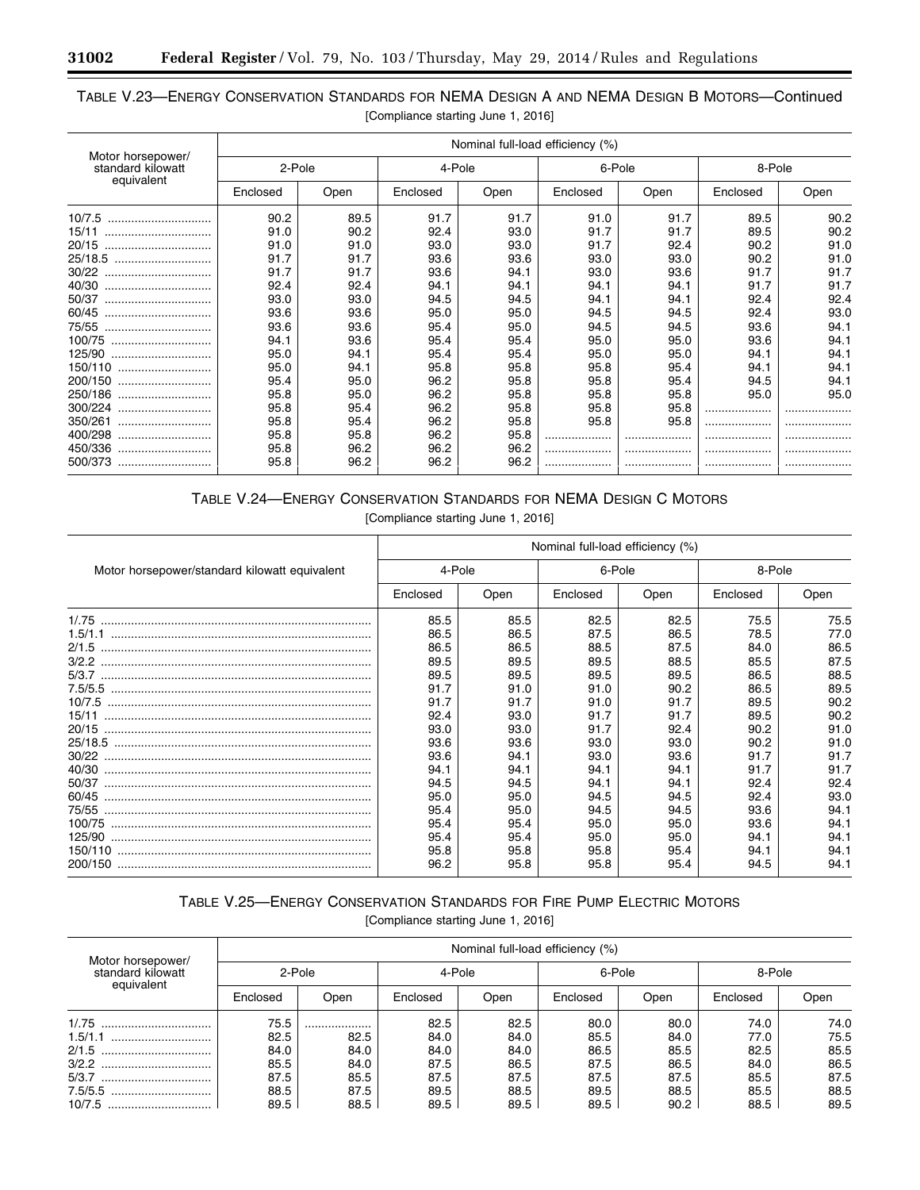TABLE V.23—ENERGY CONSERVATION STANDARDS FOR NEMA DESIGN A AND NEMA DESIGN B MOTORS—Continued

[Compliance starting June 1, 2016]

| Motor horsepower/ standard kilowatt equivalent | Nominal full-load efficiency (%) | | | | | | | |
|---|---|---|---|---|---|---|---|---|
| | 2-Pole | | 4-Pole | | 6-Pole | | 8-Pole | |
| | Enclosed | Open | Enclosed | Open | Enclosed | Open | Enclosed | Open |
| 10/7.5 | 90.2 | 89.5 | 91.7 | 91.7 | 91.0 | 91.7 | 89.5 | 90.2 |
| 15/11 | 91.0 | 90.2 | 92.4 | 93.0 | 91.7 | 91.7 | 89.5 | 90.2 |
| 20/15 | 91.0 | 91.0 | 93.0 | 93.0 | 91.7 | 92.4 | 90.2 | 91.0 |
| 25/18.5 | 91.7 | 91.7 | 93.6 | 93.6 | 93.0 | 93.0 | 90.2 | 91.0 |
| 30/22 | 91.7 | 91.7 | 93.6 | 94.1 | 93.0 | 93.6 | 91.7 | 91.7 |
| 40/30 | 92.4 | 92.4 | 94.1 | 94.1 | 94.1 | 94.1 | 91.7 | 91.7 |
| 50/37 | 93.0 | 93.0 | 94.5 | 94.5 | 94.1 | 94.1 | 92.4 | 92.4 |
| 60/45 | 93.6 | 93.6 | 95.0 | 95.0 | 94.5 | 94.5 | 92.4 | 93.0 |
| 75/55 | 93.6 | 93.6 | 95.4 | 95.0 | 94.5 | 94.5 | 93.6 | 94.1 |
| 100/75 | 94.1 | 93.6 | 95.4 | 95.4 | 95.0 | 95.0 | 93.6 | 94.1 |
| 125/90 | 95.0 | 94.1 | 95.4 | 95.4 | 95.0 | 95.0 | 94.1 | 94.1 |
| 150/110 | 95.0 | 94.1 | 95.8 | 95.8 | 95.8 | 95.4 | 94.1 | 94.1 |
| 200/150 | 95.4 | 95.0 | 96.2 | 95.8 | 95.8 | 95.4 | 94.5 | 94.1 |
| 250/186 | 95.8 | 95.0 | 96.2 | 95.8 | 95.8 | 95.8 | 95.0 | 95.0 |
| 300/224 | 95.8 | 95.4 | 96.2 | 95.8 | 95.8 | 95.8 | | |
| 350/261 | 95.8 | 95.4 | 96.2 | 95.8 | 95.8 | 95.8 | | |
| 400/298 | 95.8 | 95.8 | 96.2 | 95.8 | | | | |
| 450/336 | 95.8 | 96.2 | 96.2 | 96.2 | | | | |
| 500/373 | 95.8 | 96.2 | 96.2 | 96.2 | | | | |

TABLE V.24—ENERGY CONSERVATION STANDARDS FOR NEMA DESIGN C MOTORS

[Compliance starting June 1, 2016]

| Motor horsepower/standard kilowatt equivalent | Nominal full-load efficiency (%) | | | | | |
|---|---|---|---|---|---|---|
| | 4-Pole | | 6-Pole | | 8-Pole | |
| | Enclosed | Open | Enclosed | Open | Enclosed | Open |
| 1/.75 | 85.5 | 85.5 | 82.5 | 82.5 | 75.5 | 75.5 |
| 1.5/1.1 | 86.5 | 86.5 | 87.5 | 86.5 | 78.5 | 77.0 |
| 2/1.5 | 86.5 | 86.5 | 88.5 | 87.5 | 84.0 | 86.5 |
| 3/2.2 | 89.5 | 89.5 | 89.5 | 88.5 | 85.5 | 87.5 |
| 5/3.7 | 89.5 | 89.5 | 89.5 | 89.5 | 86.5 | 88.5 |
| 7.5/5.5 | 91.7 | 91.0 | 91.0 | 90.2 | 86.5 | 89.5 |
| 10/7.5 | 91.7 | 91.7 | 91.0 | 91.7 | 89.5 | 90.2 |
| 15/11 | 92.4 | 93.0 | 91.7 | 91.7 | 89.5 | 90.2 |
| 20/15 | 93.0 | 93.0 | 91.7 | 92.4 | 90.2 | 91.0 |
| 25/18.5 | 93.6 | 93.6 | 93.0 | 93.0 | 90.2 | 91.0 |
| 30/22 | 93.6 | 94.1 | 93.0 | 93.6 | 91.7 | 91.7 |
| 40/30 | 94.1 | 94.1 | 94.1 | 94.1 | 91.7 | 91.7 |
| 50/37 | 94.5 | 94.5 | 94.1 | 94.1 | 92.4 | 92.4 |
| 60/45 | 95.0 | 95.0 | 94.5 | 94.5 | 92.4 | 93.0 |
| 75/55 | 95.4 | 95.0 | 94.5 | 94.5 | 93.6 | 94.1 |
| 100/75 | 95.4 | 95.4 | 95.0 | 95.0 | 93.6 | 94.1 |
| 125/90 | 95.4 | 95.4 | 95.0 | 95.0 | 94.1 | 94.1 |
| 150/110 | 95.8 | 95.8 | 95.8 | 95.4 | 94.1 | 94.1 |
| 200/150 | 96.2 | 95.8 | 95.8 | 95.4 | 94.5 | 94.1 |

TABLE V.25—ENERGY CONSERVATION STANDARDS FOR FIRE PUMP ELECTRIC MOTORS

[Compliance starting June 1, 2016]

| Motor horsepower/ standard kilowatt equivalent | Nominal full-load efficiency (%) | | | | | | | |
|---|---|---|---|---|---|---|---|---|
| | 2-Pole | | 4-Pole | | 6-Pole | | 8-Pole | |
| | Enclosed | Open | Enclosed | Open | Enclosed | Open | Enclosed | Open |
| 1/.75 | 75.5 | | 82.5 | 82.5 | 80.0 | 80.0 | 74.0 | 74.0 |
| 1.5/1.1 | 82.5 | 82.5 | 84.0 | 84.0 | 85.5 | 84.0 | 77.0 | 75.5 |
| 2/1.5 | 84.0 | 84.0 | 84.0 | 84.0 | 86.5 | 85.5 | 82.5 | 85.5 |
| 3/2.2 | 85.5 | 84.0 | 87.5 | 86.5 | 87.5 | 86.5 | 84.0 | 86.5 |
| 5/3.7 | 87.5 | 85.5 | 87.5 | 87.5 | 87.5 | 87.5 | 85.5 | 87.5 |
| 7.5/5.5 | 88.5 | 87.5 | 89.5 | 88.5 | 89.5 | 88.5 | 85.5 | 88.5 |
| 10/7.5 | 89.5 | 88.5 | 89.5 | 89.5 | 89.5 | 90.2 | 88.5 | 89.5 |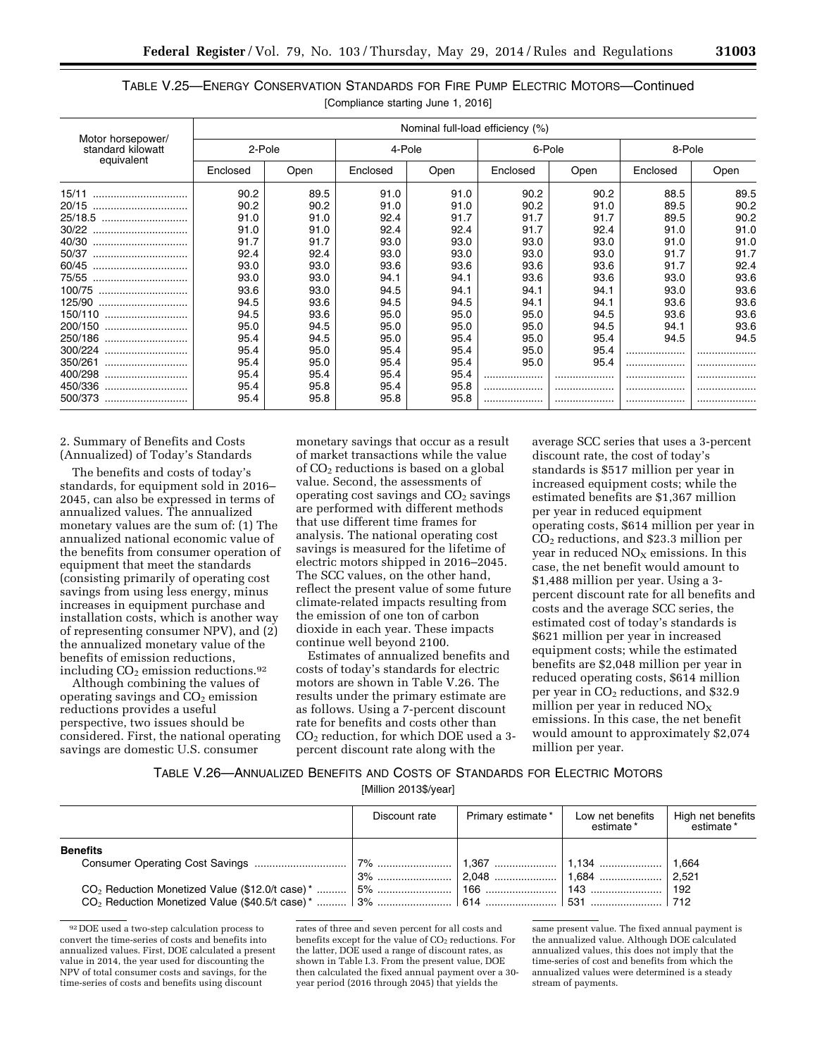TABLE V.25—ENERGY CONSERVATION STANDARDS FOR FIRE PUMP ELECTRIC MOTORS—Continued

[Compliance starting June 1, 2016]

| Motor horsepower/ standard kilowatt equivalent | Nominal full-load efficiency (%) | | | | | | | |
|---|---|---|---|---|---|---|---|---|
| | 2-Pole | | 4-Pole | | 6-Pole | | 8-Pole | |
| | Enclosed | Open | Enclosed | Open | Enclosed | Open | Enclosed | Open |
| 15/11 | 90.2 | 89.5 | 91.0 | 91.0 | 90.2 | 90.2 | 88.5 | 89.5 |
| 20/15 | 90.2 | 90.2 | 91.0 | 91.0 | 90.2 | 91.0 | 89.5 | 90.2 |
| 25/18.5 | 91.0 | 91.0 | 92.4 | 91.7 | 91.7 | 91.7 | 89.5 | 90.2 |
| 30/22 | 91.0 | 91.0 | 92.4 | 92.4 | 91.7 | 92.4 | 91.0 | 91.0 |
| 40/30 | 91.7 | 91.7 | 93.0 | 93.0 | 93.0 | 93.0 | 91.0 | 91.0 |
| 50/37 | 92.4 | 92.4 | 93.0 | 93.0 | 93.0 | 93.0 | 91.7 | 91.7 |
| 60/45 | 93.0 | 93.0 | 93.6 | 93.6 | 93.6 | 93.6 | 91.7 | 92.4 |
| 75/55 | 93.0 | 93.0 | 94.1 | 94.1 | 93.6 | 93.6 | 93.0 | 93.6 |
| 100/75 | 93.6 | 93.0 | 94.5 | 94.1 | 94.1 | 94.1 | 93.0 | 93.6 |
| 125/90 | 94.5 | 93.6 | 94.5 | 94.5 | 94.1 | 94.1 | 93.6 | 93.6 |
| 150/110 | 94.5 | 93.6 | 95.0 | 95.0 | 95.0 | 94.5 | 93.6 | 93.6 |
| 200/150 | 95.0 | 94.5 | 95.0 | 95.0 | 95.0 | 94.5 | 94.1 | 93.6 |
| 250/186 | 95.4 | 94.5 | 95.0 | 95.4 | 95.0 | 95.4 | 94.5 | 94.5 |
| 300/224 | 95.4 | 95.0 | 95.4 | 95.4 | 95.0 | 95.4 | | |
| 350/261 | 95.4 | 95.0 | 95.4 | 95.4 | 95.0 | 95.4 | | |
| 400/298 | 95.4 | 95.4 | 95.4 | 95.4 | | | | |
| 450/336 | 95.4 | 95.8 | 95.4 | 95.8 | | | | |
| 500/373 | 95.4 | 95.8 | 95.8 | 95.8 | | | | |

2. Summary of Benefits and Costs (Annualized) of Today's Standards

The benefits and costs of today's standards, for equipment sold in 2016–2045, can also be expressed in terms of annualized values. The annualized monetary values are the sum of: (1) The annualized national economic value of the benefits from consumer operation of equipment that meet the standards (consisting primarily of operating cost savings from using less energy, minus increases in equipment purchase and installation costs, which is another way of representing consumer NPV), and (2) the annualized monetary value of the benefits of emission reductions, including $CO_2$ emission reductions.[92]

Although combining the values of operating savings and $CO_2$ emission reductions provides a useful perspective, two issues should be considered. First, the national operating savings are domestic U.S. consumer monetary savings that occur as a result of market transactions while the value of $CO_2$ reductions is based on a global value. Second, the assessments of operating cost savings and $CO_2$ savings are performed with different methods that use different time frames for analysis. The national operating cost savings is measured for the lifetime of electric motors shipped in 2016–2045. The SCC values, on the other hand, reflect the present value of some future climate-related impacts resulting from the emission of one ton of carbon dioxide in each year. These impacts continue well beyond 2100.

Estimates of annualized benefits and costs of today's standards for electric motors are shown in Table V.26. The results under the primary estimate are as follows. Using a 7-percent discount rate for benefits and costs other than $CO_2$ reduction, for which DOE used a 3-percent discount rate along with the average SCC series that uses a 3-percent discount rate, the cost of today's standards is $517 million per year in increased equipment costs; while the estimated benefits are $1,367 million per year in reduced equipment operating costs, $614 million per year in $CO_2$ reductions, and $23.3 million per year in reduced $NO_X$ emissions. In this case, the net benefit would amount to $1,488 million per year. Using a 3-percent discount rate for all benefits and costs and the average SCC series, the estimated cost of today's standards is $621 million per year in increased equipment costs; while the estimated benefits are $2,048 million per year in reduced operating costs, $614 million per year in $CO_2$ reductions, and $32.9 million per year in reduced $NO_X$ emissions. In this case, the net benefit would amount to approximately $2,074 million per year.

TABLE V.26—ANNUALIZED BENEFITS AND COSTS OF STANDARDS FOR ELECTRIC MOTORS

[Million 2013$/year]

| | Discount rate | Primary estimate * | Low net benefits estimate * | High net benefits estimate * |
|---|---|---|---|---|
| **Benefits** | | | | |
| Consumer Operating Cost Savings | 7% | 1,367 | 1,134 | 1,664 |
| | 3% | 2,048 | 1,684 | 2,521 |
| $CO_2$ Reduction Monetized Value ($12.0/t case) * | 5% | 166 | 143 | 192 |
| $CO_2$ Reduction Monetized Value ($40.5/t case) * | 3% | 614 | 531 | 712 |

[92] DOE used a two-step calculation process to convert the time-series of costs and benefits into annualized values. First, DOE calculated a present value in 2014, the year used for discounting the NPV of total consumer costs and savings, for the time-series of costs and benefits using discount rates of three and seven percent for all costs and benefits except for the value of $CO_2$ reductions. For the latter, DOE used a range of discount rates, as shown in Table I.3. From the present value, DOE then calculated the fixed annual payment over a 30-year period (2016 through 2045) that yields the same present value. The fixed annual payment is the annualized value. Although DOE calculated annualized values, this does not imply that the time-series of cost and benefits from which the annualized values were determined is a steady stream of payments.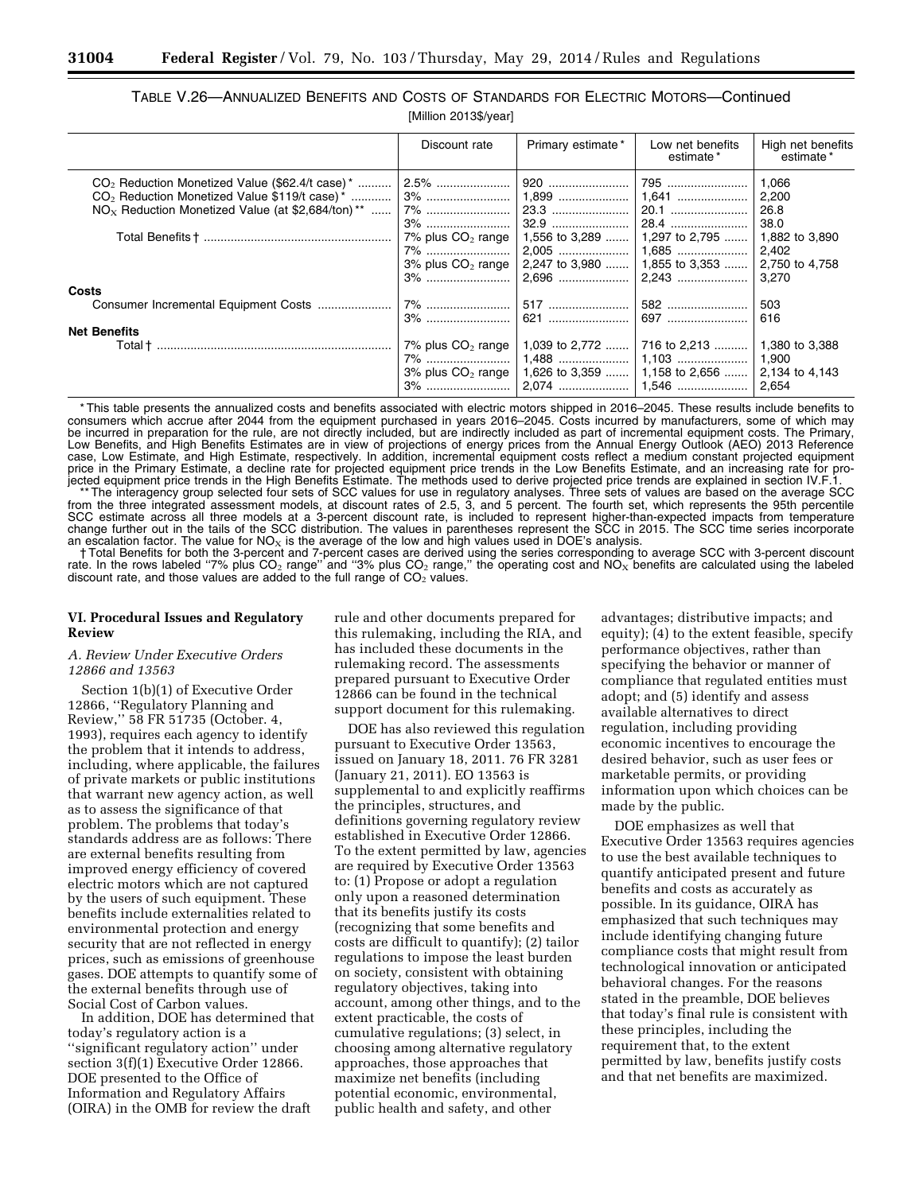TABLE V.26—ANNUALIZED BENEFITS AND COSTS OF STANDARDS FOR ELECTRIC MOTORS—Continued

[Million 2013$/year]

| | Discount rate | Primary estimate* | Low net benefits estimate* | High net benefits estimate* |
|---|---|---|---|---|
| $CO_2$ Reduction Monetized Value ($62.4/t case)* | 2.5% | 920 | 795 | 1,066 |
| $CO_2$ Reduction Monetized Value $119/t case)* | 3% | 1,899 | 1,641 | 2,200 |
| $NO_X$ Reduction Monetized Value (at $2,684/ton)** | 7% | 23.3 | 20.1 | 26.8 |
| | 3% | 32.9 | 28.4 | 38.0 |
| Total Benefits † | 7% plus $CO_2$ range | 1,556 to 3,289 | 1,297 to 2,795 | 1,882 to 3,890 |
| | 7% | 2,005 | 1,685 | 2,402 |
| | 3% plus $CO_2$ range | 2,247 to 3,980 | 1,855 to 3,353 | 2,750 to 4,758 |
| | 3% | 2,696 | 2,243 | 3,270 |
| **Costs** | | | | |
| Consumer Incremental Equipment Costs | 7% | 517 | 582 | 503 |
| | 3% | 621 | 697 | 616 |
| **Net Benefits** | | | | |
| Total † | 7% plus $CO_2$ range | 1,039 to 2,772 | 716 to 2,213 | 1,380 to 3,388 |
| | 7% | 1,488 | 1,103 | 1,900 |
| | 3% plus $CO_2$ range | 1,626 to 3,359 | 1,158 to 2,656 | 2,134 to 4,143 |
| | 3% | 2,074 | 1,546 | 2,654 |

* This table presents the annualized costs and benefits associated with electric motors shipped in 2016–2045. These results include benefits to consumers which accrue after 2044 from the equipment purchased in years 2016–2045. Costs incurred by manufacturers, some of which may be incurred in preparation for the rule, are not directly included, but are indirectly included as part of incremental equipment costs. The Primary, Low Benefits, and High Benefits Estimates are in view of projections of energy prices from the Annual Energy Outlook (AEO) 2013 Reference case, Low Estimate, and High Estimate, respectively. In addition, incremental equipment costs reflect a medium constant projected equipment price in the Primary Estimate, a decline rate for projected equipment price trends in the Low Benefits Estimate, and an increasing rate for projected equipment price trends in the High Benefits Estimate. The methods used to derive projected price trends are explained in section IV.F.1.

** The interagency group selected four sets of SCC values for use in regulatory analyses. Three sets of values are based on the average SCC from the three integrated assessment models, at discount rates of 2.5, 3, and 5 percent. The fourth set, which represents the 95th percentile SCC estimate across all three models at a 3-percent discount rate, is included to represent higher-than-expected impacts from temperature change further out in the tails of the SCC distribution. The values in parentheses represent the SCC in 2015. The SCC time series incorporate an escalation factor. The value for $NO_X$ is the average of the low and high values used in DOE's analysis.

† Total Benefits for both the 3-percent and 7-percent cases are derived using the series corresponding to average SCC with 3-percent discount rate. In the rows labeled "7% plus $CO_2$ range" and "3% plus $CO_2$ range," the operating cost and $NO_X$ benefits are calculated using the labeled discount rate, and those values are added to the full range of $CO_2$ values.

## VI. Procedural Issues and Regulatory Review

### *A. Review Under Executive Orders 12866 and 13563*

Section 1(b)(1) of Executive Order 12866, "Regulatory Planning and Review," 58 FR 51735 (October. 4, 1993), requires each agency to identify the problem that it intends to address, including, where applicable, the failures of private markets or public institutions that warrant new agency action, as well as to assess the significance of that problem. The problems that today's standards address are as follows: There are external benefits resulting from improved energy efficiency of covered electric motors which are not captured by the users of such equipment. These benefits include externalities related to environmental protection and energy security that are not reflected in energy prices, such as emissions of greenhouse gases. DOE attempts to quantify some of the external benefits through use of Social Cost of Carbon values.

In addition, DOE has determined that today's regulatory action is a "significant regulatory action" under section 3(f)(1) Executive Order 12866. DOE presented to the Office of Information and Regulatory Affairs (OIRA) in the OMB for review the draft rule and other documents prepared for this rulemaking, including the RIA, and has included these documents in the rulemaking record. The assessments prepared pursuant to Executive Order 12866 can be found in the technical support document for this rulemaking.

DOE has also reviewed this regulation pursuant to Executive Order 13563, issued on January 18, 2011. 76 FR 3281 (January 21, 2011). EO 13563 is supplemental to and explicitly reaffirms the principles, structures, and definitions governing regulatory review established in Executive Order 12866. To the extent permitted by law, agencies are required by Executive Order 13563 to: (1) Propose or adopt a regulation only upon a reasoned determination that its benefits justify its costs (recognizing that some benefits and costs are difficult to quantify); (2) tailor regulations to impose the least burden on society, consistent with obtaining regulatory objectives, taking into account, among other things, and to the extent practicable, the costs of cumulative regulations; (3) select, in choosing among alternative regulatory approaches, those approaches that maximize net benefits (including potential economic, environmental, public health and safety, and other advantages; distributive impacts; and equity); (4) to the extent feasible, specify performance objectives, rather than specifying the behavior or manner of compliance that regulated entities must adopt; and (5) identify and assess available alternatives to direct regulation, including providing economic incentives to encourage the desired behavior, such as user fees or marketable permits, or providing information upon which choices can be made by the public.

DOE emphasizes as well that Executive Order 13563 requires agencies to use the best available techniques to quantify anticipated present and future benefits and costs as accurately as possible. In its guidance, OIRA has emphasized that such techniques may include identifying changing future compliance costs that might result from technological innovation or anticipated behavioral changes. For the reasons stated in the preamble, DOE believes that today's final rule is consistent with these principles, including the requirement that, to the extent permitted by law, benefits justify costs and that net benefits are maximized.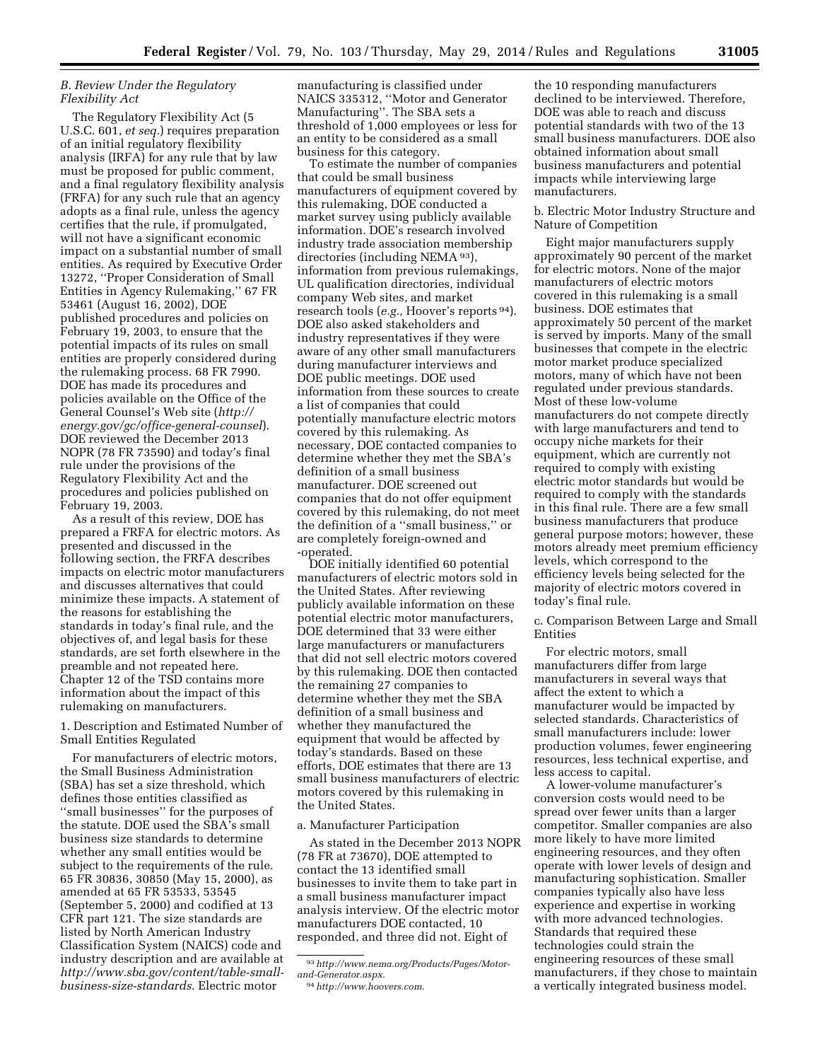### B. Review Under the Regulatory Flexibility Act

The Regulatory Flexibility Act (5 U.S.C. 601, *et seq.*) requires preparation of an initial regulatory flexibility analysis (IRFA) for any rule that by law must be proposed for public comment, and a final regulatory flexibility analysis (FRFA) for any such rule that an agency adopts as a final rule, unless the agency certifies that the rule, if promulgated, will not have a significant economic impact on a substantial number of small entities. As required by Executive Order 13272, ''Proper Consideration of Small Entities in Agency Rulemaking,'' 67 FR 53461 (August 16, 2002), DOE published procedures and policies on February 19, 2003, to ensure that the potential impacts of its rules on small entities are properly considered during the rulemaking process. 68 FR 7990. DOE has made its procedures and policies available on the Office of the General Counsel's Web site (*http://energy.gov/gc/office-general-counsel*). DOE reviewed the December 2013 NOPR (78 FR 73590) and today's final rule under the provisions of the Regulatory Flexibility Act and the procedures and policies published on February 19, 2003.

As a result of this review, DOE has prepared a FRFA for electric motors. As presented and discussed in the following section, the FRFA describes impacts on electric motor manufacturers and discusses alternatives that could minimize these impacts. A statement of the reasons for establishing the standards in today's final rule, and the objectives of, and legal basis for these standards, are set forth elsewhere in the preamble and not repeated here. Chapter 12 of the TSD contains more information about the impact of this rulemaking on manufacturers.

#### 1. Description and Estimated Number of Small Entities Regulated

For manufacturers of electric motors, the Small Business Administration (SBA) has set a size threshold, which defines those entities classified as ''small businesses'' for the purposes of the statute. DOE used the SBA's small business size standards to determine whether any small entities would be subject to the requirements of the rule. 65 FR 30836, 30850 (May 15, 2000), as amended at 65 FR 53533, 53545 (September 5, 2000) and codified at 13 CFR part 121. The size standards are listed by North American Industry Classification System (NAICS) code and industry description and are available at *http://www.sba.gov/content/table-small-business-size-standards*. Electric motor manufacturing is classified under NAICS 335312, ''Motor and Generator Manufacturing''. The SBA sets a threshold of 1,000 employees or less for an entity to be considered as a small business for this category.

To estimate the number of companies that could be small business manufacturers of equipment covered by this rulemaking, DOE conducted a market survey using publicly available information. DOE's research involved industry trade association membership directories (including NEMA[93]), information from previous rulemakings, UL qualification directories, individual company Web sites, and market research tools (*e.g.,* Hoover's reports[94]). DOE also asked stakeholders and industry representatives if they were aware of any other small manufacturers during manufacturer interviews and DOE public meetings. DOE used information from these sources to create a list of companies that could potentially manufacture electric motors covered by this rulemaking. As necessary, DOE contacted companies to determine whether they met the SBA's definition of a small business manufacturer. DOE screened out companies that do not offer equipment covered by this rulemaking, do not meet the definition of a ''small business,'' or are completely foreign-owned and -operated.

DOE initially identified 60 potential manufacturers of electric motors sold in the United States. After reviewing publicly available information on these potential electric motor manufacturers, DOE determined that 33 were either large manufacturers or manufacturers that did not sell electric motors covered by this rulemaking. DOE then contacted the remaining 27 companies to determine whether they met the SBA definition of a small business and whether they manufactured the equipment that would be affected by today's standards. Based on these efforts, DOE estimates that there are 13 small business manufacturers of electric motors covered by this rulemaking in the United States.

##### a. Manufacturer Participation

As stated in the December 2013 NOPR (78 FR at 73670), DOE attempted to contact the 13 identified small businesses to invite them to take part in a small business manufacturer impact analysis interview. Of the electric motor manufacturers DOE contacted, 10 responded, and three did not. Eight of the 10 responding manufacturers declined to be interviewed. Therefore, DOE was able to reach and discuss potential standards with two of the 13 small business manufacturers. DOE also obtained information about small business manufacturers and potential impacts while interviewing large manufacturers.

##### b. Electric Motor Industry Structure and Nature of Competition

Eight major manufacturers supply approximately 90 percent of the market for electric motors. None of the major manufacturers of electric motors covered in this rulemaking is a small business. DOE estimates that approximately 50 percent of the market is served by imports. Many of the small businesses that compete in the electric motor market produce specialized motors, many of which have not been regulated under previous standards. Most of these low-volume manufacturers do not compete directly with large manufacturers and tend to occupy niche markets for their equipment, which are currently not required to comply with existing electric motor standards but would be required to comply with the standards in this final rule. There are a few small business manufacturers that produce general purpose motors; however, these motors already meet premium efficiency levels, which correspond to the efficiency levels being selected for the majority of electric motors covered in today's final rule.

##### c. Comparison Between Large and Small Entities

For electric motors, small manufacturers differ from large manufacturers in several ways that affect the extent to which a manufacturer would be impacted by selected standards. Characteristics of small manufacturers include: lower production volumes, fewer engineering resources, less technical expertise, and less access to capital.

A lower-volume manufacturer's conversion costs would need to be spread over fewer units than a larger competitor. Smaller companies are also more likely to have more limited engineering resources, and they often operate with lower levels of design and manufacturing sophistication. Smaller companies typically also have less experience and expertise in working with more advanced technologies. Standards that required these technologies could strain the engineering resources of these small manufacturers, if they chose to maintain a vertically integrated business model.

[93] *http://www.nema.org/Products/Pages/Motor-and-Generator.aspx.*

[94] *http://www.hoovers.com.*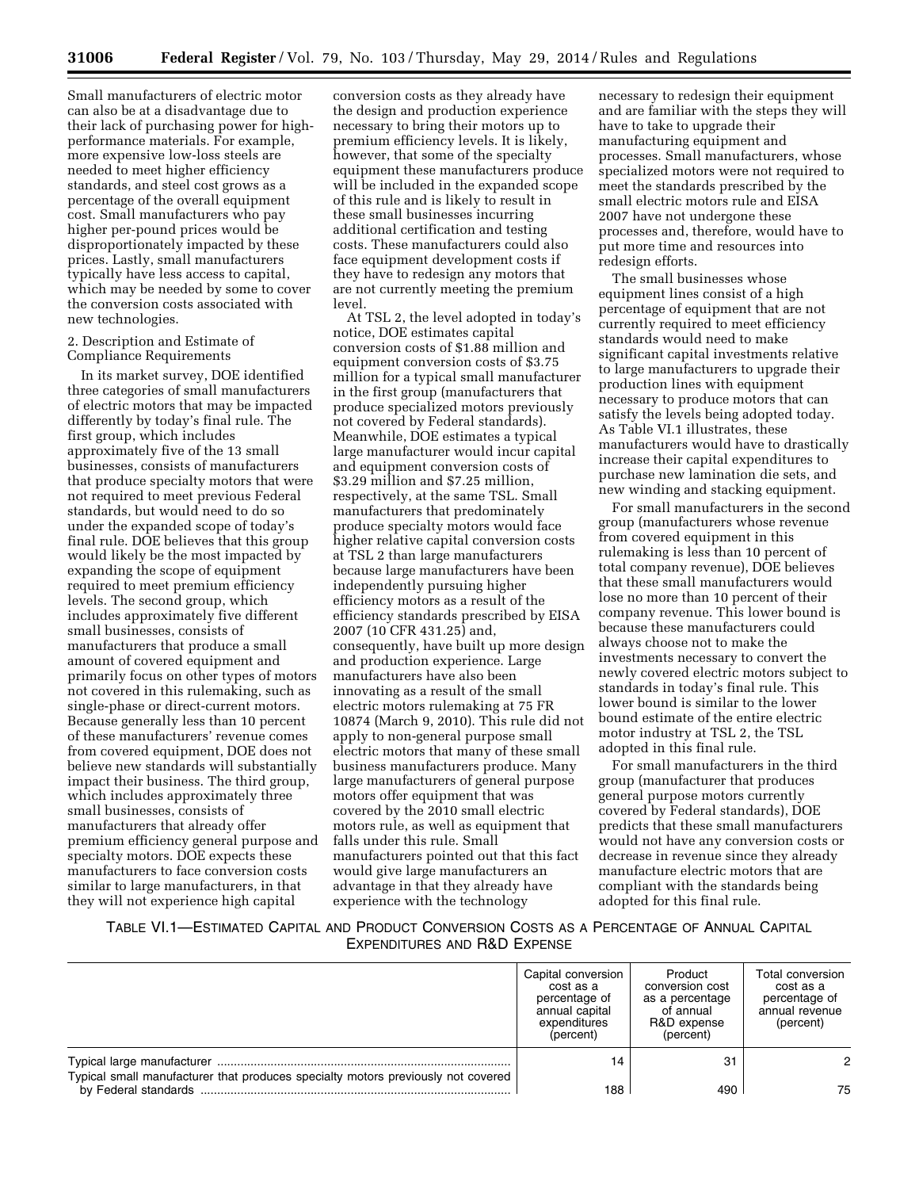Small manufacturers of electric motor can also be at a disadvantage due to their lack of purchasing power for high-performance materials. For example, more expensive low-loss steels are needed to meet higher efficiency standards, and steel cost grows as a percentage of the overall equipment cost. Small manufacturers who pay higher per-pound prices would be disproportionately impacted by these prices. Lastly, small manufacturers typically have less access to capital, which may be needed by some to cover the conversion costs associated with new technologies.

2. Description and Estimate of Compliance Requirements

In its market survey, DOE identified three categories of small manufacturers of electric motors that may be impacted differently by today's final rule. The first group, which includes approximately five of the 13 small businesses, consists of manufacturers that produce specialty motors that were not required to meet previous Federal standards, but would need to do so under the expanded scope of today's final rule. DOE believes that this group would likely be the most impacted by expanding the scope of equipment required to meet premium efficiency levels. The second group, which includes approximately five different small businesses, consists of manufacturers that produce a small amount of covered equipment and primarily focus on other types of motors not covered in this rulemaking, such as single-phase or direct-current motors. Because generally less than 10 percent of these manufacturers' revenue comes from covered equipment, DOE does not believe new standards will substantially impact their business. The third group, which includes approximately three small businesses, consists of manufacturers that already offer premium efficiency general purpose and specialty motors. DOE expects these manufacturers to face conversion costs similar to large manufacturers, in that they will not experience high capital conversion costs as they already have the design and production experience necessary to bring their motors up to premium efficiency levels. It is likely, however, that some of the specialty equipment these manufacturers produce will be included in the expanded scope of this rule and is likely to result in these small businesses incurring additional certification and testing costs. These manufacturers could also face equipment development costs if they have to redesign any motors that are not currently meeting the premium level.

At TSL 2, the level adopted in today's notice, DOE estimates capital conversion costs of $1.88 million and equipment conversion costs of $3.75 million for a typical small manufacturer in the first group (manufacturers that produce specialized motors previously not covered by Federal standards). Meanwhile, DOE estimates a typical large manufacturer would incur capital and equipment conversion costs of $3.29 million and $7.25 million, respectively, at the same TSL. Small manufacturers that predominately produce specialty motors would face higher relative capital conversion costs at TSL 2 than large manufacturers because large manufacturers have been independently pursuing higher efficiency motors as a result of the efficiency standards prescribed by EISA 2007 (10 CFR 431.25) and, consequently, have built up more design and production experience. Large manufacturers have also been innovating as a result of the small electric motors rulemaking at 75 FR 10874 (March 9, 2010). This rule did not apply to non-general purpose small electric motors that many of these small business manufacturers produce. Many large manufacturers of general purpose motors offer equipment that was covered by the 2010 small electric motors rule, as well as equipment that falls under this rule. Small manufacturers pointed out that this fact would give large manufacturers an advantage in that they already have experience with the technology necessary to redesign their equipment and are familiar with the steps they will have to take to upgrade their manufacturing equipment and processes. Small manufacturers, whose specialized motors were not required to meet the standards prescribed by the small electric motors rule and EISA 2007 have not undergone these processes and, therefore, would have to put more time and resources into redesign efforts.

The small businesses whose equipment lines consist of a high percentage of equipment that are not currently required to meet efficiency standards would need to make significant capital investments relative to large manufacturers to upgrade their production lines with equipment necessary to produce motors that can satisfy the levels being adopted today. As Table VI.1 illustrates, these manufacturers would have to drastically increase their capital expenditures to purchase new lamination die sets, and new winding and stacking equipment.

For small manufacturers in the second group (manufacturers whose revenue from covered equipment in this rulemaking is less than 10 percent of total company revenue), DOE believes that these small manufacturers would lose no more than 10 percent of their company revenue. This lower bound is because these manufacturers could always choose not to make the investments necessary to convert the newly covered electric motors subject to standards in today's final rule. This lower bound is similar to the lower bound estimate of the entire electric motor industry at TSL 2, the TSL adopted in this final rule.

For small manufacturers in the third group (manufacturer that produces general purpose motors currently covered by Federal standards), DOE predicts that these small manufacturers would not have any conversion costs or decrease in revenue since they already manufacture electric motors that are compliant with the standards being adopted for this final rule.

TABLE VI.1—ESTIMATED CAPITAL AND PRODUCT CONVERSION COSTS AS A PERCENTAGE OF ANNUAL CAPITAL EXPENDITURES AND R&D EXPENSE

| | Capital conversion cost as a percentage of annual capital expenditures (percent) | Product conversion cost as a percentage of annual R&D expense (percent) | Total conversion cost as a percentage of annual revenue (percent) |
|---|---|---|---|
| Typical large manufacturer | 14 | 31 | 2 |
| Typical small manufacturer that produces specialty motors previously not covered by Federal standards | 188 | 490 | 75 |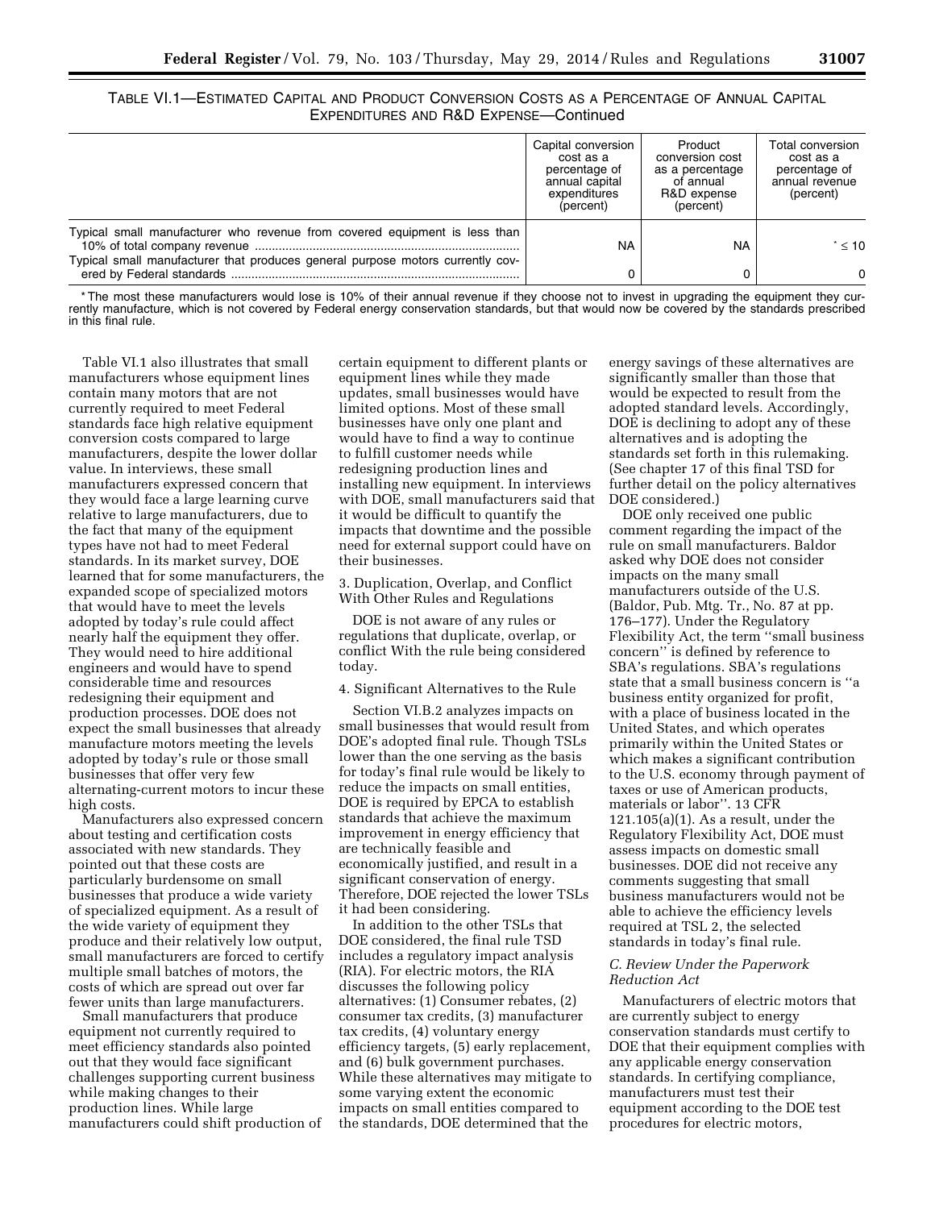TABLE VI.1—ESTIMATED CAPITAL AND PRODUCT CONVERSION COSTS AS A PERCENTAGE OF ANNUAL CAPITAL EXPENDITURES AND R&D EXPENSE—Continued

| | Capital conversion cost as a percentage of annual capital expenditures (percent) | Product conversion cost as a percentage of annual R&D expense (percent) | Total conversion cost as a percentage of annual revenue (percent) |
|---|---|---|---|
| Typical small manufacturer who revenue from covered equipment is less than 10% of total company revenue | NA | NA | * ≤ 10 |
| Typical small manufacturer that produces general purpose motors currently covered by Federal standards | 0 | 0 | 0 |

* The most these manufacturers would lose is 10% of their annual revenue if they choose not to invest in upgrading the equipment they currently manufacture, which is not covered by Federal energy conservation standards, but that would now be covered by the standards prescribed in this final rule.

Table VI.1 also illustrates that small manufacturers whose equipment lines contain many motors that are not currently required to meet Federal standards face high relative equipment conversion costs compared to large manufacturers, despite the lower dollar value. In interviews, these small manufacturers expressed concern that they would face a large learning curve relative to large manufacturers, due to the fact that many of the equipment types have not had to meet Federal standards. In its market survey, DOE learned that for some manufacturers, the expanded scope of specialized motors that would have to meet the levels adopted by today's rule could affect nearly half the equipment they offer. They would need to hire additional engineers and would have to spend considerable time and resources redesigning their equipment and production processes. DOE does not expect the small businesses that already manufacture motors meeting the levels adopted by today's rule or those small businesses that offer very few alternating-current motors to incur these high costs.

Manufacturers also expressed concern about testing and certification costs associated with new standards. They pointed out that these costs are particularly burdensome on small businesses that produce a wide variety of specialized equipment. As a result of the wide variety of equipment they produce and their relatively low output, small manufacturers are forced to certify multiple small batches of motors, the costs of which are spread out over far fewer units than large manufacturers.

Small manufacturers that produce equipment not currently required to meet efficiency standards also pointed out that they would face significant challenges supporting current business while making changes to their production lines. While large manufacturers could shift production of certain equipment to different plants or equipment lines while they made updates, small businesses would have limited options. Most of these small businesses have only one plant and would have to find a way to continue to fulfill customer needs while redesigning production lines and installing new equipment. In interviews with DOE, small manufacturers said that it would be difficult to quantify the impacts that downtime and the possible need for external support could have on their businesses.

3. Duplication, Overlap, and Conflict With Other Rules and Regulations

DOE is not aware of any rules or regulations that duplicate, overlap, or conflict With the rule being considered today.

4. Significant Alternatives to the Rule

Section VI.B.2 analyzes impacts on small businesses that would result from DOE's adopted final rule. Though TSLs lower than the one serving as the basis for today's final rule would be likely to reduce the impacts on small entities, DOE is required by EPCA to establish standards that achieve the maximum improvement in energy efficiency that are technically feasible and economically justified, and result in a significant conservation of energy. Therefore, DOE rejected the lower TSLs it had been considering.

In addition to the other TSLs that DOE considered, the final rule TSD includes a regulatory impact analysis (RIA). For electric motors, the RIA discusses the following policy alternatives: (1) Consumer rebates, (2) consumer tax credits, (3) manufacturer tax credits, (4) voluntary energy efficiency targets, (5) early replacement, and (6) bulk government purchases. While these alternatives may mitigate to some varying extent the economic impacts on small entities compared to the standards, DOE determined that the energy savings of these alternatives are significantly smaller than those that would be expected to result from the adopted standard levels. Accordingly, DOE is declining to adopt any of these alternatives and is adopting the standards set forth in this rulemaking. (See chapter 17 of this final TSD for further detail on the policy alternatives DOE considered.)

DOE only received one public comment regarding the impact of the rule on small manufacturers. Baldor asked why DOE does not consider impacts on the many small manufacturers outside of the U.S. (Baldor, Pub. Mtg. Tr., No. 87 at pp. 176–177). Under the Regulatory Flexibility Act, the term ''small business concern'' is defined by reference to SBA's regulations. SBA's regulations state that a small business concern is ''a business entity organized for profit, with a place of business located in the United States, and which operates primarily within the United States or which makes a significant contribution to the U.S. economy through payment of taxes or use of American products, materials or labor''. 13 CFR 121.105(a)(1). As a result, under the Regulatory Flexibility Act, DOE must assess impacts on domestic small businesses. DOE did not receive any comments suggesting that small business manufacturers would not be able to achieve the efficiency levels required at TSL 2, the selected standards in today's final rule.

### C. Review Under the Paperwork Reduction Act

Manufacturers of electric motors that are currently subject to energy conservation standards must certify to DOE that their equipment complies with any applicable energy conservation standards. In certifying compliance, manufacturers must test their equipment according to the DOE test procedures for electric motors,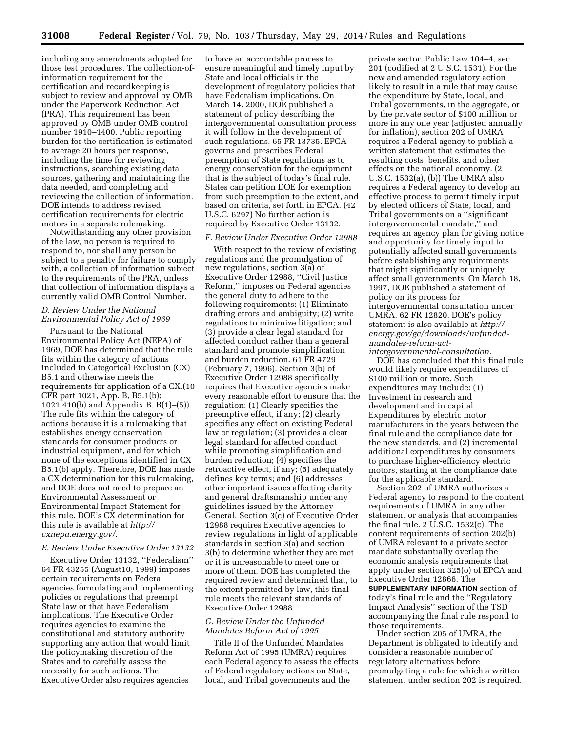including any amendments adopted for those test procedures. The collection-of-information requirement for the certification and recordkeeping is subject to review and approval by OMB under the Paperwork Reduction Act (PRA). This requirement has been approved by OMB under OMB control number 1910–1400. Public reporting burden for the certification is estimated to average 20 hours per response, including the time for reviewing instructions, searching existing data sources, gathering and maintaining the data needed, and completing and reviewing the collection of information. DOE intends to address revised certification requirements for electric motors in a separate rulemaking.

Notwithstanding any other provision of the law, no person is required to respond to, nor shall any person be subject to a penalty for failure to comply with, a collection of information subject to the requirements of the PRA, unless that collection of information displays a currently valid OMB Control Number.

### *D. Review Under the National Environmental Policy Act of 1969*

Pursuant to the National Environmental Policy Act (NEPA) of 1969, DOE has determined that the rule fits within the category of actions included in Categorical Exclusion (CX) B5.1 and otherwise meets the requirements for application of a CX.(10 CFR part 1021, App. B, B5.1(b); 1021.410(b) and Appendix B, B(1)–(5)). The rule fits within the category of actions because it is a rulemaking that establishes energy conservation standards for consumer products or industrial equipment, and for which none of the exceptions identified in CX B5.1(b) apply. Therefore, DOE has made a CX determination for this rulemaking, and DOE does not need to prepare an Environmental Assessment or Environmental Impact Statement for this rule. DOE's CX determination for this rule is available at *http://cxnepa.energy.gov/*.

### *E. Review Under Executive Order 13132*

Executive Order 13132, ''Federalism'' 64 FR 43255 (August10, 1999) imposes certain requirements on Federal agencies formulating and implementing policies or regulations that preempt State law or that have Federalism implications. The Executive Order requires agencies to examine the constitutional and statutory authority supporting any action that would limit the policymaking discretion of the States and to carefully assess the necessity for such actions. The Executive Order also requires agencies to have an accountable process to ensure meaningful and timely input by State and local officials in the development of regulatory policies that have Federalism implications. On March 14, 2000, DOE published a statement of policy describing the intergovernmental consultation process it will follow in the development of such regulations. 65 FR 13735. EPCA governs and prescribes Federal preemption of State regulations as to energy conservation for the equipment that is the subject of today's final rule. States can petition DOE for exemption from such preemption to the extent, and based on criteria, set forth in EPCA. (42 U.S.C. 6297) No further action is required by Executive Order 13132.

### *F. Review Under Executive Order 12988*

With respect to the review of existing regulations and the promulgation of new regulations, section 3(a) of Executive Order 12988, ''Civil Justice Reform,'' imposes on Federal agencies the general duty to adhere to the following requirements: (1) Eliminate drafting errors and ambiguity; (2) write regulations to minimize litigation; and (3) provide a clear legal standard for affected conduct rather than a general standard and promote simplification and burden reduction. 61 FR 4729 (February 7, 1996). Section 3(b) of Executive Order 12988 specifically requires that Executive agencies make every reasonable effort to ensure that the regulation: (1) Clearly specifies the preemptive effect, if any; (2) clearly specifies any effect on existing Federal law or regulation; (3) provides a clear legal standard for affected conduct while promoting simplification and burden reduction; (4) specifies the retroactive effect, if any; (5) adequately defines key terms; and (6) addresses other important issues affecting clarity and general draftsmanship under any guidelines issued by the Attorney General. Section 3(c) of Executive Order 12988 requires Executive agencies to review regulations in light of applicable standards in section 3(a) and section 3(b) to determine whether they are met or it is unreasonable to meet one or more of them. DOE has completed the required review and determined that, to the extent permitted by law, this final rule meets the relevant standards of Executive Order 12988.

### *G. Review Under the Unfunded Mandates Reform Act of 1995*

Title II of the Unfunded Mandates Reform Act of 1995 (UMRA) requires each Federal agency to assess the effects of Federal regulatory actions on State, local, and Tribal governments and the private sector. Public Law 104–4, sec. 201 (codified at 2 U.S.C. 1531). For the new and amended regulatory action likely to result in a rule that may cause the expenditure by State, local, and Tribal governments, in the aggregate, or by the private sector of $100 million or more in any one year (adjusted annually for inflation), section 202 of UMRA requires a Federal agency to publish a written statement that estimates the resulting costs, benefits, and other effects on the national economy. (2 U.S.C. 1532(a), (b)) The UMRA also requires a Federal agency to develop an effective process to permit timely input by elected officers of State, local, and Tribal governments on a ''significant intergovernmental mandate,'' and requires an agency plan for giving notice and opportunity for timely input to potentially affected small governments before establishing any requirements that might significantly or uniquely affect small governments. On March 18, 1997, DOE published a statement of policy on its process for intergovernmental consultation under UMRA. 62 FR 12820. DOE's policy statement is also available at *http://energy.gov/gc/downloads/unfunded-mandates-reform-act-intergovernmental-consultation*.

DOE has concluded that this final rule would likely require expenditures of $100 million or more. Such expenditures may include: (1) Investment in research and development and in capital Expenditures by electric motor manufacturers in the years between the final rule and the compliance date for the new standards, and (2) incremental additional expenditures by consumers to purchase higher-efficiency electric motors, starting at the compliance date for the applicable standard.

Section 202 of UMRA authorizes a Federal agency to respond to the content requirements of UMRA in any other statement or analysis that accompanies the final rule. 2 U.S.C. 1532(c). The content requirements of section 202(b) of UMRA relevant to a private sector mandate substantially overlap the economic analysis requirements that apply under section 325(o) of EPCA and Executive Order 12866. The **SUPPLEMENTARY INFORMATION** section of today's final rule and the ''Regulatory Impact Analysis'' section of the TSD accompanying the final rule respond to those requirements.

Under section 205 of UMRA, the Department is obligated to identify and consider a reasonable number of regulatory alternatives before promulgating a rule for which a written statement under section 202 is required.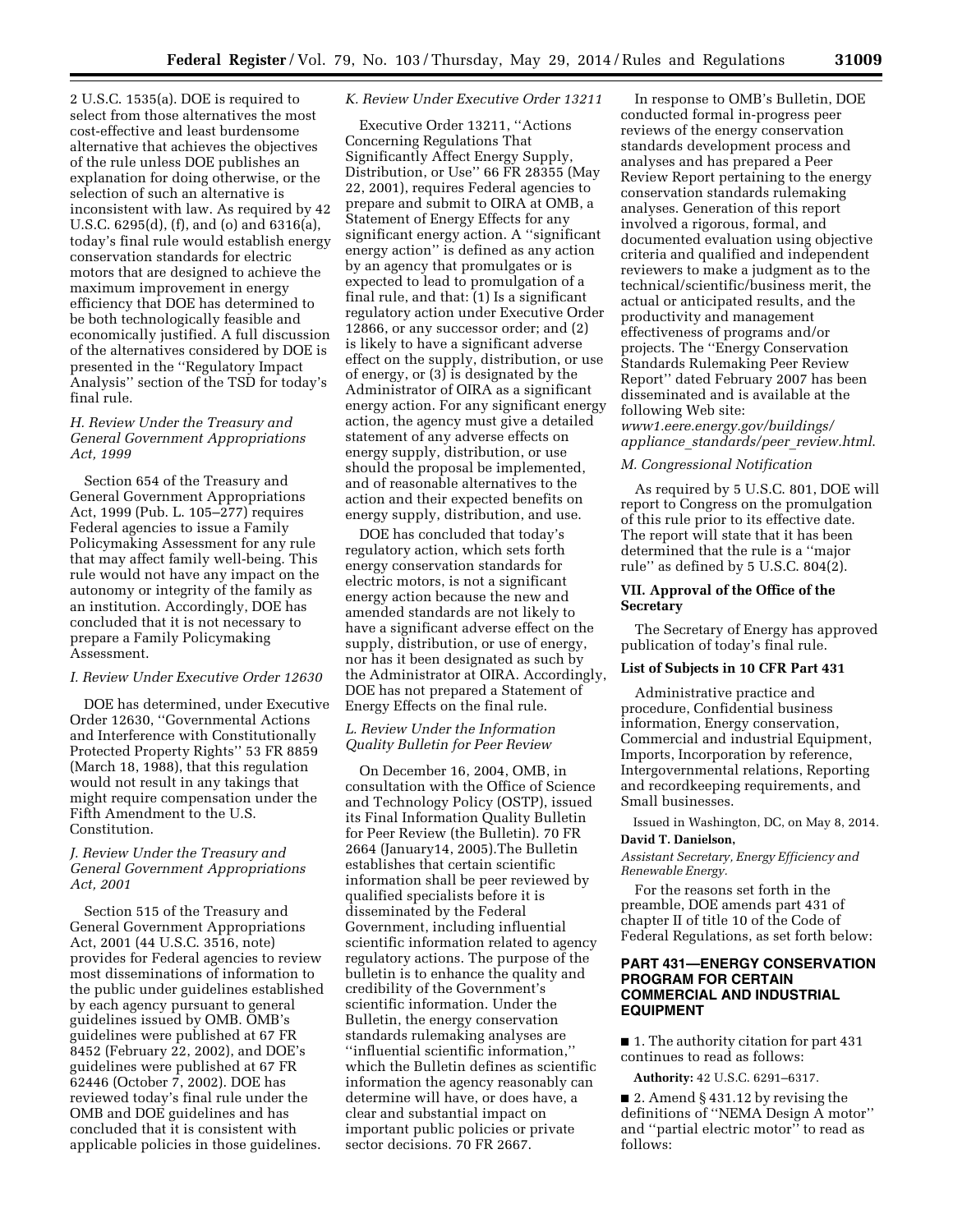2 U.S.C. 1535(a). DOE is required to select from those alternatives the most cost-effective and least burdensome alternative that achieves the objectives of the rule unless DOE publishes an explanation for doing otherwise, or the selection of such an alternative is inconsistent with law. As required by 42 U.S.C. 6295(d), (f), and (o) and 6316(a), today's final rule would establish energy conservation standards for electric motors that are designed to achieve the maximum improvement in energy efficiency that DOE has determined to be both technologically feasible and economically justified. A full discussion of the alternatives considered by DOE is presented in the ''Regulatory Impact Analysis'' section of the TSD for today's final rule.

### *H. Review Under the Treasury and General Government Appropriations Act, 1999*

Section 654 of the Treasury and General Government Appropriations Act, 1999 (Pub. L. 105–277) requires Federal agencies to issue a Family Policymaking Assessment for any rule that may affect family well-being. This rule would not have any impact on the autonomy or integrity of the family as an institution. Accordingly, DOE has concluded that it is not necessary to prepare a Family Policymaking Assessment.

### *I. Review Under Executive Order 12630*

DOE has determined, under Executive Order 12630, ''Governmental Actions and Interference with Constitutionally Protected Property Rights'' 53 FR 8859 (March 18, 1988), that this regulation would not result in any takings that might require compensation under the Fifth Amendment to the U.S. Constitution.

### *J. Review Under the Treasury and General Government Appropriations Act, 2001*

Section 515 of the Treasury and General Government Appropriations Act, 2001 (44 U.S.C. 3516, note) provides for Federal agencies to review most disseminations of information to the public under guidelines established by each agency pursuant to general guidelines issued by OMB. OMB's guidelines were published at 67 FR 8452 (February 22, 2002), and DOE's guidelines were published at 67 FR 62446 (October 7, 2002). DOE has reviewed today's final rule under the OMB and DOE guidelines and has concluded that it is consistent with applicable policies in those guidelines.

### *K. Review Under Executive Order 13211*

Executive Order 13211, ''Actions Concerning Regulations That Significantly Affect Energy Supply, Distribution, or Use'' 66 FR 28355 (May 22, 2001), requires Federal agencies to prepare and submit to OIRA at OMB, a Statement of Energy Effects for any significant energy action. A ''significant energy action'' is defined as any action by an agency that promulgates or is expected to lead to promulgation of a final rule, and that: (1) Is a significant regulatory action under Executive Order 12866, or any successor order; and (2) is likely to have a significant adverse effect on the supply, distribution, or use of energy, or (3) is designated by the Administrator of OIRA as a significant energy action. For any significant energy action, the agency must give a detailed statement of any adverse effects on energy supply, distribution, or use should the proposal be implemented, and of reasonable alternatives to the action and their expected benefits on energy supply, distribution, and use.

DOE has concluded that today's regulatory action, which sets forth energy conservation standards for electric motors, is not a significant energy action because the new and amended standards are not likely to have a significant adverse effect on the supply, distribution, or use of energy, nor has it been designated as such by the Administrator at OIRA. Accordingly, DOE has not prepared a Statement of Energy Effects on the final rule.

### *L. Review Under the Information Quality Bulletin for Peer Review*

On December 16, 2004, OMB, in consultation with the Office of Science and Technology Policy (OSTP), issued its Final Information Quality Bulletin for Peer Review (the Bulletin). 70 FR 2664 (January14, 2005).The Bulletin establishes that certain scientific information shall be peer reviewed by qualified specialists before it is disseminated by the Federal Government, including influential scientific information related to agency regulatory actions. The purpose of the bulletin is to enhance the quality and credibility of the Government's scientific information. Under the Bulletin, the energy conservation standards rulemaking analyses are ''influential scientific information,'' which the Bulletin defines as scientific information the agency reasonably can determine will have, or does have, a clear and substantial impact on important public policies or private sector decisions. 70 FR 2667.

In response to OMB's Bulletin, DOE conducted formal in-progress peer reviews of the energy conservation standards development process and analyses and has prepared a Peer Review Report pertaining to the energy conservation standards rulemaking analyses. Generation of this report involved a rigorous, formal, and documented evaluation using objective criteria and qualified and independent reviewers to make a judgment as to the technical/scientific/business merit, the actual or anticipated results, and the productivity and management effectiveness of programs and/or projects. The ''Energy Conservation Standards Rulemaking Peer Review Report'' dated February 2007 has been disseminated and is available at the following Web site: *www1.eere.energy.gov/buildings/appliance_standards/peer_review.html*.

### *M. Congressional Notification*

As required by 5 U.S.C. 801, DOE will report to Congress on the promulgation of this rule prior to its effective date. The report will state that it has been determined that the rule is a ''major rule'' as defined by 5 U.S.C. 804(2).

## VII. Approval of the Office of the Secretary

The Secretary of Energy has approved publication of today's final rule.

### List of Subjects in 10 CFR Part 431

Administrative practice and procedure, Confidential business information, Energy conservation, Commercial and industrial Equipment, Imports, Incorporation by reference, Intergovernmental relations, Reporting and recordkeeping requirements, and Small businesses.

Issued in Washington, DC, on May 8, 2014.

**David T. Danielson,**

*Assistant Secretary, Energy Efficiency and Renewable Energy.*

For the reasons set forth in the preamble, DOE amends part 431 of chapter II of title 10 of the Code of Federal Regulations, as set forth below:

## PART 431—ENERGY CONSERVATION PROGRAM FOR CERTAIN COMMERCIAL AND INDUSTRIAL EQUIPMENT

■ 1. The authority citation for part 431 continues to read as follows:

**Authority:** 42 U.S.C. 6291–6317.

■ 2. Amend § 431.12 by revising the definitions of ''NEMA Design A motor'' and ''partial electric motor'' to read as follows: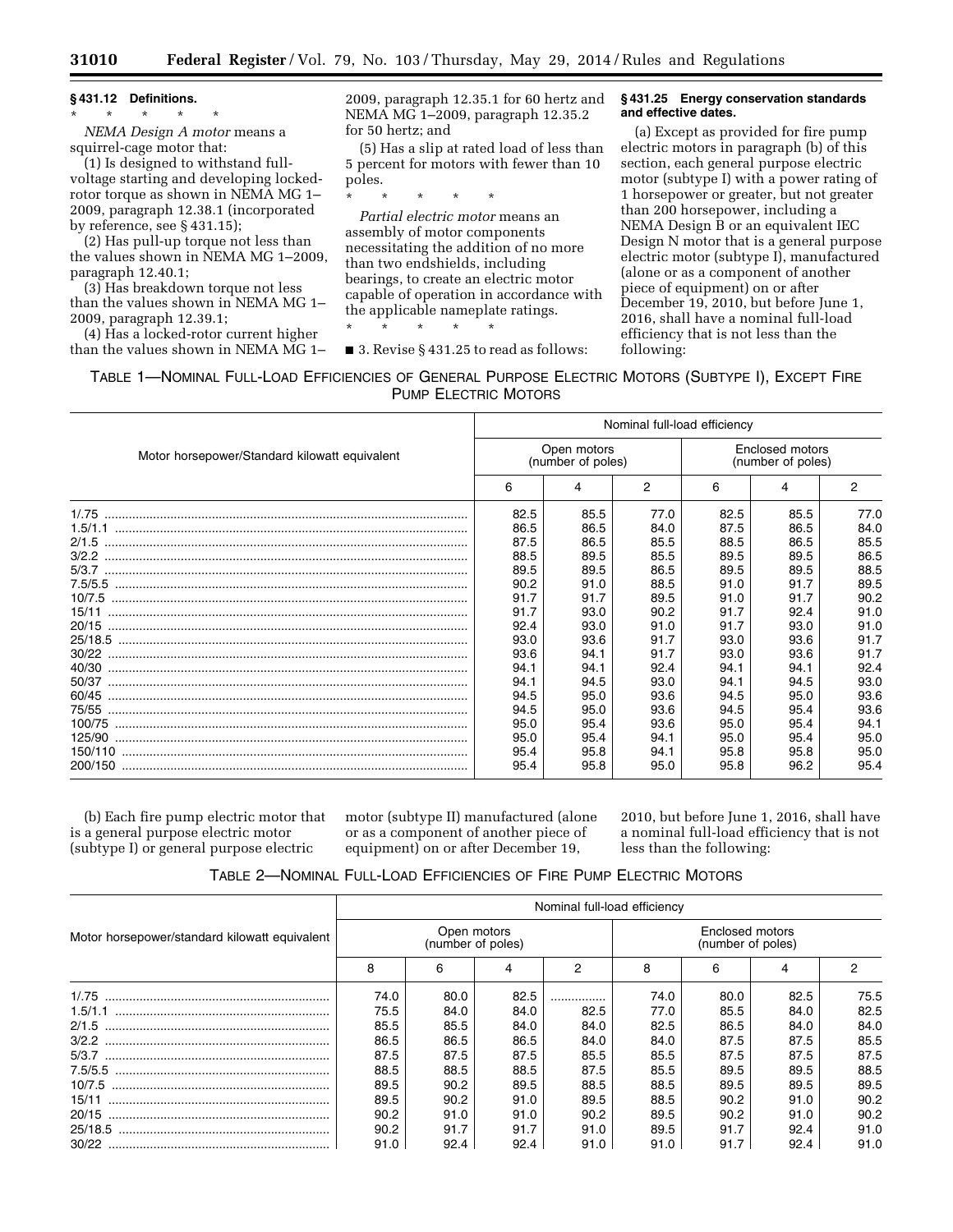## § 431.12 Definitions.

\* \* \* \* \*

*NEMA Design A motor* means a squirrel-cage motor that:

(1) Is designed to withstand full-voltage starting and developing locked-rotor torque as shown in NEMA MG 1–2009, paragraph 12.38.1 (incorporated by reference, see § 431.15);

(2) Has pull-up torque not less than the values shown in NEMA MG 1–2009, paragraph 12.40.1;

(3) Has breakdown torque not less than the values shown in NEMA MG 1–2009, paragraph 12.39.1;

(4) Has a locked-rotor current higher than the values shown in NEMA MG 1–2009, paragraph 12.35.1 for 60 hertz and NEMA MG 1–2009, paragraph 12.35.2 for 50 hertz; and

(5) Has a slip at rated load of less than 5 percent for motors with fewer than 10 poles.

\* \* \* \* \*

*Partial electric motor* means an assembly of motor components necessitating the addition of no more than two endshields, including bearings, to create an electric motor capable of operation in accordance with the applicable nameplate ratings.

\* \* \* \* \*

■ 3. Revise § 431.25 to read as follows:

## § 431.25 Energy conservation standards and effective dates.

(a) Except as provided for fire pump electric motors in paragraph (b) of this section, each general purpose electric motor (subtype I) with a power rating of 1 horsepower or greater, but not greater than 200 horsepower, including a NEMA Design B or an equivalent IEC Design N motor that is a general purpose electric motor (subtype I), manufactured (alone or as a component of another piece of equipment) on or after December 19, 2010, but before June 1, 2016, shall have a nominal full-load efficiency that is not less than the following:

TABLE 1—NOMINAL FULL-LOAD EFFICIENCIES OF GENERAL PURPOSE ELECTRIC MOTORS (SUBTYPE I), EXCEPT FIRE PUMP ELECTRIC MOTORS

| Motor horsepower/Standard kilowatt equivalent | Nominal full-load efficiency | | | | | |
|---|---|---|---|---|---|---|
| | Open motors (number of poles) | | | Enclosed motors (number of poles) | | |
| | 6 | 4 | 2 | 6 | 4 | 2 |
| 1/.75 | 82.5 | 85.5 | 77.0 | 82.5 | 85.5 | 77.0 |
| 1.5/1.1 | 86.5 | 86.5 | 84.0 | 87.5 | 86.5 | 84.0 |
| 2/1.5 | 87.5 | 86.5 | 85.5 | 88.5 | 86.5 | 85.5 |
| 3/2.2 | 88.5 | 89.5 | 85.5 | 89.5 | 89.5 | 86.5 |
| 5/3.7 | 89.5 | 89.5 | 86.5 | 89.5 | 89.5 | 88.5 |
| 7.5/5.5 | 90.2 | 91.0 | 88.5 | 91.0 | 91.7 | 89.5 |
| 10/7.5 | 91.7 | 91.7 | 89.5 | 91.0 | 91.7 | 90.2 |
| 15/11 | 91.7 | 93.0 | 90.2 | 91.7 | 92.4 | 91.0 |
| 20/15 | 92.4 | 93.0 | 91.0 | 91.7 | 93.0 | 91.0 |
| 25/18.5 | 93.0 | 93.6 | 91.7 | 93.0 | 93.6 | 91.7 |
| 30/22 | 93.6 | 94.1 | 91.7 | 93.0 | 93.6 | 91.7 |
| 40/30 | 94.1 | 94.1 | 92.4 | 94.1 | 94.1 | 92.4 |
| 50/37 | 94.1 | 94.5 | 93.0 | 94.1 | 94.5 | 93.0 |
| 60/45 | 94.5 | 95.0 | 93.6 | 94.5 | 95.0 | 93.6 |
| 75/55 | 94.5 | 95.0 | 93.6 | 94.5 | 95.4 | 93.6 |
| 100/75 | 95.0 | 95.4 | 93.6 | 95.0 | 95.4 | 94.1 |
| 125/90 | 95.0 | 95.4 | 94.1 | 95.0 | 95.4 | 95.0 |
| 150/110 | 95.4 | 95.8 | 94.1 | 95.8 | 95.8 | 95.0 |
| 200/150 | 95.4 | 95.8 | 95.0 | 95.8 | 96.2 | 95.4 |

(b) Each fire pump electric motor that is a general purpose electric motor (subtype I) or general purpose electric motor (subtype II) manufactured (alone or as a component of another piece of equipment) on or after December 19, 2010, but before June 1, 2016, shall have a nominal full-load efficiency that is not less than the following:

TABLE 2—NOMINAL FULL-LOAD EFFICIENCIES OF FIRE PUMP ELECTRIC MOTORS

| Motor horsepower/standard kilowatt equivalent | Nominal full-load efficiency | | | | | | | |
|---|---|---|---|---|---|---|---|---|
| | Open motors (number of poles) | | | | Enclosed motors (number of poles) | | | |
| | 8 | 6 | 4 | 2 | 8 | 6 | 4 | 2 |
| 1/.75 | 74.0 | 80.0 | 82.5 | ............... | 74.0 | 80.0 | 82.5 | 75.5 |
| 1.5/1.1 | 75.5 | 84.0 | 84.0 | 82.5 | 77.0 | 85.5 | 84.0 | 82.5 |
| 2/1.5 | 85.5 | 85.5 | 84.0 | 84.0 | 82.5 | 86.5 | 84.0 | 84.0 |
| 3/2.2 | 86.5 | 86.5 | 86.5 | 84.0 | 84.0 | 87.5 | 87.5 | 85.5 |
| 5/3.7 | 87.5 | 87.5 | 87.5 | 85.5 | 85.5 | 87.5 | 87.5 | 87.5 |
| 7.5/5.5 | 88.5 | 88.5 | 88.5 | 87.5 | 85.5 | 89.5 | 89.5 | 88.5 |
| 10/7.5 | 89.5 | 90.2 | 89.5 | 88.5 | 88.5 | 89.5 | 89.5 | 89.5 |
| 15/11 | 89.5 | 90.2 | 91.0 | 89.5 | 88.5 | 90.2 | 91.0 | 90.2 |
| 20/15 | 90.2 | 91.0 | 91.0 | 90.2 | 89.5 | 90.2 | 91.0 | 90.2 |
| 25/18.5 | 90.2 | 91.7 | 91.7 | 91.0 | 89.5 | 91.7 | 92.4 | 91.0 |
| 30/22 | 91.0 | 92.4 | 92.4 | 91.0 | 91.0 | 91.7 | 92.4 | 91.0 |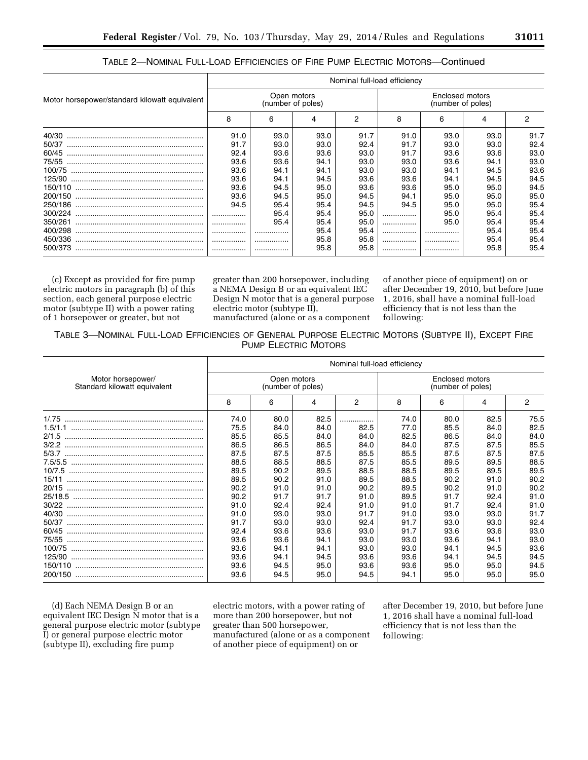TABLE 2—NOMINAL FULL-LOAD EFFICIENCIES OF FIRE PUMP ELECTRIC MOTORS—Continued

| Motor horsepower/standard kilowatt equivalent | Nominal full-load efficiency | | | | | | | |
|---|---|---|---|---|---|---|---|---|
| | Open motors (number of poles) | | | | Enclosed motors (number of poles) | | | |
| | 8 | 6 | 4 | 2 | 8 | 6 | 4 | 2 |
| 40/30 | 91.0 | 93.0 | 93.0 | 91.7 | 91.0 | 93.0 | 93.0 | 91.7 |
| 50/37 | 91.7 | 93.0 | 93.0 | 92.4 | 91.7 | 93.0 | 93.0 | 92.4 |
| 60/45 | 92.4 | 93.6 | 93.6 | 93.0 | 91.7 | 93.6 | 93.6 | 93.0 |
| 75/55 | 93.6 | 93.6 | 94.1 | 93.0 | 93.0 | 93.6 | 94.1 | 93.0 |
| 100/75 | 93.6 | 94.1 | 94.1 | 93.0 | 93.0 | 94.1 | 94.5 | 93.6 |
| 125/90 | 93.6 | 94.1 | 94.5 | 93.6 | 93.6 | 94.1 | 94.5 | 94.5 |
| 150/110 | 93.6 | 94.5 | 95.0 | 93.6 | 93.6 | 95.0 | 95.0 | 94.5 |
| 200/150 | 93.6 | 94.5 | 95.0 | 94.5 | 94.1 | 95.0 | 95.0 | 95.0 |
| 250/186 | 94.5 | 95.4 | 95.4 | 94.5 | 94.5 | 95.0 | 95.0 | 95.4 |
| 300/224 | ................ | 95.4 | 95.4 | 95.0 | ................ | 95.0 | 95.4 | 95.4 |
| 350/261 | ................ | 95.4 | 95.4 | 95.0 | ................ | 95.0 | 95.4 | 95.4 |
| 400/298 | ................ | ................ | 95.4 | 95.4 | ................ | ................ | 95.4 | 95.4 |
| 450/336 | ................ | ................ | 95.8 | 95.8 | ................ | ................ | 95.4 | 95.4 |
| 500/373 | ................ | ................ | 95.8 | 95.8 | ................ | ................ | 95.8 | 95.4 |

(c) Except as provided for fire pump electric motors in paragraph (b) of this section, each general purpose electric motor (subtype II) with a power rating of 1 horsepower or greater, but not greater than 200 horsepower, including a NEMA Design B or an equivalent IEC Design N motor that is a general purpose electric motor (subtype II), manufactured (alone or as a component of another piece of equipment) on or after December 19, 2010, but before June 1, 2016, shall have a nominal full-load efficiency that is not less than the following:

TABLE 3—NOMINAL FULL-LOAD EFFICIENCIES OF GENERAL PURPOSE ELECTRIC MOTORS (SUBTYPE II), EXCEPT FIRE PUMP ELECTRIC MOTORS

| Motor horsepower/ Standard kilowatt equivalent | Nominal full-load efficiency | | | | | | | |
|---|---|---|---|---|---|---|---|---|
| | Open motors (number of poles) | | | | Enclosed motors (number of poles) | | | |
| | 8 | 6 | 4 | 2 | 8 | 6 | 4 | 2 |
| 1/.75 | 74.0 | 80.0 | 82.5 | ................ | 74.0 | 80.0 | 82.5 | 75.5 |
| 1.5/1.1 | 75.5 | 84.0 | 84.0 | 82.5 | 77.0 | 85.5 | 84.0 | 82.5 |
| 2/1.5 | 85.5 | 85.5 | 84.0 | 84.0 | 82.5 | 86.5 | 84.0 | 84.0 |
| 3/2.2 | 86.5 | 86.5 | 86.5 | 84.0 | 84.0 | 87.5 | 87.5 | 85.5 |
| 5/3.7 | 87.5 | 87.5 | 87.5 | 85.5 | 85.5 | 87.5 | 87.5 | 87.5 |
| 7.5/5.5 | 88.5 | 88.5 | 88.5 | 87.5 | 85.5 | 89.5 | 89.5 | 88.5 |
| 10/7.5 | 89.5 | 90.2 | 89.5 | 88.5 | 88.5 | 89.5 | 89.5 | 89.5 |
| 15/11 | 89.5 | 90.2 | 91.0 | 89.5 | 88.5 | 90.2 | 91.0 | 90.2 |
| 20/15 | 90.2 | 91.0 | 91.0 | 90.2 | 89.5 | 90.2 | 91.0 | 90.2 |
| 25/18.5 | 90.2 | 91.7 | 91.7 | 91.0 | 89.5 | 91.7 | 92.4 | 91.0 |
| 30/22 | 91.0 | 92.4 | 92.4 | 91.0 | 91.0 | 91.7 | 92.4 | 91.0 |
| 40/30 | 91.0 | 93.0 | 93.0 | 91.7 | 91.0 | 93.0 | 93.0 | 91.7 |
| 50/37 | 91.7 | 93.0 | 93.0 | 92.4 | 91.7 | 93.0 | 93.0 | 92.4 |
| 60/45 | 92.4 | 93.6 | 93.6 | 93.0 | 91.7 | 93.6 | 93.6 | 93.0 |
| 75/55 | 93.6 | 93.6 | 94.1 | 93.0 | 93.0 | 93.6 | 94.1 | 93.0 |
| 100/75 | 93.6 | 94.1 | 94.1 | 93.0 | 93.0 | 94.1 | 94.5 | 93.6 |
| 125/90 | 93.6 | 94.1 | 94.5 | 93.6 | 93.6 | 94.1 | 94.5 | 94.5 |
| 150/110 | 93.6 | 94.5 | 95.0 | 93.6 | 93.6 | 95.0 | 95.0 | 94.5 |
| 200/150 | 93.6 | 94.5 | 95.0 | 94.5 | 94.1 | 95.0 | 95.0 | 95.0 |

(d) Each NEMA Design B or an equivalent IEC Design N motor that is a general purpose electric motor (subtype I) or general purpose electric motor (subtype II), excluding fire pump electric motors, with a power rating of more than 200 horsepower, but not greater than 500 horsepower, manufactured (alone or as a component of another piece of equipment) on or after December 19, 2010, but before June 1, 2016 shall have a nominal full-load efficiency that is not less than the following: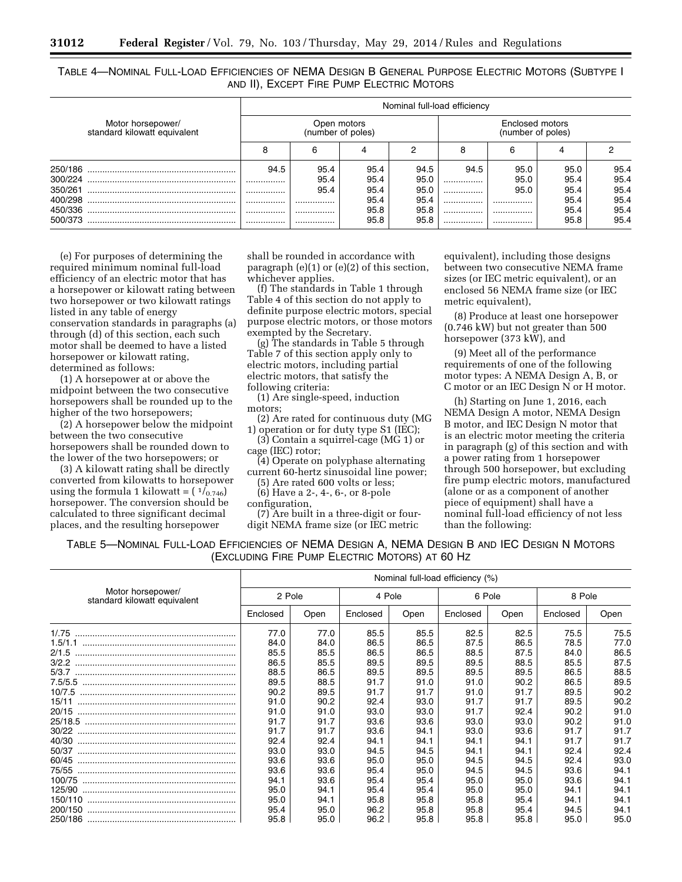TABLE 4—NOMINAL FULL-LOAD EFFICIENCIES OF NEMA DESIGN B GENERAL PURPOSE ELECTRIC MOTORS (SUBTYPE I AND II), EXCEPT FIRE PUMP ELECTRIC MOTORS

| Motor horsepower/ standard kilowatt equivalent | Nominal full-load efficiency | | | | | | | |
|---|---|---|---|---|---|---|---|---|
| | Open motors (number of poles) | | | | Enclosed motors (number of poles) | | | |
| | 8 | 6 | 4 | 2 | 8 | 6 | 4 | 2 |
| 250/186 | 94.5 | 95.4 | 95.4 | 94.5 | 94.5 | 95.0 | 95.0 | 95.4 |
| 300/224 | ............... | 95.4 | 95.4 | 95.0 | ............... | 95.0 | 95.4 | 95.4 |
| 350/261 | ............... | 95.4 | 95.4 | 95.0 | ............... | 95.0 | 95.4 | 95.4 |
| 400/298 | ............... | ............... | 95.4 | 95.4 | ............... | ............... | 95.4 | 95.4 |
| 450/336 | ............... | ............... | 95.8 | 95.8 | ............... | ............... | 95.4 | 95.4 |
| 500/373 | ............... | ............... | 95.8 | 95.8 | ............... | ............... | 95.8 | 95.4 |

(e) For purposes of determining the required minimum nominal full-load efficiency of an electric motor that has a horsepower or kilowatt rating between two horsepower or two kilowatt ratings listed in any table of energy conservation standards in paragraphs (a) through (d) of this section, each such motor shall be deemed to have a listed horsepower or kilowatt rating, determined as follows:

(1) A horsepower at or above the midpoint between the two consecutive horsepowers shall be rounded up to the higher of the two horsepowers;

(2) A horsepower below the midpoint between the two consecutive horsepowers shall be rounded down to the lower of the two horsepowers; or

(3) A kilowatt rating shall be directly converted from kilowatts to horsepower using the formula 1 kilowatt = ( $^{1}/_{0.746}$) horsepower. The conversion should be calculated to three significant decimal places, and the resulting horsepower shall be rounded in accordance with paragraph (e)(1) or (e)(2) of this section, whichever applies.

(f) The standards in Table 1 through Table 4 of this section do not apply to definite purpose electric motors, special purpose electric motors, or those motors exempted by the Secretary.

(g) The standards in Table 5 through Table 7 of this section apply only to electric motors, including partial electric motors, that satisfy the following criteria:

(1) Are single-speed, induction motors;

(2) Are rated for continuous duty (MG 1) operation or for duty type S1 (IEC);

(3) Contain a squirrel-cage (MG 1) or cage (IEC) rotor;

(4) Operate on polyphase alternating current 60-hertz sinusoidal line power;

(5) Are rated 600 volts or less;

(6) Have a 2-, 4-, 6-, or 8-pole configuration,

(7) Are built in a three-digit or four-digit NEMA frame size (or IEC metric equivalent), including those designs between two consecutive NEMA frame sizes (or IEC metric equivalent), or an enclosed 56 NEMA frame size (or IEC metric equivalent),

(8) Produce at least one horsepower (0.746 kW) but not greater than 500 horsepower (373 kW), and

(9) Meet all of the performance requirements of one of the following motor types: A NEMA Design A, B, or C motor or an IEC Design N or H motor.

(h) Starting on June 1, 2016, each NEMA Design A motor, NEMA Design B motor, and IEC Design N motor that is an electric motor meeting the criteria in paragraph (g) of this section and with a power rating from 1 horsepower through 500 horsepower, but excluding fire pump electric motors, manufactured (alone or as a component of another piece of equipment) shall have a nominal full-load efficiency of not less than the following:

TABLE 5—NOMINAL FULL-LOAD EFFICIENCIES OF NEMA DESIGN A, NEMA DESIGN B AND IEC DESIGN N MOTORS (EXCLUDING FIRE PUMP ELECTRIC MOTORS) AT 60 HZ

| Motor horsepower/ standard kilowatt equivalent | Nominal full-load efficiency (%) | | | | | | | |
|---|---|---|---|---|---|---|---|---|
| | 2 Pole | | 4 Pole | | 6 Pole | | 8 Pole | |
| | Enclosed | Open | Enclosed | Open | Enclosed | Open | Enclosed | Open |
| 1/.75 | 77.0 | 77.0 | 85.5 | 85.5 | 82.5 | 82.5 | 75.5 | 75.5 |
| 1.5/1.1 | 84.0 | 84.0 | 86.5 | 86.5 | 87.5 | 86.5 | 78.5 | 77.0 |
| 2/1.5 | 85.5 | 85.5 | 86.5 | 86.5 | 88.5 | 87.5 | 84.0 | 86.5 |
| 3/2.2 | 86.5 | 85.5 | 89.5 | 89.5 | 89.5 | 88.5 | 85.5 | 87.5 |
| 5/3.7 | 88.5 | 86.5 | 89.5 | 89.5 | 89.5 | 89.5 | 86.5 | 88.5 |
| 7.5/5.5 | 89.5 | 88.5 | 91.7 | 91.0 | 91.0 | 90.2 | 86.5 | 89.5 |
| 10/7.5 | 90.2 | 89.5 | 91.7 | 91.7 | 91.0 | 91.7 | 89.5 | 90.2 |
| 15/11 | 91.0 | 90.2 | 92.4 | 93.0 | 91.7 | 91.7 | 89.5 | 90.2 |
| 20/15 | 91.0 | 91.0 | 93.0 | 93.0 | 91.7 | 92.4 | 90.2 | 91.0 |
| 25/18.5 | 91.7 | 91.7 | 93.6 | 93.6 | 93.0 | 93.0 | 90.2 | 91.0 |
| 30/22 | 91.7 | 91.7 | 93.6 | 94.1 | 93.0 | 93.6 | 91.7 | 91.7 |
| 40/30 | 92.4 | 92.4 | 94.1 | 94.1 | 94.1 | 94.1 | 91.7 | 91.7 |
| 50/37 | 93.0 | 93.0 | 94.5 | 94.5 | 94.1 | 94.1 | 92.4 | 92.4 |
| 60/45 | 93.6 | 93.6 | 95.0 | 95.0 | 94.5 | 94.5 | 92.4 | 93.0 |
| 75/55 | 93.6 | 93.6 | 95.4 | 95.0 | 94.5 | 94.5 | 93.6 | 94.1 |
| 100/75 | 94.1 | 93.6 | 95.4 | 95.4 | 95.0 | 95.0 | 93.6 | 94.1 |
| 125/90 | 95.0 | 94.1 | 95.4 | 95.4 | 95.0 | 95.0 | 94.1 | 94.1 |
| 150/110 | 95.0 | 94.1 | 95.8 | 95.8 | 95.8 | 95.4 | 94.1 | 94.1 |
| 200/150 | 95.4 | 95.0 | 96.2 | 95.8 | 95.8 | 95.4 | 94.5 | 94.1 |
| 250/186 | 95.8 | 95.0 | 96.2 | 95.8 | 95.8 | 95.8 | 95.0 | 95.0 |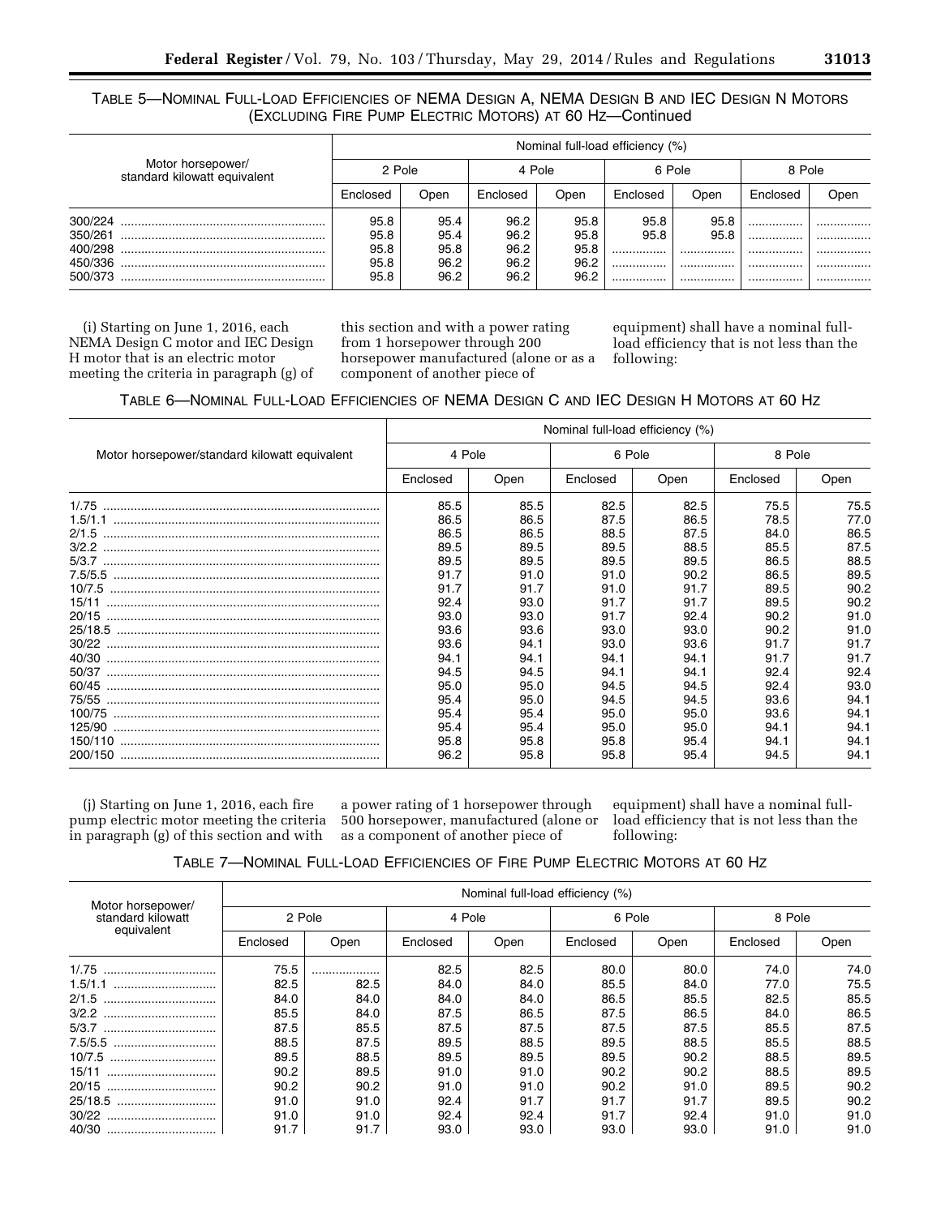TABLE 5—NOMINAL FULL-LOAD EFFICIENCIES OF NEMA DESIGN A, NEMA DESIGN B AND IEC DESIGN N MOTORS (EXCLUDING FIRE PUMP ELECTRIC MOTORS) AT 60 HZ—Continued

| Motor horsepower/ standard kilowatt equivalent | Nominal full-load efficiency (%) | | | | | | | |
|---|---|---|---|---|---|---|---|---|
| | 2 Pole | | 4 Pole | | 6 Pole | | 8 Pole | |
| | Enclosed | Open | Enclosed | Open | Enclosed | Open | Enclosed | Open |
| 300/224 | 95.8 | 95.4 | 96.2 | 95.8 | 95.8 | 95.8 | ................ | ................ |
| 350/261 | 95.8 | 95.4 | 96.2 | 95.8 | 95.8 | 95.8 | ................ | ................ |
| 400/298 | 95.8 | 95.8 | 96.2 | 95.8 | ................ | ................ | ................ | ................ |
| 450/336 | 95.8 | 96.2 | 96.2 | 96.2 | ................ | ................ | ................ | ................ |
| 500/373 | 95.8 | 96.2 | 96.2 | 96.2 | ................ | ................ | ................ | ................ |

(i) Starting on June 1, 2016, each NEMA Design C motor and IEC Design H motor that is an electric motor meeting the criteria in paragraph (g) of this section and with a power rating from 1 horsepower through 200 horsepower manufactured (alone or as a component of another piece of equipment) shall have a nominal full-load efficiency that is not less than the following:

TABLE 6—NOMINAL FULL-LOAD EFFICIENCIES OF NEMA DESIGN C AND IEC DESIGN H MOTORS AT 60 HZ

| Motor horsepower/standard kilowatt equivalent | Nominal full-load efficiency (%) | | | | | |
|---|---|---|---|---|---|---|
| | 4 Pole | | 6 Pole | | 8 Pole | |
| | Enclosed | Open | Enclosed | Open | Enclosed | Open |
| 1/.75 | 85.5 | 85.5 | 82.5 | 82.5 | 75.5 | 75.5 |
| 1.5/1.1 | 86.5 | 86.5 | 87.5 | 86.5 | 78.5 | 77.0 |
| 2/1.5 | 86.5 | 86.5 | 88.5 | 87.5 | 84.0 | 86.5 |
| 3/2.2 | 89.5 | 89.5 | 89.5 | 88.5 | 85.5 | 87.5 |
| 5/3.7 | 89.5 | 89.5 | 89.5 | 89.5 | 86.5 | 88.5 |
| 7.5/5.5 | 91.7 | 91.0 | 91.0 | 90.2 | 86.5 | 89.5 |
| 10/7.5 | 91.7 | 91.7 | 91.0 | 91.7 | 89.5 | 90.2 |
| 15/11 | 92.4 | 93.0 | 91.7 | 91.7 | 89.5 | 90.2 |
| 20/15 | 93.0 | 93.0 | 91.7 | 92.4 | 90.2 | 91.0 |
| 25/18.5 | 93.6 | 93.6 | 93.0 | 93.0 | 90.2 | 91.0 |
| 30/22 | 93.6 | 94.1 | 93.0 | 93.6 | 91.7 | 91.7 |
| 40/30 | 94.1 | 94.1 | 94.1 | 94.1 | 91.7 | 91.7 |
| 50/37 | 94.5 | 94.5 | 94.1 | 94.1 | 92.4 | 92.4 |
| 60/45 | 95.0 | 95.0 | 94.5 | 94.5 | 92.4 | 93.0 |
| 75/55 | 95.4 | 95.0 | 94.5 | 94.5 | 93.6 | 94.1 |
| 100/75 | 95.4 | 95.4 | 95.0 | 95.0 | 93.6 | 94.1 |
| 125/90 | 95.4 | 95.4 | 95.0 | 95.0 | 94.1 | 94.1 |
| 150/110 | 95.8 | 95.8 | 95.8 | 95.4 | 94.1 | 94.1 |
| 200/150 | 96.2 | 95.8 | 95.8 | 95.4 | 94.5 | 94.1 |

(j) Starting on June 1, 2016, each fire pump electric motor meeting the criteria in paragraph (g) of this section and with a power rating of 1 horsepower through 500 horsepower, manufactured (alone or as a component of another piece of equipment) shall have a nominal full-load efficiency that is not less than the following:

TABLE 7—NOMINAL FULL-LOAD EFFICIENCIES OF FIRE PUMP ELECTRIC MOTORS AT 60 HZ

| Motor horsepower/ standard kilowatt equivalent | Nominal full-load efficiency (%) | | | | | | | |
|---|---|---|---|---|---|---|---|---|
| | 2 Pole | | 4 Pole | | 6 Pole | | 8 Pole | |
| | Enclosed | Open | Enclosed | Open | Enclosed | Open | Enclosed | Open |
| 1/.75 | 75.5 | ................ | 82.5 | 82.5 | 80.0 | 80.0 | 74.0 | 74.0 |
| 1.5/1.1 | 82.5 | 82.5 | 84.0 | 84.0 | 85.5 | 84.0 | 77.0 | 75.5 |
| 2/1.5 | 84.0 | 84.0 | 84.0 | 84.0 | 86.5 | 85.5 | 82.5 | 85.5 |
| 3/2.2 | 85.5 | 84.0 | 87.5 | 86.5 | 87.5 | 86.5 | 84.0 | 86.5 |
| 5/3.7 | 87.5 | 85.5 | 87.5 | 87.5 | 87.5 | 87.5 | 85.5 | 87.5 |
| 7.5/5.5 | 88.5 | 87.5 | 89.5 | 88.5 | 89.5 | 88.5 | 85.5 | 88.5 |
| 10/7.5 | 89.5 | 88.5 | 89.5 | 89.5 | 89.5 | 90.2 | 88.5 | 89.5 |
| 15/11 | 90.2 | 89.5 | 91.0 | 91.0 | 90.2 | 90.2 | 88.5 | 89.5 |
| 20/15 | 90.2 | 90.2 | 91.0 | 91.0 | 90.2 | 91.0 | 89.5 | 90.2 |
| 25/18.5 | 91.0 | 91.0 | 92.4 | 91.7 | 91.7 | 91.7 | 89.5 | 90.2 |
| 30/22 | 91.0 | 91.0 | 92.4 | 92.4 | 91.7 | 92.4 | 91.0 | 91.0 |
| 40/30 | 91.7 | 91.7 | 93.0 | 93.0 | 93.0 | 93.0 | 91.0 | 91.0 |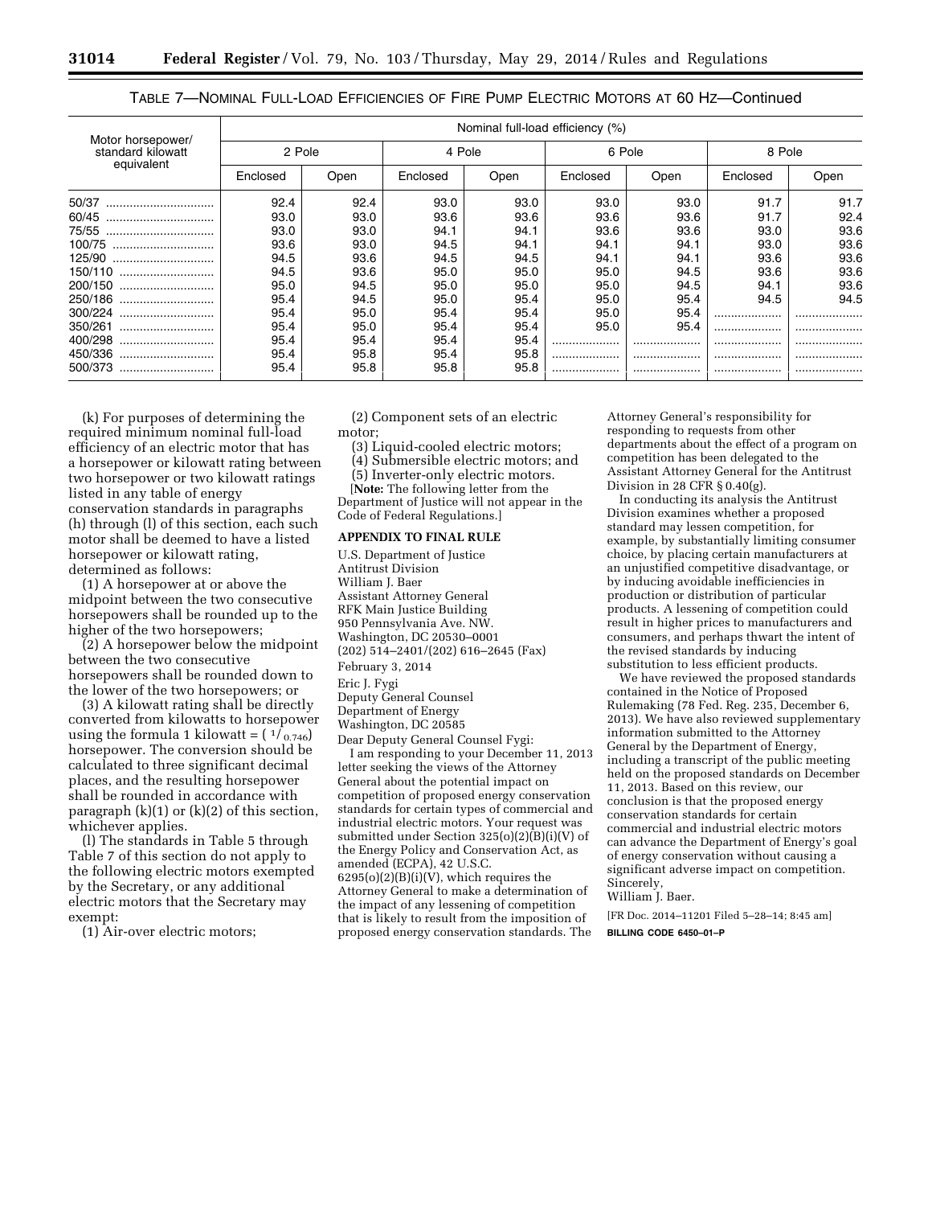TABLE 7—NOMINAL FULL-LOAD EFFICIENCIES OF FIRE PUMP ELECTRIC MOTORS AT 60 HZ—Continued

| Motor horsepower/ standard kilowatt equivalent | Nominal full-load efficiency (%) | | | | | | | |
|---|---|---|---|---|---|---|---|---|
| | 2 Pole | | 4 Pole | | 6 Pole | | 8 Pole | |
| | Enclosed | Open | Enclosed | Open | Enclosed | Open | Enclosed | Open |
| 50/37 | 92.4 | 92.4 | 93.0 | 93.0 | 93.0 | 93.0 | 91.7 | 91.7 |
| 60/45 | 93.0 | 93.0 | 93.6 | 93.6 | 93.6 | 93.6 | 91.7 | 92.4 |
| 75/55 | 93.0 | 93.0 | 94.1 | 94.1 | 93.6 | 93.6 | 93.0 | 93.6 |
| 100/75 | 93.6 | 93.0 | 94.5 | 94.1 | 94.1 | 94.1 | 93.0 | 93.6 |
| 125/90 | 94.5 | 93.6 | 94.5 | 94.5 | 94.1 | 94.1 | 93.6 | 93.6 |
| 150/110 | 94.5 | 93.6 | 95.0 | 95.0 | 95.0 | 94.5 | 93.6 | 93.6 |
| 200/150 | 95.0 | 94.5 | 95.0 | 95.0 | 95.0 | 94.5 | 94.1 | 93.6 |
| 250/186 | 95.4 | 94.5 | 95.0 | 95.4 | 95.0 | 95.4 | 94.5 | 94.5 |
| 300/224 | 95.4 | 95.0 | 95.4 | 95.4 | 95.0 | 95.4 | | |
| 350/261 | 95.4 | 95.0 | 95.4 | 95.4 | 95.0 | 95.4 | | |
| 400/298 | 95.4 | 95.4 | 95.4 | 95.4 | | | | |
| 450/336 | 95.4 | 95.8 | 95.4 | 95.8 | | | | |
| 500/373 | 95.4 | 95.8 | 95.8 | 95.8 | | | | |

(k) For purposes of determining the required minimum nominal full-load efficiency of an electric motor that has a horsepower or kilowatt rating between two horsepower or two kilowatt ratings listed in any table of energy conservation standards in paragraphs (h) through (l) of this section, each such motor shall be deemed to have a listed horsepower or kilowatt rating, determined as follows:

(1) A horsepower at or above the midpoint between the two consecutive horsepowers shall be rounded up to the higher of the two horsepowers;

(2) A horsepower below the midpoint between the two consecutive horsepowers shall be rounded down to the lower of the two horsepowers; or

(3) A kilowatt rating shall be directly converted from kilowatts to horsepower using the formula 1 kilowatt = ( $^{1}/_{0.746}$) horsepower. The conversion should be calculated to three significant decimal places, and the resulting horsepower shall be rounded in accordance with paragraph (k)(1) or (k)(2) of this section, whichever applies.

(l) The standards in Table 5 through Table 7 of this section do not apply to the following electric motors exempted by the Secretary, or any additional electric motors that the Secretary may exempt:

(1) Air-over electric motors;

(2) Component sets of an electric motor;

(3) Liquid-cooled electric motors;

(4) Submersible electric motors; and

(5) Inverter-only electric motors.

[**Note:** The following letter from the Department of Justice will not appear in the Code of Federal Regulations.]

**APPENDIX TO FINAL RULE**

U.S. Department of Justice
Antitrust Division
William J. Baer
Assistant Attorney General
RFK Main Justice Building
950 Pennsylvania Ave. NW.
Washington, DC 20530–0001
(202) 514–2401/(202) 616–2645 (Fax)

February 3, 2014

Eric J. Fygi
Deputy General Counsel
Department of Energy
Washington, DC 20585

Dear Deputy General Counsel Fygi:

I am responding to your December 11, 2013 letter seeking the views of the Attorney General about the potential impact on competition of proposed energy conservation standards for certain types of commercial and industrial electric motors. Your request was submitted under Section 325(o)(2)(B)(i)(V) of the Energy Policy and Conservation Act, as amended (ECPA), 42 U.S.C. 6295(o)(2)(B)(i)(V), which requires the Attorney General to make a determination of the impact of any lessening of competition that is likely to result from the imposition of proposed energy conservation standards. The Attorney General's responsibility for responding to requests from other departments about the effect of a program on competition has been delegated to the Assistant Attorney General for the Antitrust Division in 28 CFR § 0.40(g).

In conducting its analysis the Antitrust Division examines whether a proposed standard may lessen competition, for example, by substantially limiting consumer choice, by placing certain manufacturers at an unjustified competitive disadvantage, or by inducing avoidable inefficiencies in production or distribution of particular products. A lessening of competition could result in higher prices to manufacturers and consumers, and perhaps thwart the intent of the revised standards by inducing substitution to less efficient products.

We have reviewed the proposed standards contained in the Notice of Proposed Rulemaking (78 Fed. Reg. 235, December 6, 2013). We have also reviewed supplementary information submitted to the Attorney General by the Department of Energy, including a transcript of the public meeting held on the proposed standards on December 11, 2013. Based on this review, our conclusion is that the proposed energy conservation standards for certain commercial and industrial electric motors can advance the Department of Energy's goal of energy conservation without causing a significant adverse impact on competition.

Sincerely,
William J. Baer.

[FR Doc. 2014–11201 Filed 5–28–14; 8:45 am]

**BILLING CODE 6450–01–P**